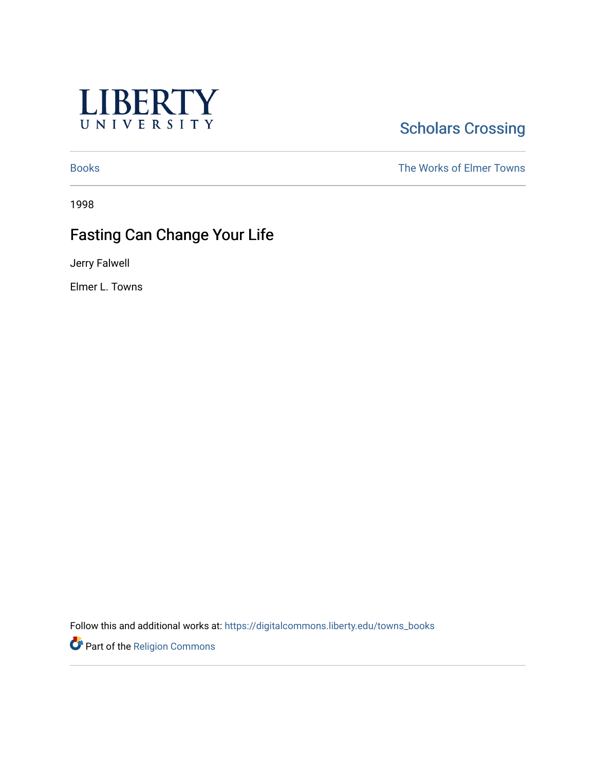LIBERTY UNIVERSITY

Scholars Crossing

Books | The Works of Elmer Towns

1998

# Fasting Can Change Your Life

Jerry Falwell

Elmer L. Towns

Follow this and additional works at: https://digitalcommons.liberty.edu/towns_books

Part of the Religion Commons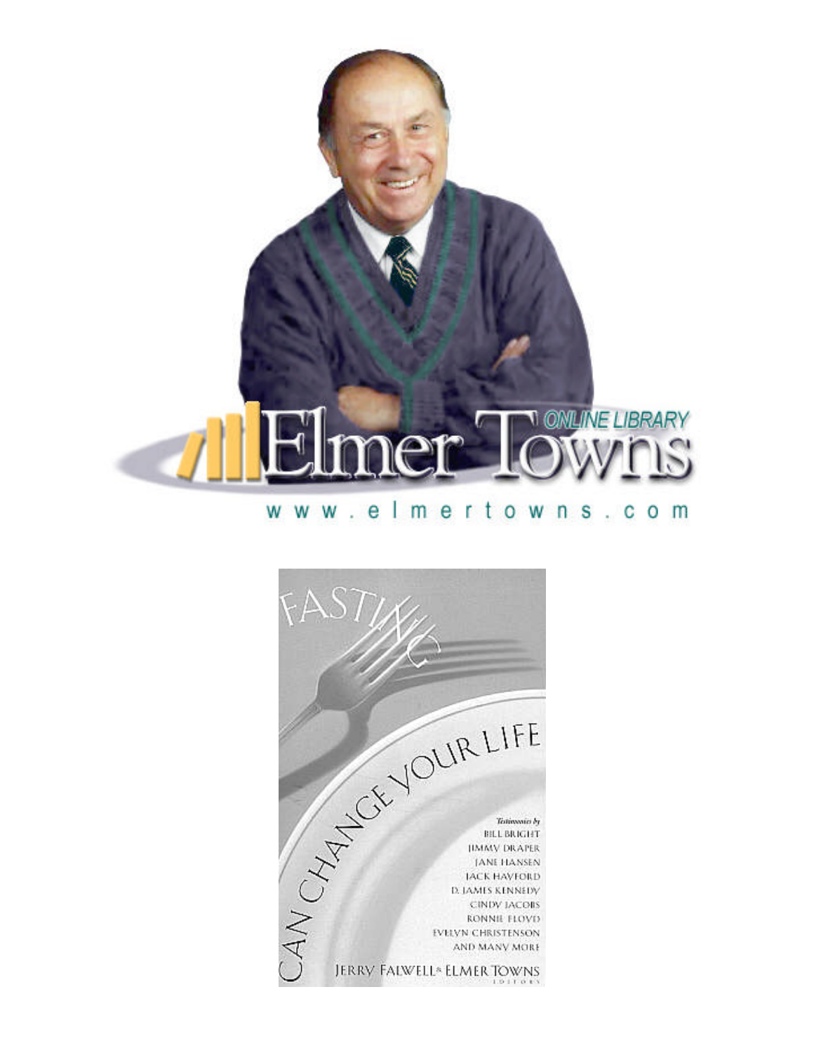Elmer Towns ONLINE LIBRARY

www.elmertowns.com

FASTING CAN CHANGE YOUR LIFE

*Testimonies by*
BILL BRIGHT
JIMMY DRAPER
JANE HANSEN
JACK HAYFORD
D. JAMES KENNEDY
CINDY JACOBS
RONNIE FLOYD
EVELYN CHRISTENSON
AND MANY MORE

JERRY FALWELL & ELMER TOWNS
EDITORS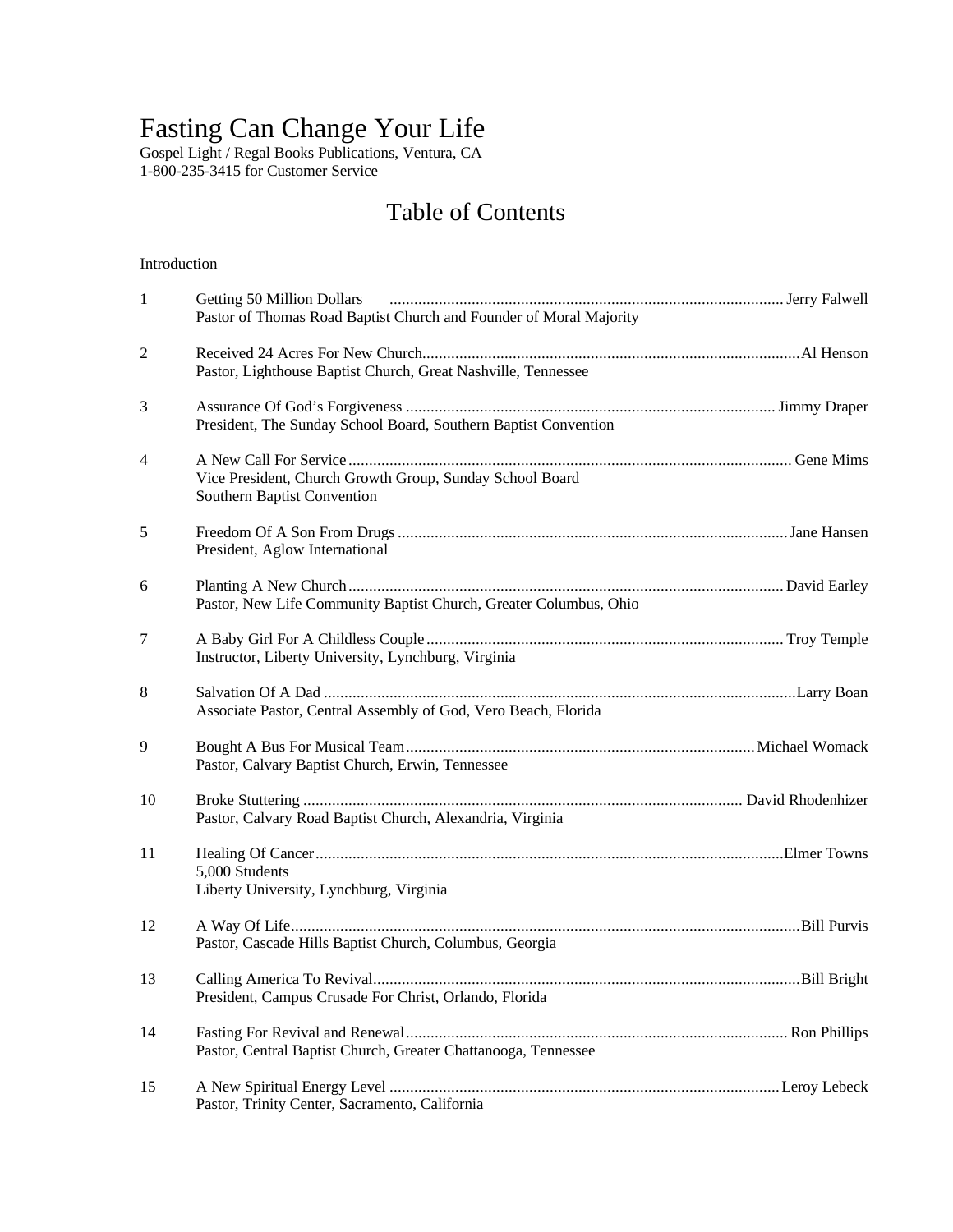# Fasting Can Change Your Life

Gospel Light / Regal Books Publications, Ventura, CA
1-800-235-3415 for Customer Service

## Table of Contents

Introduction

1 Getting 50 Million Dollars ........ Jerry Falwell
Pastor of Thomas Road Baptist Church and Founder of Moral Majority

2 Received 24 Acres For New Church ........ Al Henson
Pastor, Lighthouse Baptist Church, Great Nashville, Tennessee

3 Assurance Of God's Forgiveness ........ Jimmy Draper
President, The Sunday School Board, Southern Baptist Convention

4 A New Call For Service ........ Gene Mims
Vice President, Church Growth Group, Sunday School Board
Southern Baptist Convention

5 Freedom Of A Son From Drugs ........ Jane Hansen
President, Aglow International

6 Planting A New Church ........ David Earley
Pastor, New Life Community Baptist Church, Greater Columbus, Ohio

7 A Baby Girl For A Childless Couple ........ Troy Temple
Instructor, Liberty University, Lynchburg, Virginia

8 Salvation Of A Dad ........ Larry Boan
Associate Pastor, Central Assembly of God, Vero Beach, Florida

9 Bought A Bus For Musical Team ........ Michael Womack
Pastor, Calvary Baptist Church, Erwin, Tennessee

10 Broke Stuttering ........ David Rhodenhizer
Pastor, Calvary Road Baptist Church, Alexandria, Virginia

11 Healing Of Cancer ........ Elmer Towns
5,000 Students
Liberty University, Lynchburg, Virginia

12 A Way Of Life ........ Bill Purvis
Pastor, Cascade Hills Baptist Church, Columbus, Georgia

13 Calling America To Revival ........ Bill Bright
President, Campus Crusade For Christ, Orlando, Florida

14 Fasting For Revival and Renewal ........ Ron Phillips
Pastor, Central Baptist Church, Greater Chattanooga, Tennessee

15 A New Spiritual Energy Level ........ Leroy Lebeck
Pastor, Trinity Center, Sacramento, California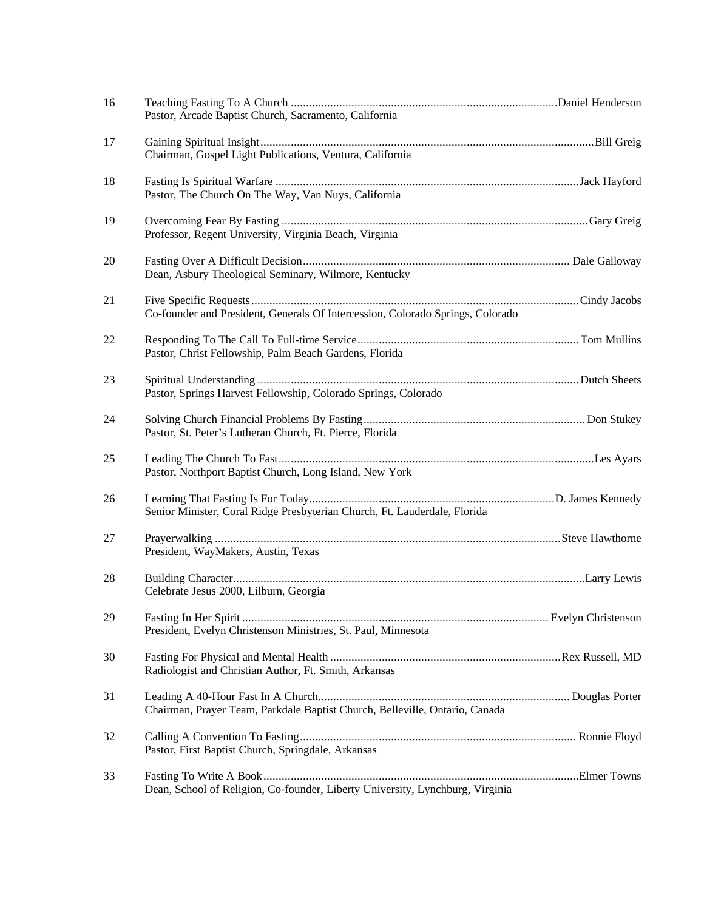16 Teaching Fasting To A Church ........................................................................................Daniel Henderson
Pastor, Arcade Baptist Church, Sacramento, California

17 Gaining Spiritual Insight.............................................................................................................Bill Greig
Chairman, Gospel Light Publications, Ventura, California

18 Fasting Is Spiritual Warfare ....................................................................................................Jack Hayford
Pastor, The Church On The Way, Van Nuys, California

19 Overcoming Fear By Fasting .....................................................................................................Gary Greig
Professor, Regent University, Virginia Beach, Virginia

20 Fasting Over A Difficult Decision........................................................................................ Dale Galloway
Dean, Asbury Theological Seminary, Wilmore, Kentucky

21 Five Specific Requests............................................................................................................Cindy Jacobs
Co-founder and President, Generals Of Intercession, Colorado Springs, Colorado

22 Responding To The Call To Full-time Service......................................................................... Tom Mullins
Pastor, Christ Fellowship, Palm Beach Gardens, Florida

23 Spiritual Understanding ..........................................................................................................Dutch Sheets
Pastor, Springs Harvest Fellowship, Colorado Springs, Colorado

24 Solving Church Financial Problems By Fasting......................................................................... Don Stukey
Pastor, St. Peter's Lutheran Church, Ft. Pierce, Florida

25 Leading The Church To Fast........................................................................................................Les Ayars
Pastor, Northport Baptist Church, Long Island, New York

26 Learning That Fasting Is For Today.................................................................................D. James Kennedy
Senior Minister, Coral Ridge Presbyterian Church, Ft. Lauderdale, Florida

27 Prayerwalking ..................................................................................................................Steve Hawthorne
President, WayMakers, Austin, Texas

28 Building Character....................................................................................................................Larry Lewis
Celebrate Jesus 2000, Lilburn, Georgia

29 Fasting In Her Spirit ..................................................................................................... Evelyn Christenson
President, Evelyn Christenson Ministries, St. Paul, Minnesota

30 Fasting For Physical and Mental Health ............................................................................Rex Russell, MD
Radiologist and Christian Author, Ft. Smith, Arkansas

31 Leading A 40-Hour Fast In A Church.................................................................................. Douglas Porter
Chairman, Prayer Team, Parkdale Baptist Church, Belleville, Ontario, Canada

32 Calling A Convention To Fasting........................................................................................... Ronnie Floyd
Pastor, First Baptist Church, Springdale, Arkansas

33 Fasting To Write A Book........................................................................................................Elmer Towns
Dean, School of Religion, Co-founder, Liberty University, Lynchburg, Virginia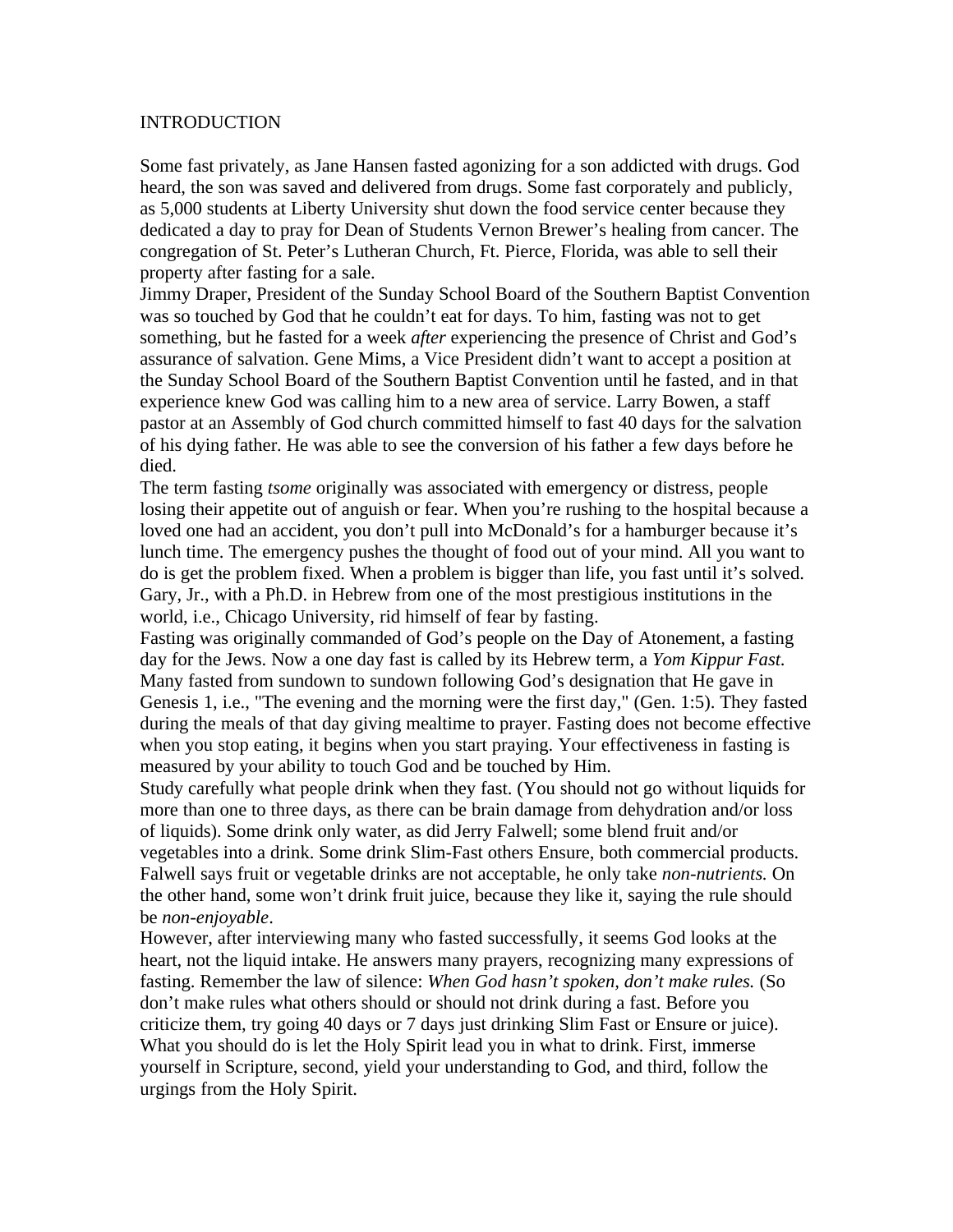INTRODUCTION

Some fast privately, as Jane Hansen fasted agonizing for a son addicted with drugs. God heard, the son was saved and delivered from drugs. Some fast corporately and publicly, as 5,000 students at Liberty University shut down the food service center because they dedicated a day to pray for Dean of Students Vernon Brewer's healing from cancer. The congregation of St. Peter's Lutheran Church, Ft. Pierce, Florida, was able to sell their property after fasting for a sale.

Jimmy Draper, President of the Sunday School Board of the Southern Baptist Convention was so touched by God that he couldn't eat for days. To him, fasting was not to get something, but he fasted for a week *after* experiencing the presence of Christ and God's assurance of salvation. Gene Mims, a Vice President didn't want to accept a position at the Sunday School Board of the Southern Baptist Convention until he fasted, and in that experience knew God was calling him to a new area of service. Larry Bowen, a staff pastor at an Assembly of God church committed himself to fast 40 days for the salvation of his dying father. He was able to see the conversion of his father a few days before he died.

The term fasting *tsome* originally was associated with emergency or distress, people losing their appetite out of anguish or fear. When you're rushing to the hospital because a loved one had an accident, you don't pull into McDonald's for a hamburger because it's lunch time. The emergency pushes the thought of food out of your mind. All you want to do is get the problem fixed. When a problem is bigger than life, you fast until it's solved. Gary, Jr., with a Ph.D. in Hebrew from one of the most prestigious institutions in the world, i.e., Chicago University, rid himself of fear by fasting.

Fasting was originally commanded of God's people on the Day of Atonement, a fasting day for the Jews. Now a one day fast is called by its Hebrew term, a *Yom Kippur Fast.* Many fasted from sundown to sundown following God's designation that He gave in Genesis 1, i.e., "The evening and the morning were the first day," (Gen. 1:5). They fasted during the meals of that day giving mealtime to prayer. Fasting does not become effective when you stop eating, it begins when you start praying. Your effectiveness in fasting is measured by your ability to touch God and be touched by Him.

Study carefully what people drink when they fast. (You should not go without liquids for more than one to three days, as there can be brain damage from dehydration and/or loss of liquids). Some drink only water, as did Jerry Falwell; some blend fruit and/or vegetables into a drink. Some drink Slim-Fast others Ensure, both commercial products. Falwell says fruit or vegetable drinks are not acceptable, he only take *non-nutrients.* On the other hand, some won't drink fruit juice, because they like it, saying the rule should be *non-enjoyable*.

However, after interviewing many who fasted successfully, it seems God looks at the heart, not the liquid intake. He answers many prayers, recognizing many expressions of fasting. Remember the law of silence: *When God hasn't spoken, don't make rules.* (So don't make rules what others should or should not drink during a fast. Before you criticize them, try going 40 days or 7 days just drinking Slim Fast or Ensure or juice). What you should do is let the Holy Spirit lead you in what to drink. First, immerse yourself in Scripture, second, yield your understanding to God, and third, follow the urgings from the Holy Spirit.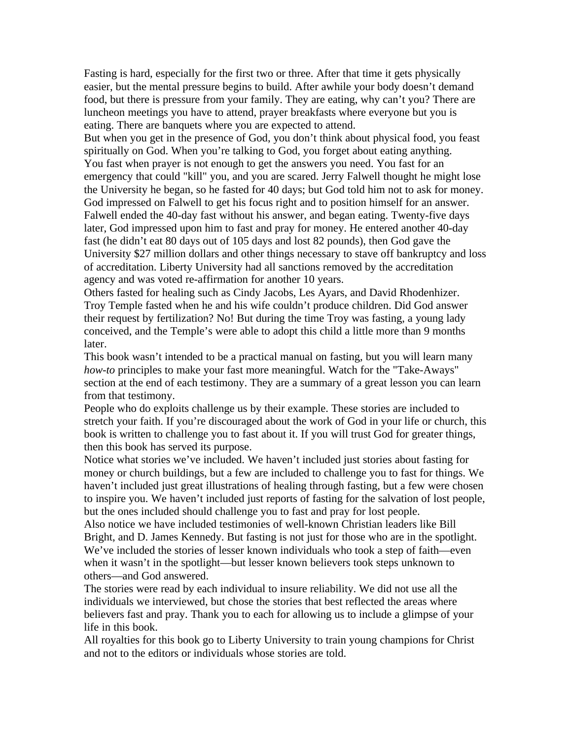Fasting is hard, especially for the first two or three. After that time it gets physically easier, but the mental pressure begins to build. After awhile your body doesn't demand food, but there is pressure from your family. They are eating, why can't you? There are luncheon meetings you have to attend, prayer breakfasts where everyone but you is eating. There are banquets where you are expected to attend.

But when you get in the presence of God, you don't think about physical food, you feast spiritually on God. When you're talking to God, you forget about eating anything.

You fast when prayer is not enough to get the answers you need. You fast for an emergency that could "kill" you, and you are scared. Jerry Falwell thought he might lose the University he began, so he fasted for 40 days; but God told him not to ask for money. God impressed on Falwell to get his focus right and to position himself for an answer. Falwell ended the 40-day fast without his answer, and began eating. Twenty-five days later, God impressed upon him to fast and pray for money. He entered another 40-day fast (he didn't eat 80 days out of 105 days and lost 82 pounds), then God gave the University $27 million dollars and other things necessary to stave off bankruptcy and loss of accreditation. Liberty University had all sanctions removed by the accreditation agency and was voted re-affirmation for another 10 years.

Others fasted for healing such as Cindy Jacobs, Les Ayars, and David Rhodenhizer. Troy Temple fasted when he and his wife couldn't produce children. Did God answer their request by fertilization? No! But during the time Troy was fasting, a young lady conceived, and the Temple's were able to adopt this child a little more than 9 months later.

This book wasn't intended to be a practical manual on fasting, but you will learn many *how-to* principles to make your fast more meaningful. Watch for the "Take-Aways" section at the end of each testimony. They are a summary of a great lesson you can learn from that testimony.

People who do exploits challenge us by their example. These stories are included to stretch your faith. If you're discouraged about the work of God in your life or church, this book is written to challenge you to fast about it. If you will trust God for greater things, then this book has served its purpose.

Notice what stories we've included. We haven't included just stories about fasting for money or church buildings, but a few are included to challenge you to fast for things. We haven't included just great illustrations of healing through fasting, but a few were chosen to inspire you. We haven't included just reports of fasting for the salvation of lost people, but the ones included should challenge you to fast and pray for lost people.

Also notice we have included testimonies of well-known Christian leaders like Bill Bright, and D. James Kennedy. But fasting is not just for those who are in the spotlight. We've included the stories of lesser known individuals who took a step of faith—even when it wasn't in the spotlight—but lesser known believers took steps unknown to others—and God answered.

The stories were read by each individual to insure reliability. We did not use all the individuals we interviewed, but chose the stories that best reflected the areas where believers fast and pray. Thank you to each for allowing us to include a glimpse of your life in this book.

All royalties for this book go to Liberty University to train young champions for Christ and not to the editors or individuals whose stories are told.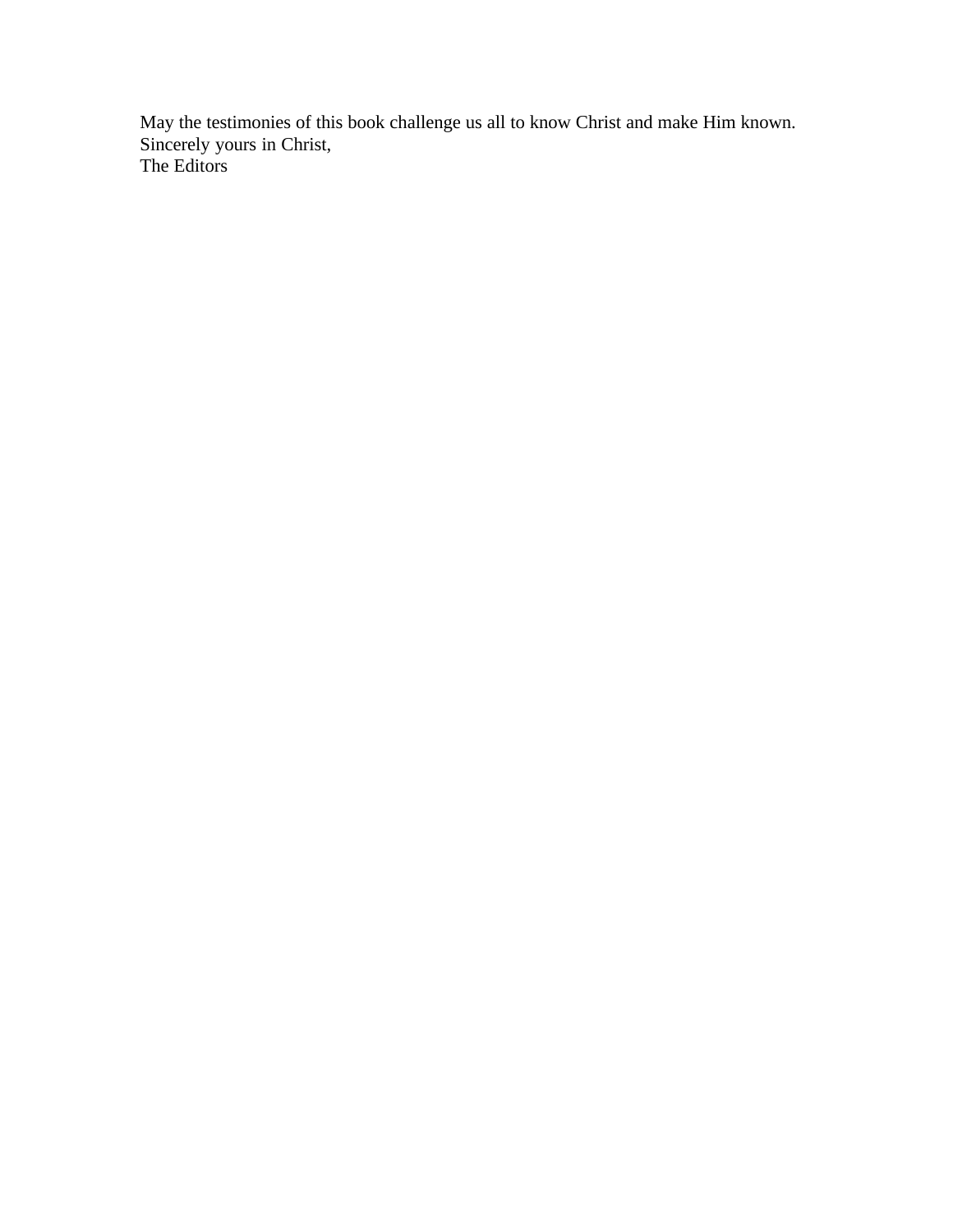May the testimonies of this book challenge us all to know Christ and make Him known.
Sincerely yours in Christ,
The Editors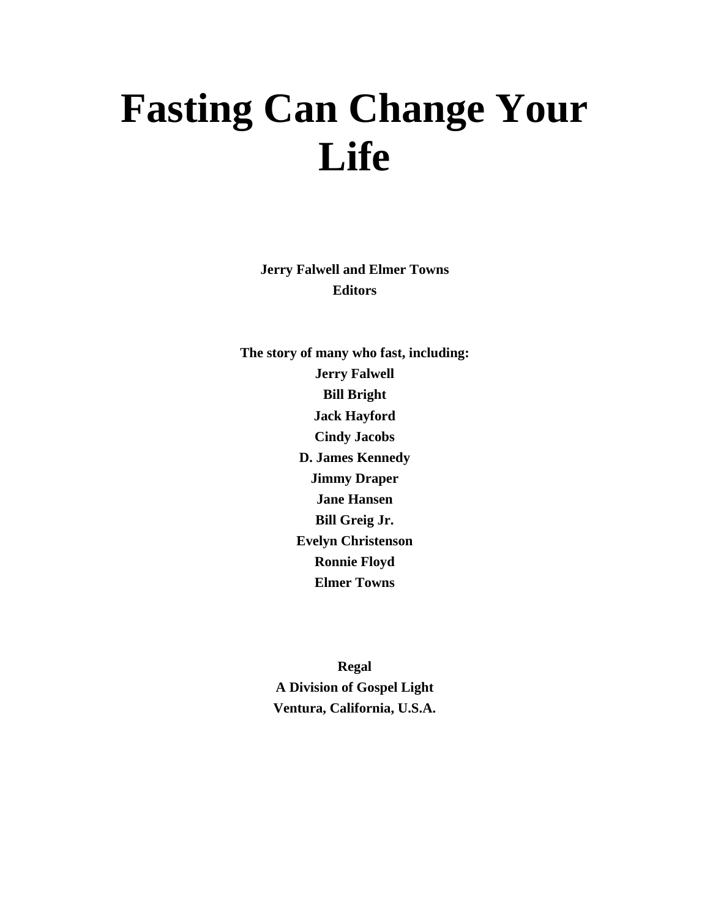# Fasting Can Change Your Life

**Jerry Falwell and Elmer Towns**
**Editors**

**The story of many who fast, including:**
**Jerry Falwell**
**Bill Bright**
**Jack Hayford**
**Cindy Jacobs**
**D. James Kennedy**
**Jimmy Draper**
**Jane Hansen**
**Bill Greig Jr.**
**Evelyn Christenson**
**Ronnie Floyd**
**Elmer Towns**

**Regal**
**A Division of Gospel Light**
**Ventura, California, U.S.A.**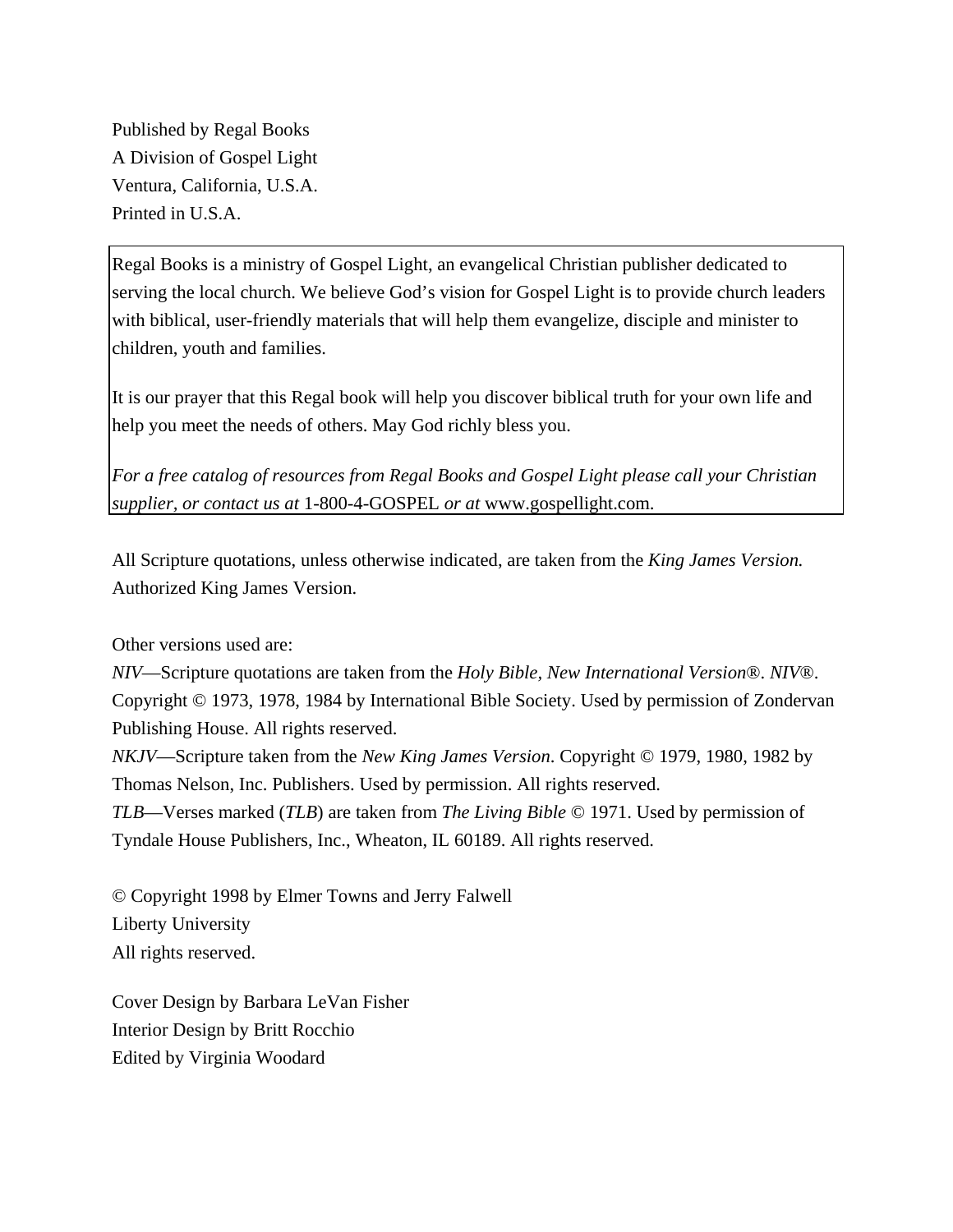Published by Regal Books
A Division of Gospel Light
Ventura, California, U.S.A.
Printed in U.S.A.

Regal Books is a ministry of Gospel Light, an evangelical Christian publisher dedicated to serving the local church. We believe God's vision for Gospel Light is to provide church leaders with biblical, user-friendly materials that will help them evangelize, disciple and minister to children, youth and families.

It is our prayer that this Regal book will help you discover biblical truth for your own life and help you meet the needs of others. May God richly bless you.

*For a free catalog of resources from Regal Books and Gospel Light please call your Christian supplier, or contact us at* 1-800-4-GOSPEL *or at* www.gospellight.com.

All Scripture quotations, unless otherwise indicated, are taken from the *King James Version.* Authorized King James Version.

Other versions used are:
*NIV*—Scripture quotations are taken from the *Holy Bible, New International Version®. NIV®.* Copyright © 1973, 1978, 1984 by International Bible Society. Used by permission of Zondervan Publishing House. All rights reserved.
*NKJV*—Scripture taken from the *New King James Version*. Copyright © 1979, 1980, 1982 by Thomas Nelson, Inc. Publishers. Used by permission. All rights reserved.
*TLB*—Verses marked (*TLB*) are taken from *The Living Bible* © 1971. Used by permission of Tyndale House Publishers, Inc., Wheaton, IL 60189. All rights reserved.

© Copyright 1998 by Elmer Towns and Jerry Falwell
Liberty University
All rights reserved.

Cover Design by Barbara LeVan Fisher
Interior Design by Britt Rocchio
Edited by Virginia Woodard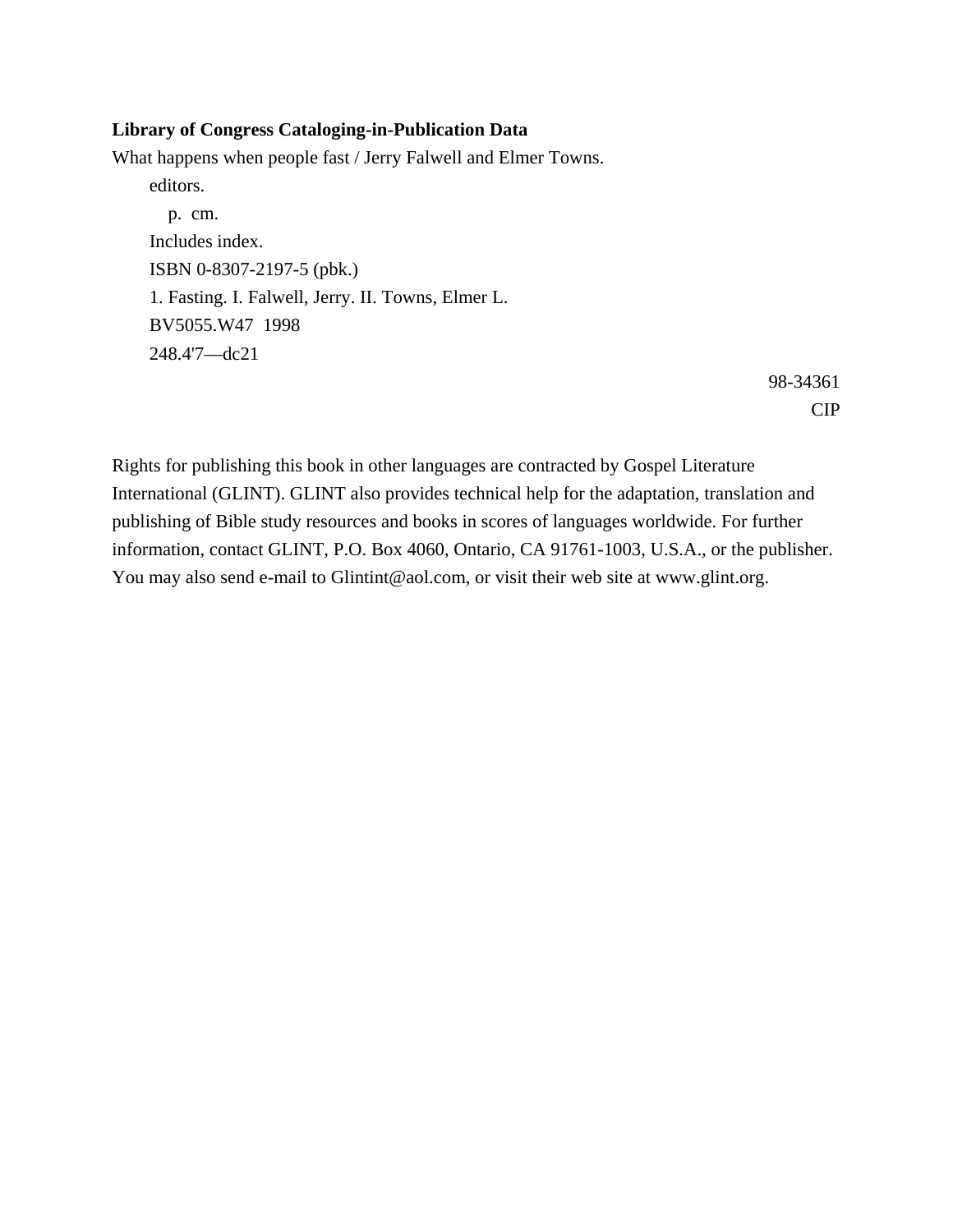**Library of Congress Cataloging-in-Publication Data**

What happens when people fast / Jerry Falwell and Elmer Towns.

editors.

p. cm.

Includes index.

ISBN 0-8307-2197-5 (pbk.)

1. Fasting. I. Falwell, Jerry. II. Towns, Elmer L.

BV5055.W47 1998

248.4'7—dc21

98-34361

CIP

Rights for publishing this book in other languages are contracted by Gospel Literature International (GLINT). GLINT also provides technical help for the adaptation, translation and publishing of Bible study resources and books in scores of languages worldwide. For further information, contact GLINT, P.O. Box 4060, Ontario, CA 91761-1003, U.S.A., or the publisher. You may also send e-mail to Glintint@aol.com, or visit their web site at www.glint.org.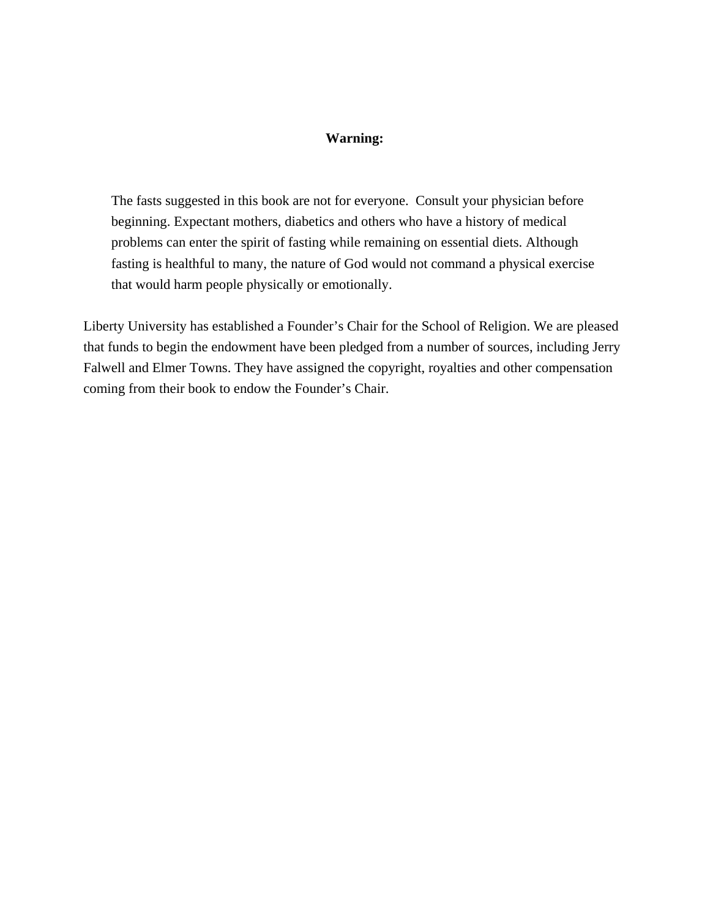**Warning:**

> The fasts suggested in this book are not for everyone. Consult your physician before beginning. Expectant mothers, diabetics and others who have a history of medical problems can enter the spirit of fasting while remaining on essential diets. Although fasting is healthful to many, the nature of God would not command a physical exercise that would harm people physically or emotionally.

Liberty University has established a Founder's Chair for the School of Religion. We are pleased that funds to begin the endowment have been pledged from a number of sources, including Jerry Falwell and Elmer Towns. They have assigned the copyright, royalties and other compensation coming from their book to endow the Founder's Chair.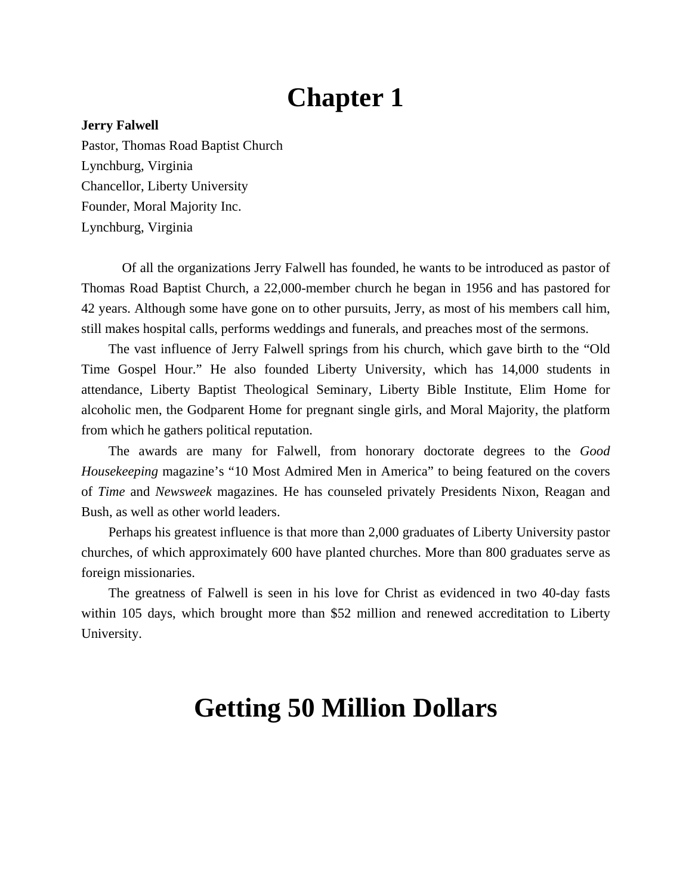# Chapter 1

**Jerry Falwell**
Pastor, Thomas Road Baptist Church
Lynchburg, Virginia
Chancellor, Liberty University
Founder, Moral Majority Inc.
Lynchburg, Virginia

Of all the organizations Jerry Falwell has founded, he wants to be introduced as pastor of Thomas Road Baptist Church, a 22,000-member church he began in 1956 and has pastored for 42 years. Although some have gone on to other pursuits, Jerry, as most of his members call him, still makes hospital calls, performs weddings and funerals, and preaches most of the sermons.

The vast influence of Jerry Falwell springs from his church, which gave birth to the "Old Time Gospel Hour." He also founded Liberty University, which has 14,000 students in attendance, Liberty Baptist Theological Seminary, Liberty Bible Institute, Elim Home for alcoholic men, the Godparent Home for pregnant single girls, and Moral Majority, the platform from which he gathers political reputation.

The awards are many for Falwell, from honorary doctorate degrees to the *Good Housekeeping* magazine's "10 Most Admired Men in America" to being featured on the covers of *Time* and *Newsweek* magazines. He has counseled privately Presidents Nixon, Reagan and Bush, as well as other world leaders.

Perhaps his greatest influence is that more than 2,000 graduates of Liberty University pastor churches, of which approximately 600 have planted churches. More than 800 graduates serve as foreign missionaries.

The greatness of Falwell is seen in his love for Christ as evidenced in two 40-day fasts within 105 days, which brought more than $52 million and renewed accreditation to Liberty University.

# Getting 50 Million Dollars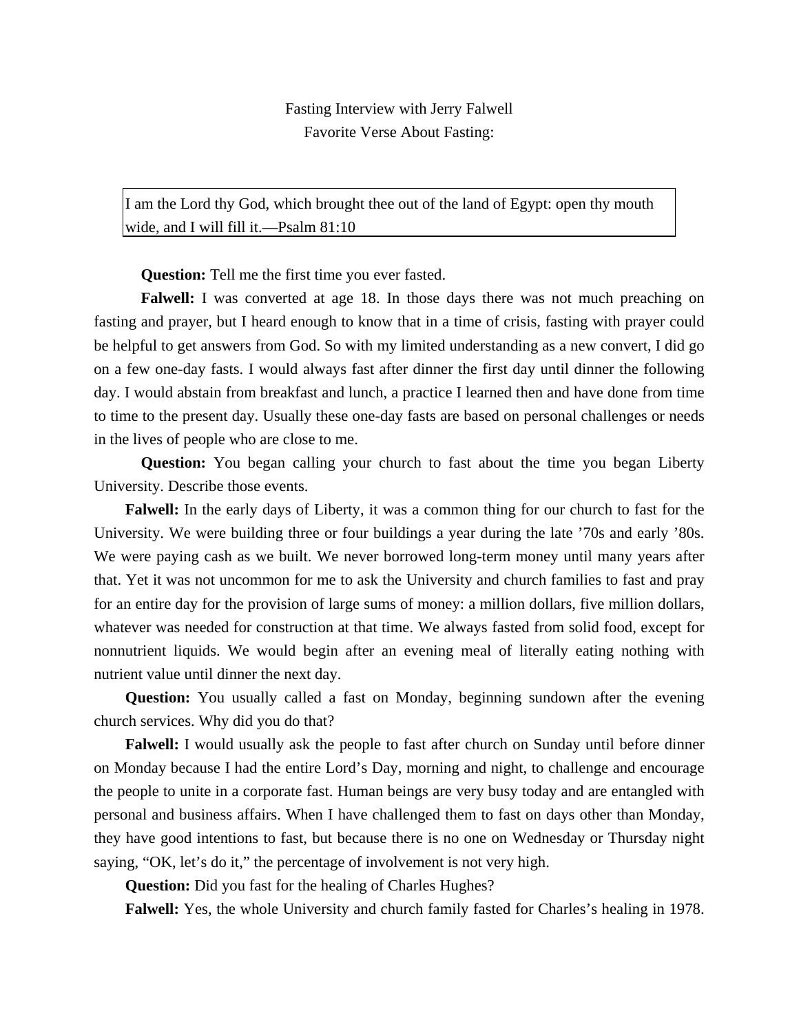Fasting Interview with Jerry Falwell

Favorite Verse About Fasting:

> I am the Lord thy God, which brought thee out of the land of Egypt: open thy mouth wide, and I will fill it.—Psalm 81:10

**Question:** Tell me the first time you ever fasted.

**Falwell:** I was converted at age 18. In those days there was not much preaching on fasting and prayer, but I heard enough to know that in a time of crisis, fasting with prayer could be helpful to get answers from God. So with my limited understanding as a new convert, I did go on a few one-day fasts. I would always fast after dinner the first day until dinner the following day. I would abstain from breakfast and lunch, a practice I learned then and have done from time to time to the present day. Usually these one-day fasts are based on personal challenges or needs in the lives of people who are close to me.

**Question:** You began calling your church to fast about the time you began Liberty University. Describe those events.

**Falwell:** In the early days of Liberty, it was a common thing for our church to fast for the University. We were building three or four buildings a year during the late ’70s and early ’80s. We were paying cash as we built. We never borrowed long-term money until many years after that. Yet it was not uncommon for me to ask the University and church families to fast and pray for an entire day for the provision of large sums of money: a million dollars, five million dollars, whatever was needed for construction at that time. We always fasted from solid food, except for nonnutrient liquids. We would begin after an evening meal of literally eating nothing with nutrient value until dinner the next day.

**Question:** You usually called a fast on Monday, beginning sundown after the evening church services. Why did you do that?

**Falwell:** I would usually ask the people to fast after church on Sunday until before dinner on Monday because I had the entire Lord’s Day, morning and night, to challenge and encourage the people to unite in a corporate fast. Human beings are very busy today and are entangled with personal and business affairs. When I have challenged them to fast on days other than Monday, they have good intentions to fast, but because there is no one on Wednesday or Thursday night saying, “OK, let’s do it,” the percentage of involvement is not very high.

**Question:** Did you fast for the healing of Charles Hughes?

**Falwell:** Yes, the whole University and church family fasted for Charles’s healing in 1978.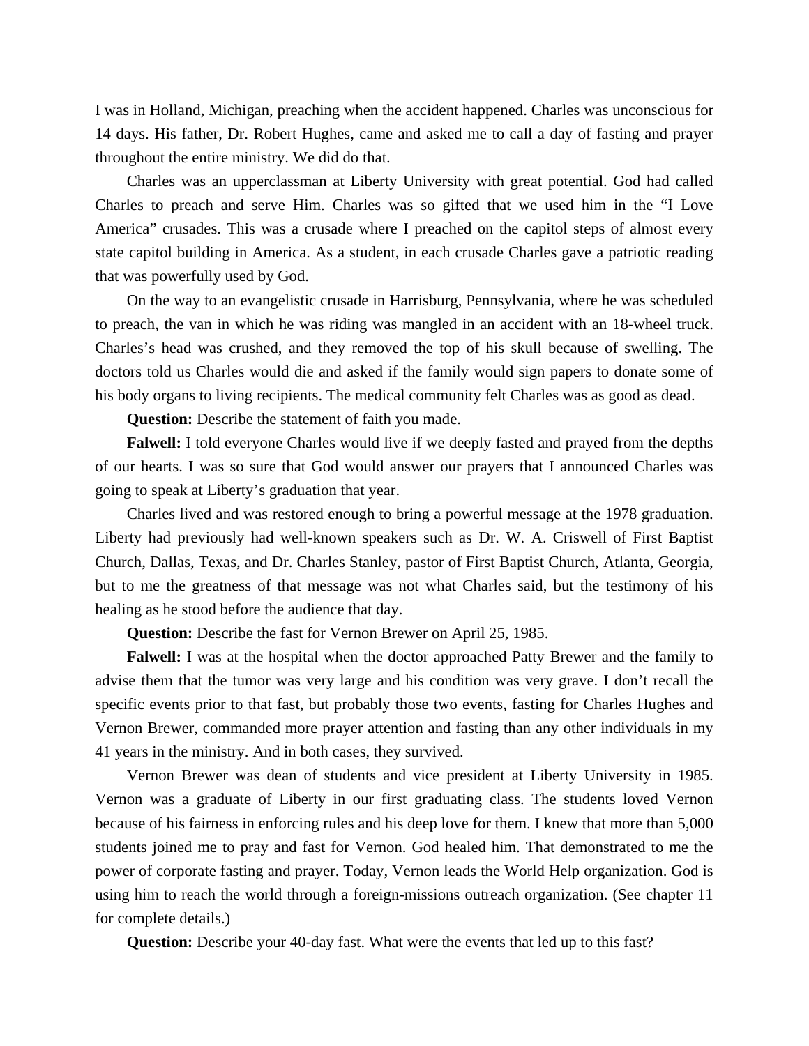I was in Holland, Michigan, preaching when the accident happened. Charles was unconscious for 14 days. His father, Dr. Robert Hughes, came and asked me to call a day of fasting and prayer throughout the entire ministry. We did do that.

Charles was an upperclassman at Liberty University with great potential. God had called Charles to preach and serve Him. Charles was so gifted that we used him in the "I Love America" crusades. This was a crusade where I preached on the capitol steps of almost every state capitol building in America. As a student, in each crusade Charles gave a patriotic reading that was powerfully used by God.

On the way to an evangelistic crusade in Harrisburg, Pennsylvania, where he was scheduled to preach, the van in which he was riding was mangled in an accident with an 18-wheel truck. Charles's head was crushed, and they removed the top of his skull because of swelling. The doctors told us Charles would die and asked if the family would sign papers to donate some of his body organs to living recipients. The medical community felt Charles was as good as dead.

**Question:** Describe the statement of faith you made.

**Falwell:** I told everyone Charles would live if we deeply fasted and prayed from the depths of our hearts. I was so sure that God would answer our prayers that I announced Charles was going to speak at Liberty's graduation that year.

Charles lived and was restored enough to bring a powerful message at the 1978 graduation. Liberty had previously had well-known speakers such as Dr. W. A. Criswell of First Baptist Church, Dallas, Texas, and Dr. Charles Stanley, pastor of First Baptist Church, Atlanta, Georgia, but to me the greatness of that message was not what Charles said, but the testimony of his healing as he stood before the audience that day.

**Question:** Describe the fast for Vernon Brewer on April 25, 1985.

**Falwell:** I was at the hospital when the doctor approached Patty Brewer and the family to advise them that the tumor was very large and his condition was very grave. I don't recall the specific events prior to that fast, but probably those two events, fasting for Charles Hughes and Vernon Brewer, commanded more prayer attention and fasting than any other individuals in my 41 years in the ministry. And in both cases, they survived.

Vernon Brewer was dean of students and vice president at Liberty University in 1985. Vernon was a graduate of Liberty in our first graduating class. The students loved Vernon because of his fairness in enforcing rules and his deep love for them. I knew that more than 5,000 students joined me to pray and fast for Vernon. God healed him. That demonstrated to me the power of corporate fasting and prayer. Today, Vernon leads the World Help organization. God is using him to reach the world through a foreign-missions outreach organization. (See chapter 11 for complete details.)

**Question:** Describe your 40-day fast. What were the events that led up to this fast?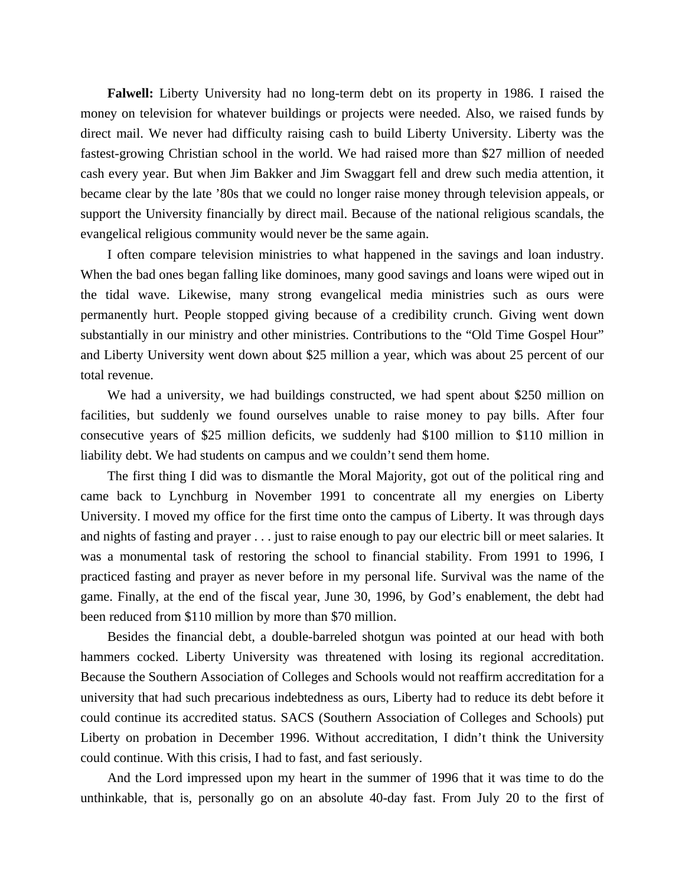**Falwell:** Liberty University had no long-term debt on its property in 1986. I raised the money on television for whatever buildings or projects were needed. Also, we raised funds by direct mail. We never had difficulty raising cash to build Liberty University. Liberty was the fastest-growing Christian school in the world. We had raised more than $27 million of needed cash every year. But when Jim Bakker and Jim Swaggart fell and drew such media attention, it became clear by the late ’80s that we could no longer raise money through television appeals, or support the University financially by direct mail. Because of the national religious scandals, the evangelical religious community would never be the same again.

I often compare television ministries to what happened in the savings and loan industry. When the bad ones began falling like dominoes, many good savings and loans were wiped out in the tidal wave. Likewise, many strong evangelical media ministries such as ours were permanently hurt. People stopped giving because of a credibility crunch. Giving went down substantially in our ministry and other ministries. Contributions to the “Old Time Gospel Hour” and Liberty University went down about $25 million a year, which was about 25 percent of our total revenue.

We had a university, we had buildings constructed, we had spent about $250 million on facilities, but suddenly we found ourselves unable to raise money to pay bills. After four consecutive years of $25 million deficits, we suddenly had $100 million to $110 million in liability debt. We had students on campus and we couldn’t send them home.

The first thing I did was to dismantle the Moral Majority, got out of the political ring and came back to Lynchburg in November 1991 to concentrate all my energies on Liberty University. I moved my office for the first time onto the campus of Liberty. It was through days and nights of fasting and prayer . . . just to raise enough to pay our electric bill or meet salaries. It was a monumental task of restoring the school to financial stability. From 1991 to 1996, I practiced fasting and prayer as never before in my personal life. Survival was the name of the game. Finally, at the end of the fiscal year, June 30, 1996, by God’s enablement, the debt had been reduced from $110 million by more than $70 million.

Besides the financial debt, a double-barreled shotgun was pointed at our head with both hammers cocked. Liberty University was threatened with losing its regional accreditation. Because the Southern Association of Colleges and Schools would not reaffirm accreditation for a university that had such precarious indebtedness as ours, Liberty had to reduce its debt before it could continue its accredited status. SACS (Southern Association of Colleges and Schools) put Liberty on probation in December 1996. Without accreditation, I didn’t think the University could continue. With this crisis, I had to fast, and fast seriously.

And the Lord impressed upon my heart in the summer of 1996 that it was time to do the unthinkable, that is, personally go on an absolute 40-day fast. From July 20 to the first of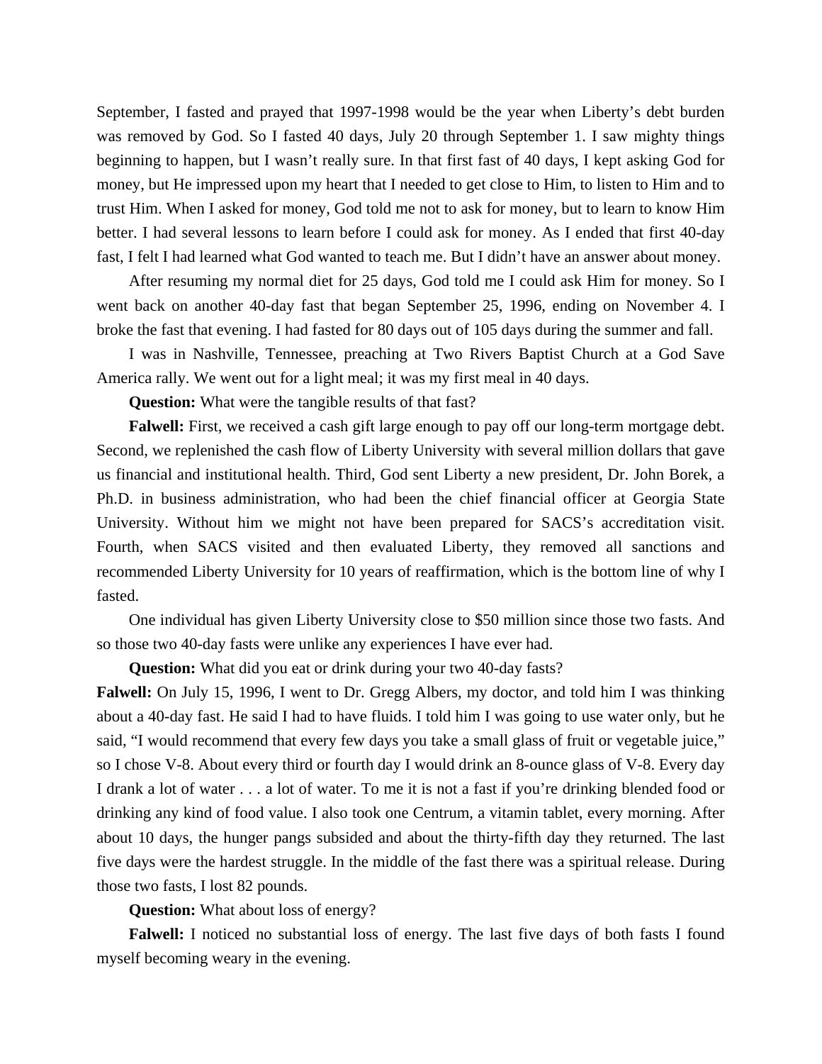September, I fasted and prayed that 1997-1998 would be the year when Liberty's debt burden was removed by God. So I fasted 40 days, July 20 through September 1. I saw mighty things beginning to happen, but I wasn't really sure. In that first fast of 40 days, I kept asking God for money, but He impressed upon my heart that I needed to get close to Him, to listen to Him and to trust Him. When I asked for money, God told me not to ask for money, but to learn to know Him better. I had several lessons to learn before I could ask for money. As I ended that first 40-day fast, I felt I had learned what God wanted to teach me. But I didn't have an answer about money.

After resuming my normal diet for 25 days, God told me I could ask Him for money. So I went back on another 40-day fast that began September 25, 1996, ending on November 4. I broke the fast that evening. I had fasted for 80 days out of 105 days during the summer and fall.

I was in Nashville, Tennessee, preaching at Two Rivers Baptist Church at a God Save America rally. We went out for a light meal; it was my first meal in 40 days.

**Question:** What were the tangible results of that fast?

**Falwell:** First, we received a cash gift large enough to pay off our long-term mortgage debt. Second, we replenished the cash flow of Liberty University with several million dollars that gave us financial and institutional health. Third, God sent Liberty a new president, Dr. John Borek, a Ph.D. in business administration, who had been the chief financial officer at Georgia State University. Without him we might not have been prepared for SACS's accreditation visit. Fourth, when SACS visited and then evaluated Liberty, they removed all sanctions and recommended Liberty University for 10 years of reaffirmation, which is the bottom line of why I fasted.

One individual has given Liberty University close to $50 million since those two fasts. And so those two 40-day fasts were unlike any experiences I have ever had.

**Question:** What did you eat or drink during your two 40-day fasts?

**Falwell:** On July 15, 1996, I went to Dr. Gregg Albers, my doctor, and told him I was thinking about a 40-day fast. He said I had to have fluids. I told him I was going to use water only, but he said, "I would recommend that every few days you take a small glass of fruit or vegetable juice," so I chose V-8. About every third or fourth day I would drink an 8-ounce glass of V-8. Every day I drank a lot of water . . . a lot of water. To me it is not a fast if you're drinking blended food or drinking any kind of food value. I also took one Centrum, a vitamin tablet, every morning. After about 10 days, the hunger pangs subsided and about the thirty-fifth day they returned. The last five days were the hardest struggle. In the middle of the fast there was a spiritual release. During those two fasts, I lost 82 pounds.

**Question:** What about loss of energy?

**Falwell:** I noticed no substantial loss of energy. The last five days of both fasts I found myself becoming weary in the evening.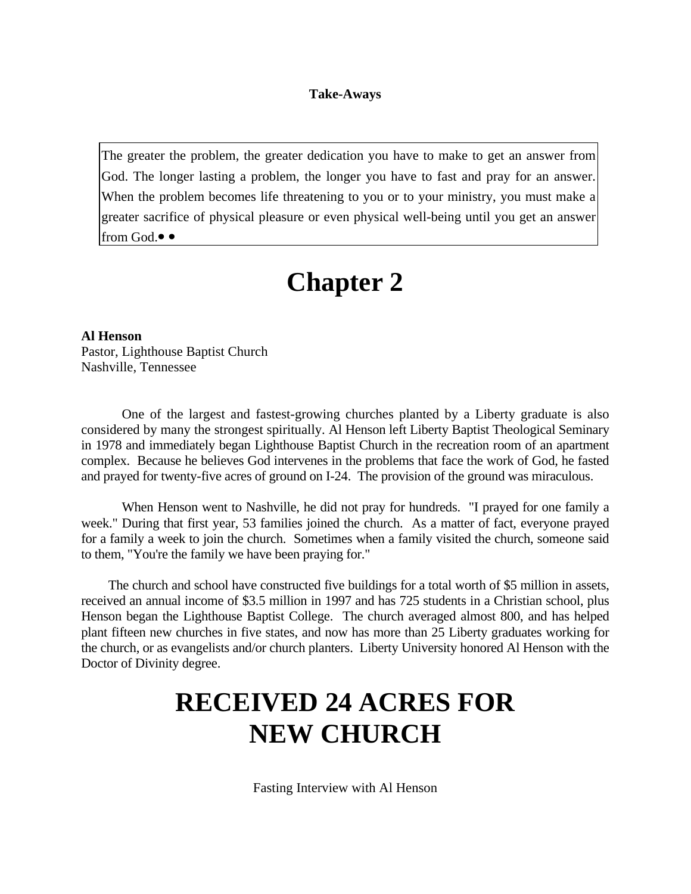**Take-Aways**

> The greater the problem, the greater dedication you have to make to get an answer from God. The longer lasting a problem, the longer you have to fast and pray for an answer. When the problem becomes life threatening to you or to your ministry, you must make a greater sacrifice of physical pleasure or even physical well-being until you get an answer from God.• •

# Chapter 2

**Al Henson**
Pastor, Lighthouse Baptist Church
Nashville, Tennessee

One of the largest and fastest-growing churches planted by a Liberty graduate is also considered by many the strongest spiritually. Al Henson left Liberty Baptist Theological Seminary in 1978 and immediately began Lighthouse Baptist Church in the recreation room of an apartment complex. Because he believes God intervenes in the problems that face the work of God, he fasted and prayed for twenty-five acres of ground on I-24. The provision of the ground was miraculous.

When Henson went to Nashville, he did not pray for hundreds. "I prayed for one family a week." During that first year, 53 families joined the church. As a matter of fact, everyone prayed for a family a week to join the church. Sometimes when a family visited the church, someone said to them, "You're the family we have been praying for."

The church and school have constructed five buildings for a total worth of $5 million in assets, received an annual income of $3.5 million in 1997 and has 725 students in a Christian school, plus Henson began the Lighthouse Baptist College. The church averaged almost 800, and has helped plant fifteen new churches in five states, and now has more than 25 Liberty graduates working for the church, or as evangelists and/or church planters. Liberty University honored Al Henson with the Doctor of Divinity degree.

# RECEIVED 24 ACRES FOR NEW CHURCH

Fasting Interview with Al Henson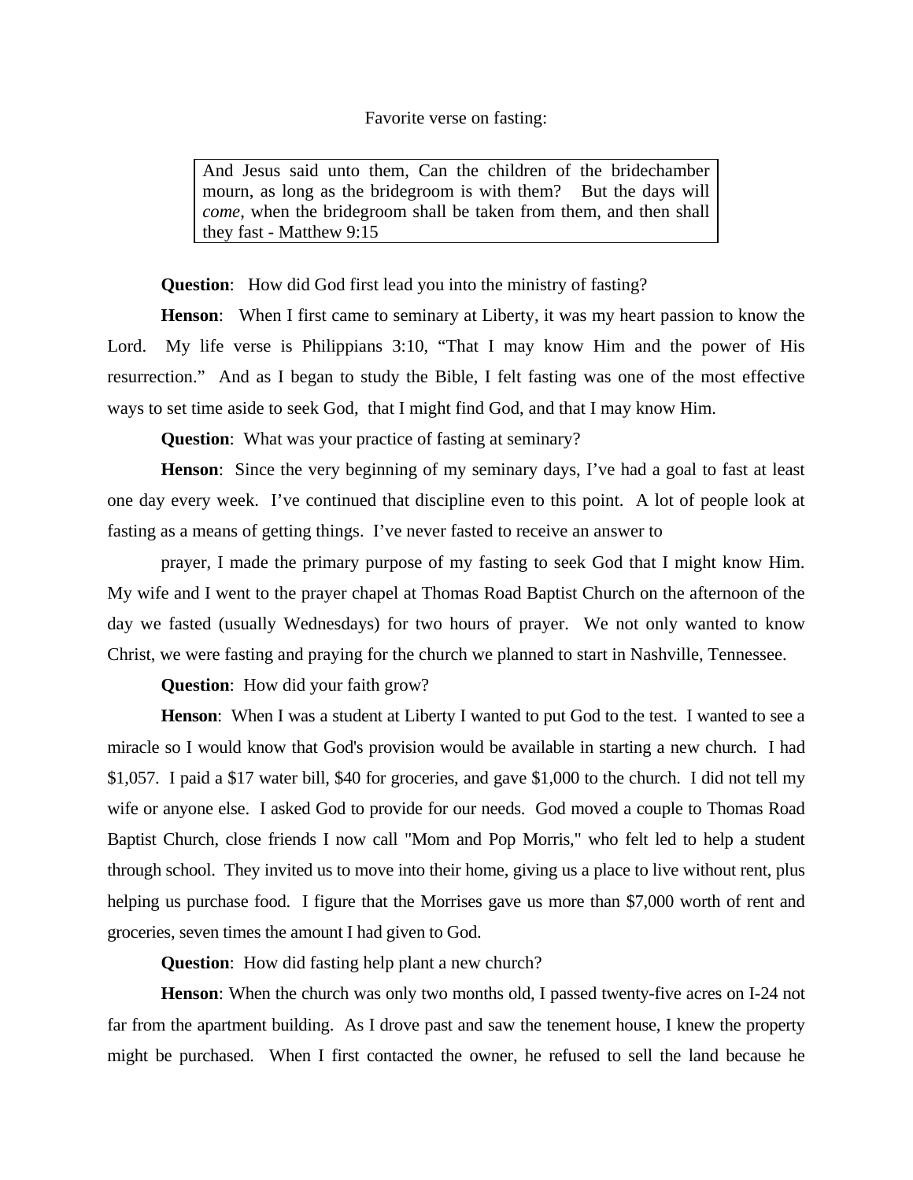Favorite verse on fasting:

> And Jesus said unto them, Can the children of the bridechamber mourn, as long as the bridegroom is with them? But the days will *come*, when the bridegroom shall be taken from them, and then shall they fast - Matthew 9:15

**Question**: How did God first lead you into the ministry of fasting?

**Henson**: When I first came to seminary at Liberty, it was my heart passion to know the Lord. My life verse is Philippians 3:10, "That I may know Him and the power of His resurrection." And as I began to study the Bible, I felt fasting was one of the most effective ways to set time aside to seek God, that I might find God, and that I may know Him.

**Question**: What was your practice of fasting at seminary?

**Henson**: Since the very beginning of my seminary days, I've had a goal to fast at least one day every week. I've continued that discipline even to this point. A lot of people look at fasting as a means of getting things. I've never fasted to receive an answer to

prayer, I made the primary purpose of my fasting to seek God that I might know Him. My wife and I went to the prayer chapel at Thomas Road Baptist Church on the afternoon of the day we fasted (usually Wednesdays) for two hours of prayer. We not only wanted to know Christ, we were fasting and praying for the church we planned to start in Nashville, Tennessee.

**Question**: How did your faith grow?

**Henson**: When I was a student at Liberty I wanted to put God to the test. I wanted to see a miracle so I would know that God's provision would be available in starting a new church. I had $1,057. I paid a $17 water bill, $40 for groceries, and gave $1,000 to the church. I did not tell my wife or anyone else. I asked God to provide for our needs. God moved a couple to Thomas Road Baptist Church, close friends I now call "Mom and Pop Morris," who felt led to help a student through school. They invited us to move into their home, giving us a place to live without rent, plus helping us purchase food. I figure that the Morrises gave us more than $7,000 worth of rent and groceries, seven times the amount I had given to God.

**Question**: How did fasting help plant a new church?

**Henson**: When the church was only two months old, I passed twenty-five acres on I-24 not far from the apartment building. As I drove past and saw the tenement house, I knew the property might be purchased. When I first contacted the owner, he refused to sell the land because he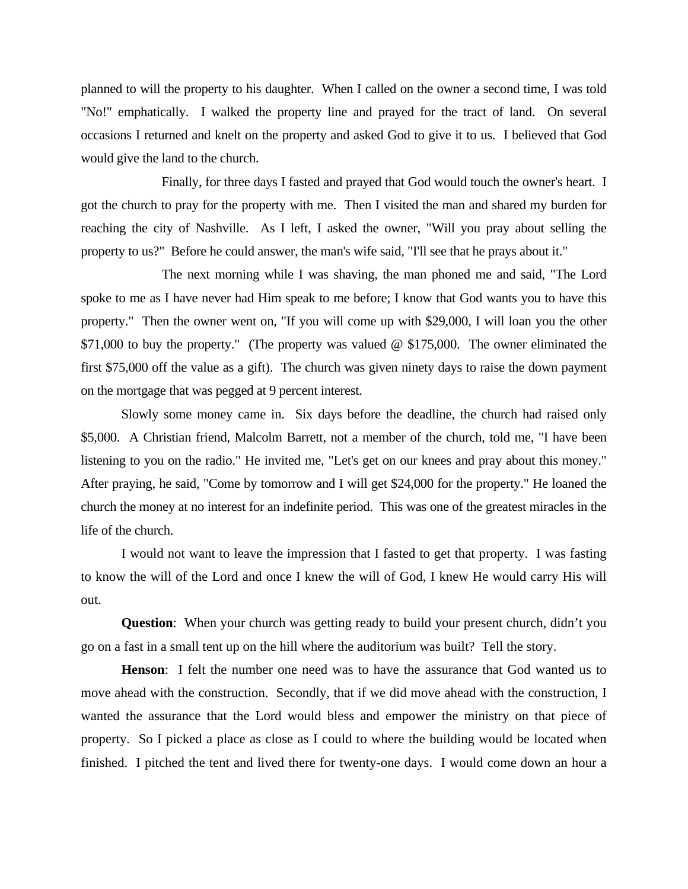planned to will the property to his daughter. When I called on the owner a second time, I was told "No!" emphatically. I walked the property line and prayed for the tract of land. On several occasions I returned and knelt on the property and asked God to give it to us. I believed that God would give the land to the church.

Finally, for three days I fasted and prayed that God would touch the owner's heart. I got the church to pray for the property with me. Then I visited the man and shared my burden for reaching the city of Nashville. As I left, I asked the owner, "Will you pray about selling the property to us?" Before he could answer, the man's wife said, "I'll see that he prays about it."

The next morning while I was shaving, the man phoned me and said, "The Lord spoke to me as I have never had Him speak to me before; I know that God wants you to have this property." Then the owner went on, "If you will come up with $29,000, I will loan you the other $71,000 to buy the property." (The property was valued @ $175,000. The owner eliminated the first $75,000 off the value as a gift). The church was given ninety days to raise the down payment on the mortgage that was pegged at 9 percent interest.

Slowly some money came in. Six days before the deadline, the church had raised only $5,000. A Christian friend, Malcolm Barrett, not a member of the church, told me, "I have been listening to you on the radio." He invited me, "Let's get on our knees and pray about this money." After praying, he said, "Come by tomorrow and I will get $24,000 for the property." He loaned the church the money at no interest for an indefinite period. This was one of the greatest miracles in the life of the church.

I would not want to leave the impression that I fasted to get that property. I was fasting to know the will of the Lord and once I knew the will of God, I knew He would carry His will out.

**Question**: When your church was getting ready to build your present church, didn't you go on a fast in a small tent up on the hill where the auditorium was built? Tell the story.

**Henson**: I felt the number one need was to have the assurance that God wanted us to move ahead with the construction. Secondly, that if we did move ahead with the construction, I wanted the assurance that the Lord would bless and empower the ministry on that piece of property. So I picked a place as close as I could to where the building would be located when finished. I pitched the tent and lived there for twenty-one days. I would come down an hour a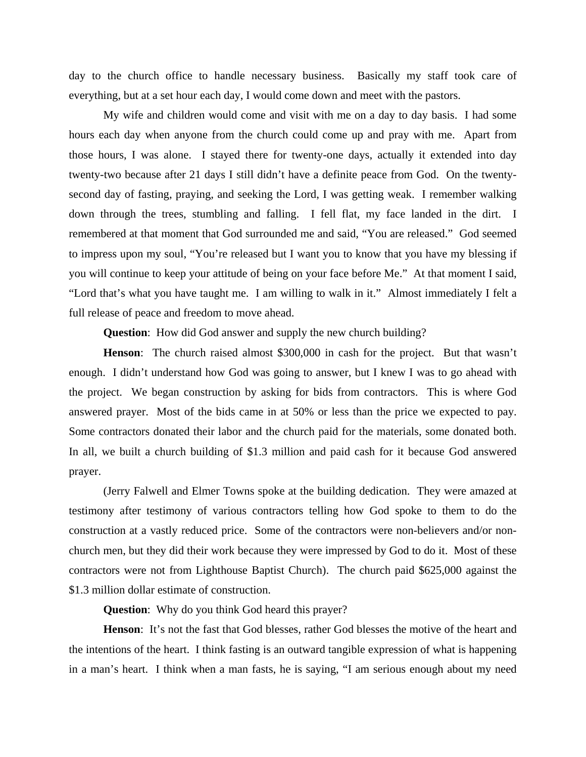day to the church office to handle necessary business. Basically my staff took care of everything, but at a set hour each day, I would come down and meet with the pastors.

My wife and children would come and visit with me on a day to day basis. I had some hours each day when anyone from the church could come up and pray with me. Apart from those hours, I was alone. I stayed there for twenty-one days, actually it extended into day twenty-two because after 21 days I still didn't have a definite peace from God. On the twenty-second day of fasting, praying, and seeking the Lord, I was getting weak. I remember walking down through the trees, stumbling and falling. I fell flat, my face landed in the dirt. I remembered at that moment that God surrounded me and said, "You are released." God seemed to impress upon my soul, "You're released but I want you to know that you have my blessing if you will continue to keep your attitude of being on your face before Me." At that moment I said, "Lord that's what you have taught me. I am willing to walk in it." Almost immediately I felt a full release of peace and freedom to move ahead.

**Question**: How did God answer and supply the new church building?

**Henson**: The church raised almost $300,000 in cash for the project. But that wasn't enough. I didn't understand how God was going to answer, but I knew I was to go ahead with the project. We began construction by asking for bids from contractors. This is where God answered prayer. Most of the bids came in at 50% or less than the price we expected to pay. Some contractors donated their labor and the church paid for the materials, some donated both. In all, we built a church building of $1.3 million and paid cash for it because God answered prayer.

(Jerry Falwell and Elmer Towns spoke at the building dedication. They were amazed at testimony after testimony of various contractors telling how God spoke to them to do the construction at a vastly reduced price. Some of the contractors were non-believers and/or non-church men, but they did their work because they were impressed by God to do it. Most of these contractors were not from Lighthouse Baptist Church). The church paid $625,000 against the $1.3 million dollar estimate of construction.

**Question**: Why do you think God heard this prayer?

**Henson**: It's not the fast that God blesses, rather God blesses the motive of the heart and the intentions of the heart. I think fasting is an outward tangible expression of what is happening in a man's heart. I think when a man fasts, he is saying, "I am serious enough about my need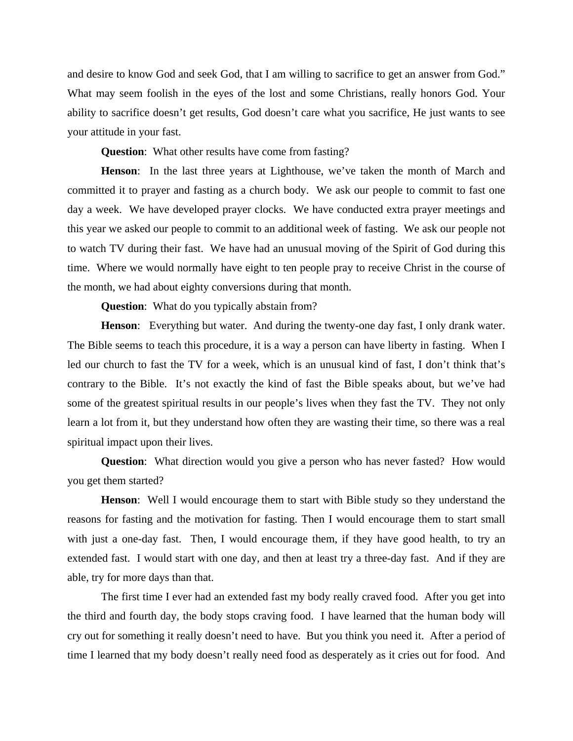and desire to know God and seek God, that I am willing to sacrifice to get an answer from God." What may seem foolish in the eyes of the lost and some Christians, really honors God. Your ability to sacrifice doesn't get results, God doesn't care what you sacrifice, He just wants to see your attitude in your fast.

**Question**: What other results have come from fasting?

**Henson**: In the last three years at Lighthouse, we've taken the month of March and committed it to prayer and fasting as a church body. We ask our people to commit to fast one day a week. We have developed prayer clocks. We have conducted extra prayer meetings and this year we asked our people to commit to an additional week of fasting. We ask our people not to watch TV during their fast. We have had an unusual moving of the Spirit of God during this time. Where we would normally have eight to ten people pray to receive Christ in the course of the month, we had about eighty conversions during that month.

**Question**: What do you typically abstain from?

**Henson**: Everything but water. And during the twenty-one day fast, I only drank water. The Bible seems to teach this procedure, it is a way a person can have liberty in fasting. When I led our church to fast the TV for a week, which is an unusual kind of fast, I don't think that's contrary to the Bible. It's not exactly the kind of fast the Bible speaks about, but we've had some of the greatest spiritual results in our people's lives when they fast the TV. They not only learn a lot from it, but they understand how often they are wasting their time, so there was a real spiritual impact upon their lives.

**Question**: What direction would you give a person who has never fasted? How would you get them started?

**Henson**: Well I would encourage them to start with Bible study so they understand the reasons for fasting and the motivation for fasting. Then I would encourage them to start small with just a one-day fast. Then, I would encourage them, if they have good health, to try an extended fast. I would start with one day, and then at least try a three-day fast. And if they are able, try for more days than that.

The first time I ever had an extended fast my body really craved food. After you get into the third and fourth day, the body stops craving food. I have learned that the human body will cry out for something it really doesn't need to have. But you think you need it. After a period of time I learned that my body doesn't really need food as desperately as it cries out for food. And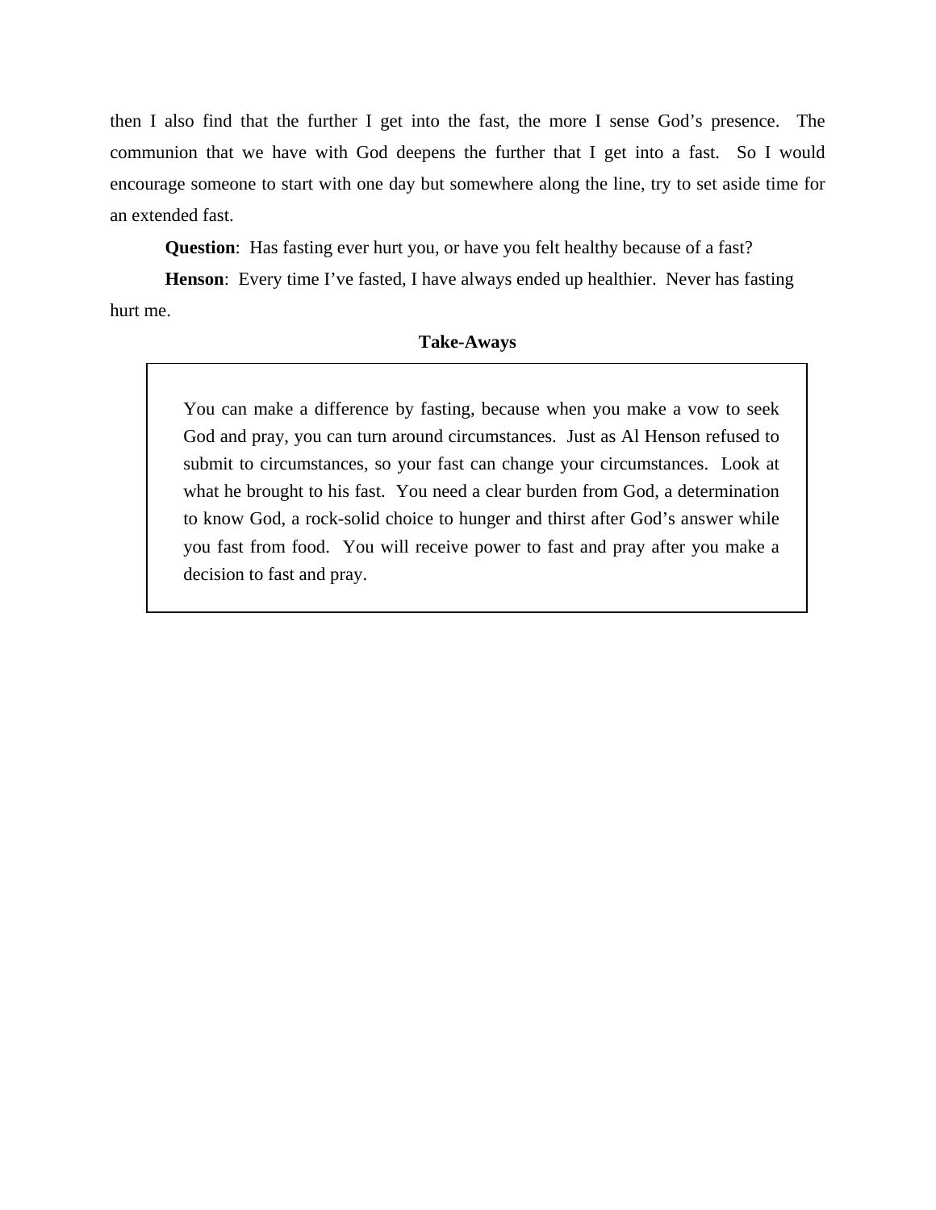then I also find that the further I get into the fast, the more I sense God's presence. The communion that we have with God deepens the further that I get into a fast. So I would encourage someone to start with one day but somewhere along the line, try to set aside time for an extended fast.

**Question**: Has fasting ever hurt you, or have you felt healthy because of a fast?

**Henson**: Every time I've fasted, I have always ended up healthier. Never has fasting hurt me.

**Take-Aways**

> You can make a difference by fasting, because when you make a vow to seek God and pray, you can turn around circumstances. Just as Al Henson refused to submit to circumstances, so your fast can change your circumstances. Look at what he brought to his fast. You need a clear burden from God, a determination to know God, a rock-solid choice to hunger and thirst after God's answer while you fast from food. You will receive power to fast and pray after you make a decision to fast and pray.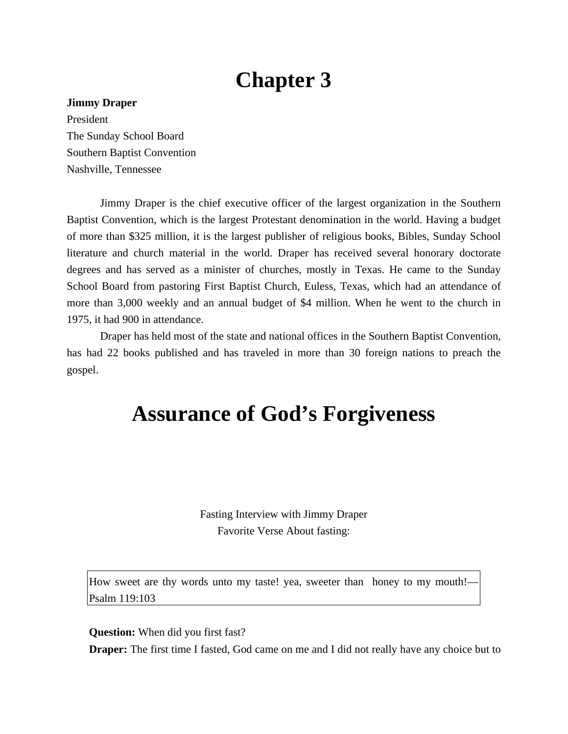# Chapter 3

**Jimmy Draper**
President
The Sunday School Board
Southern Baptist Convention
Nashville, Tennessee

Jimmy Draper is the chief executive officer of the largest organization in the Southern Baptist Convention, which is the largest Protestant denomination in the world. Having a budget of more than $325 million, it is the largest publisher of religious books, Bibles, Sunday School literature and church material in the world. Draper has received several honorary doctorate degrees and has served as a minister of churches, mostly in Texas. He came to the Sunday School Board from pastoring First Baptist Church, Euless, Texas, which had an attendance of more than 3,000 weekly and an annual budget of $4 million. When he went to the church in 1975, it had 900 in attendance.

Draper has held most of the state and national offices in the Southern Baptist Convention, has had 22 books published and has traveled in more than 30 foreign nations to preach the gospel.

# Assurance of God's Forgiveness

Fasting Interview with Jimmy Draper
Favorite Verse About fasting:

> How sweet are thy words unto my taste! yea, sweeter than honey to my mouth!—Psalm 119:103

**Question:** When did you first fast?

**Draper:** The first time I fasted, God came on me and I did not really have any choice but to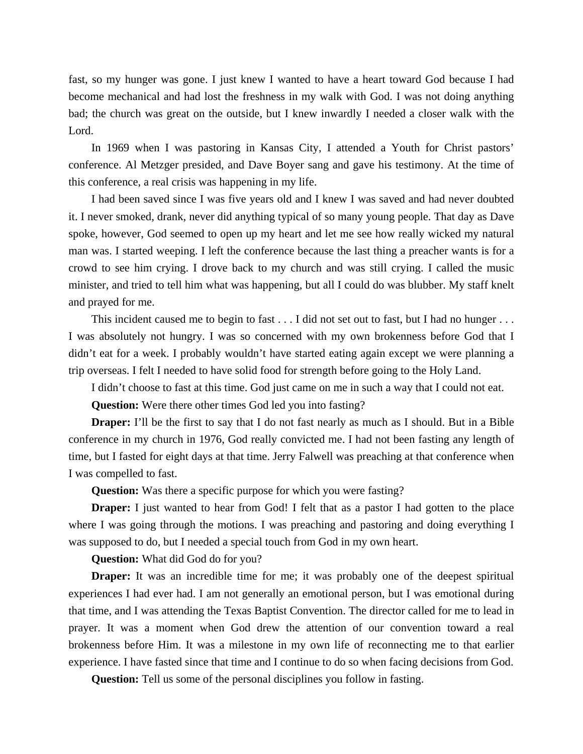fast, so my hunger was gone. I just knew I wanted to have a heart toward God because I had become mechanical and had lost the freshness in my walk with God. I was not doing anything bad; the church was great on the outside, but I knew inwardly I needed a closer walk with the Lord.

In 1969 when I was pastoring in Kansas City, I attended a Youth for Christ pastors' conference. Al Metzger presided, and Dave Boyer sang and gave his testimony. At the time of this conference, a real crisis was happening in my life.

I had been saved since I was five years old and I knew I was saved and had never doubted it. I never smoked, drank, never did anything typical of so many young people. That day as Dave spoke, however, God seemed to open up my heart and let me see how really wicked my natural man was. I started weeping. I left the conference because the last thing a preacher wants is for a crowd to see him crying. I drove back to my church and was still crying. I called the music minister, and tried to tell him what was happening, but all I could do was blubber. My staff knelt and prayed for me.

This incident caused me to begin to fast . . . I did not set out to fast, but I had no hunger . . . I was absolutely not hungry. I was so concerned with my own brokenness before God that I didn't eat for a week. I probably wouldn't have started eating again except we were planning a trip overseas. I felt I needed to have solid food for strength before going to the Holy Land.

I didn't choose to fast at this time. God just came on me in such a way that I could not eat.

**Question:** Were there other times God led you into fasting?

**Draper:** I'll be the first to say that I do not fast nearly as much as I should. But in a Bible conference in my church in 1976, God really convicted me. I had not been fasting any length of time, but I fasted for eight days at that time. Jerry Falwell was preaching at that conference when I was compelled to fast.

**Question:** Was there a specific purpose for which you were fasting?

**Draper:** I just wanted to hear from God! I felt that as a pastor I had gotten to the place where I was going through the motions. I was preaching and pastoring and doing everything I was supposed to do, but I needed a special touch from God in my own heart.

**Question:** What did God do for you?

**Draper:** It was an incredible time for me; it was probably one of the deepest spiritual experiences I had ever had. I am not generally an emotional person, but I was emotional during that time, and I was attending the Texas Baptist Convention. The director called for me to lead in prayer. It was a moment when God drew the attention of our convention toward a real brokenness before Him. It was a milestone in my own life of reconnecting me to that earlier experience. I have fasted since that time and I continue to do so when facing decisions from God.

**Question:** Tell us some of the personal disciplines you follow in fasting.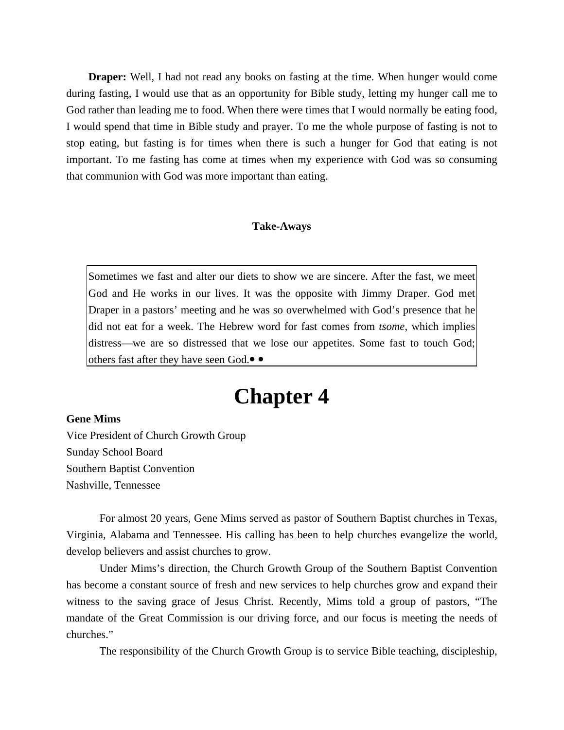**Draper:** Well, I had not read any books on fasting at the time. When hunger would come during fasting, I would use that as an opportunity for Bible study, letting my hunger call me to God rather than leading me to food. When there were times that I would normally be eating food, I would spend that time in Bible study and prayer. To me the whole purpose of fasting is not to stop eating, but fasting is for times when there is such a hunger for God that eating is not important. To me fasting has come at times when my experience with God was so consuming that communion with God was more important than eating.

**Take-Aways**

> Sometimes we fast and alter our diets to show we are sincere. After the fast, we meet God and He works in our lives. It was the opposite with Jimmy Draper. God met Draper in a pastors' meeting and he was so overwhelmed with God's presence that he did not eat for a week. The Hebrew word for fast comes from *tsome*, which implies distress—we are so distressed that we lose our appetites. Some fast to touch God; others fast after they have seen God.• •

# Chapter 4

**Gene Mims**
Vice President of Church Growth Group
Sunday School Board
Southern Baptist Convention
Nashville, Tennessee

For almost 20 years, Gene Mims served as pastor of Southern Baptist churches in Texas, Virginia, Alabama and Tennessee. His calling has been to help churches evangelize the world, develop believers and assist churches to grow.

Under Mims's direction, the Church Growth Group of the Southern Baptist Convention has become a constant source of fresh and new services to help churches grow and expand their witness to the saving grace of Jesus Christ. Recently, Mims told a group of pastors, "The mandate of the Great Commission is our driving force, and our focus is meeting the needs of churches."

The responsibility of the Church Growth Group is to service Bible teaching, discipleship,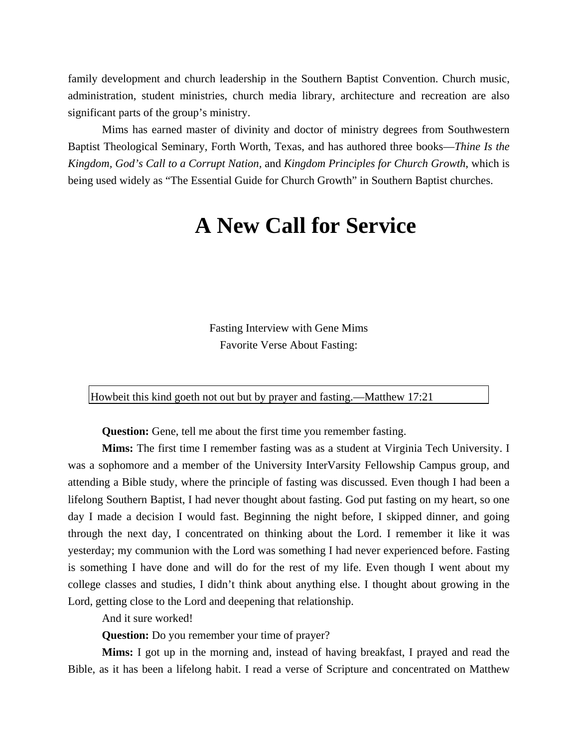family development and church leadership in the Southern Baptist Convention. Church music, administration, student ministries, church media library, architecture and recreation are also significant parts of the group's ministry.

Mims has earned master of divinity and doctor of ministry degrees from Southwestern Baptist Theological Seminary, Forth Worth, Texas, and has authored three books—*Thine Is the Kingdom*, *God's Call to a Corrupt Nation*, and *Kingdom Principles for Church Growth*, which is being used widely as "The Essential Guide for Church Growth" in Southern Baptist churches.

# A New Call for Service

Fasting Interview with Gene Mims
Favorite Verse About Fasting:

Howbeit this kind goeth not out but by prayer and fasting.—Matthew 17:21

**Question:** Gene, tell me about the first time you remember fasting.

**Mims:** The first time I remember fasting was as a student at Virginia Tech University. I was a sophomore and a member of the University InterVarsity Fellowship Campus group, and attending a Bible study, where the principle of fasting was discussed. Even though I had been a lifelong Southern Baptist, I had never thought about fasting. God put fasting on my heart, so one day I made a decision I would fast. Beginning the night before, I skipped dinner, and going through the next day, I concentrated on thinking about the Lord. I remember it like it was yesterday; my communion with the Lord was something I had never experienced before. Fasting is something I have done and will do for the rest of my life. Even though I went about my college classes and studies, I didn't think about anything else. I thought about growing in the Lord, getting close to the Lord and deepening that relationship.

And it sure worked!

**Question:** Do you remember your time of prayer?

**Mims:** I got up in the morning and, instead of having breakfast, I prayed and read the Bible, as it has been a lifelong habit. I read a verse of Scripture and concentrated on Matthew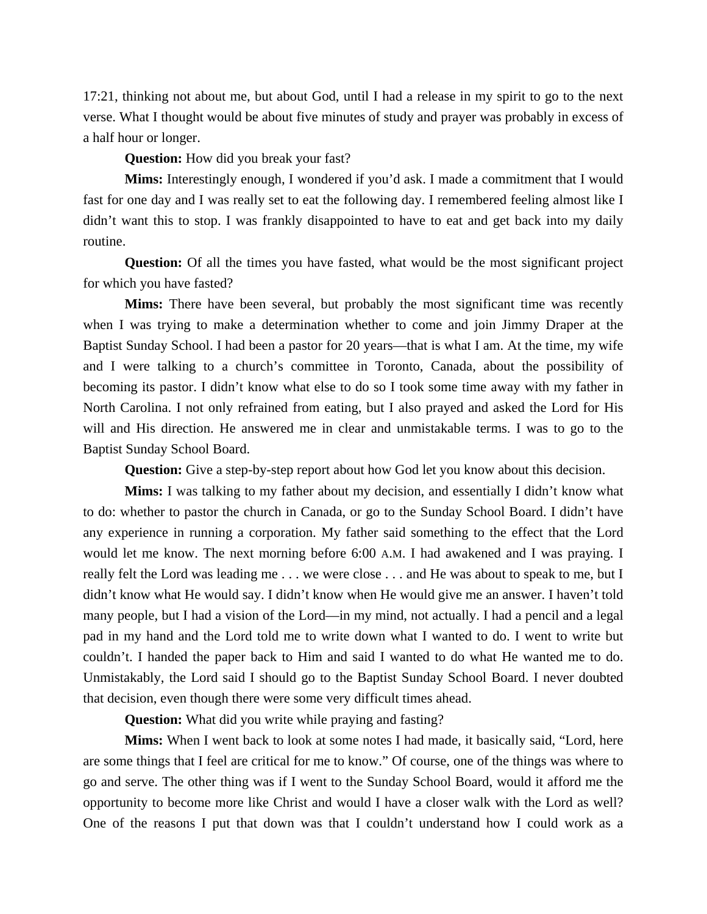17:21, thinking not about me, but about God, until I had a release in my spirit to go to the next verse. What I thought would be about five minutes of study and prayer was probably in excess of a half hour or longer.

**Question:** How did you break your fast?

**Mims:** Interestingly enough, I wondered if you'd ask. I made a commitment that I would fast for one day and I was really set to eat the following day. I remembered feeling almost like I didn't want this to stop. I was frankly disappointed to have to eat and get back into my daily routine.

**Question:** Of all the times you have fasted, what would be the most significant project for which you have fasted?

**Mims:** There have been several, but probably the most significant time was recently when I was trying to make a determination whether to come and join Jimmy Draper at the Baptist Sunday School. I had been a pastor for 20 years—that is what I am. At the time, my wife and I were talking to a church's committee in Toronto, Canada, about the possibility of becoming its pastor. I didn't know what else to do so I took some time away with my father in North Carolina. I not only refrained from eating, but I also prayed and asked the Lord for His will and His direction. He answered me in clear and unmistakable terms. I was to go to the Baptist Sunday School Board.

**Question:** Give a step-by-step report about how God let you know about this decision.

**Mims:** I was talking to my father about my decision, and essentially I didn't know what to do: whether to pastor the church in Canada, or go to the Sunday School Board. I didn't have any experience in running a corporation. My father said something to the effect that the Lord would let me know. The next morning before 6:00 A.M. I had awakened and I was praying. I really felt the Lord was leading me . . . we were close . . . and He was about to speak to me, but I didn't know what He would say. I didn't know when He would give me an answer. I haven't told many people, but I had a vision of the Lord—in my mind, not actually. I had a pencil and a legal pad in my hand and the Lord told me to write down what I wanted to do. I went to write but couldn't. I handed the paper back to Him and said I wanted to do what He wanted me to do. Unmistakably, the Lord said I should go to the Baptist Sunday School Board. I never doubted that decision, even though there were some very difficult times ahead.

**Question:** What did you write while praying and fasting?

**Mims:** When I went back to look at some notes I had made, it basically said, "Lord, here are some things that I feel are critical for me to know." Of course, one of the things was where to go and serve. The other thing was if I went to the Sunday School Board, would it afford me the opportunity to become more like Christ and would I have a closer walk with the Lord as well? One of the reasons I put that down was that I couldn't understand how I could work as a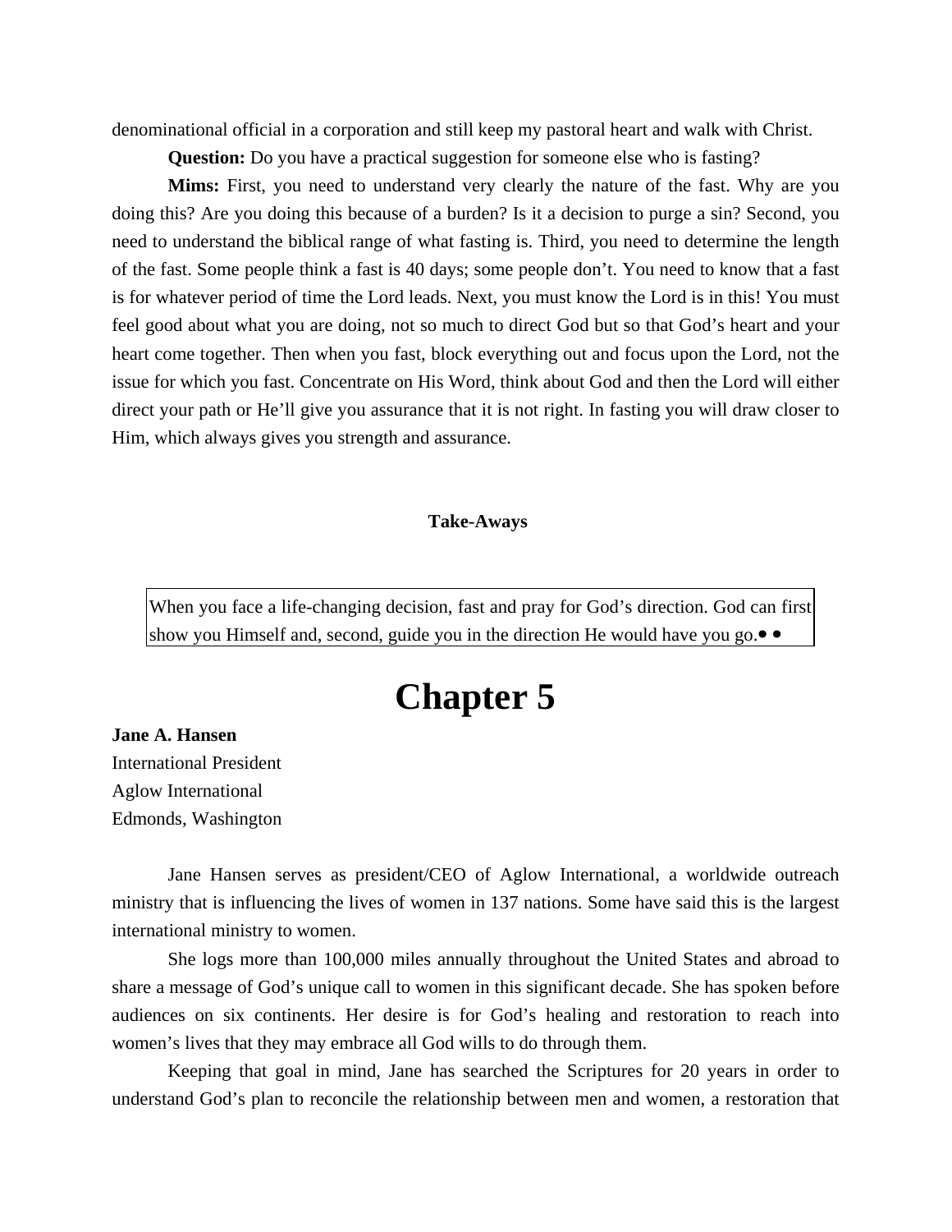denominational official in a corporation and still keep my pastoral heart and walk with Christ.

**Question:** Do you have a practical suggestion for someone else who is fasting?

**Mims:** First, you need to understand very clearly the nature of the fast. Why are you doing this? Are you doing this because of a burden? Is it a decision to purge a sin? Second, you need to understand the biblical range of what fasting is. Third, you need to determine the length of the fast. Some people think a fast is 40 days; some people don't. You need to know that a fast is for whatever period of time the Lord leads. Next, you must know the Lord is in this! You must feel good about what you are doing, not so much to direct God but so that God's heart and your heart come together. Then when you fast, block everything out and focus upon the Lord, not the issue for which you fast. Concentrate on His Word, think about God and then the Lord will either direct your path or He'll give you assurance that it is not right. In fasting you will draw closer to Him, which always gives you strength and assurance.

**Take-Aways**

| When you face a life-changing decision, fast and pray for God's direction. God can first show you Himself and, second, guide you in the direction He would have you go.• • |
|---|

# Chapter 5

**Jane A. Hansen**
International President
Aglow International
Edmonds, Washington

Jane Hansen serves as president/CEO of Aglow International, a worldwide outreach ministry that is influencing the lives of women in 137 nations. Some have said this is the largest international ministry to women.

She logs more than 100,000 miles annually throughout the United States and abroad to share a message of God's unique call to women in this significant decade. She has spoken before audiences on six continents. Her desire is for God's healing and restoration to reach into women's lives that they may embrace all God wills to do through them.

Keeping that goal in mind, Jane has searched the Scriptures for 20 years in order to understand God's plan to reconcile the relationship between men and women, a restoration that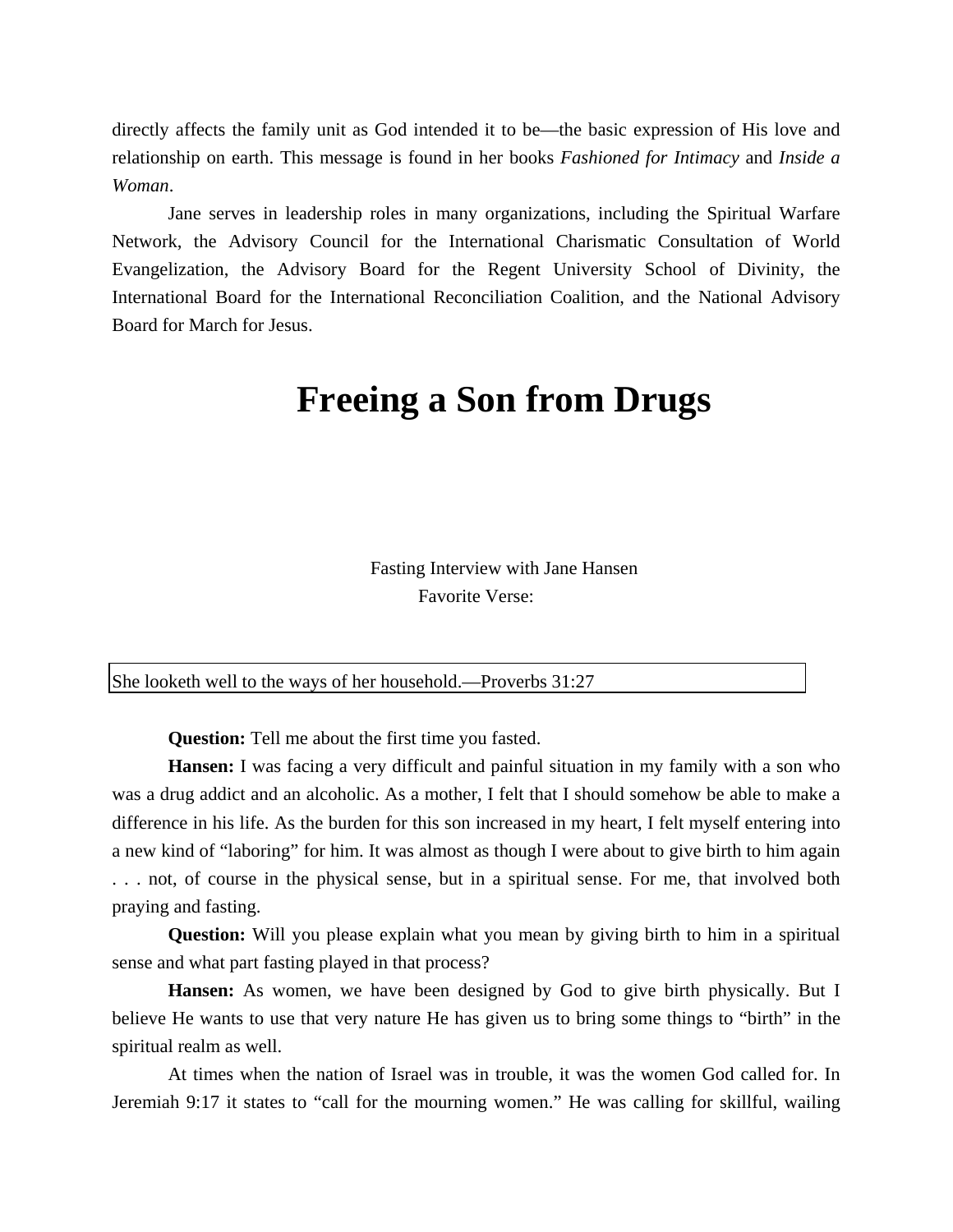directly affects the family unit as God intended it to be—the basic expression of His love and relationship on earth. This message is found in her books *Fashioned for Intimacy* and *Inside a Woman*.

Jane serves in leadership roles in many organizations, including the Spiritual Warfare Network, the Advisory Council for the International Charismatic Consultation of World Evangelization, the Advisory Board for the Regent University School of Divinity, the International Board for the International Reconciliation Coalition, and the National Advisory Board for March for Jesus.

# Freeing a Son from Drugs

Fasting Interview with Jane Hansen
Favorite Verse:

She looketh well to the ways of her household.—Proverbs 31:27

**Question:** Tell me about the first time you fasted.

**Hansen:** I was facing a very difficult and painful situation in my family with a son who was a drug addict and an alcoholic. As a mother, I felt that I should somehow be able to make a difference in his life. As the burden for this son increased in my heart, I felt myself entering into a new kind of "laboring" for him. It was almost as though I were about to give birth to him again . . . not, of course in the physical sense, but in a spiritual sense. For me, that involved both praying and fasting.

**Question:** Will you please explain what you mean by giving birth to him in a spiritual sense and what part fasting played in that process?

**Hansen:** As women, we have been designed by God to give birth physically. But I believe He wants to use that very nature He has given us to bring some things to "birth" in the spiritual realm as well.

At times when the nation of Israel was in trouble, it was the women God called for. In Jeremiah 9:17 it states to "call for the mourning women." He was calling for skillful, wailing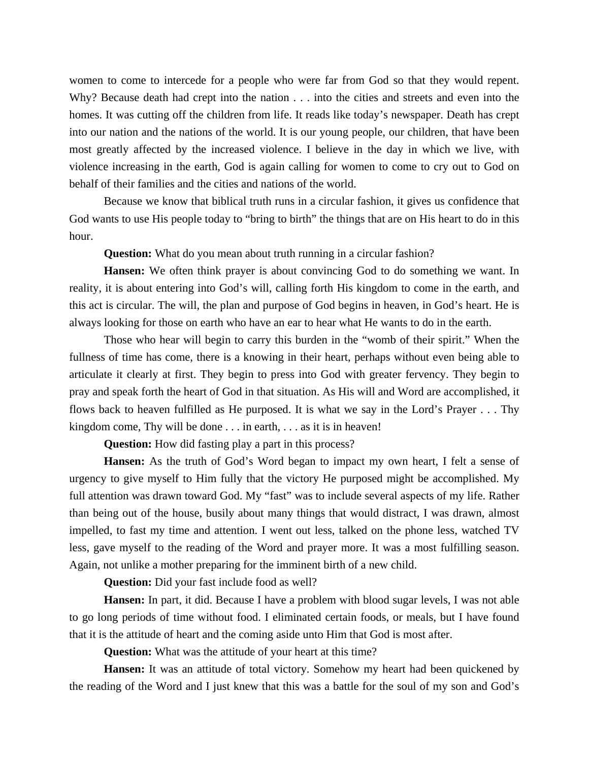women to come to intercede for a people who were far from God so that they would repent. Why? Because death had crept into the nation . . . into the cities and streets and even into the homes. It was cutting off the children from life. It reads like today's newspaper. Death has crept into our nation and the nations of the world. It is our young people, our children, that have been most greatly affected by the increased violence. I believe in the day in which we live, with violence increasing in the earth, God is again calling for women to come to cry out to God on behalf of their families and the cities and nations of the world.

Because we know that biblical truth runs in a circular fashion, it gives us confidence that God wants to use His people today to "bring to birth" the things that are on His heart to do in this hour.

**Question:** What do you mean about truth running in a circular fashion?

**Hansen:** We often think prayer is about convincing God to do something we want. In reality, it is about entering into God's will, calling forth His kingdom to come in the earth, and this act is circular. The will, the plan and purpose of God begins in heaven, in God's heart. He is always looking for those on earth who have an ear to hear what He wants to do in the earth.

Those who hear will begin to carry this burden in the "womb of their spirit." When the fullness of time has come, there is a knowing in their heart, perhaps without even being able to articulate it clearly at first. They begin to press into God with greater fervency. They begin to pray and speak forth the heart of God in that situation. As His will and Word are accomplished, it flows back to heaven fulfilled as He purposed. It is what we say in the Lord's Prayer . . . Thy kingdom come, Thy will be done . . . in earth, . . . as it is in heaven!

**Question:** How did fasting play a part in this process?

**Hansen:** As the truth of God's Word began to impact my own heart, I felt a sense of urgency to give myself to Him fully that the victory He purposed might be accomplished. My full attention was drawn toward God. My "fast" was to include several aspects of my life. Rather than being out of the house, busily about many things that would distract, I was drawn, almost impelled, to fast my time and attention. I went out less, talked on the phone less, watched TV less, gave myself to the reading of the Word and prayer more. It was a most fulfilling season. Again, not unlike a mother preparing for the imminent birth of a new child.

**Question:** Did your fast include food as well?

**Hansen:** In part, it did. Because I have a problem with blood sugar levels, I was not able to go long periods of time without food. I eliminated certain foods, or meals, but I have found that it is the attitude of heart and the coming aside unto Him that God is most after.

**Question:** What was the attitude of your heart at this time?

**Hansen:** It was an attitude of total victory. Somehow my heart had been quickened by the reading of the Word and I just knew that this was a battle for the soul of my son and God's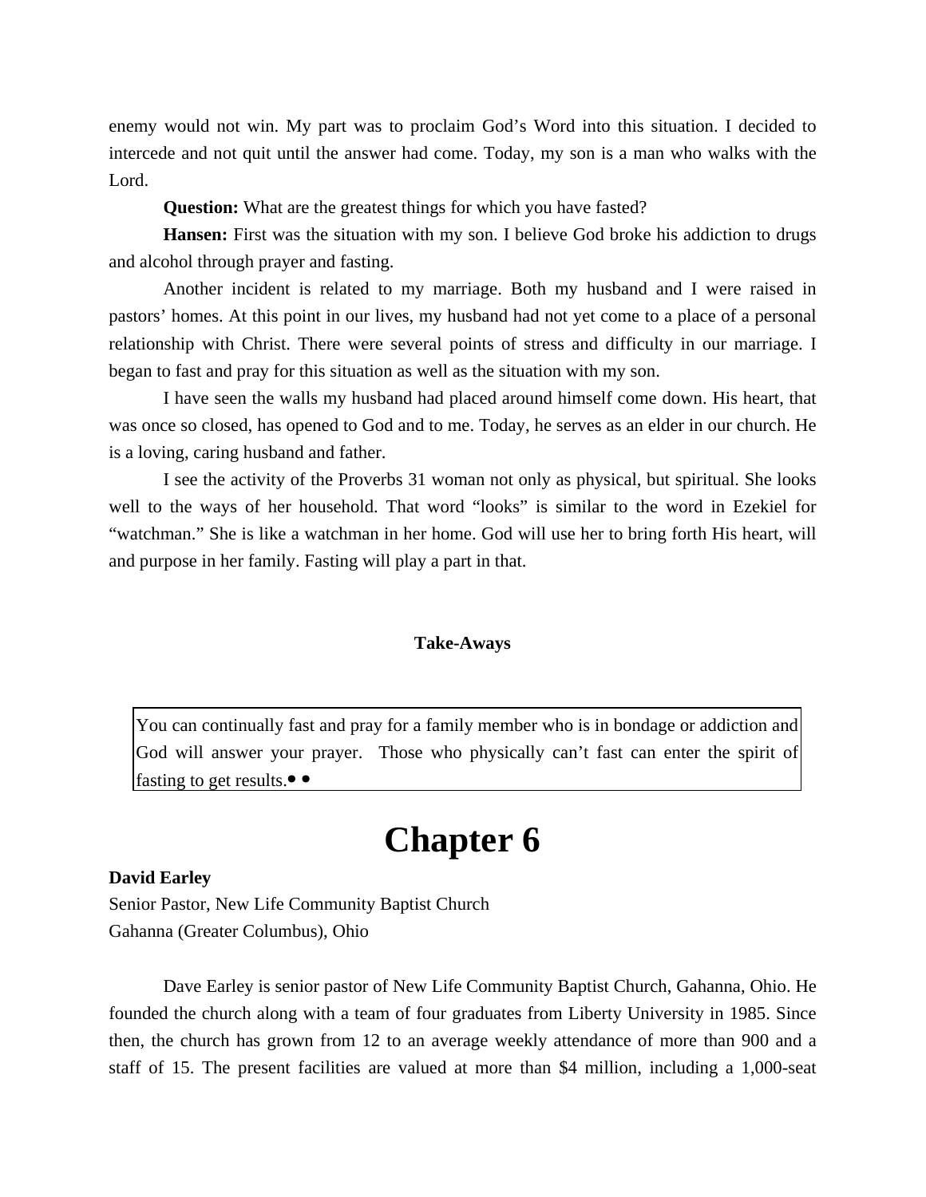enemy would not win. My part was to proclaim God's Word into this situation. I decided to intercede and not quit until the answer had come. Today, my son is a man who walks with the Lord.

**Question:** What are the greatest things for which you have fasted?

**Hansen:** First was the situation with my son. I believe God broke his addiction to drugs and alcohol through prayer and fasting.

Another incident is related to my marriage. Both my husband and I were raised in pastors' homes. At this point in our lives, my husband had not yet come to a place of a personal relationship with Christ. There were several points of stress and difficulty in our marriage. I began to fast and pray for this situation as well as the situation with my son.

I have seen the walls my husband had placed around himself come down. His heart, that was once so closed, has opened to God and to me. Today, he serves as an elder in our church. He is a loving, caring husband and father.

I see the activity of the Proverbs 31 woman not only as physical, but spiritual. She looks well to the ways of her household. That word "looks" is similar to the word in Ezekiel for "watchman." She is like a watchman in her home. God will use her to bring forth His heart, will and purpose in her family. Fasting will play a part in that.

### Take-Aways

You can continually fast and pray for a family member who is in bondage or addiction and God will answer your prayer. Those who physically can't fast can enter the spirit of fasting to get results.• •

# Chapter 6

**David Earley**
Senior Pastor, New Life Community Baptist Church
Gahanna (Greater Columbus), Ohio

Dave Earley is senior pastor of New Life Community Baptist Church, Gahanna, Ohio. He founded the church along with a team of four graduates from Liberty University in 1985. Since then, the church has grown from 12 to an average weekly attendance of more than 900 and a staff of 15. The present facilities are valued at more than $4 million, including a 1,000-seat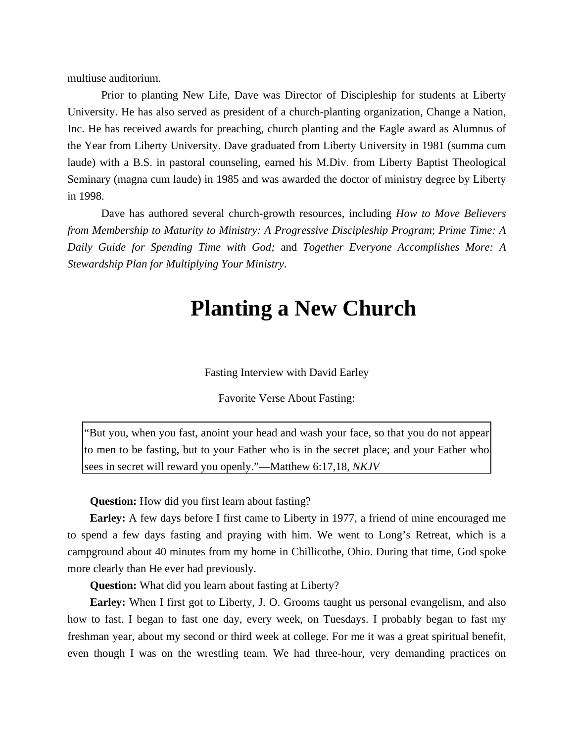multiuse auditorium.

Prior to planting New Life, Dave was Director of Discipleship for students at Liberty University. He has also served as president of a church-planting organization, Change a Nation, Inc. He has received awards for preaching, church planting and the Eagle award as Alumnus of the Year from Liberty University. Dave graduated from Liberty University in 1981 (summa cum laude) with a B.S. in pastoral counseling, earned his M.Div. from Liberty Baptist Theological Seminary (magna cum laude) in 1985 and was awarded the doctor of ministry degree by Liberty in 1998.

Dave has authored several church-growth resources, including *How to Move Believers from Membership to Maturity to Ministry: A Progressive Discipleship Program*; *Prime Time: A Daily Guide for Spending Time with God;* and *Together Everyone Accomplishes More: A Stewardship Plan for Multiplying Your Ministry*.

# Planting a New Church

Fasting Interview with David Earley

Favorite Verse About Fasting:

> "But you, when you fast, anoint your head and wash your face, so that you do not appear to men to be fasting, but to your Father who is in the secret place; and your Father who sees in secret will reward you openly."—Matthew 6:17,18, *NKJV*

**Question:** How did you first learn about fasting?

**Earley:** A few days before I first came to Liberty in 1977, a friend of mine encouraged me to spend a few days fasting and praying with him. We went to Long's Retreat, which is a campground about 40 minutes from my home in Chillicothe, Ohio. During that time, God spoke more clearly than He ever had previously.

**Question:** What did you learn about fasting at Liberty?

**Earley:** When I first got to Liberty, J. O. Grooms taught us personal evangelism, and also how to fast. I began to fast one day, every week, on Tuesdays. I probably began to fast my freshman year, about my second or third week at college. For me it was a great spiritual benefit, even though I was on the wrestling team. We had three-hour, very demanding practices on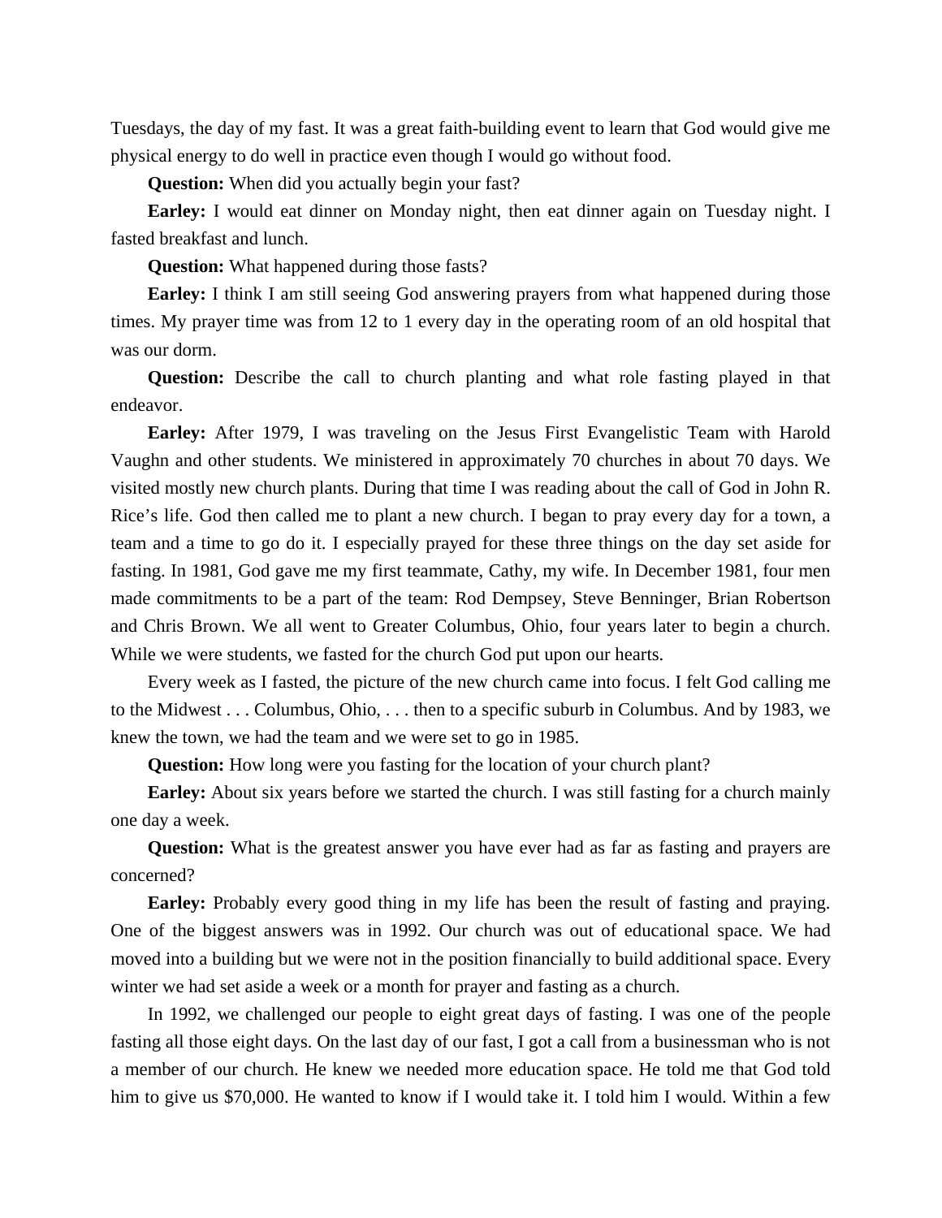Tuesdays, the day of my fast. It was a great faith-building event to learn that God would give me physical energy to do well in practice even though I would go without food.

**Question:** When did you actually begin your fast?

**Earley:** I would eat dinner on Monday night, then eat dinner again on Tuesday night. I fasted breakfast and lunch.

**Question:** What happened during those fasts?

**Earley:** I think I am still seeing God answering prayers from what happened during those times. My prayer time was from 12 to 1 every day in the operating room of an old hospital that was our dorm.

**Question:** Describe the call to church planting and what role fasting played in that endeavor.

**Earley:** After 1979, I was traveling on the Jesus First Evangelistic Team with Harold Vaughn and other students. We ministered in approximately 70 churches in about 70 days. We visited mostly new church plants. During that time I was reading about the call of God in John R. Rice's life. God then called me to plant a new church. I began to pray every day for a town, a team and a time to go do it. I especially prayed for these three things on the day set aside for fasting. In 1981, God gave me my first teammate, Cathy, my wife. In December 1981, four men made commitments to be a part of the team: Rod Dempsey, Steve Benninger, Brian Robertson and Chris Brown. We all went to Greater Columbus, Ohio, four years later to begin a church. While we were students, we fasted for the church God put upon our hearts.

Every week as I fasted, the picture of the new church came into focus. I felt God calling me to the Midwest . . . Columbus, Ohio, . . . then to a specific suburb in Columbus. And by 1983, we knew the town, we had the team and we were set to go in 1985.

**Question:** How long were you fasting for the location of your church plant?

**Earley:** About six years before we started the church. I was still fasting for a church mainly one day a week.

**Question:** What is the greatest answer you have ever had as far as fasting and prayers are concerned?

**Earley:** Probably every good thing in my life has been the result of fasting and praying. One of the biggest answers was in 1992. Our church was out of educational space. We had moved into a building but we were not in the position financially to build additional space. Every winter we had set aside a week or a month for prayer and fasting as a church.

In 1992, we challenged our people to eight great days of fasting. I was one of the people fasting all those eight days. On the last day of our fast, I got a call from a businessman who is not a member of our church. He knew we needed more education space. He told me that God told him to give us $70,000. He wanted to know if I would take it. I told him I would. Within a few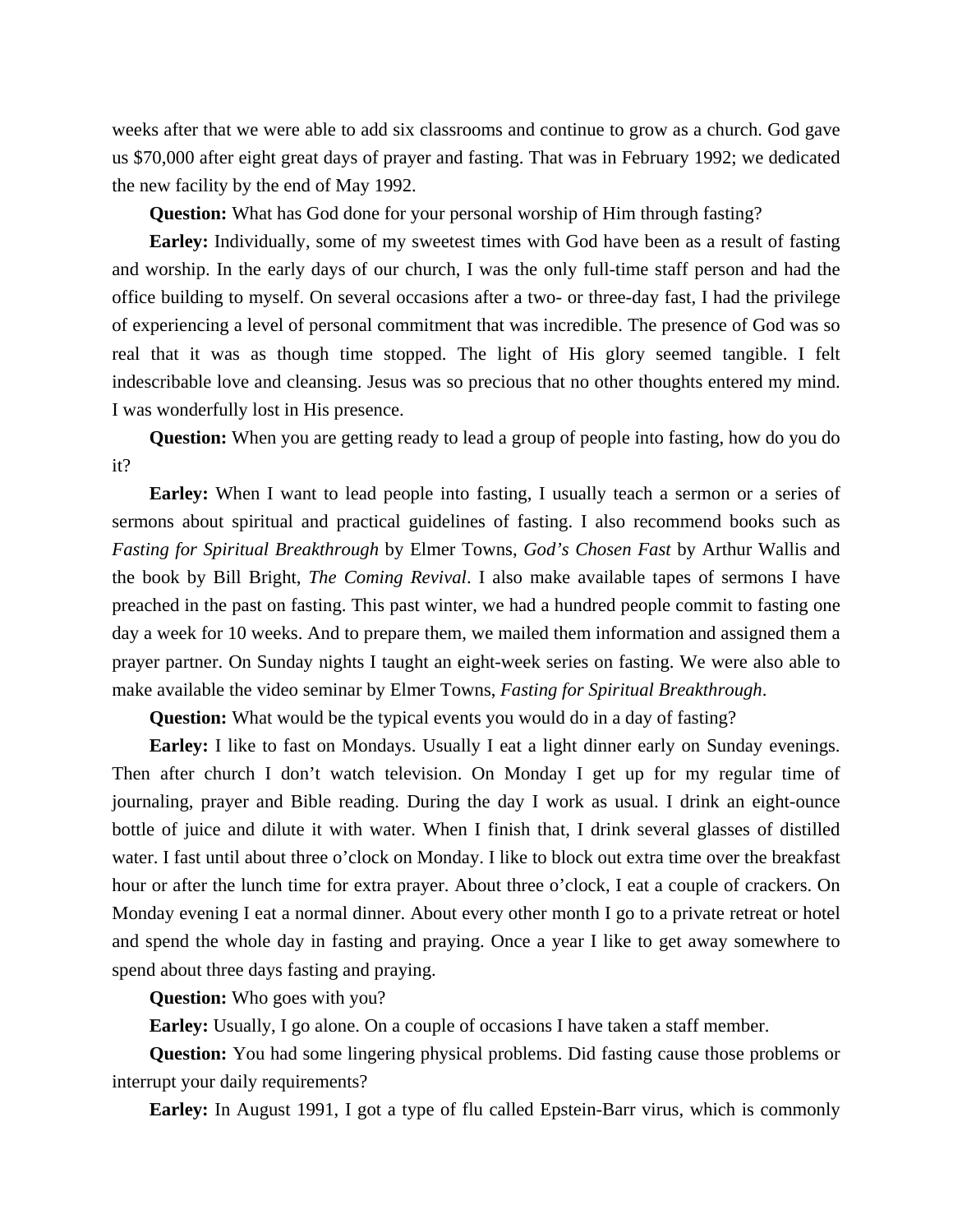weeks after that we were able to add six classrooms and continue to grow as a church. God gave us $70,000 after eight great days of prayer and fasting. That was in February 1992; we dedicated the new facility by the end of May 1992.

**Question:** What has God done for your personal worship of Him through fasting?

**Earley:** Individually, some of my sweetest times with God have been as a result of fasting and worship. In the early days of our church, I was the only full-time staff person and had the office building to myself. On several occasions after a two- or three-day fast, I had the privilege of experiencing a level of personal commitment that was incredible. The presence of God was so real that it was as though time stopped. The light of His glory seemed tangible. I felt indescribable love and cleansing. Jesus was so precious that no other thoughts entered my mind. I was wonderfully lost in His presence.

**Question:** When you are getting ready to lead a group of people into fasting, how do you do it?

**Earley:** When I want to lead people into fasting, I usually teach a sermon or a series of sermons about spiritual and practical guidelines of fasting. I also recommend books such as *Fasting for Spiritual Breakthrough* by Elmer Towns, *God's Chosen Fast* by Arthur Wallis and the book by Bill Bright, *The Coming Revival*. I also make available tapes of sermons I have preached in the past on fasting. This past winter, we had a hundred people commit to fasting one day a week for 10 weeks. And to prepare them, we mailed them information and assigned them a prayer partner. On Sunday nights I taught an eight-week series on fasting. We were also able to make available the video seminar by Elmer Towns, *Fasting for Spiritual Breakthrough*.

**Question:** What would be the typical events you would do in a day of fasting?

**Earley:** I like to fast on Mondays. Usually I eat a light dinner early on Sunday evenings. Then after church I don't watch television. On Monday I get up for my regular time of journaling, prayer and Bible reading. During the day I work as usual. I drink an eight-ounce bottle of juice and dilute it with water. When I finish that, I drink several glasses of distilled water. I fast until about three o'clock on Monday. I like to block out extra time over the breakfast hour or after the lunch time for extra prayer. About three o'clock, I eat a couple of crackers. On Monday evening I eat a normal dinner. About every other month I go to a private retreat or hotel and spend the whole day in fasting and praying. Once a year I like to get away somewhere to spend about three days fasting and praying.

**Question:** Who goes with you?

**Earley:** Usually, I go alone. On a couple of occasions I have taken a staff member.

**Question:** You had some lingering physical problems. Did fasting cause those problems or interrupt your daily requirements?

**Earley:** In August 1991, I got a type of flu called Epstein-Barr virus, which is commonly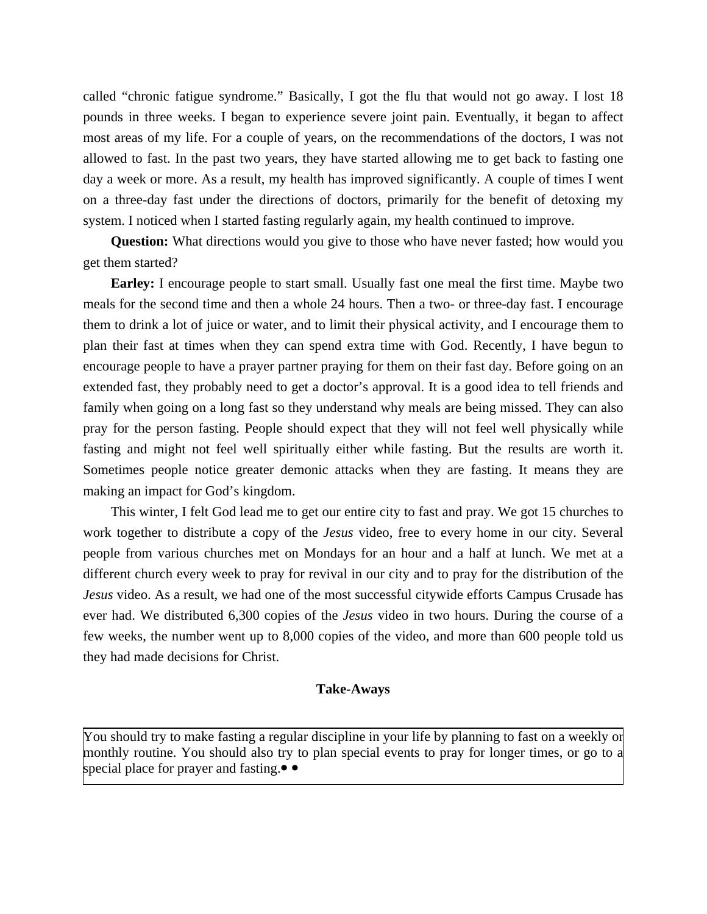called "chronic fatigue syndrome." Basically, I got the flu that would not go away. I lost 18 pounds in three weeks. I began to experience severe joint pain. Eventually, it began to affect most areas of my life. For a couple of years, on the recommendations of the doctors, I was not allowed to fast. In the past two years, they have started allowing me to get back to fasting one day a week or more. As a result, my health has improved significantly. A couple of times I went on a three-day fast under the directions of doctors, primarily for the benefit of detoxing my system. I noticed when I started fasting regularly again, my health continued to improve.

**Question:** What directions would you give to those who have never fasted; how would you get them started?

**Earley:** I encourage people to start small. Usually fast one meal the first time. Maybe two meals for the second time and then a whole 24 hours. Then a two- or three-day fast. I encourage them to drink a lot of juice or water, and to limit their physical activity, and I encourage them to plan their fast at times when they can spend extra time with God. Recently, I have begun to encourage people to have a prayer partner praying for them on their fast day. Before going on an extended fast, they probably need to get a doctor's approval. It is a good idea to tell friends and family when going on a long fast so they understand why meals are being missed. They can also pray for the person fasting. People should expect that they will not feel well physically while fasting and might not feel well spiritually either while fasting. But the results are worth it. Sometimes people notice greater demonic attacks when they are fasting. It means they are making an impact for God's kingdom.

This winter, I felt God lead me to get our entire city to fast and pray. We got 15 churches to work together to distribute a copy of the *Jesus* video, free to every home in our city. Several people from various churches met on Mondays for an hour and a half at lunch. We met at a different church every week to pray for revival in our city and to pray for the distribution of the *Jesus* video. As a result, we had one of the most successful citywide efforts Campus Crusade has ever had. We distributed 6,300 copies of the *Jesus* video in two hours. During the course of a few weeks, the number went up to 8,000 copies of the video, and more than 600 people told us they had made decisions for Christ.

### Take-Aways

You should try to make fasting a regular discipline in your life by planning to fast on a weekly or monthly routine. You should also try to plan special events to pray for longer times, or go to a special place for prayer and fasting.• •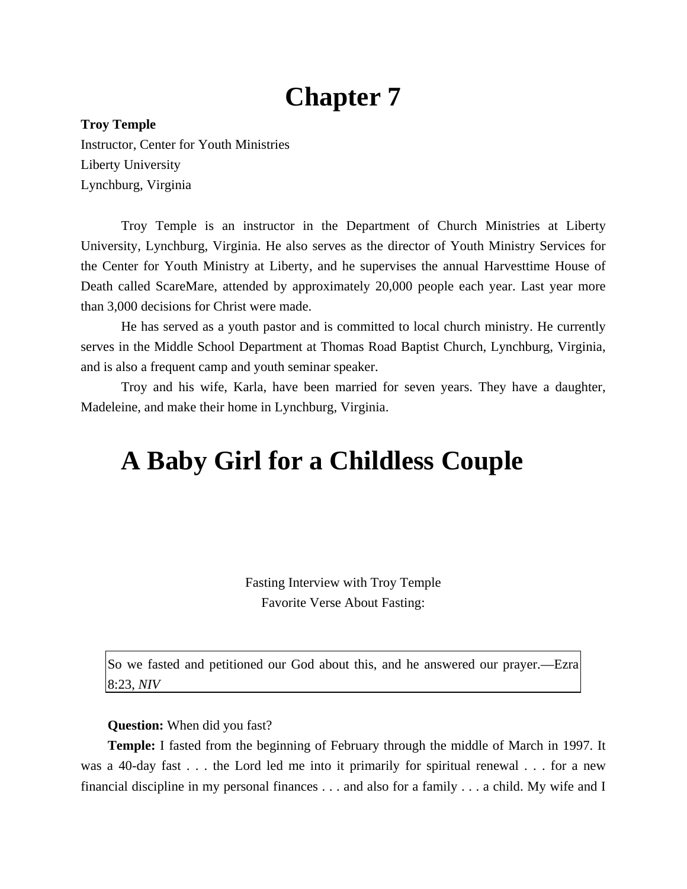# Chapter 7

**Troy Temple**
Instructor, Center for Youth Ministries
Liberty University
Lynchburg, Virginia

Troy Temple is an instructor in the Department of Church Ministries at Liberty University, Lynchburg, Virginia. He also serves as the director of Youth Ministry Services for the Center for Youth Ministry at Liberty, and he supervises the annual Harvesttime House of Death called ScareMare, attended by approximately 20,000 people each year. Last year more than 3,000 decisions for Christ were made.

He has served as a youth pastor and is committed to local church ministry. He currently serves in the Middle School Department at Thomas Road Baptist Church, Lynchburg, Virginia, and is also a frequent camp and youth seminar speaker.

Troy and his wife, Karla, have been married for seven years. They have a daughter, Madeleine, and make their home in Lynchburg, Virginia.

# A Baby Girl for a Childless Couple

Fasting Interview with Troy Temple
Favorite Verse About Fasting:

> So we fasted and petitioned our God about this, and he answered our prayer.—Ezra 8:23, *NIV*

**Question:** When did you fast?

**Temple:** I fasted from the beginning of February through the middle of March in 1997. It was a 40-day fast . . . the Lord led me into it primarily for spiritual renewal . . . for a new financial discipline in my personal finances . . . and also for a family . . . a child. My wife and I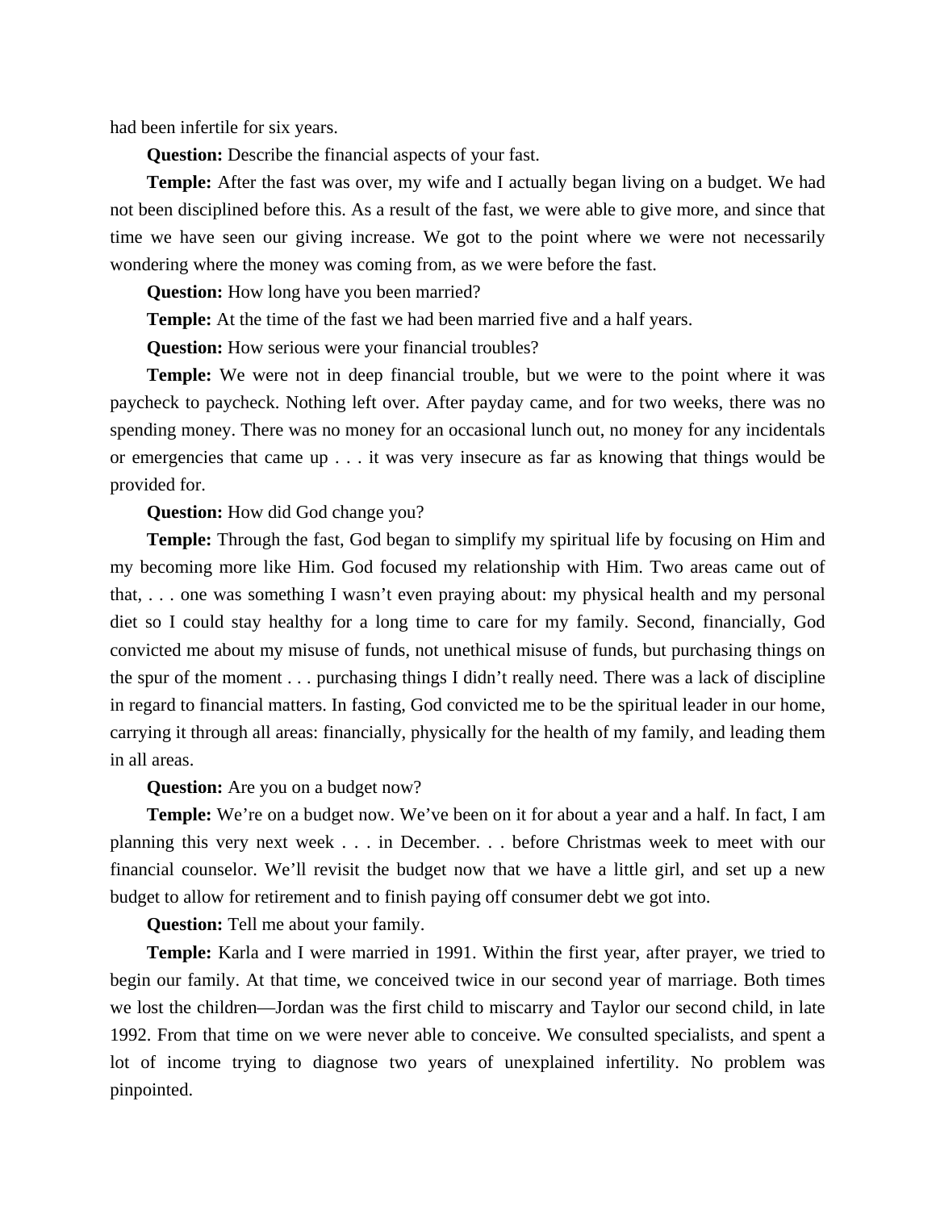had been infertile for six years.

**Question:** Describe the financial aspects of your fast.

**Temple:** After the fast was over, my wife and I actually began living on a budget. We had not been disciplined before this. As a result of the fast, we were able to give more, and since that time we have seen our giving increase. We got to the point where we were not necessarily wondering where the money was coming from, as we were before the fast.

**Question:** How long have you been married?

**Temple:** At the time of the fast we had been married five and a half years.

**Question:** How serious were your financial troubles?

**Temple:** We were not in deep financial trouble, but we were to the point where it was paycheck to paycheck. Nothing left over. After payday came, and for two weeks, there was no spending money. There was no money for an occasional lunch out, no money for any incidentals or emergencies that came up . . . it was very insecure as far as knowing that things would be provided for.

**Question:** How did God change you?

**Temple:** Through the fast, God began to simplify my spiritual life by focusing on Him and my becoming more like Him. God focused my relationship with Him. Two areas came out of that, . . . one was something I wasn't even praying about: my physical health and my personal diet so I could stay healthy for a long time to care for my family. Second, financially, God convicted me about my misuse of funds, not unethical misuse of funds, but purchasing things on the spur of the moment . . . purchasing things I didn't really need. There was a lack of discipline in regard to financial matters. In fasting, God convicted me to be the spiritual leader in our home, carrying it through all areas: financially, physically for the health of my family, and leading them in all areas.

**Question:** Are you on a budget now?

**Temple:** We're on a budget now. We've been on it for about a year and a half. In fact, I am planning this very next week . . . in December. . . before Christmas week to meet with our financial counselor. We'll revisit the budget now that we have a little girl, and set up a new budget to allow for retirement and to finish paying off consumer debt we got into.

**Question:** Tell me about your family.

**Temple:** Karla and I were married in 1991. Within the first year, after prayer, we tried to begin our family. At that time, we conceived twice in our second year of marriage. Both times we lost the children—Jordan was the first child to miscarry and Taylor our second child, in late 1992. From that time on we were never able to conceive. We consulted specialists, and spent a lot of income trying to diagnose two years of unexplained infertility. No problem was pinpointed.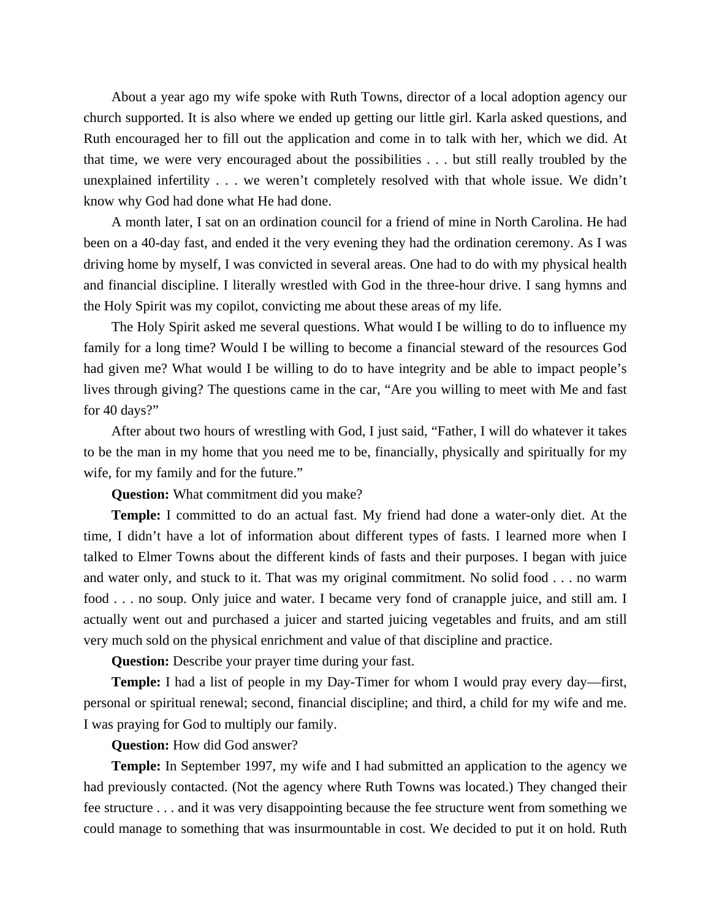About a year ago my wife spoke with Ruth Towns, director of a local adoption agency our church supported. It is also where we ended up getting our little girl. Karla asked questions, and Ruth encouraged her to fill out the application and come in to talk with her, which we did. At that time, we were very encouraged about the possibilities . . . but still really troubled by the unexplained infertility . . . we weren't completely resolved with that whole issue. We didn't know why God had done what He had done.

A month later, I sat on an ordination council for a friend of mine in North Carolina. He had been on a 40-day fast, and ended it the very evening they had the ordination ceremony. As I was driving home by myself, I was convicted in several areas. One had to do with my physical health and financial discipline. I literally wrestled with God in the three-hour drive. I sang hymns and the Holy Spirit was my copilot, convicting me about these areas of my life.

The Holy Spirit asked me several questions. What would I be willing to do to influence my family for a long time? Would I be willing to become a financial steward of the resources God had given me? What would I be willing to do to have integrity and be able to impact people's lives through giving? The questions came in the car, "Are you willing to meet with Me and fast for 40 days?"

After about two hours of wrestling with God, I just said, "Father, I will do whatever it takes to be the man in my home that you need me to be, financially, physically and spiritually for my wife, for my family and for the future."

**Question:** What commitment did you make?

**Temple:** I committed to do an actual fast. My friend had done a water-only diet. At the time, I didn't have a lot of information about different types of fasts. I learned more when I talked to Elmer Towns about the different kinds of fasts and their purposes. I began with juice and water only, and stuck to it. That was my original commitment. No solid food . . . no warm food . . . no soup. Only juice and water. I became very fond of cranapple juice, and still am. I actually went out and purchased a juicer and started juicing vegetables and fruits, and am still very much sold on the physical enrichment and value of that discipline and practice.

**Question:** Describe your prayer time during your fast.

**Temple:** I had a list of people in my Day-Timer for whom I would pray every day—first, personal or spiritual renewal; second, financial discipline; and third, a child for my wife and me. I was praying for God to multiply our family.

**Question:** How did God answer?

**Temple:** In September 1997, my wife and I had submitted an application to the agency we had previously contacted. (Not the agency where Ruth Towns was located.) They changed their fee structure . . . and it was very disappointing because the fee structure went from something we could manage to something that was insurmountable in cost. We decided to put it on hold. Ruth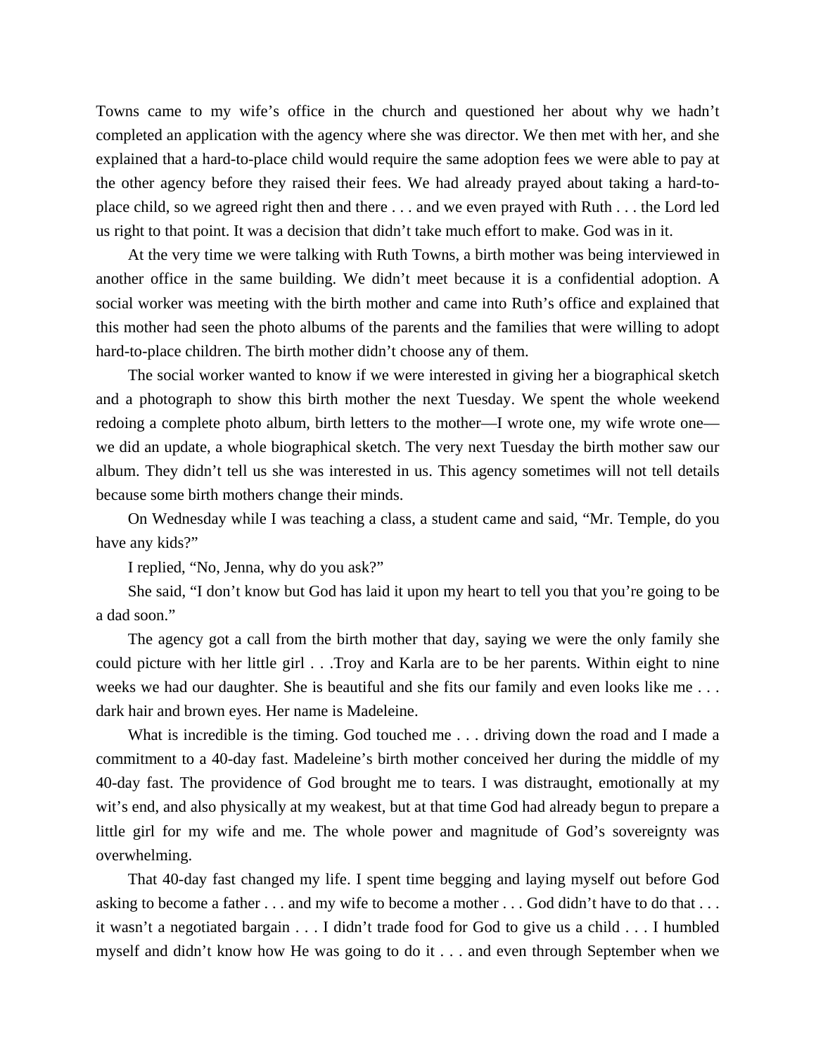Towns came to my wife's office in the church and questioned her about why we hadn't completed an application with the agency where she was director. We then met with her, and she explained that a hard-to-place child would require the same adoption fees we were able to pay at the other agency before they raised their fees. We had already prayed about taking a hard-to-place child, so we agreed right then and there . . . and we even prayed with Ruth . . . the Lord led us right to that point. It was a decision that didn't take much effort to make. God was in it.

At the very time we were talking with Ruth Towns, a birth mother was being interviewed in another office in the same building. We didn't meet because it is a confidential adoption. A social worker was meeting with the birth mother and came into Ruth's office and explained that this mother had seen the photo albums of the parents and the families that were willing to adopt hard-to-place children. The birth mother didn't choose any of them.

The social worker wanted to know if we were interested in giving her a biographical sketch and a photograph to show this birth mother the next Tuesday. We spent the whole weekend redoing a complete photo album, birth letters to the mother—I wrote one, my wife wrote one—we did an update, a whole biographical sketch. The very next Tuesday the birth mother saw our album. They didn't tell us she was interested in us. This agency sometimes will not tell details because some birth mothers change their minds.

On Wednesday while I was teaching a class, a student came and said, "Mr. Temple, do you have any kids?"

I replied, "No, Jenna, why do you ask?"

She said, "I don't know but God has laid it upon my heart to tell you that you're going to be a dad soon."

The agency got a call from the birth mother that day, saying we were the only family she could picture with her little girl . . .Troy and Karla are to be her parents. Within eight to nine weeks we had our daughter. She is beautiful and she fits our family and even looks like me . . . dark hair and brown eyes. Her name is Madeleine.

What is incredible is the timing. God touched me . . . driving down the road and I made a commitment to a 40-day fast. Madeleine's birth mother conceived her during the middle of my 40-day fast. The providence of God brought me to tears. I was distraught, emotionally at my wit's end, and also physically at my weakest, but at that time God had already begun to prepare a little girl for my wife and me. The whole power and magnitude of God's sovereignty was overwhelming.

That 40-day fast changed my life. I spent time begging and laying myself out before God asking to become a father . . . and my wife to become a mother . . . God didn't have to do that . . . it wasn't a negotiated bargain . . . I didn't trade food for God to give us a child . . . I humbled myself and didn't know how He was going to do it . . . and even through September when we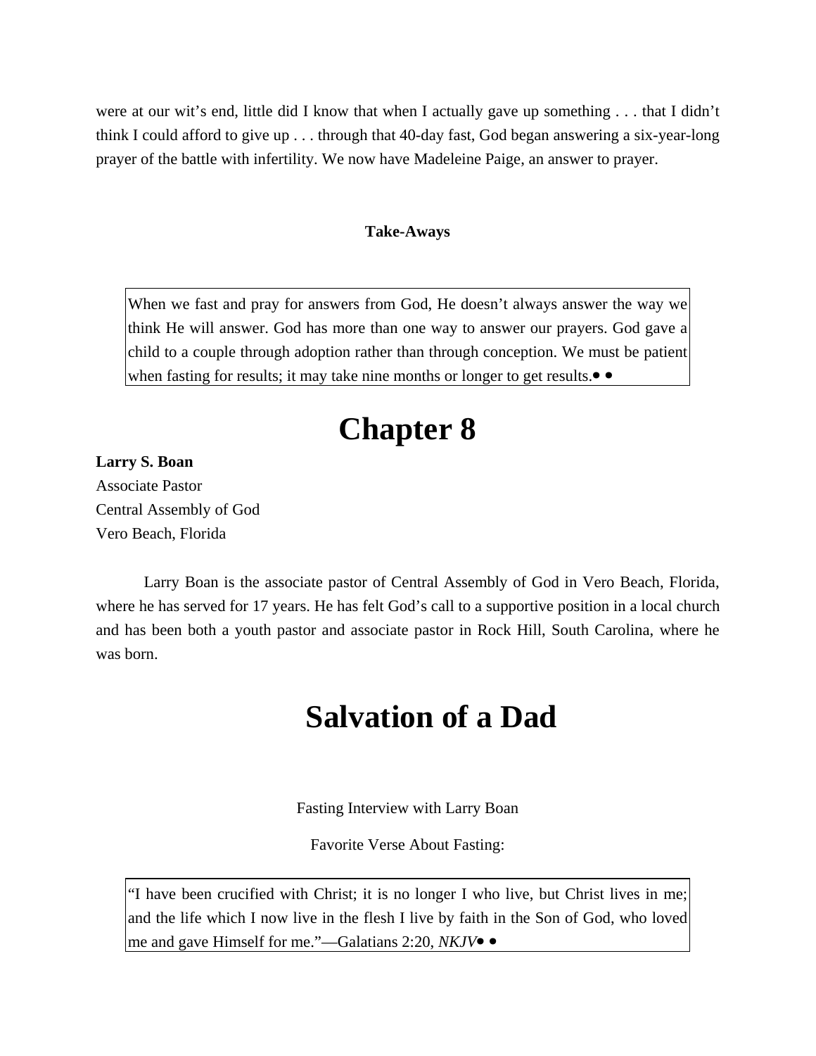were at our wit's end, little did I know that when I actually gave up something . . . that I didn't think I could afford to give up . . . through that 40-day fast, God began answering a six-year-long prayer of the battle with infertility. We now have Madeleine Paige, an answer to prayer.

**Take-Aways**

> When we fast and pray for answers from God, He doesn't always answer the way we think He will answer. God has more than one way to answer our prayers. God gave a child to a couple through adoption rather than through conception. We must be patient when fasting for results; it may take nine months or longer to get results.• •

# Chapter 8

**Larry S. Boan**
Associate Pastor
Central Assembly of God
Vero Beach, Florida

Larry Boan is the associate pastor of Central Assembly of God in Vero Beach, Florida, where he has served for 17 years. He has felt God's call to a supportive position in a local church and has been both a youth pastor and associate pastor in Rock Hill, South Carolina, where he was born.

# Salvation of a Dad

Fasting Interview with Larry Boan

Favorite Verse About Fasting:

> "I have been crucified with Christ; it is no longer I who live, but Christ lives in me; and the life which I now live in the flesh I live by faith in the Son of God, who loved me and gave Himself for me."—Galatians 2:20, *NKJV*• •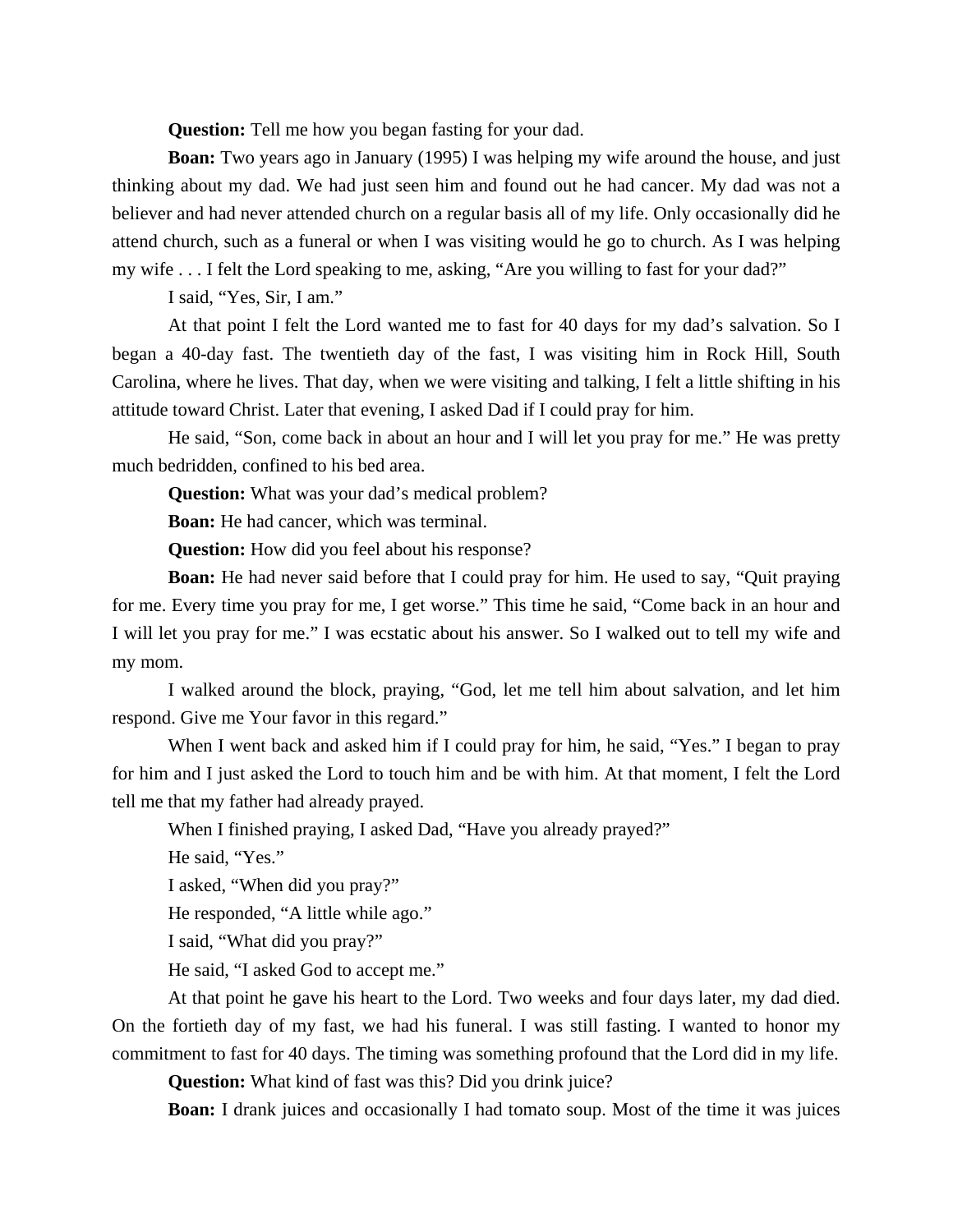**Question:** Tell me how you began fasting for your dad.

**Boan:** Two years ago in January (1995) I was helping my wife around the house, and just thinking about my dad. We had just seen him and found out he had cancer. My dad was not a believer and had never attended church on a regular basis all of my life. Only occasionally did he attend church, such as a funeral or when I was visiting would he go to church. As I was helping my wife . . . I felt the Lord speaking to me, asking, "Are you willing to fast for your dad?"

I said, "Yes, Sir, I am."

At that point I felt the Lord wanted me to fast for 40 days for my dad's salvation. So I began a 40-day fast. The twentieth day of the fast, I was visiting him in Rock Hill, South Carolina, where he lives. That day, when we were visiting and talking, I felt a little shifting in his attitude toward Christ. Later that evening, I asked Dad if I could pray for him.

He said, "Son, come back in about an hour and I will let you pray for me." He was pretty much bedridden, confined to his bed area.

**Question:** What was your dad's medical problem?

**Boan:** He had cancer, which was terminal.

**Question:** How did you feel about his response?

**Boan:** He had never said before that I could pray for him. He used to say, "Quit praying for me. Every time you pray for me, I get worse." This time he said, "Come back in an hour and I will let you pray for me." I was ecstatic about his answer. So I walked out to tell my wife and my mom.

I walked around the block, praying, "God, let me tell him about salvation, and let him respond. Give me Your favor in this regard."

When I went back and asked him if I could pray for him, he said, "Yes." I began to pray for him and I just asked the Lord to touch him and be with him. At that moment, I felt the Lord tell me that my father had already prayed.

When I finished praying, I asked Dad, "Have you already prayed?"

He said, "Yes."

I asked, "When did you pray?"

He responded, "A little while ago."

I said, "What did you pray?"

He said, "I asked God to accept me."

At that point he gave his heart to the Lord. Two weeks and four days later, my dad died. On the fortieth day of my fast, we had his funeral. I was still fasting. I wanted to honor my commitment to fast for 40 days. The timing was something profound that the Lord did in my life.

**Question:** What kind of fast was this? Did you drink juice?

**Boan:** I drank juices and occasionally I had tomato soup. Most of the time it was juices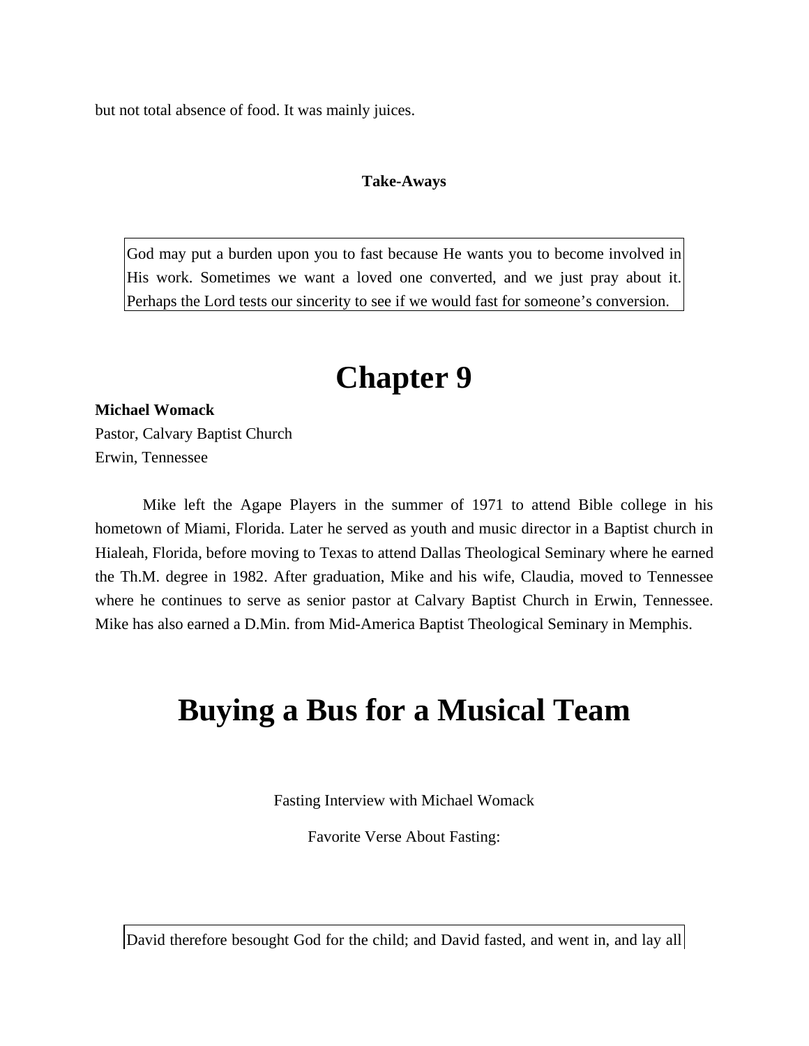but not total absence of food. It was mainly juices.

**Take-Aways**

> God may put a burden upon you to fast because He wants you to become involved in His work. Sometimes we want a loved one converted, and we just pray about it. Perhaps the Lord tests our sincerity to see if we would fast for someone's conversion.

# Chapter 9

**Michael Womack**
Pastor, Calvary Baptist Church
Erwin, Tennessee

Mike left the Agape Players in the summer of 1971 to attend Bible college in his hometown of Miami, Florida. Later he served as youth and music director in a Baptist church in Hialeah, Florida, before moving to Texas to attend Dallas Theological Seminary where he earned the Th.M. degree in 1982. After graduation, Mike and his wife, Claudia, moved to Tennessee where he continues to serve as senior pastor at Calvary Baptist Church in Erwin, Tennessee. Mike has also earned a D.Min. from Mid-America Baptist Theological Seminary in Memphis.

# Buying a Bus for a Musical Team

Fasting Interview with Michael Womack

Favorite Verse About Fasting:

> David therefore besought God for the child; and David fasted, and went in, and lay all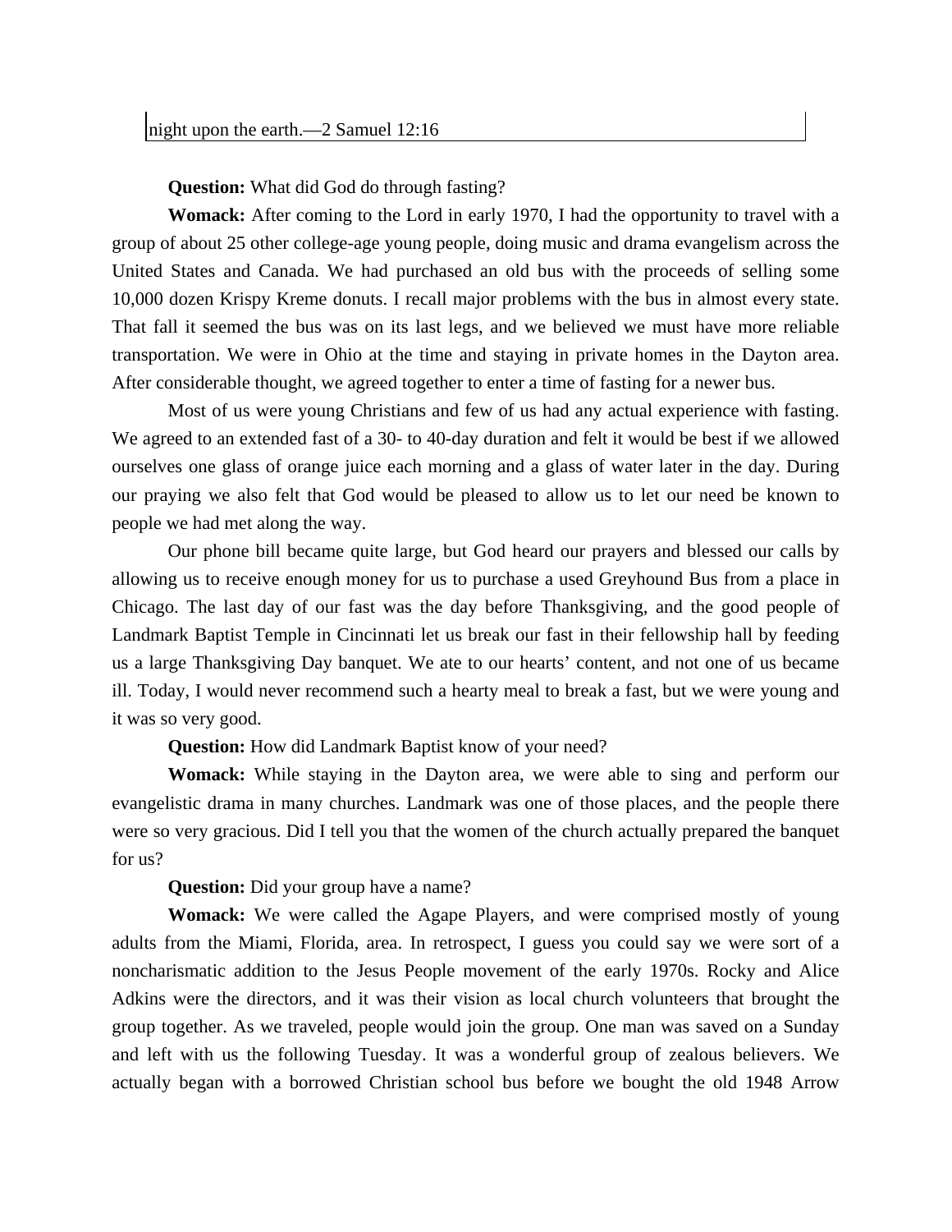night upon the earth.—2 Samuel 12:16

**Question:** What did God do through fasting?

**Womack:** After coming to the Lord in early 1970, I had the opportunity to travel with a group of about 25 other college-age young people, doing music and drama evangelism across the United States and Canada. We had purchased an old bus with the proceeds of selling some 10,000 dozen Krispy Kreme donuts. I recall major problems with the bus in almost every state. That fall it seemed the bus was on its last legs, and we believed we must have more reliable transportation. We were in Ohio at the time and staying in private homes in the Dayton area. After considerable thought, we agreed together to enter a time of fasting for a newer bus.

Most of us were young Christians and few of us had any actual experience with fasting. We agreed to an extended fast of a 30- to 40-day duration and felt it would be best if we allowed ourselves one glass of orange juice each morning and a glass of water later in the day. During our praying we also felt that God would be pleased to allow us to let our need be known to people we had met along the way.

Our phone bill became quite large, but God heard our prayers and blessed our calls by allowing us to receive enough money for us to purchase a used Greyhound Bus from a place in Chicago. The last day of our fast was the day before Thanksgiving, and the good people of Landmark Baptist Temple in Cincinnati let us break our fast in their fellowship hall by feeding us a large Thanksgiving Day banquet. We ate to our hearts' content, and not one of us became ill. Today, I would never recommend such a hearty meal to break a fast, but we were young and it was so very good.

**Question:** How did Landmark Baptist know of your need?

**Womack:** While staying in the Dayton area, we were able to sing and perform our evangelistic drama in many churches. Landmark was one of those places, and the people there were so very gracious. Did I tell you that the women of the church actually prepared the banquet for us?

**Question:** Did your group have a name?

**Womack:** We were called the Agape Players, and were comprised mostly of young adults from the Miami, Florida, area. In retrospect, I guess you could say we were sort of a noncharismatic addition to the Jesus People movement of the early 1970s. Rocky and Alice Adkins were the directors, and it was their vision as local church volunteers that brought the group together. As we traveled, people would join the group. One man was saved on a Sunday and left with us the following Tuesday. It was a wonderful group of zealous believers. We actually began with a borrowed Christian school bus before we bought the old 1948 Arrow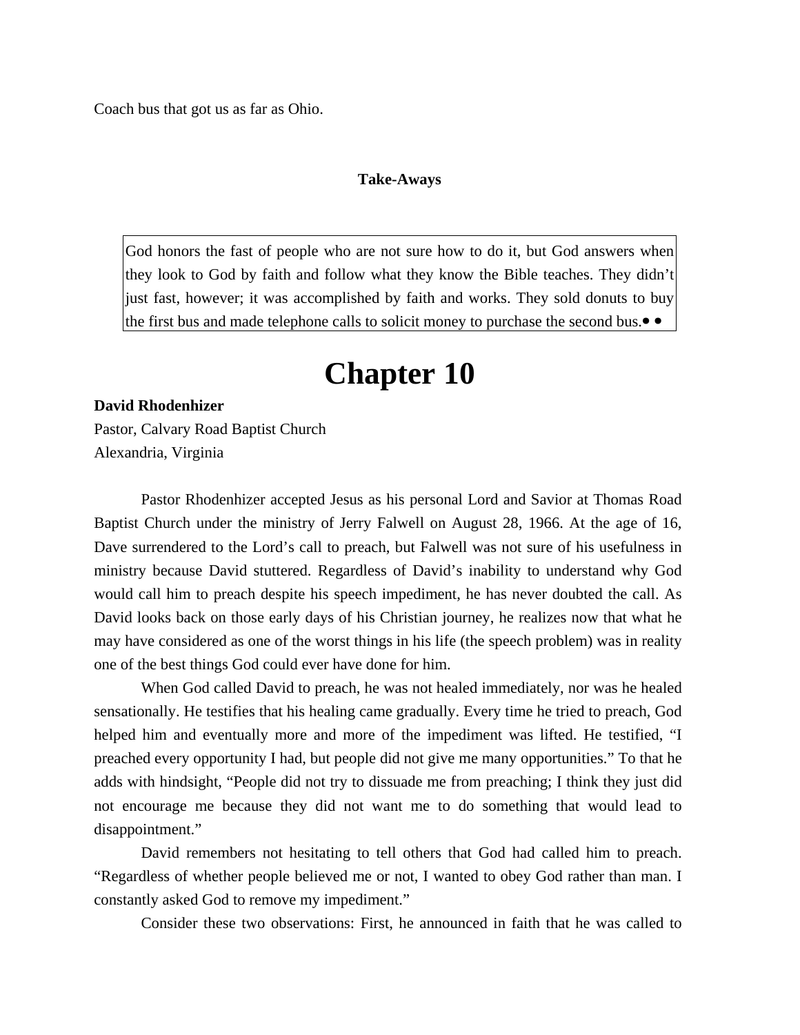Coach bus that got us as far as Ohio.

**Take-Aways**

God honors the fast of people who are not sure how to do it, but God answers when they look to God by faith and follow what they know the Bible teaches. They didn't just fast, however; it was accomplished by faith and works. They sold donuts to buy the first bus and made telephone calls to solicit money to purchase the second bus.• •

# Chapter 10

**David Rhodenhizer**
Pastor, Calvary Road Baptist Church
Alexandria, Virginia

Pastor Rhodenhizer accepted Jesus as his personal Lord and Savior at Thomas Road Baptist Church under the ministry of Jerry Falwell on August 28, 1966. At the age of 16, Dave surrendered to the Lord's call to preach, but Falwell was not sure of his usefulness in ministry because David stuttered. Regardless of David's inability to understand why God would call him to preach despite his speech impediment, he has never doubted the call. As David looks back on those early days of his Christian journey, he realizes now that what he may have considered as one of the worst things in his life (the speech problem) was in reality one of the best things God could ever have done for him.

When God called David to preach, he was not healed immediately, nor was he healed sensationally. He testifies that his healing came gradually. Every time he tried to preach, God helped him and eventually more and more of the impediment was lifted. He testified, "I preached every opportunity I had, but people did not give me many opportunities." To that he adds with hindsight, "People did not try to dissuade me from preaching; I think they just did not encourage me because they did not want me to do something that would lead to disappointment."

David remembers not hesitating to tell others that God had called him to preach. "Regardless of whether people believed me or not, I wanted to obey God rather than man. I constantly asked God to remove my impediment."

Consider these two observations: First, he announced in faith that he was called to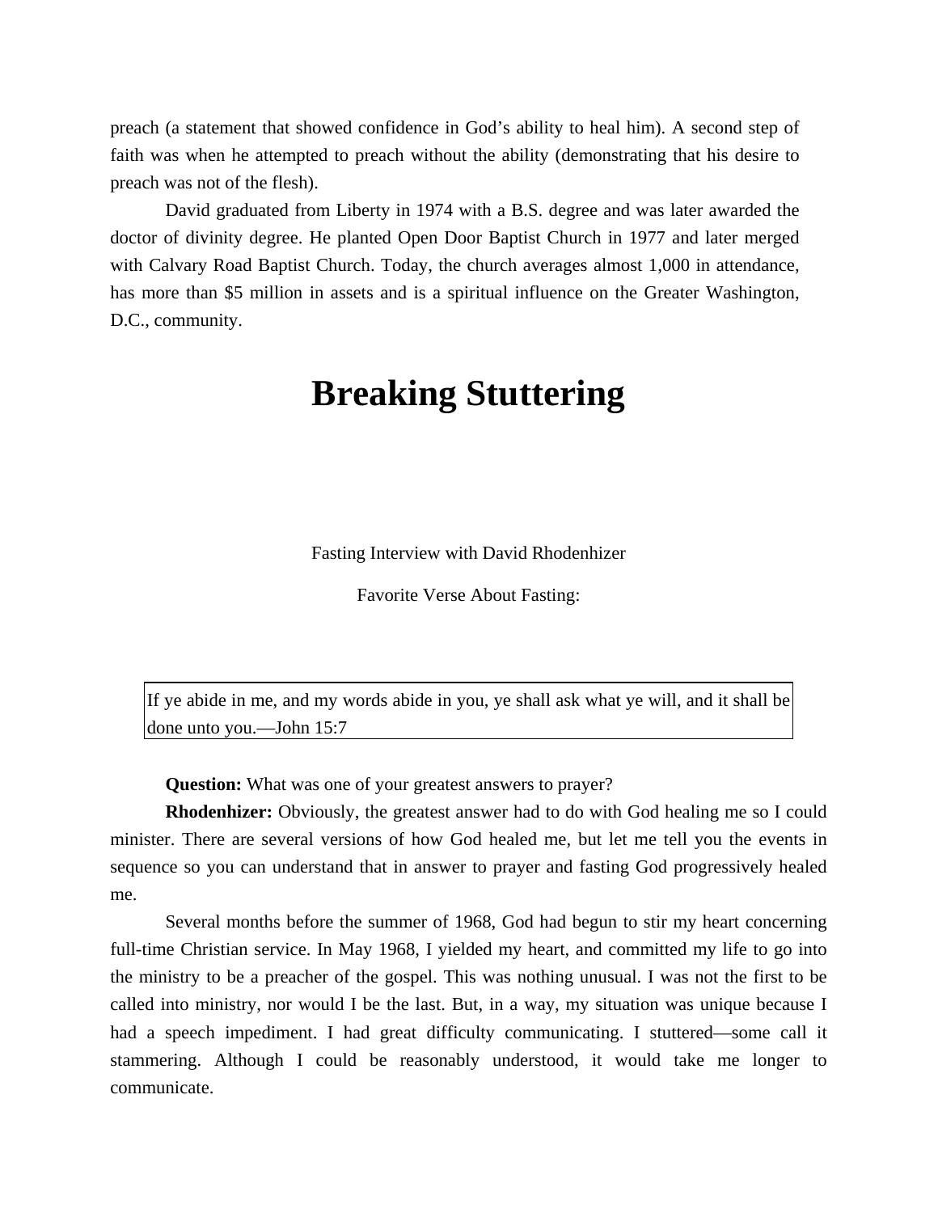preach (a statement that showed confidence in God's ability to heal him). A second step of faith was when he attempted to preach without the ability (demonstrating that his desire to preach was not of the flesh).

David graduated from Liberty in 1974 with a B.S. degree and was later awarded the doctor of divinity degree. He planted Open Door Baptist Church in 1977 and later merged with Calvary Road Baptist Church. Today, the church averages almost 1,000 in attendance, has more than $5 million in assets and is a spiritual influence on the Greater Washington, D.C., community.

# Breaking Stuttering

Fasting Interview with David Rhodenhizer

Favorite Verse About Fasting:

> If ye abide in me, and my words abide in you, ye shall ask what ye will, and it shall be done unto you.—John 15:7

**Question:** What was one of your greatest answers to prayer?

**Rhodenhizer:** Obviously, the greatest answer had to do with God healing me so I could minister. There are several versions of how God healed me, but let me tell you the events in sequence so you can understand that in answer to prayer and fasting God progressively healed me.

Several months before the summer of 1968, God had begun to stir my heart concerning full-time Christian service. In May 1968, I yielded my heart, and committed my life to go into the ministry to be a preacher of the gospel. This was nothing unusual. I was not the first to be called into ministry, nor would I be the last. But, in a way, my situation was unique because I had a speech impediment. I had great difficulty communicating. I stuttered—some call it stammering. Although I could be reasonably understood, it would take me longer to communicate.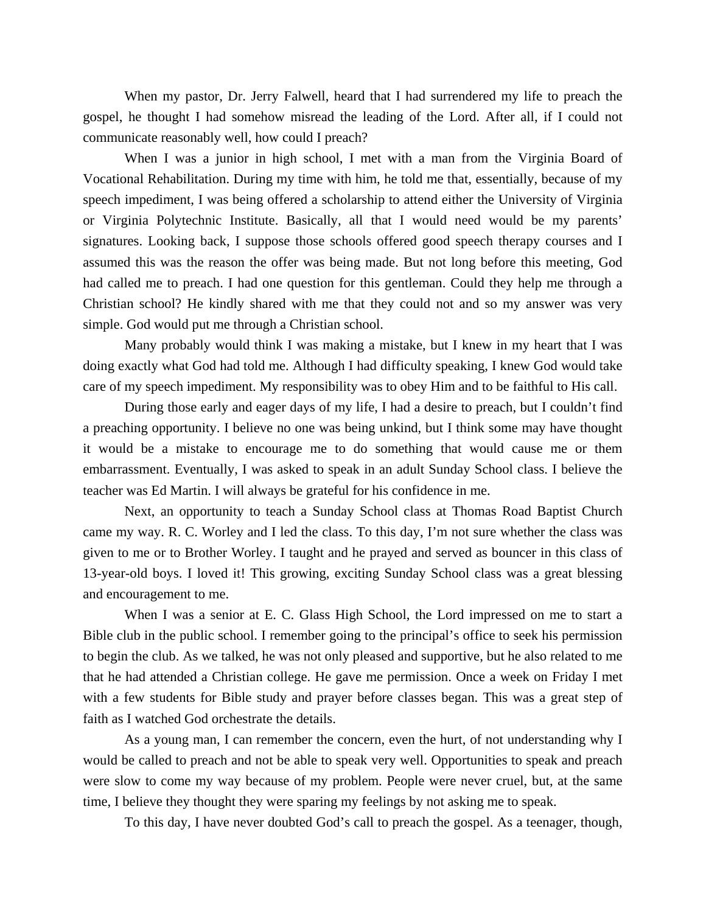When my pastor, Dr. Jerry Falwell, heard that I had surrendered my life to preach the gospel, he thought I had somehow misread the leading of the Lord. After all, if I could not communicate reasonably well, how could I preach?

When I was a junior in high school, I met with a man from the Virginia Board of Vocational Rehabilitation. During my time with him, he told me that, essentially, because of my speech impediment, I was being offered a scholarship to attend either the University of Virginia or Virginia Polytechnic Institute. Basically, all that I would need would be my parents' signatures. Looking back, I suppose those schools offered good speech therapy courses and I assumed this was the reason the offer was being made. But not long before this meeting, God had called me to preach. I had one question for this gentleman. Could they help me through a Christian school? He kindly shared with me that they could not and so my answer was very simple. God would put me through a Christian school.

Many probably would think I was making a mistake, but I knew in my heart that I was doing exactly what God had told me. Although I had difficulty speaking, I knew God would take care of my speech impediment. My responsibility was to obey Him and to be faithful to His call.

During those early and eager days of my life, I had a desire to preach, but I couldn't find a preaching opportunity. I believe no one was being unkind, but I think some may have thought it would be a mistake to encourage me to do something that would cause me or them embarrassment. Eventually, I was asked to speak in an adult Sunday School class. I believe the teacher was Ed Martin. I will always be grateful for his confidence in me.

Next, an opportunity to teach a Sunday School class at Thomas Road Baptist Church came my way. R. C. Worley and I led the class. To this day, I'm not sure whether the class was given to me or to Brother Worley. I taught and he prayed and served as bouncer in this class of 13-year-old boys. I loved it! This growing, exciting Sunday School class was a great blessing and encouragement to me.

When I was a senior at E. C. Glass High School, the Lord impressed on me to start a Bible club in the public school. I remember going to the principal's office to seek his permission to begin the club. As we talked, he was not only pleased and supportive, but he also related to me that he had attended a Christian college. He gave me permission. Once a week on Friday I met with a few students for Bible study and prayer before classes began. This was a great step of faith as I watched God orchestrate the details.

As a young man, I can remember the concern, even the hurt, of not understanding why I would be called to preach and not be able to speak very well. Opportunities to speak and preach were slow to come my way because of my problem. People were never cruel, but, at the same time, I believe they thought they were sparing my feelings by not asking me to speak.

To this day, I have never doubted God's call to preach the gospel. As a teenager, though,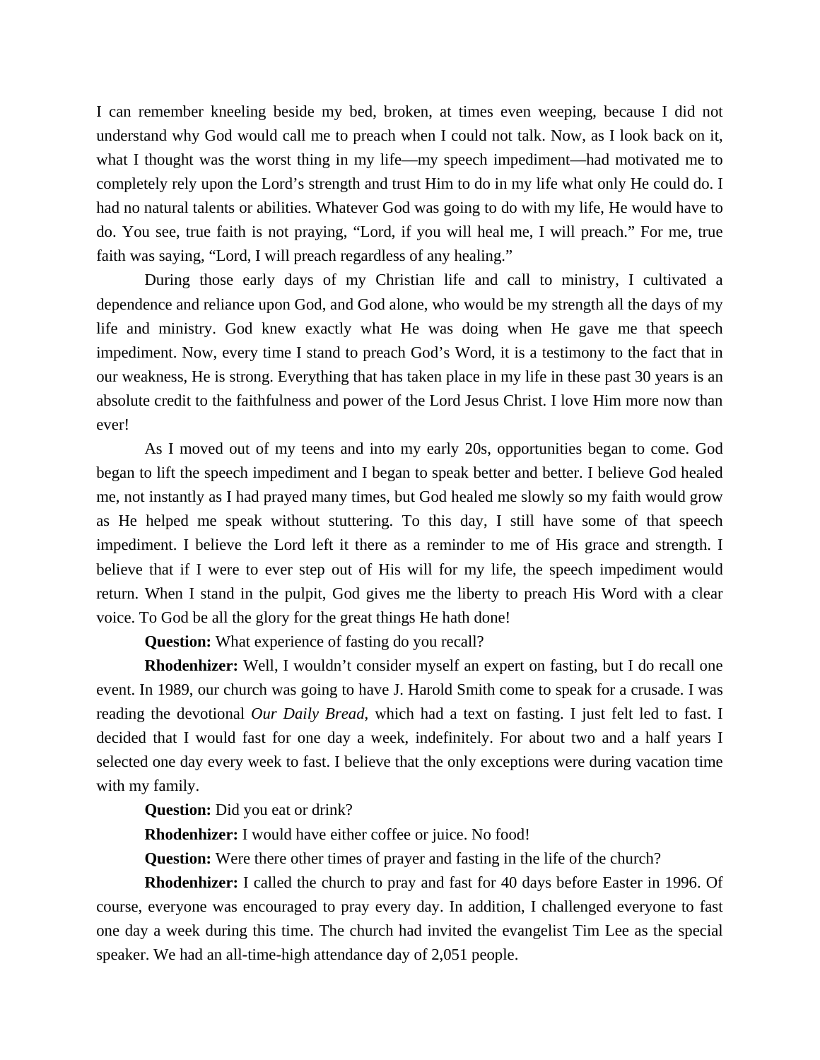I can remember kneeling beside my bed, broken, at times even weeping, because I did not understand why God would call me to preach when I could not talk. Now, as I look back on it, what I thought was the worst thing in my life—my speech impediment—had motivated me to completely rely upon the Lord's strength and trust Him to do in my life what only He could do. I had no natural talents or abilities. Whatever God was going to do with my life, He would have to do. You see, true faith is not praying, "Lord, if you will heal me, I will preach." For me, true faith was saying, "Lord, I will preach regardless of any healing."

During those early days of my Christian life and call to ministry, I cultivated a dependence and reliance upon God, and God alone, who would be my strength all the days of my life and ministry. God knew exactly what He was doing when He gave me that speech impediment. Now, every time I stand to preach God's Word, it is a testimony to the fact that in our weakness, He is strong. Everything that has taken place in my life in these past 30 years is an absolute credit to the faithfulness and power of the Lord Jesus Christ. I love Him more now than ever!

As I moved out of my teens and into my early 20s, opportunities began to come. God began to lift the speech impediment and I began to speak better and better. I believe God healed me, not instantly as I had prayed many times, but God healed me slowly so my faith would grow as He helped me speak without stuttering. To this day, I still have some of that speech impediment. I believe the Lord left it there as a reminder to me of His grace and strength. I believe that if I were to ever step out of His will for my life, the speech impediment would return. When I stand in the pulpit, God gives me the liberty to preach His Word with a clear voice. To God be all the glory for the great things He hath done!

**Question:** What experience of fasting do you recall?

**Rhodenhizer:** Well, I wouldn't consider myself an expert on fasting, but I do recall one event. In 1989, our church was going to have J. Harold Smith come to speak for a crusade. I was reading the devotional *Our Daily Bread*, which had a text on fasting. I just felt led to fast. I decided that I would fast for one day a week, indefinitely. For about two and a half years I selected one day every week to fast. I believe that the only exceptions were during vacation time with my family.

**Question:** Did you eat or drink?

**Rhodenhizer:** I would have either coffee or juice. No food!

**Question:** Were there other times of prayer and fasting in the life of the church?

**Rhodenhizer:** I called the church to pray and fast for 40 days before Easter in 1996. Of course, everyone was encouraged to pray every day. In addition, I challenged everyone to fast one day a week during this time. The church had invited the evangelist Tim Lee as the special speaker. We had an all-time-high attendance day of 2,051 people.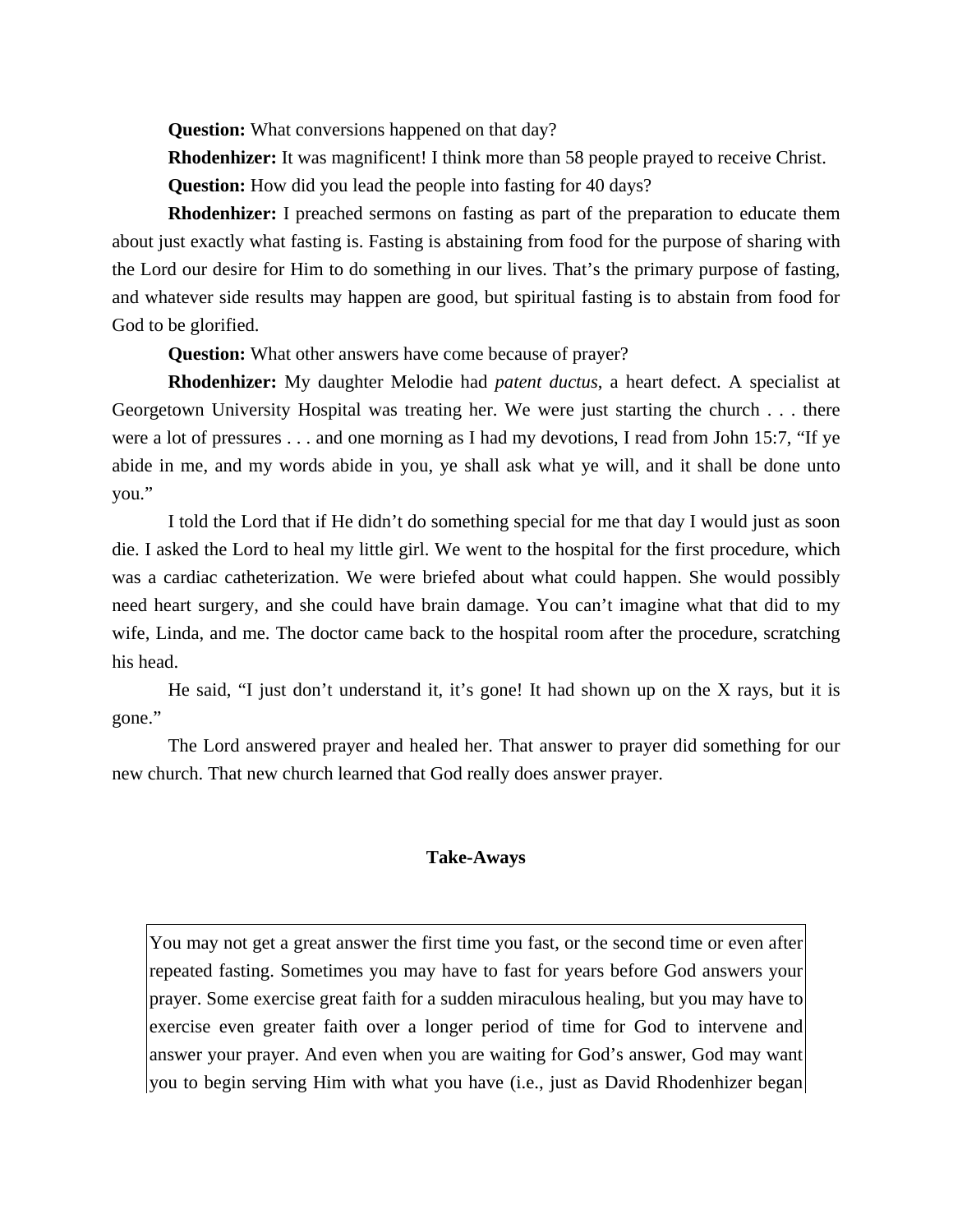**Question:** What conversions happened on that day?

**Rhodenhizer:** It was magnificent! I think more than 58 people prayed to receive Christ.

**Question:** How did you lead the people into fasting for 40 days?

**Rhodenhizer:** I preached sermons on fasting as part of the preparation to educate them about just exactly what fasting is. Fasting is abstaining from food for the purpose of sharing with the Lord our desire for Him to do something in our lives. That's the primary purpose of fasting, and whatever side results may happen are good, but spiritual fasting is to abstain from food for God to be glorified.

**Question:** What other answers have come because of prayer?

**Rhodenhizer:** My daughter Melodie had *patent ductus*, a heart defect. A specialist at Georgetown University Hospital was treating her. We were just starting the church . . . there were a lot of pressures . . . and one morning as I had my devotions, I read from John 15:7, "If ye abide in me, and my words abide in you, ye shall ask what ye will, and it shall be done unto you."

I told the Lord that if He didn't do something special for me that day I would just as soon die. I asked the Lord to heal my little girl. We went to the hospital for the first procedure, which was a cardiac catheterization. We were briefed about what could happen. She would possibly need heart surgery, and she could have brain damage. You can't imagine what that did to my wife, Linda, and me. The doctor came back to the hospital room after the procedure, scratching his head.

He said, "I just don't understand it, it's gone! It had shown up on the X rays, but it is gone."

The Lord answered prayer and healed her. That answer to prayer did something for our new church. That new church learned that God really does answer prayer.

## Take-Aways

You may not get a great answer the first time you fast, or the second time or even after repeated fasting. Sometimes you may have to fast for years before God answers your prayer. Some exercise great faith for a sudden miraculous healing, but you may have to exercise even greater faith over a longer period of time for God to intervene and answer your prayer. And even when you are waiting for God's answer, God may want you to begin serving Him with what you have (i.e., just as David Rhodenhizer began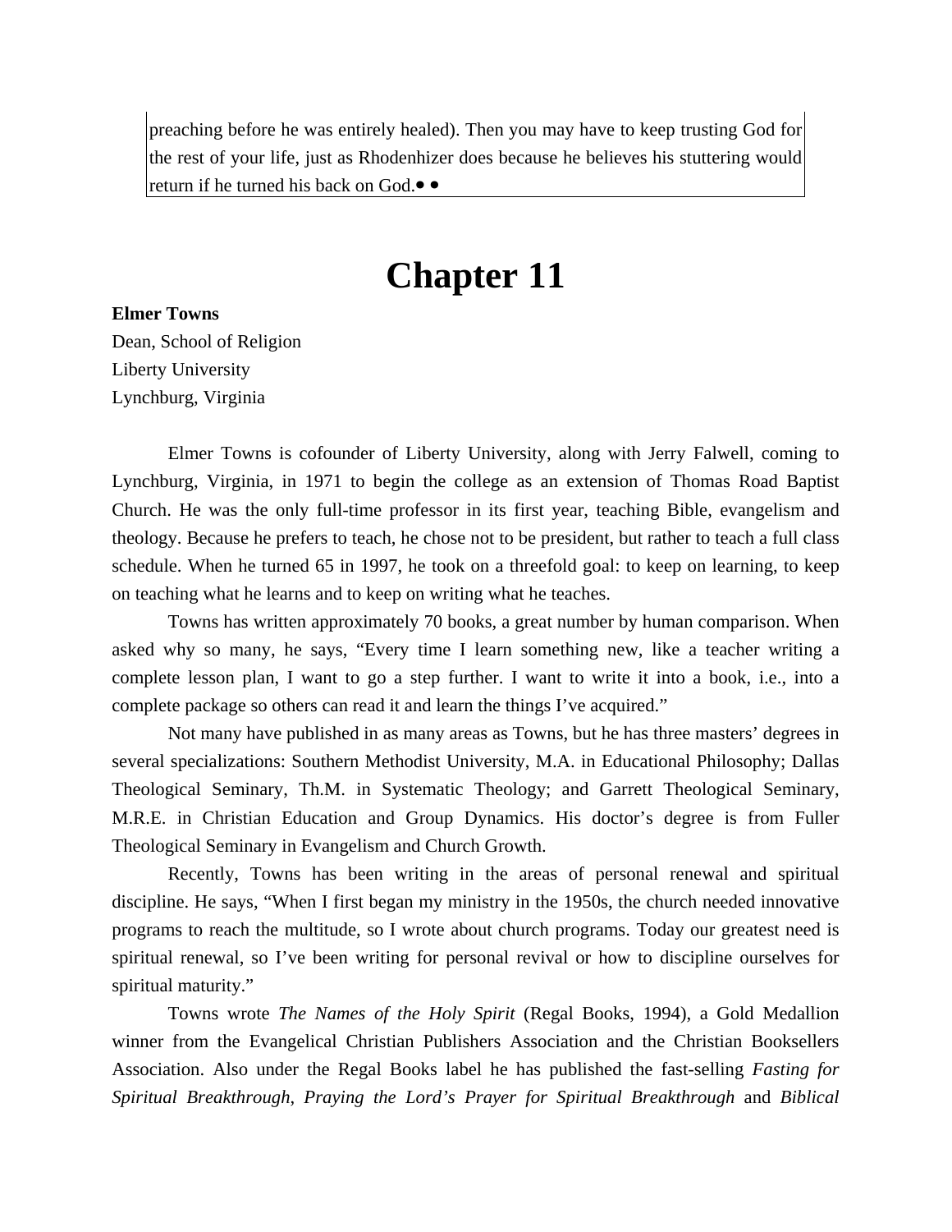preaching before he was entirely healed). Then you may have to keep trusting God for the rest of your life, just as Rhodenhizer does because he believes his stuttering would return if he turned his back on God.• •

# Chapter 11

**Elmer Towns**
Dean, School of Religion
Liberty University
Lynchburg, Virginia

Elmer Towns is cofounder of Liberty University, along with Jerry Falwell, coming to Lynchburg, Virginia, in 1971 to begin the college as an extension of Thomas Road Baptist Church. He was the only full-time professor in its first year, teaching Bible, evangelism and theology. Because he prefers to teach, he chose not to be president, but rather to teach a full class schedule. When he turned 65 in 1997, he took on a threefold goal: to keep on learning, to keep on teaching what he learns and to keep on writing what he teaches.

Towns has written approximately 70 books, a great number by human comparison. When asked why so many, he says, "Every time I learn something new, like a teacher writing a complete lesson plan, I want to go a step further. I want to write it into a book, i.e., into a complete package so others can read it and learn the things I've acquired."

Not many have published in as many areas as Towns, but he has three masters' degrees in several specializations: Southern Methodist University, M.A. in Educational Philosophy; Dallas Theological Seminary, Th.M. in Systematic Theology; and Garrett Theological Seminary, M.R.E. in Christian Education and Group Dynamics. His doctor's degree is from Fuller Theological Seminary in Evangelism and Church Growth.

Recently, Towns has been writing in the areas of personal renewal and spiritual discipline. He says, "When I first began my ministry in the 1950s, the church needed innovative programs to reach the multitude, so I wrote about church programs. Today our greatest need is spiritual renewal, so I've been writing for personal revival or how to discipline ourselves for spiritual maturity."

Towns wrote *The Names of the Holy Spirit* (Regal Books, 1994), a Gold Medallion winner from the Evangelical Christian Publishers Association and the Christian Booksellers Association. Also under the Regal Books label he has published the fast-selling *Fasting for Spiritual Breakthrough*, *Praying the Lord's Prayer for Spiritual Breakthrough* and *Biblical*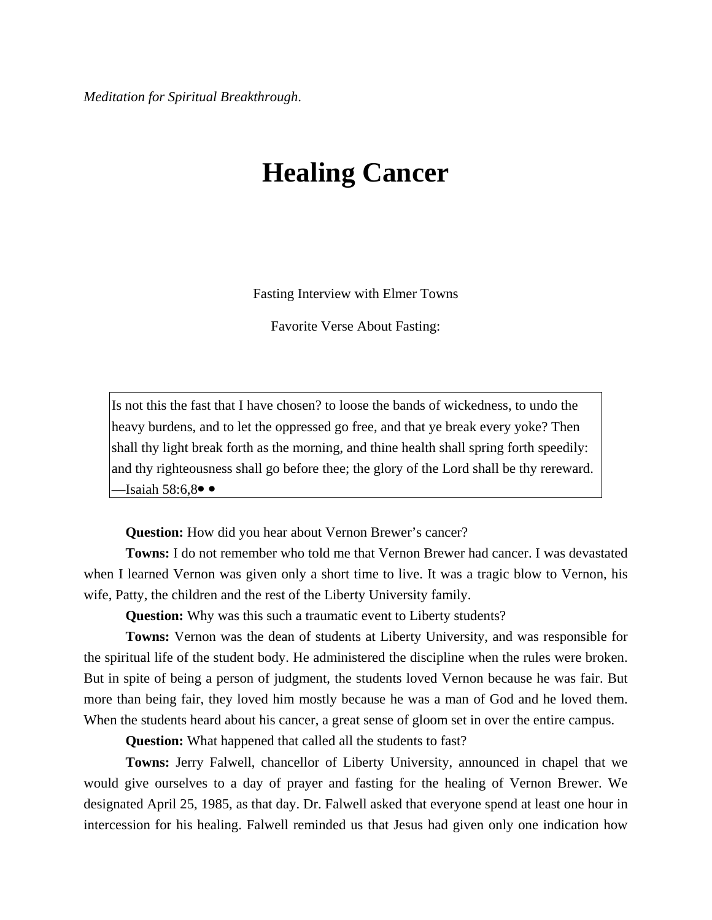*Meditation for Spiritual Breakthrough*.

# Healing Cancer

Fasting Interview with Elmer Towns

Favorite Verse About Fasting:

> Is not this the fast that I have chosen? to loose the bands of wickedness, to undo the heavy burdens, and to let the oppressed go free, and that ye break every yoke? Then shall thy light break forth as the morning, and thine health shall spring forth speedily: and thy righteousness shall go before thee; the glory of the Lord shall be thy rereward. —Isaiah 58:6,8• •

**Question:** How did you hear about Vernon Brewer's cancer?

**Towns:** I do not remember who told me that Vernon Brewer had cancer. I was devastated when I learned Vernon was given only a short time to live. It was a tragic blow to Vernon, his wife, Patty, the children and the rest of the Liberty University family.

**Question:** Why was this such a traumatic event to Liberty students?

**Towns:** Vernon was the dean of students at Liberty University, and was responsible for the spiritual life of the student body. He administered the discipline when the rules were broken. But in spite of being a person of judgment, the students loved Vernon because he was fair. But more than being fair, they loved him mostly because he was a man of God and he loved them. When the students heard about his cancer, a great sense of gloom set in over the entire campus.

**Question:** What happened that called all the students to fast?

**Towns:** Jerry Falwell, chancellor of Liberty University, announced in chapel that we would give ourselves to a day of prayer and fasting for the healing of Vernon Brewer. We designated April 25, 1985, as that day. Dr. Falwell asked that everyone spend at least one hour in intercession for his healing. Falwell reminded us that Jesus had given only one indication how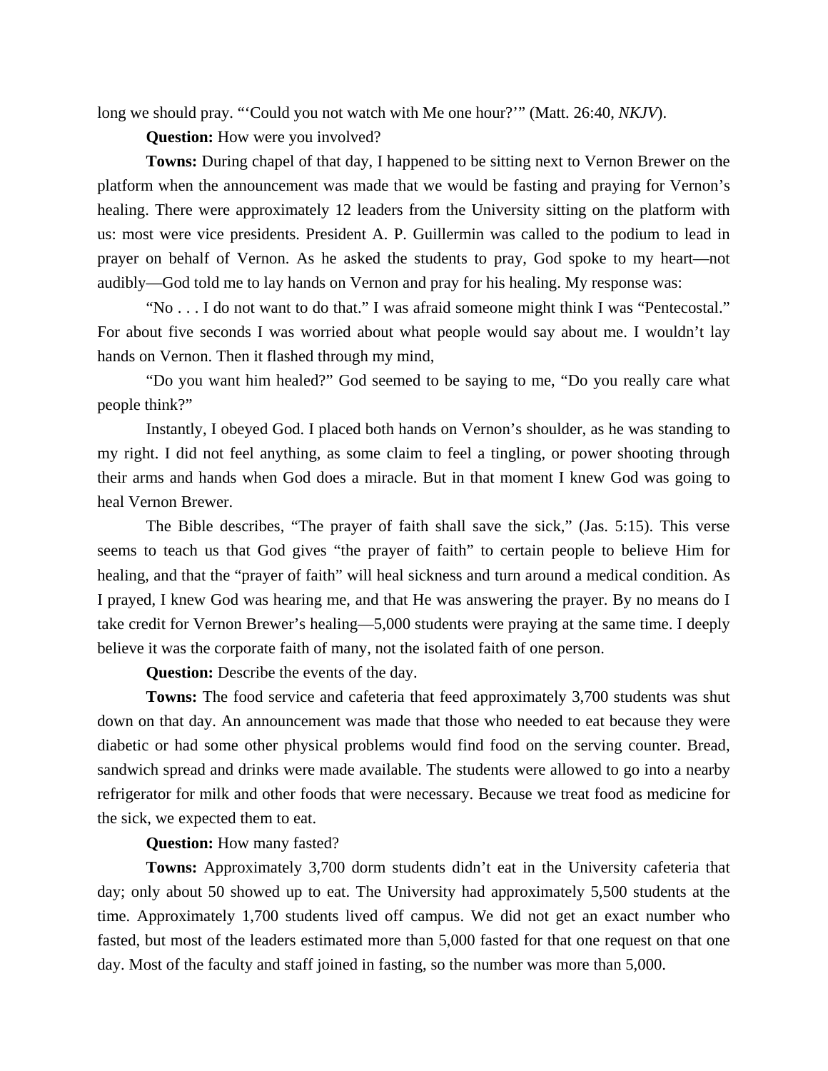long we should pray. "'Could you not watch with Me one hour?'" (Matt. 26:40, *NKJV*).

**Question:** How were you involved?

**Towns:** During chapel of that day, I happened to be sitting next to Vernon Brewer on the platform when the announcement was made that we would be fasting and praying for Vernon's healing. There were approximately 12 leaders from the University sitting on the platform with us: most were vice presidents. President A. P. Guillermin was called to the podium to lead in prayer on behalf of Vernon. As he asked the students to pray, God spoke to my heart—not audibly—God told me to lay hands on Vernon and pray for his healing. My response was:

"No . . . I do not want to do that." I was afraid someone might think I was "Pentecostal." For about five seconds I was worried about what people would say about me. I wouldn't lay hands on Vernon. Then it flashed through my mind,

"Do you want him healed?" God seemed to be saying to me, "Do you really care what people think?"

Instantly, I obeyed God. I placed both hands on Vernon's shoulder, as he was standing to my right. I did not feel anything, as some claim to feel a tingling, or power shooting through their arms and hands when God does a miracle. But in that moment I knew God was going to heal Vernon Brewer.

The Bible describes, "The prayer of faith shall save the sick," (Jas. 5:15). This verse seems to teach us that God gives "the prayer of faith" to certain people to believe Him for healing, and that the "prayer of faith" will heal sickness and turn around a medical condition. As I prayed, I knew God was hearing me, and that He was answering the prayer. By no means do I take credit for Vernon Brewer's healing—5,000 students were praying at the same time. I deeply believe it was the corporate faith of many, not the isolated faith of one person.

**Question:** Describe the events of the day.

**Towns:** The food service and cafeteria that feed approximately 3,700 students was shut down on that day. An announcement was made that those who needed to eat because they were diabetic or had some other physical problems would find food on the serving counter. Bread, sandwich spread and drinks were made available. The students were allowed to go into a nearby refrigerator for milk and other foods that were necessary. Because we treat food as medicine for the sick, we expected them to eat.

**Question:** How many fasted?

**Towns:** Approximately 3,700 dorm students didn't eat in the University cafeteria that day; only about 50 showed up to eat. The University had approximately 5,500 students at the time. Approximately 1,700 students lived off campus. We did not get an exact number who fasted, but most of the leaders estimated more than 5,000 fasted for that one request on that one day. Most of the faculty and staff joined in fasting, so the number was more than 5,000.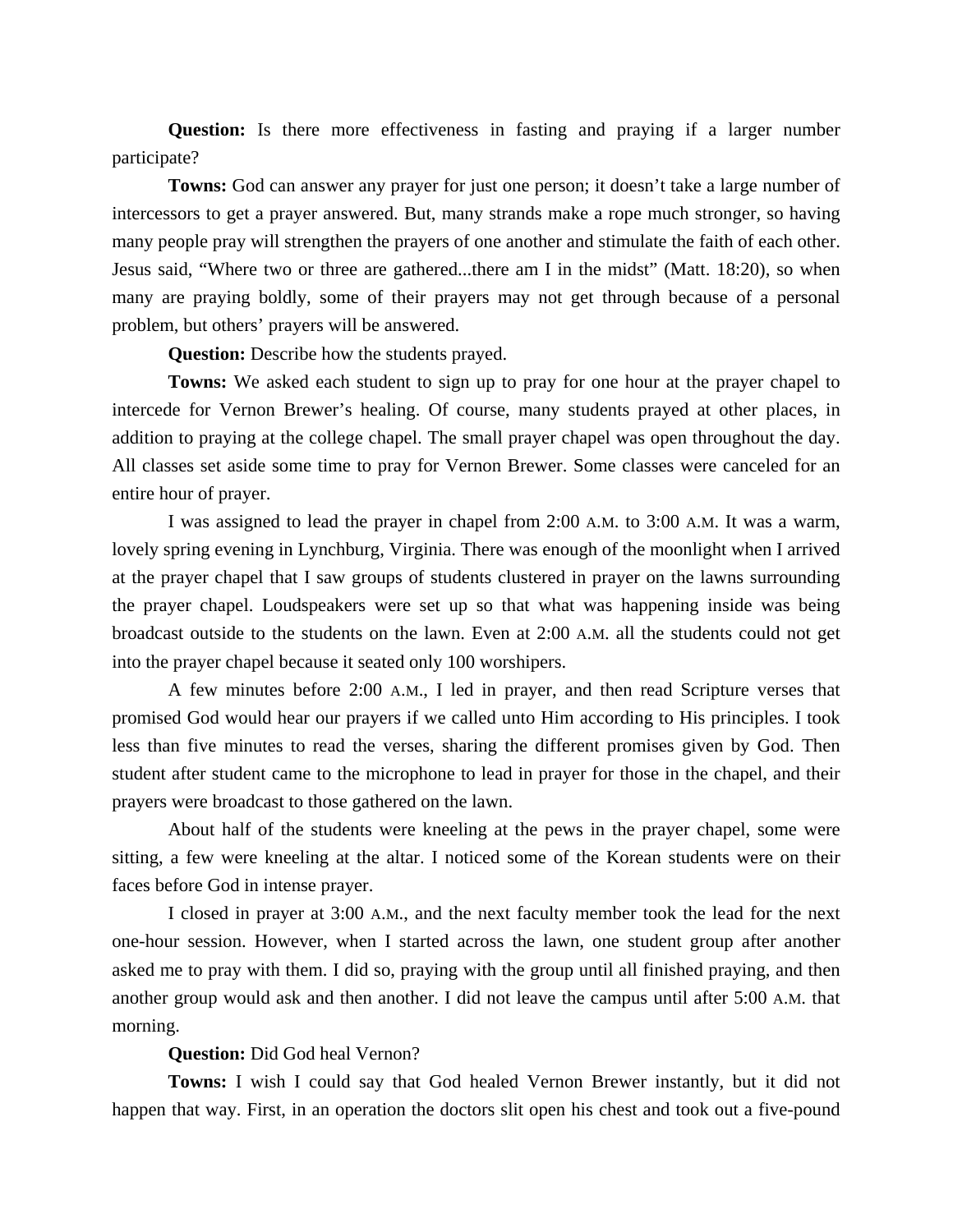**Question:** Is there more effectiveness in fasting and praying if a larger number participate?

**Towns:** God can answer any prayer for just one person; it doesn't take a large number of intercessors to get a prayer answered. But, many strands make a rope much stronger, so having many people pray will strengthen the prayers of one another and stimulate the faith of each other. Jesus said, "Where two or three are gathered...there am I in the midst" (Matt. 18:20), so when many are praying boldly, some of their prayers may not get through because of a personal problem, but others' prayers will be answered.

**Question:** Describe how the students prayed.

**Towns:** We asked each student to sign up to pray for one hour at the prayer chapel to intercede for Vernon Brewer's healing. Of course, many students prayed at other places, in addition to praying at the college chapel. The small prayer chapel was open throughout the day. All classes set aside some time to pray for Vernon Brewer. Some classes were canceled for an entire hour of prayer.

I was assigned to lead the prayer in chapel from 2:00 A.M. to 3:00 A.M. It was a warm, lovely spring evening in Lynchburg, Virginia. There was enough of the moonlight when I arrived at the prayer chapel that I saw groups of students clustered in prayer on the lawns surrounding the prayer chapel. Loudspeakers were set up so that what was happening inside was being broadcast outside to the students on the lawn. Even at 2:00 A.M. all the students could not get into the prayer chapel because it seated only 100 worshipers.

A few minutes before 2:00 A.M., I led in prayer, and then read Scripture verses that promised God would hear our prayers if we called unto Him according to His principles. I took less than five minutes to read the verses, sharing the different promises given by God. Then student after student came to the microphone to lead in prayer for those in the chapel, and their prayers were broadcast to those gathered on the lawn.

About half of the students were kneeling at the pews in the prayer chapel, some were sitting, a few were kneeling at the altar. I noticed some of the Korean students were on their faces before God in intense prayer.

I closed in prayer at 3:00 A.M., and the next faculty member took the lead for the next one-hour session. However, when I started across the lawn, one student group after another asked me to pray with them. I did so, praying with the group until all finished praying, and then another group would ask and then another. I did not leave the campus until after 5:00 A.M. that morning.

**Question:** Did God heal Vernon?

**Towns:** I wish I could say that God healed Vernon Brewer instantly, but it did not happen that way. First, in an operation the doctors slit open his chest and took out a five-pound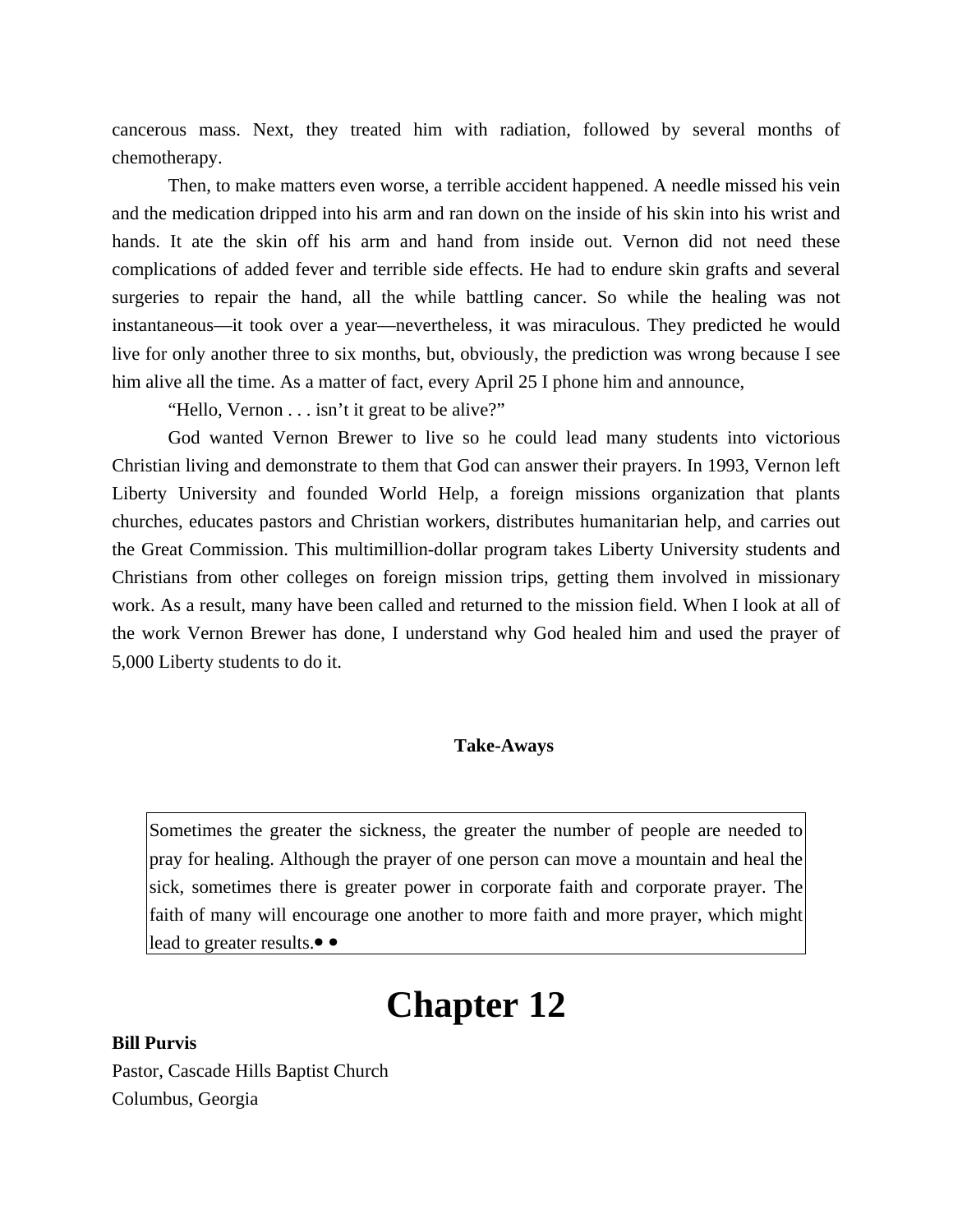cancerous mass. Next, they treated him with radiation, followed by several months of chemotherapy.

Then, to make matters even worse, a terrible accident happened. A needle missed his vein and the medication dripped into his arm and ran down on the inside of his skin into his wrist and hands. It ate the skin off his arm and hand from inside out. Vernon did not need these complications of added fever and terrible side effects. He had to endure skin grafts and several surgeries to repair the hand, all the while battling cancer. So while the healing was not instantaneous—it took over a year—nevertheless, it was miraculous. They predicted he would live for only another three to six months, but, obviously, the prediction was wrong because I see him alive all the time. As a matter of fact, every April 25 I phone him and announce,

"Hello, Vernon . . . isn't it great to be alive?"

God wanted Vernon Brewer to live so he could lead many students into victorious Christian living and demonstrate to them that God can answer their prayers. In 1993, Vernon left Liberty University and founded World Help, a foreign missions organization that plants churches, educates pastors and Christian workers, distributes humanitarian help, and carries out the Great Commission. This multimillion-dollar program takes Liberty University students and Christians from other colleges on foreign mission trips, getting them involved in missionary work. As a result, many have been called and returned to the mission field. When I look at all of the work Vernon Brewer has done, I understand why God healed him and used the prayer of 5,000 Liberty students to do it.

**Take-Aways**

Sometimes the greater the sickness, the greater the number of people are needed to pray for healing. Although the prayer of one person can move a mountain and heal the sick, sometimes there is greater power in corporate faith and corporate prayer. The faith of many will encourage one another to more faith and more prayer, which might lead to greater results.• •

# Chapter 12

**Bill Purvis**
Pastor, Cascade Hills Baptist Church
Columbus, Georgia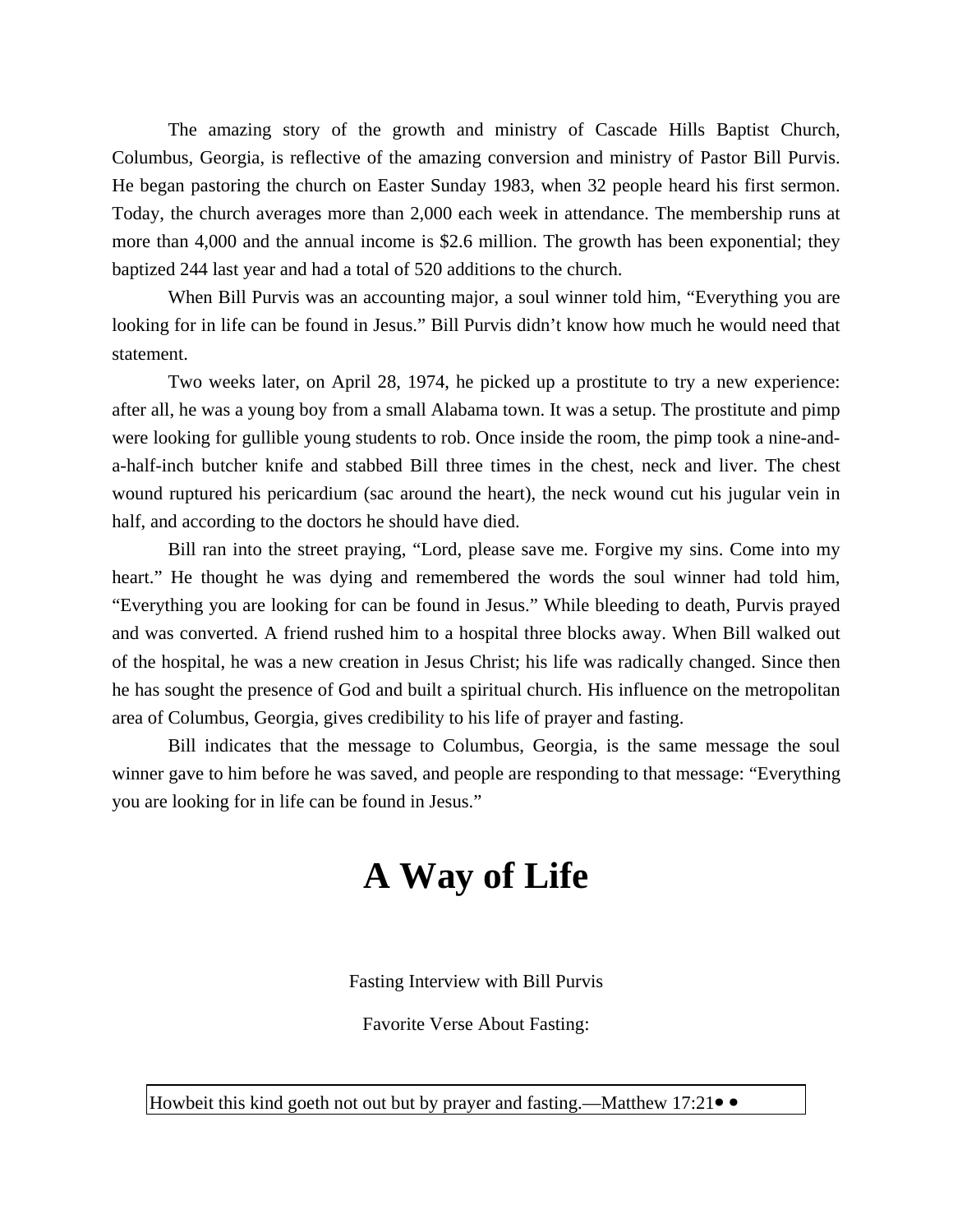The amazing story of the growth and ministry of Cascade Hills Baptist Church, Columbus, Georgia, is reflective of the amazing conversion and ministry of Pastor Bill Purvis. He began pastoring the church on Easter Sunday 1983, when 32 people heard his first sermon. Today, the church averages more than 2,000 each week in attendance. The membership runs at more than 4,000 and the annual income is $2.6 million. The growth has been exponential; they baptized 244 last year and had a total of 520 additions to the church.

When Bill Purvis was an accounting major, a soul winner told him, "Everything you are looking for in life can be found in Jesus." Bill Purvis didn't know how much he would need that statement.

Two weeks later, on April 28, 1974, he picked up a prostitute to try a new experience: after all, he was a young boy from a small Alabama town. It was a setup. The prostitute and pimp were looking for gullible young students to rob. Once inside the room, the pimp took a nine-and-a-half-inch butcher knife and stabbed Bill three times in the chest, neck and liver. The chest wound ruptured his pericardium (sac around the heart), the neck wound cut his jugular vein in half, and according to the doctors he should have died.

Bill ran into the street praying, "Lord, please save me. Forgive my sins. Come into my heart." He thought he was dying and remembered the words the soul winner had told him, "Everything you are looking for can be found in Jesus." While bleeding to death, Purvis prayed and was converted. A friend rushed him to a hospital three blocks away. When Bill walked out of the hospital, he was a new creation in Jesus Christ; his life was radically changed. Since then he has sought the presence of God and built a spiritual church. His influence on the metropolitan area of Columbus, Georgia, gives credibility to his life of prayer and fasting.

Bill indicates that the message to Columbus, Georgia, is the same message the soul winner gave to him before he was saved, and people are responding to that message: "Everything you are looking for in life can be found in Jesus."

# A Way of Life

Fasting Interview with Bill Purvis

Favorite Verse About Fasting:

> Howbeit this kind goeth not out but by prayer and fasting.—Matthew 17:21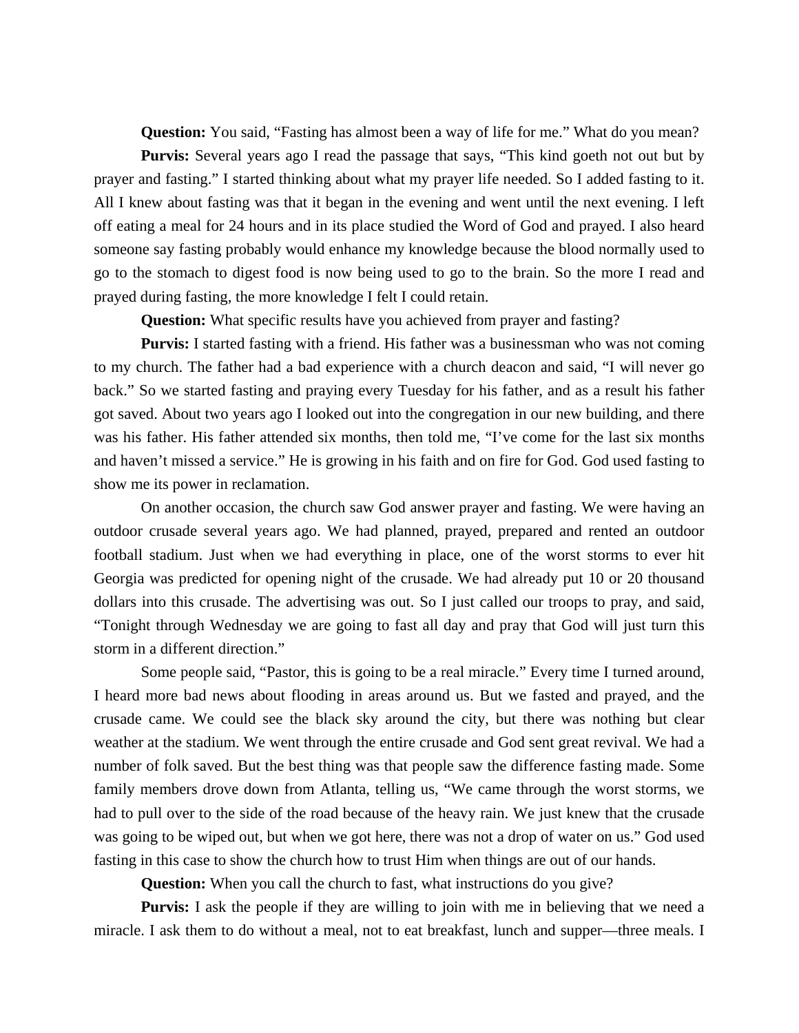**Question:** You said, "Fasting has almost been a way of life for me." What do you mean?

**Purvis:** Several years ago I read the passage that says, "This kind goeth not out but by prayer and fasting." I started thinking about what my prayer life needed. So I added fasting to it. All I knew about fasting was that it began in the evening and went until the next evening. I left off eating a meal for 24 hours and in its place studied the Word of God and prayed. I also heard someone say fasting probably would enhance my knowledge because the blood normally used to go to the stomach to digest food is now being used to go to the brain. So the more I read and prayed during fasting, the more knowledge I felt I could retain.

**Question:** What specific results have you achieved from prayer and fasting?

**Purvis:** I started fasting with a friend. His father was a businessman who was not coming to my church. The father had a bad experience with a church deacon and said, "I will never go back." So we started fasting and praying every Tuesday for his father, and as a result his father got saved. About two years ago I looked out into the congregation in our new building, and there was his father. His father attended six months, then told me, "I've come for the last six months and haven't missed a service." He is growing in his faith and on fire for God. God used fasting to show me its power in reclamation.

On another occasion, the church saw God answer prayer and fasting. We were having an outdoor crusade several years ago. We had planned, prayed, prepared and rented an outdoor football stadium. Just when we had everything in place, one of the worst storms to ever hit Georgia was predicted for opening night of the crusade. We had already put 10 or 20 thousand dollars into this crusade. The advertising was out. So I just called our troops to pray, and said, "Tonight through Wednesday we are going to fast all day and pray that God will just turn this storm in a different direction."

Some people said, "Pastor, this is going to be a real miracle." Every time I turned around, I heard more bad news about flooding in areas around us. But we fasted and prayed, and the crusade came. We could see the black sky around the city, but there was nothing but clear weather at the stadium. We went through the entire crusade and God sent great revival. We had a number of folk saved. But the best thing was that people saw the difference fasting made. Some family members drove down from Atlanta, telling us, "We came through the worst storms, we had to pull over to the side of the road because of the heavy rain. We just knew that the crusade was going to be wiped out, but when we got here, there was not a drop of water on us." God used fasting in this case to show the church how to trust Him when things are out of our hands.

**Question:** When you call the church to fast, what instructions do you give?

**Purvis:** I ask the people if they are willing to join with me in believing that we need a miracle. I ask them to do without a meal, not to eat breakfast, lunch and supper—three meals. I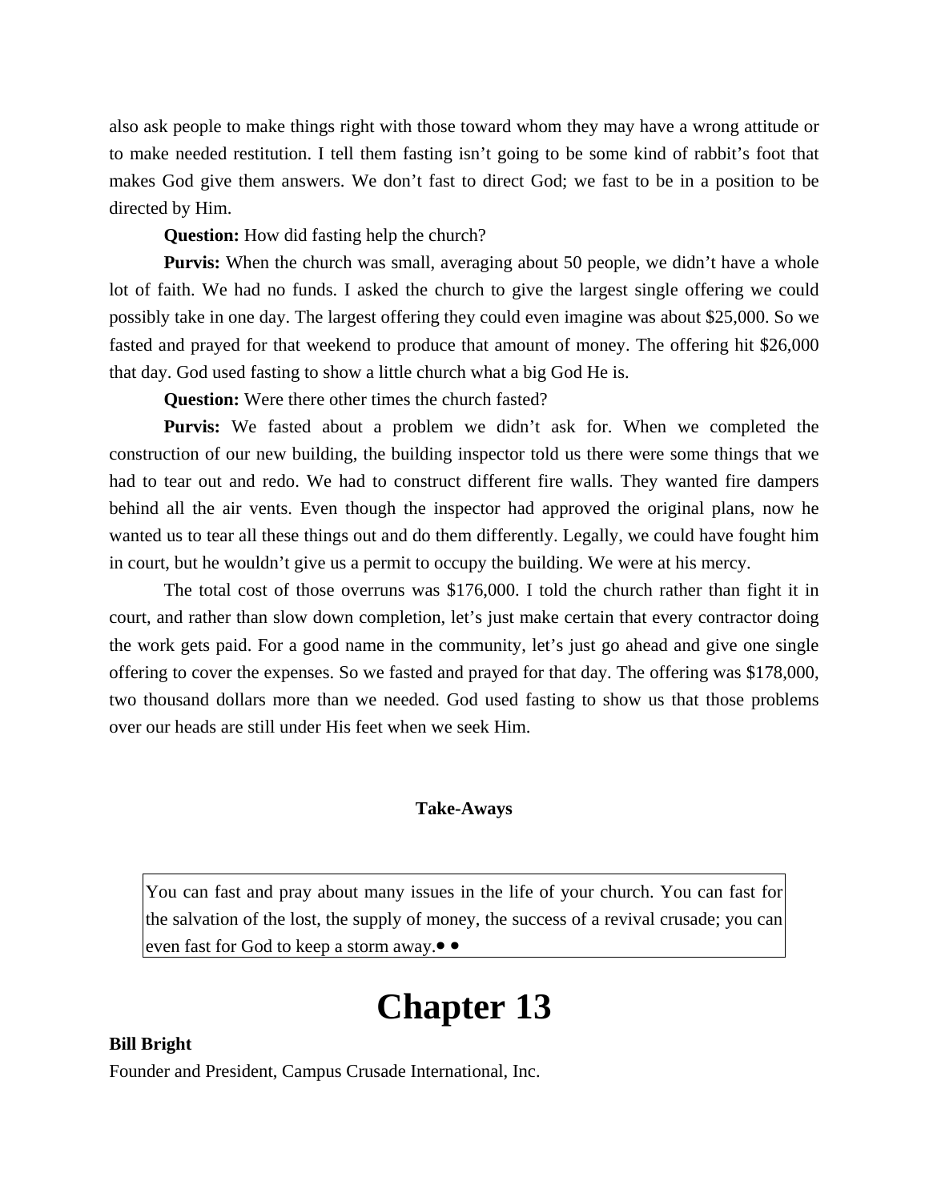also ask people to make things right with those toward whom they may have a wrong attitude or to make needed restitution. I tell them fasting isn't going to be some kind of rabbit's foot that makes God give them answers. We don't fast to direct God; we fast to be in a position to be directed by Him.

**Question:** How did fasting help the church?

**Purvis:** When the church was small, averaging about 50 people, we didn't have a whole lot of faith. We had no funds. I asked the church to give the largest single offering we could possibly take in one day. The largest offering they could even imagine was about $25,000. So we fasted and prayed for that weekend to produce that amount of money. The offering hit $26,000 that day. God used fasting to show a little church what a big God He is.

**Question:** Were there other times the church fasted?

**Purvis:** We fasted about a problem we didn't ask for. When we completed the construction of our new building, the building inspector told us there were some things that we had to tear out and redo. We had to construct different fire walls. They wanted fire dampers behind all the air vents. Even though the inspector had approved the original plans, now he wanted us to tear all these things out and do them differently. Legally, we could have fought him in court, but he wouldn't give us a permit to occupy the building. We were at his mercy.

The total cost of those overruns was $176,000. I told the church rather than fight it in court, and rather than slow down completion, let's just make certain that every contractor doing the work gets paid. For a good name in the community, let's just go ahead and give one single offering to cover the expenses. So we fasted and prayed for that day. The offering was $178,000, two thousand dollars more than we needed. God used fasting to show us that those problems over our heads are still under His feet when we seek Him.

**Take-Aways**

> You can fast and pray about many issues in the life of your church. You can fast for the salvation of the lost, the supply of money, the success of a revival crusade; you can even fast for God to keep a storm away.• •

# Chapter 13

**Bill Bright**
Founder and President, Campus Crusade International, Inc.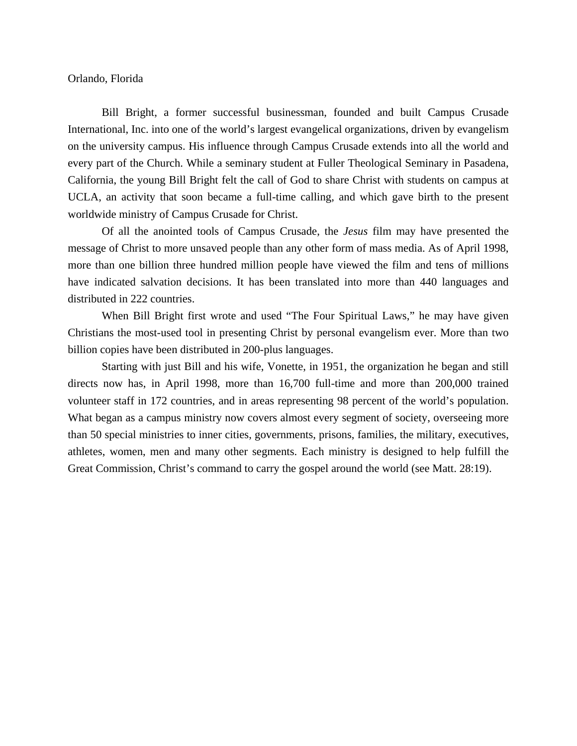Orlando, Florida

Bill Bright, a former successful businessman, founded and built Campus Crusade International, Inc. into one of the world's largest evangelical organizations, driven by evangelism on the university campus. His influence through Campus Crusade extends into all the world and every part of the Church. While a seminary student at Fuller Theological Seminary in Pasadena, California, the young Bill Bright felt the call of God to share Christ with students on campus at UCLA, an activity that soon became a full-time calling, and which gave birth to the present worldwide ministry of Campus Crusade for Christ.

Of all the anointed tools of Campus Crusade, the *Jesus* film may have presented the message of Christ to more unsaved people than any other form of mass media. As of April 1998, more than one billion three hundred million people have viewed the film and tens of millions have indicated salvation decisions. It has been translated into more than 440 languages and distributed in 222 countries.

When Bill Bright first wrote and used "The Four Spiritual Laws," he may have given Christians the most-used tool in presenting Christ by personal evangelism ever. More than two billion copies have been distributed in 200-plus languages.

Starting with just Bill and his wife, Vonette, in 1951, the organization he began and still directs now has, in April 1998, more than 16,700 full-time and more than 200,000 trained volunteer staff in 172 countries, and in areas representing 98 percent of the world's population. What began as a campus ministry now covers almost every segment of society, overseeing more than 50 special ministries to inner cities, governments, prisons, families, the military, executives, athletes, women, men and many other segments. Each ministry is designed to help fulfill the Great Commission, Christ's command to carry the gospel around the world (see Matt. 28:19).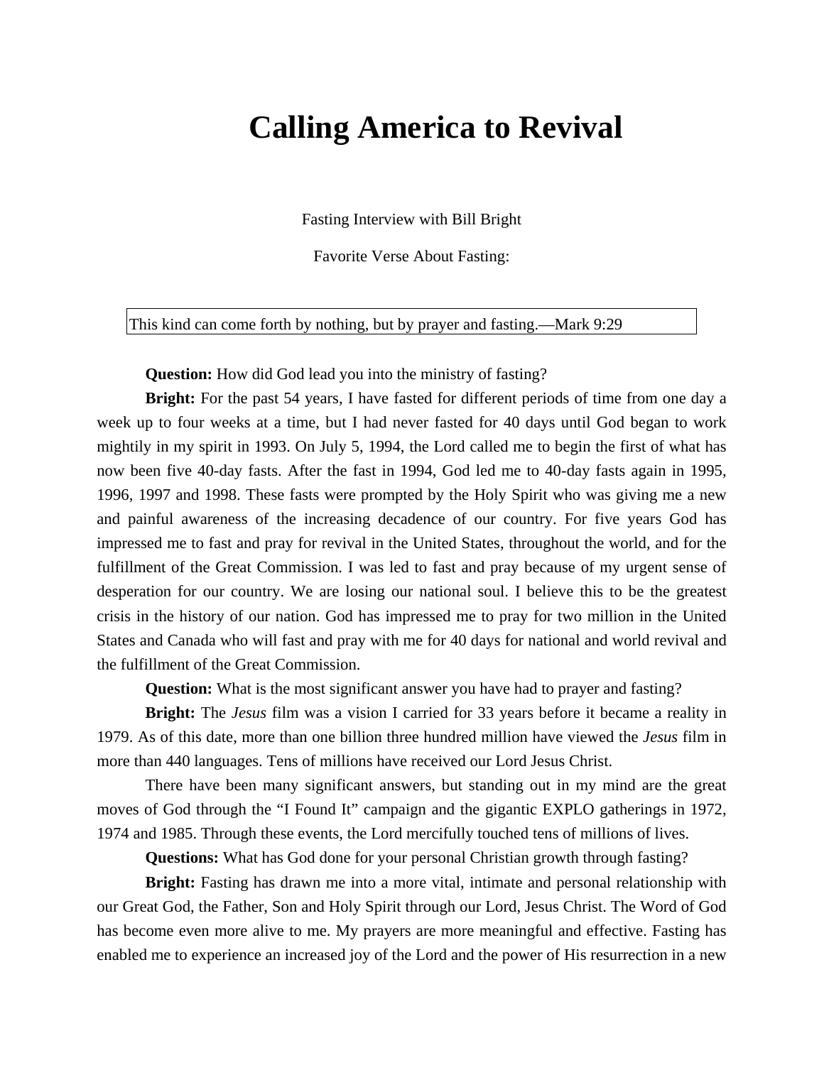# Calling America to Revival

Fasting Interview with Bill Bright

Favorite Verse About Fasting:

> This kind can come forth by nothing, but by prayer and fasting.—Mark 9:29

**Question:** How did God lead you into the ministry of fasting?

**Bright:** For the past 54 years, I have fasted for different periods of time from one day a week up to four weeks at a time, but I had never fasted for 40 days until God began to work mightily in my spirit in 1993. On July 5, 1994, the Lord called me to begin the first of what has now been five 40-day fasts. After the fast in 1994, God led me to 40-day fasts again in 1995, 1996, 1997 and 1998. These fasts were prompted by the Holy Spirit who was giving me a new and painful awareness of the increasing decadence of our country. For five years God has impressed me to fast and pray for revival in the United States, throughout the world, and for the fulfillment of the Great Commission. I was led to fast and pray because of my urgent sense of desperation for our country. We are losing our national soul. I believe this to be the greatest crisis in the history of our nation. God has impressed me to pray for two million in the United States and Canada who will fast and pray with me for 40 days for national and world revival and the fulfillment of the Great Commission.

**Question:** What is the most significant answer you have had to prayer and fasting?

**Bright:** The *Jesus* film was a vision I carried for 33 years before it became a reality in 1979. As of this date, more than one billion three hundred million have viewed the *Jesus* film in more than 440 languages. Tens of millions have received our Lord Jesus Christ.

There have been many significant answers, but standing out in my mind are the great moves of God through the "I Found It" campaign and the gigantic EXPLO gatherings in 1972, 1974 and 1985. Through these events, the Lord mercifully touched tens of millions of lives.

**Questions:** What has God done for your personal Christian growth through fasting?

**Bright:** Fasting has drawn me into a more vital, intimate and personal relationship with our Great God, the Father, Son and Holy Spirit through our Lord, Jesus Christ. The Word of God has become even more alive to me. My prayers are more meaningful and effective. Fasting has enabled me to experience an increased joy of the Lord and the power of His resurrection in a new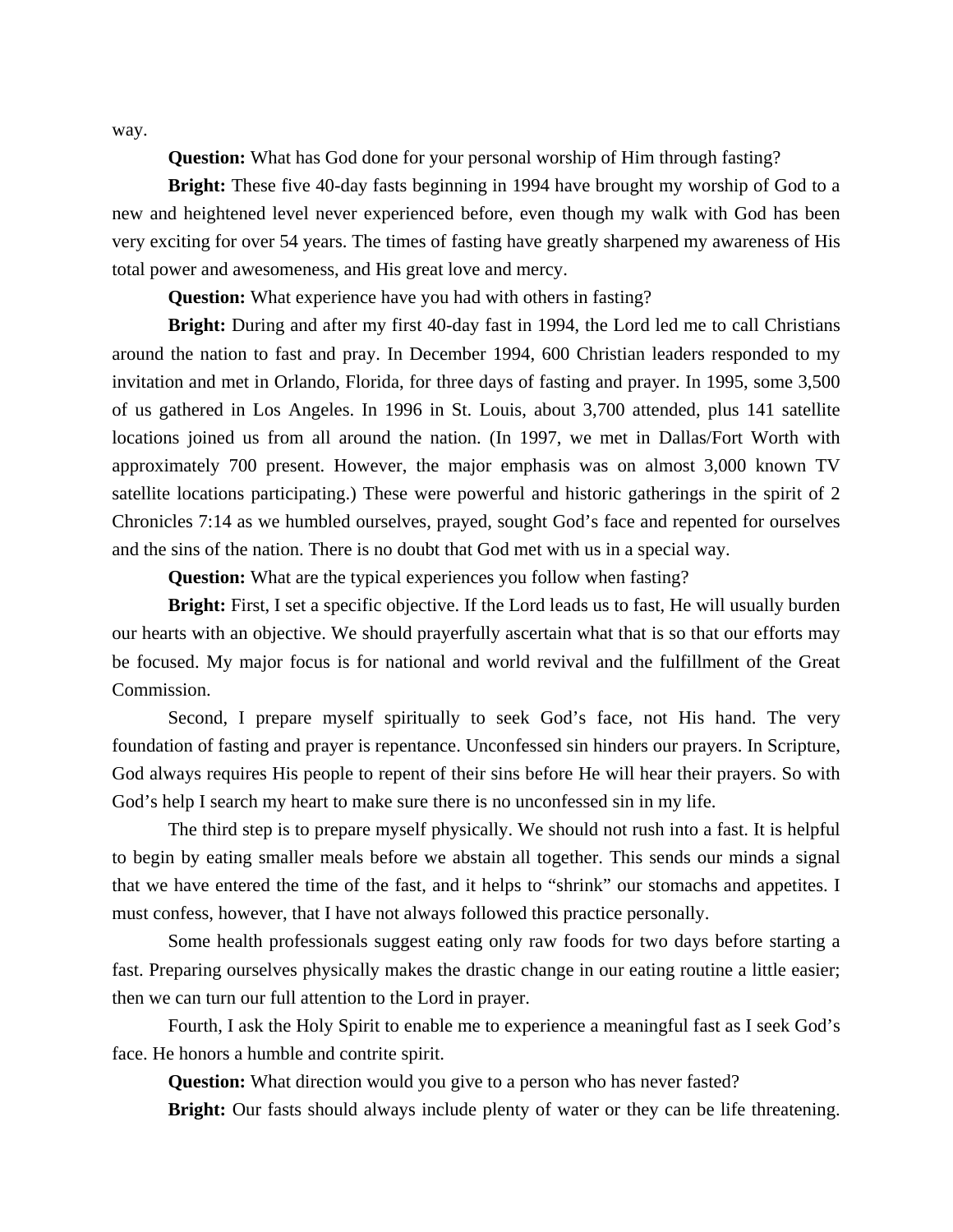way.

**Question:** What has God done for your personal worship of Him through fasting?

**Bright:** These five 40-day fasts beginning in 1994 have brought my worship of God to a new and heightened level never experienced before, even though my walk with God has been very exciting for over 54 years. The times of fasting have greatly sharpened my awareness of His total power and awesomeness, and His great love and mercy.

**Question:** What experience have you had with others in fasting?

**Bright:** During and after my first 40-day fast in 1994, the Lord led me to call Christians around the nation to fast and pray. In December 1994, 600 Christian leaders responded to my invitation and met in Orlando, Florida, for three days of fasting and prayer. In 1995, some 3,500 of us gathered in Los Angeles. In 1996 in St. Louis, about 3,700 attended, plus 141 satellite locations joined us from all around the nation. (In 1997, we met in Dallas/Fort Worth with approximately 700 present. However, the major emphasis was on almost 3,000 known TV satellite locations participating.) These were powerful and historic gatherings in the spirit of 2 Chronicles 7:14 as we humbled ourselves, prayed, sought God's face and repented for ourselves and the sins of the nation. There is no doubt that God met with us in a special way.

**Question:** What are the typical experiences you follow when fasting?

**Bright:** First, I set a specific objective. If the Lord leads us to fast, He will usually burden our hearts with an objective. We should prayerfully ascertain what that is so that our efforts may be focused. My major focus is for national and world revival and the fulfillment of the Great Commission.

Second, I prepare myself spiritually to seek God's face, not His hand. The very foundation of fasting and prayer is repentance. Unconfessed sin hinders our prayers. In Scripture, God always requires His people to repent of their sins before He will hear their prayers. So with God's help I search my heart to make sure there is no unconfessed sin in my life.

The third step is to prepare myself physically. We should not rush into a fast. It is helpful to begin by eating smaller meals before we abstain all together. This sends our minds a signal that we have entered the time of the fast, and it helps to "shrink" our stomachs and appetites. I must confess, however, that I have not always followed this practice personally.

Some health professionals suggest eating only raw foods for two days before starting a fast. Preparing ourselves physically makes the drastic change in our eating routine a little easier; then we can turn our full attention to the Lord in prayer.

Fourth, I ask the Holy Spirit to enable me to experience a meaningful fast as I seek God's face. He honors a humble and contrite spirit.

**Question:** What direction would you give to a person who has never fasted?

**Bright:** Our fasts should always include plenty of water or they can be life threatening.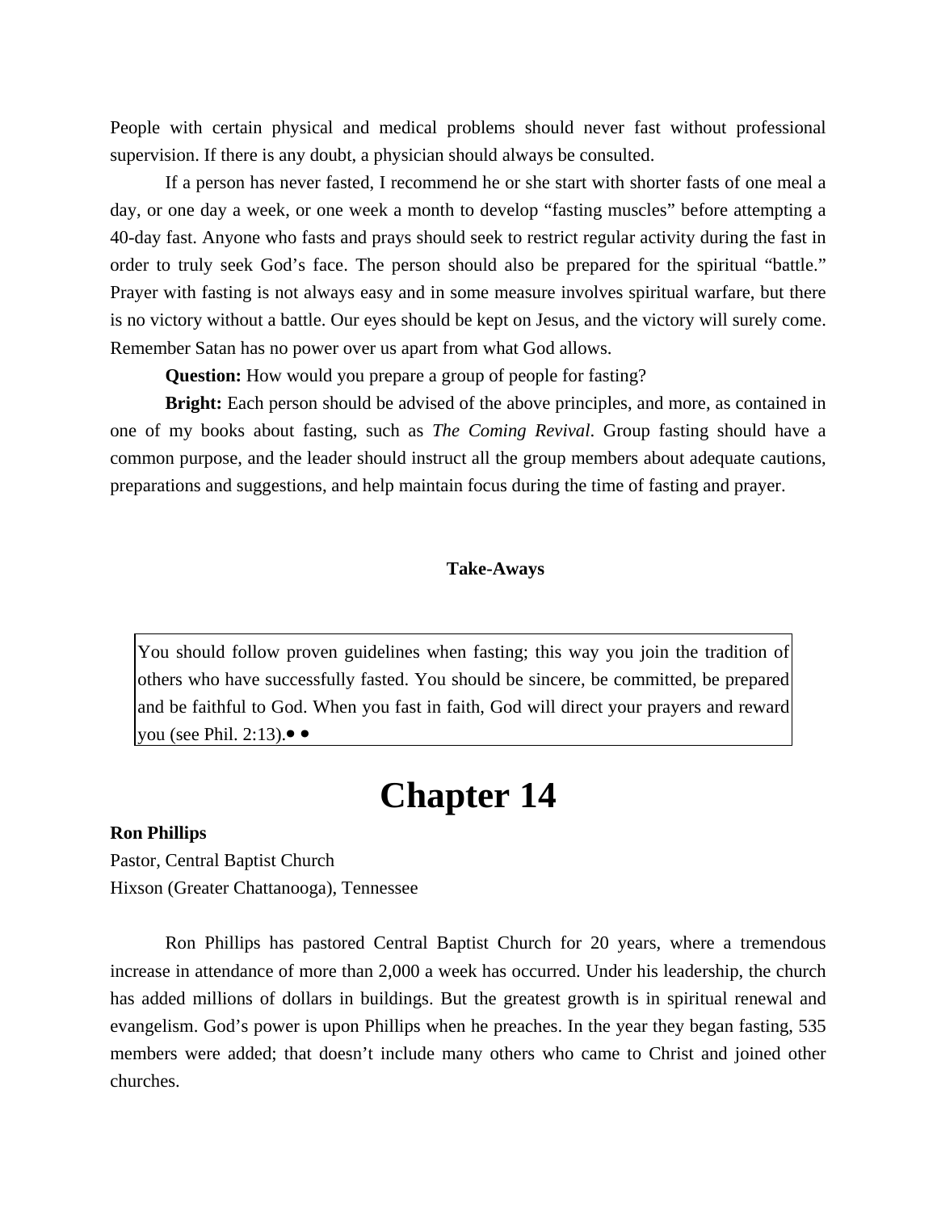People with certain physical and medical problems should never fast without professional supervision. If there is any doubt, a physician should always be consulted.

If a person has never fasted, I recommend he or she start with shorter fasts of one meal a day, or one day a week, or one week a month to develop "fasting muscles" before attempting a 40-day fast. Anyone who fasts and prays should seek to restrict regular activity during the fast in order to truly seek God's face. The person should also be prepared for the spiritual "battle." Prayer with fasting is not always easy and in some measure involves spiritual warfare, but there is no victory without a battle. Our eyes should be kept on Jesus, and the victory will surely come. Remember Satan has no power over us apart from what God allows.

**Question:** How would you prepare a group of people for fasting?

**Bright:** Each person should be advised of the above principles, and more, as contained in one of my books about fasting, such as *The Coming Revival*. Group fasting should have a common purpose, and the leader should instruct all the group members about adequate cautions, preparations and suggestions, and help maintain focus during the time of fasting and prayer.

**Take-Aways**

You should follow proven guidelines when fasting; this way you join the tradition of others who have successfully fasted. You should be sincere, be committed, be prepared and be faithful to God. When you fast in faith, God will direct your prayers and reward you (see Phil. 2:13).• •

# Chapter 14

**Ron Phillips**
Pastor, Central Baptist Church
Hixson (Greater Chattanooga), Tennessee

Ron Phillips has pastored Central Baptist Church for 20 years, where a tremendous increase in attendance of more than 2,000 a week has occurred. Under his leadership, the church has added millions of dollars in buildings. But the greatest growth is in spiritual renewal and evangelism. God's power is upon Phillips when he preaches. In the year they began fasting, 535 members were added; that doesn't include many others who came to Christ and joined other churches.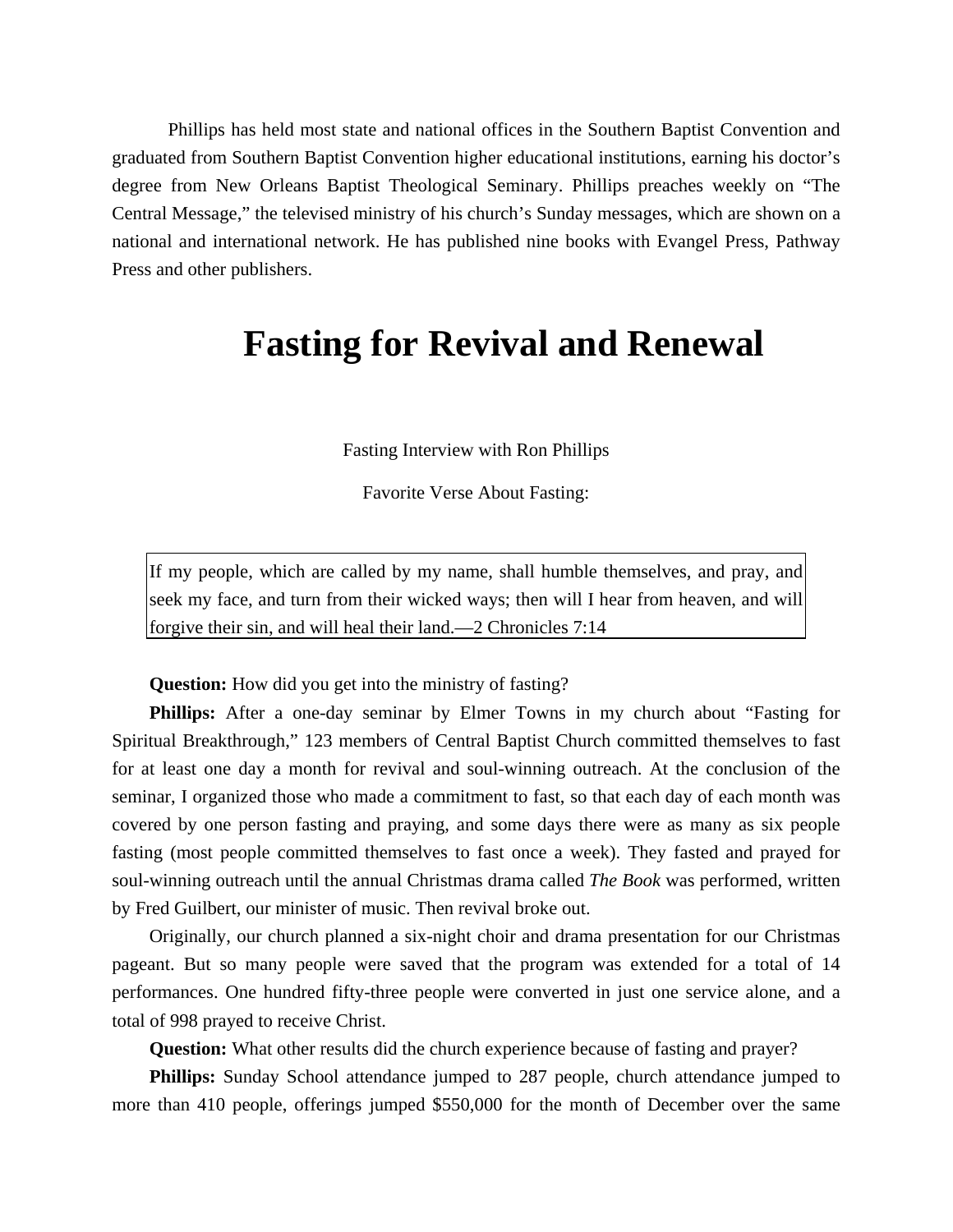Phillips has held most state and national offices in the Southern Baptist Convention and graduated from Southern Baptist Convention higher educational institutions, earning his doctor's degree from New Orleans Baptist Theological Seminary. Phillips preaches weekly on "The Central Message," the televised ministry of his church's Sunday messages, which are shown on a national and international network. He has published nine books with Evangel Press, Pathway Press and other publishers.

# Fasting for Revival and Renewal

Fasting Interview with Ron Phillips

Favorite Verse About Fasting:

> If my people, which are called by my name, shall humble themselves, and pray, and seek my face, and turn from their wicked ways; then will I hear from heaven, and will forgive their sin, and will heal their land.—2 Chronicles 7:14

**Question:** How did you get into the ministry of fasting?

**Phillips:** After a one-day seminar by Elmer Towns in my church about "Fasting for Spiritual Breakthrough," 123 members of Central Baptist Church committed themselves to fast for at least one day a month for revival and soul-winning outreach. At the conclusion of the seminar, I organized those who made a commitment to fast, so that each day of each month was covered by one person fasting and praying, and some days there were as many as six people fasting (most people committed themselves to fast once a week). They fasted and prayed for soul-winning outreach until the annual Christmas drama called *The Book* was performed, written by Fred Guilbert, our minister of music. Then revival broke out.

Originally, our church planned a six-night choir and drama presentation for our Christmas pageant. But so many people were saved that the program was extended for a total of 14 performances. One hundred fifty-three people were converted in just one service alone, and a total of 998 prayed to receive Christ.

**Question:** What other results did the church experience because of fasting and prayer?

**Phillips:** Sunday School attendance jumped to 287 people, church attendance jumped to more than 410 people, offerings jumped $550,000 for the month of December over the same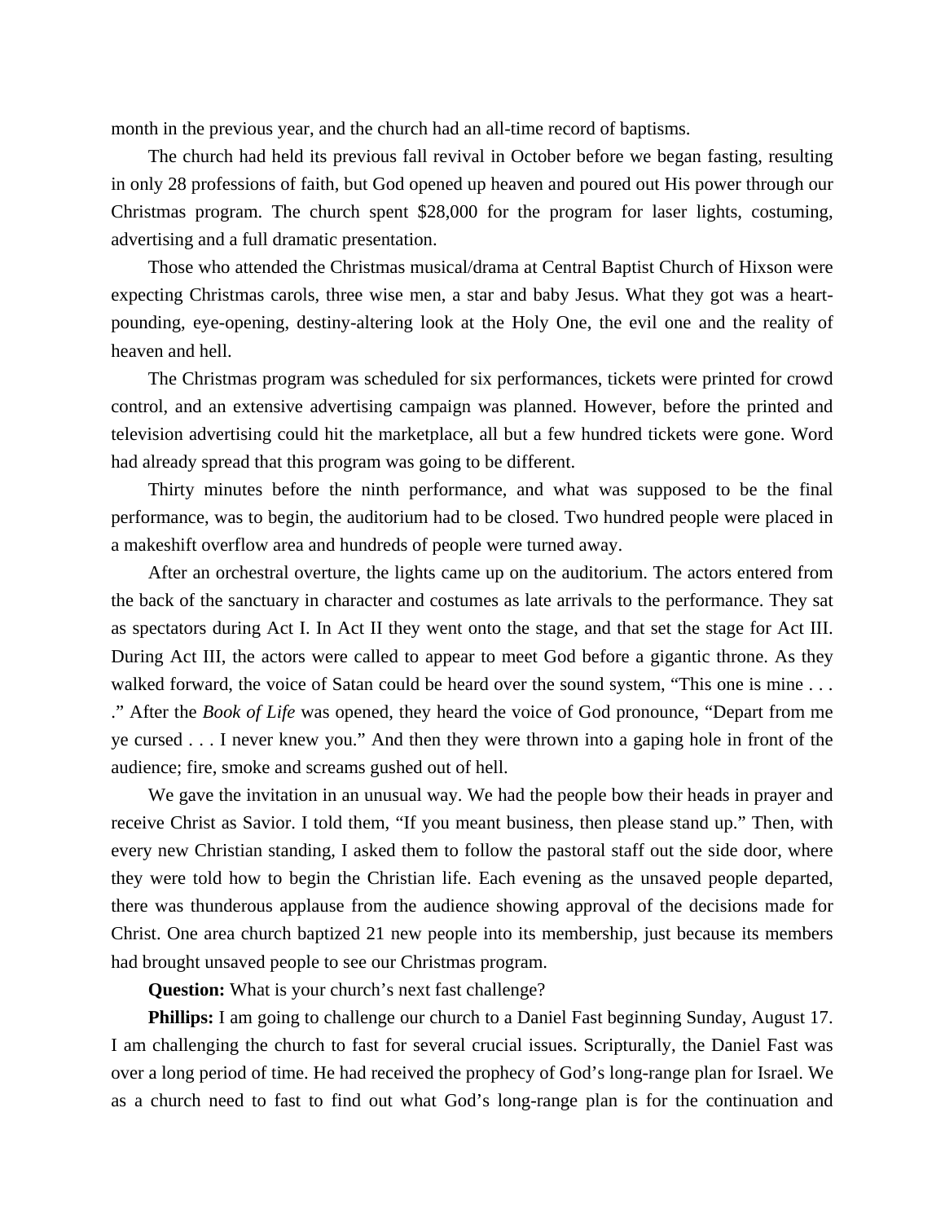month in the previous year, and the church had an all-time record of baptisms.

The church had held its previous fall revival in October before we began fasting, resulting in only 28 professions of faith, but God opened up heaven and poured out His power through our Christmas program. The church spent $28,000 for the program for laser lights, costuming, advertising and a full dramatic presentation.

Those who attended the Christmas musical/drama at Central Baptist Church of Hixson were expecting Christmas carols, three wise men, a star and baby Jesus. What they got was a heart-pounding, eye-opening, destiny-altering look at the Holy One, the evil one and the reality of heaven and hell.

The Christmas program was scheduled for six performances, tickets were printed for crowd control, and an extensive advertising campaign was planned. However, before the printed and television advertising could hit the marketplace, all but a few hundred tickets were gone. Word had already spread that this program was going to be different.

Thirty minutes before the ninth performance, and what was supposed to be the final performance, was to begin, the auditorium had to be closed. Two hundred people were placed in a makeshift overflow area and hundreds of people were turned away.

After an orchestral overture, the lights came up on the auditorium. The actors entered from the back of the sanctuary in character and costumes as late arrivals to the performance. They sat as spectators during Act I. In Act II they went onto the stage, and that set the stage for Act III. During Act III, the actors were called to appear to meet God before a gigantic throne. As they walked forward, the voice of Satan could be heard over the sound system, "This one is mine . . . ." After the *Book of Life* was opened, they heard the voice of God pronounce, "Depart from me ye cursed . . . I never knew you." And then they were thrown into a gaping hole in front of the audience; fire, smoke and screams gushed out of hell.

We gave the invitation in an unusual way. We had the people bow their heads in prayer and receive Christ as Savior. I told them, "If you meant business, then please stand up." Then, with every new Christian standing, I asked them to follow the pastoral staff out the side door, where they were told how to begin the Christian life. Each evening as the unsaved people departed, there was thunderous applause from the audience showing approval of the decisions made for Christ. One area church baptized 21 new people into its membership, just because its members had brought unsaved people to see our Christmas program.

**Question:** What is your church's next fast challenge?

**Phillips:** I am going to challenge our church to a Daniel Fast beginning Sunday, August 17. I am challenging the church to fast for several crucial issues. Scripturally, the Daniel Fast was over a long period of time. He had received the prophecy of God's long-range plan for Israel. We as a church need to fast to find out what God's long-range plan is for the continuation and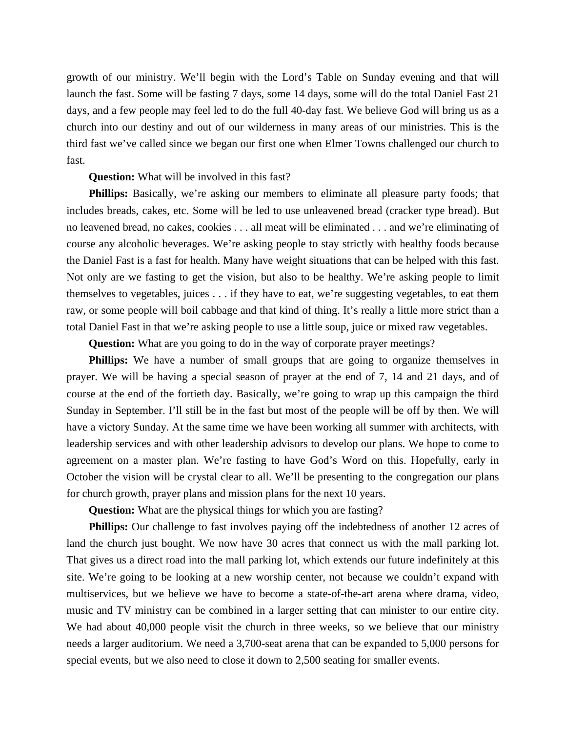growth of our ministry. We'll begin with the Lord's Table on Sunday evening and that will launch the fast. Some will be fasting 7 days, some 14 days, some will do the total Daniel Fast 21 days, and a few people may feel led to do the full 40-day fast. We believe God will bring us as a church into our destiny and out of our wilderness in many areas of our ministries. This is the third fast we've called since we began our first one when Elmer Towns challenged our church to fast.

**Question:** What will be involved in this fast?

**Phillips:** Basically, we're asking our members to eliminate all pleasure party foods; that includes breads, cakes, etc. Some will be led to use unleavened bread (cracker type bread). But no leavened bread, no cakes, cookies . . . all meat will be eliminated . . . and we're eliminating of course any alcoholic beverages. We're asking people to stay strictly with healthy foods because the Daniel Fast is a fast for health. Many have weight situations that can be helped with this fast. Not only are we fasting to get the vision, but also to be healthy. We're asking people to limit themselves to vegetables, juices . . . if they have to eat, we're suggesting vegetables, to eat them raw, or some people will boil cabbage and that kind of thing. It's really a little more strict than a total Daniel Fast in that we're asking people to use a little soup, juice or mixed raw vegetables.

**Question:** What are you going to do in the way of corporate prayer meetings?

**Phillips:** We have a number of small groups that are going to organize themselves in prayer. We will be having a special season of prayer at the end of 7, 14 and 21 days, and of course at the end of the fortieth day. Basically, we're going to wrap up this campaign the third Sunday in September. I'll still be in the fast but most of the people will be off by then. We will have a victory Sunday. At the same time we have been working all summer with architects, with leadership services and with other leadership advisors to develop our plans. We hope to come to agreement on a master plan. We're fasting to have God's Word on this. Hopefully, early in October the vision will be crystal clear to all. We'll be presenting to the congregation our plans for church growth, prayer plans and mission plans for the next 10 years.

**Question:** What are the physical things for which you are fasting?

**Phillips:** Our challenge to fast involves paying off the indebtedness of another 12 acres of land the church just bought. We now have 30 acres that connect us with the mall parking lot. That gives us a direct road into the mall parking lot, which extends our future indefinitely at this site. We're going to be looking at a new worship center, not because we couldn't expand with multiservices, but we believe we have to become a state-of-the-art arena where drama, video, music and TV ministry can be combined in a larger setting that can minister to our entire city. We had about 40,000 people visit the church in three weeks, so we believe that our ministry needs a larger auditorium. We need a 3,700-seat arena that can be expanded to 5,000 persons for special events, but we also need to close it down to 2,500 seating for smaller events.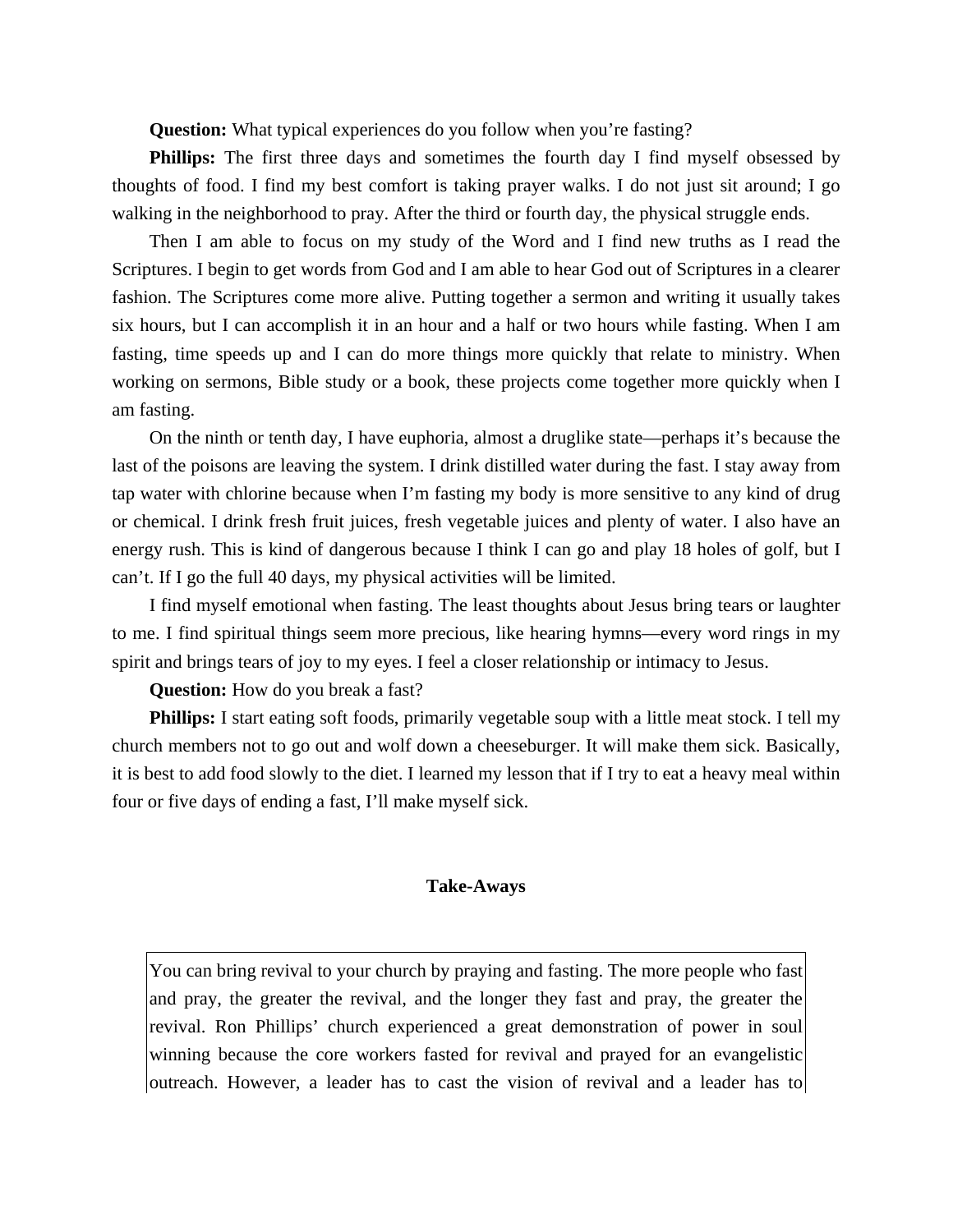**Question:** What typical experiences do you follow when you're fasting?

**Phillips:** The first three days and sometimes the fourth day I find myself obsessed by thoughts of food. I find my best comfort is taking prayer walks. I do not just sit around; I go walking in the neighborhood to pray. After the third or fourth day, the physical struggle ends.

Then I am able to focus on my study of the Word and I find new truths as I read the Scriptures. I begin to get words from God and I am able to hear God out of Scriptures in a clearer fashion. The Scriptures come more alive. Putting together a sermon and writing it usually takes six hours, but I can accomplish it in an hour and a half or two hours while fasting. When I am fasting, time speeds up and I can do more things more quickly that relate to ministry. When working on sermons, Bible study or a book, these projects come together more quickly when I am fasting.

On the ninth or tenth day, I have euphoria, almost a druglike state—perhaps it's because the last of the poisons are leaving the system. I drink distilled water during the fast. I stay away from tap water with chlorine because when I'm fasting my body is more sensitive to any kind of drug or chemical. I drink fresh fruit juices, fresh vegetable juices and plenty of water. I also have an energy rush. This is kind of dangerous because I think I can go and play 18 holes of golf, but I can't. If I go the full 40 days, my physical activities will be limited.

I find myself emotional when fasting. The least thoughts about Jesus bring tears or laughter to me. I find spiritual things seem more precious, like hearing hymns—every word rings in my spirit and brings tears of joy to my eyes. I feel a closer relationship or intimacy to Jesus.

**Question:** How do you break a fast?

**Phillips:** I start eating soft foods, primarily vegetable soup with a little meat stock. I tell my church members not to go out and wolf down a cheeseburger. It will make them sick. Basically, it is best to add food slowly to the diet. I learned my lesson that if I try to eat a heavy meal within four or five days of ending a fast, I'll make myself sick.

## Take-Aways

You can bring revival to your church by praying and fasting. The more people who fast and pray, the greater the revival, and the longer they fast and pray, the greater the revival. Ron Phillips' church experienced a great demonstration of power in soul winning because the core workers fasted for revival and prayed for an evangelistic outreach. However, a leader has to cast the vision of revival and a leader has to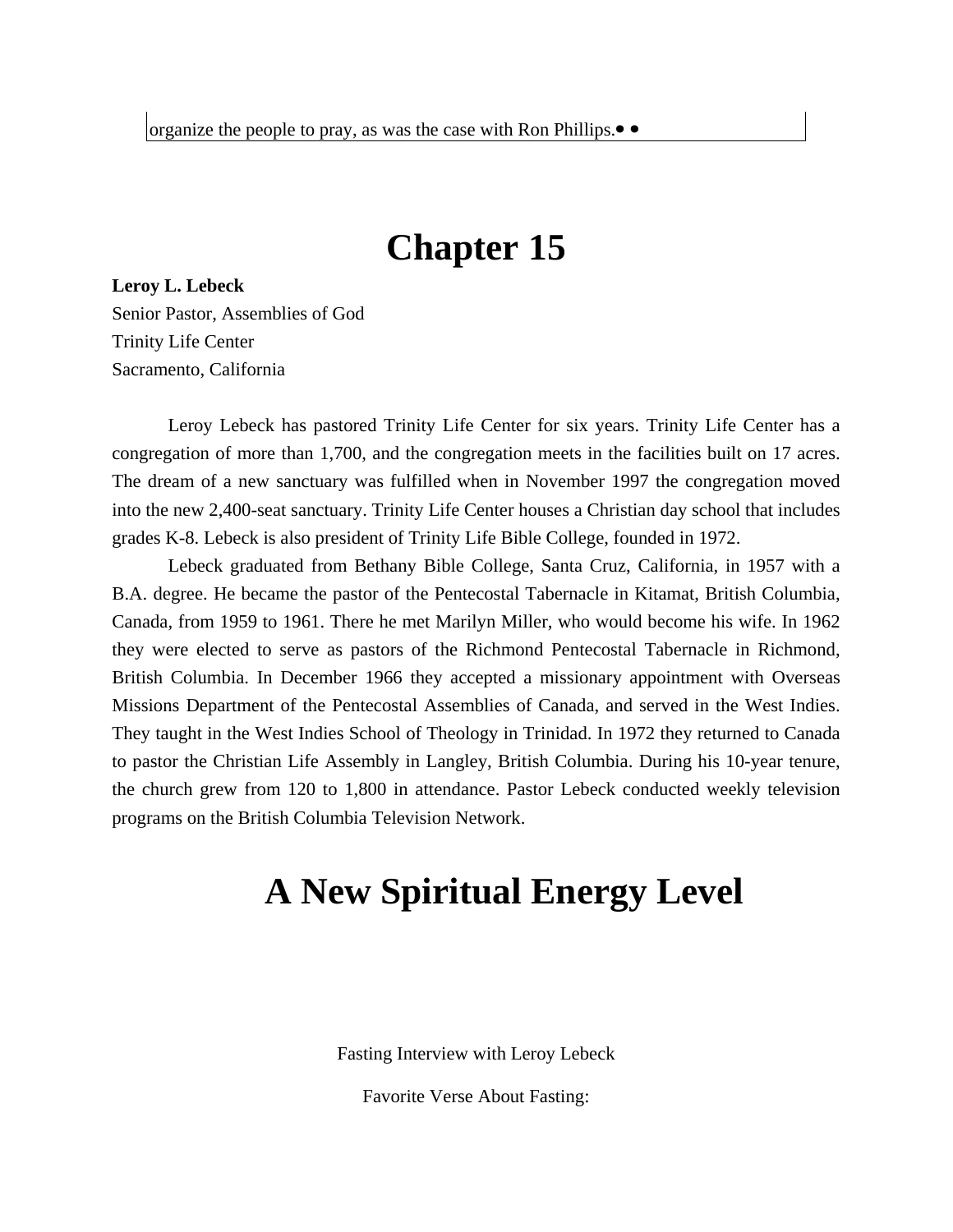organize the people to pray, as was the case with Ron Phillips.• •

# Chapter 15

**Leroy L. Lebeck**
Senior Pastor, Assemblies of God
Trinity Life Center
Sacramento, California

Leroy Lebeck has pastored Trinity Life Center for six years. Trinity Life Center has a congregation of more than 1,700, and the congregation meets in the facilities built on 17 acres. The dream of a new sanctuary was fulfilled when in November 1997 the congregation moved into the new 2,400-seat sanctuary. Trinity Life Center houses a Christian day school that includes grades K-8. Lebeck is also president of Trinity Life Bible College, founded in 1972.

Lebeck graduated from Bethany Bible College, Santa Cruz, California, in 1957 with a B.A. degree. He became the pastor of the Pentecostal Tabernacle in Kitamat, British Columbia, Canada, from 1959 to 1961. There he met Marilyn Miller, who would become his wife. In 1962 they were elected to serve as pastors of the Richmond Pentecostal Tabernacle in Richmond, British Columbia. In December 1966 they accepted a missionary appointment with Overseas Missions Department of the Pentecostal Assemblies of Canada, and served in the West Indies. They taught in the West Indies School of Theology in Trinidad. In 1972 they returned to Canada to pastor the Christian Life Assembly in Langley, British Columbia. During his 10-year tenure, the church grew from 120 to 1,800 in attendance. Pastor Lebeck conducted weekly television programs on the British Columbia Television Network.

# A New Spiritual Energy Level

Fasting Interview with Leroy Lebeck

Favorite Verse About Fasting: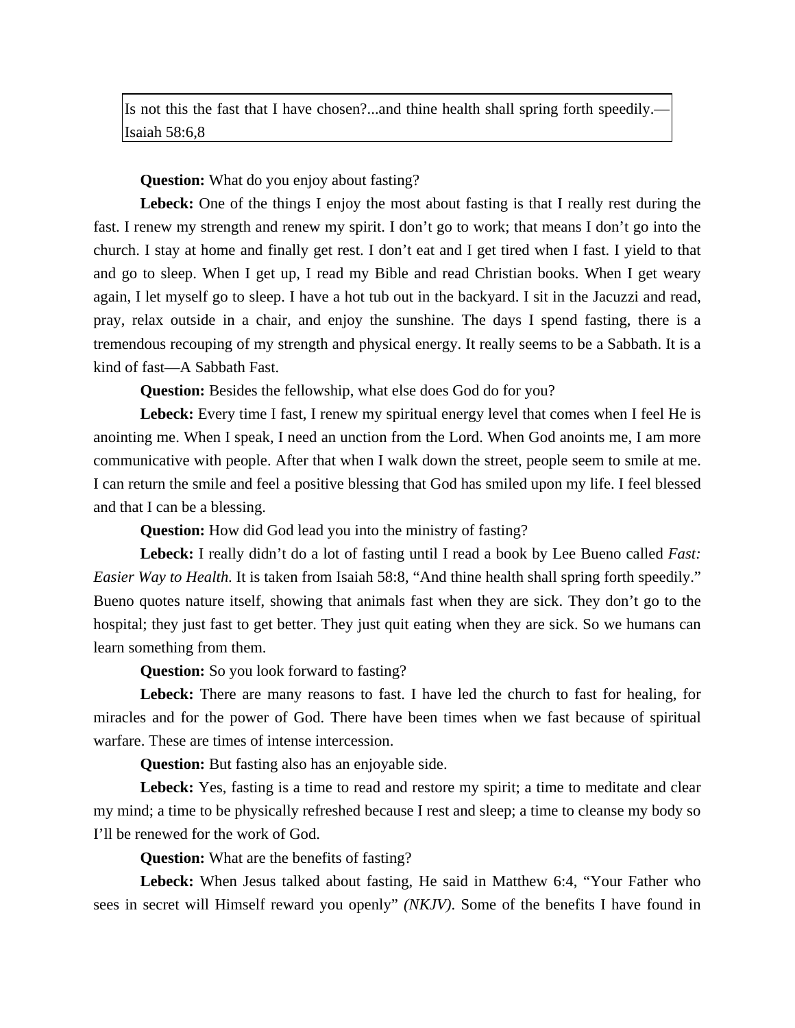> Is not this the fast that I have chosen?...and thine health shall spring forth speedily.—Isaiah 58:6,8

**Question:** What do you enjoy about fasting?

**Lebeck:** One of the things I enjoy the most about fasting is that I really rest during the fast. I renew my strength and renew my spirit. I don't go to work; that means I don't go into the church. I stay at home and finally get rest. I don't eat and I get tired when I fast. I yield to that and go to sleep. When I get up, I read my Bible and read Christian books. When I get weary again, I let myself go to sleep. I have a hot tub out in the backyard. I sit in the Jacuzzi and read, pray, relax outside in a chair, and enjoy the sunshine. The days I spend fasting, there is a tremendous recouping of my strength and physical energy. It really seems to be a Sabbath. It is a kind of fast—A Sabbath Fast.

**Question:** Besides the fellowship, what else does God do for you?

**Lebeck:** Every time I fast, I renew my spiritual energy level that comes when I feel He is anointing me. When I speak, I need an unction from the Lord. When God anoints me, I am more communicative with people. After that when I walk down the street, people seem to smile at me. I can return the smile and feel a positive blessing that God has smiled upon my life. I feel blessed and that I can be a blessing.

**Question:** How did God lead you into the ministry of fasting?

**Lebeck:** I really didn't do a lot of fasting until I read a book by Lee Bueno called *Fast: Easier Way to Health.* It is taken from Isaiah 58:8, "And thine health shall spring forth speedily." Bueno quotes nature itself, showing that animals fast when they are sick. They don't go to the hospital; they just fast to get better. They just quit eating when they are sick. So we humans can learn something from them.

**Question:** So you look forward to fasting?

**Lebeck:** There are many reasons to fast. I have led the church to fast for healing, for miracles and for the power of God. There have been times when we fast because of spiritual warfare. These are times of intense intercession.

**Question:** But fasting also has an enjoyable side.

**Lebeck:** Yes, fasting is a time to read and restore my spirit; a time to meditate and clear my mind; a time to be physically refreshed because I rest and sleep; a time to cleanse my body so I'll be renewed for the work of God.

**Question:** What are the benefits of fasting?

**Lebeck:** When Jesus talked about fasting, He said in Matthew 6:4, "Your Father who sees in secret will Himself reward you openly" *(NKJV)*. Some of the benefits I have found in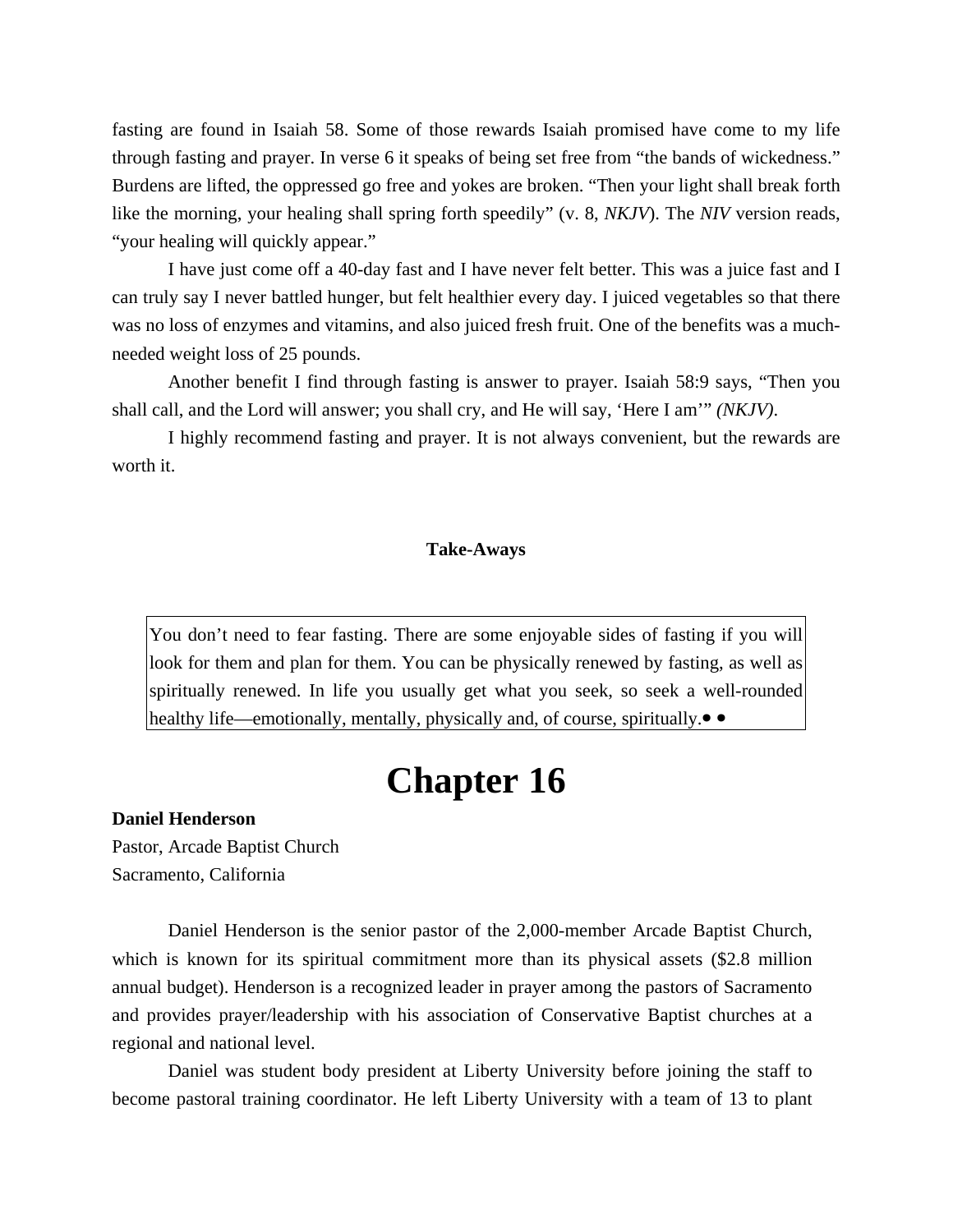fasting are found in Isaiah 58. Some of those rewards Isaiah promised have come to my life through fasting and prayer. In verse 6 it speaks of being set free from “the bands of wickedness.” Burdens are lifted, the oppressed go free and yokes are broken. “Then your light shall break forth like the morning, your healing shall spring forth speedily” (v. 8, *NKJV*). The *NIV* version reads, “your healing will quickly appear.”

I have just come off a 40-day fast and I have never felt better. This was a juice fast and I can truly say I never battled hunger, but felt healthier every day. I juiced vegetables so that there was no loss of enzymes and vitamins, and also juiced fresh fruit. One of the benefits was a much-needed weight loss of 25 pounds.

Another benefit I find through fasting is answer to prayer. Isaiah 58:9 says, “Then you shall call, and the Lord will answer; you shall cry, and He will say, ‘Here I am’” *(NKJV)*.

I highly recommend fasting and prayer. It is not always convenient, but the rewards are worth it.

**Take-Aways**

> You don’t need to fear fasting. There are some enjoyable sides of fasting if you will look for them and plan for them. You can be physically renewed by fasting, as well as spiritually renewed. In life you usually get what you seek, so seek a well-rounded healthy life—emotionally, mentally, physically and, of course, spiritually.• •

# Chapter 16

**Daniel Henderson**
Pastor, Arcade Baptist Church
Sacramento, California

Daniel Henderson is the senior pastor of the 2,000-member Arcade Baptist Church, which is known for its spiritual commitment more than its physical assets ($2.8 million annual budget). Henderson is a recognized leader in prayer among the pastors of Sacramento and provides prayer/leadership with his association of Conservative Baptist churches at a regional and national level.

Daniel was student body president at Liberty University before joining the staff to become pastoral training coordinator. He left Liberty University with a team of 13 to plant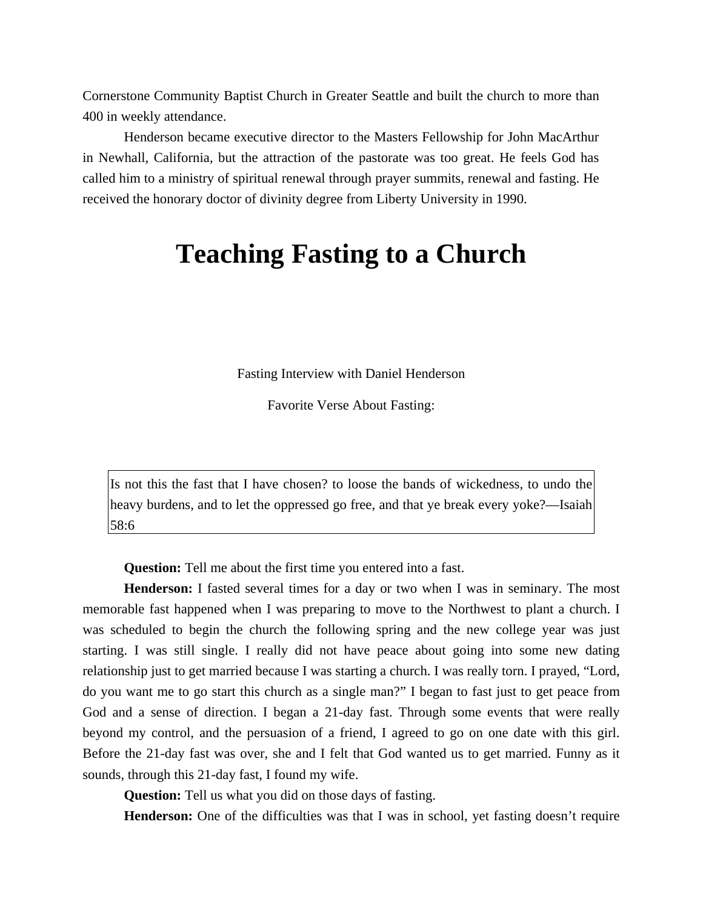Cornerstone Community Baptist Church in Greater Seattle and built the church to more than 400 in weekly attendance.

Henderson became executive director to the Masters Fellowship for John MacArthur in Newhall, California, but the attraction of the pastorate was too great. He feels God has called him to a ministry of spiritual renewal through prayer summits, renewal and fasting. He received the honorary doctor of divinity degree from Liberty University in 1990.

# Teaching Fasting to a Church

Fasting Interview with Daniel Henderson

Favorite Verse About Fasting:

> Is not this the fast that I have chosen? to loose the bands of wickedness, to undo the heavy burdens, and to let the oppressed go free, and that ye break every yoke?—Isaiah 58:6

**Question:** Tell me about the first time you entered into a fast.

**Henderson:** I fasted several times for a day or two when I was in seminary. The most memorable fast happened when I was preparing to move to the Northwest to plant a church. I was scheduled to begin the church the following spring and the new college year was just starting. I was still single. I really did not have peace about going into some new dating relationship just to get married because I was starting a church. I was really torn. I prayed, "Lord, do you want me to go start this church as a single man?" I began to fast just to get peace from God and a sense of direction. I began a 21-day fast. Through some events that were really beyond my control, and the persuasion of a friend, I agreed to go on one date with this girl. Before the 21-day fast was over, she and I felt that God wanted us to get married. Funny as it sounds, through this 21-day fast, I found my wife.

**Question:** Tell us what you did on those days of fasting.

**Henderson:** One of the difficulties was that I was in school, yet fasting doesn't require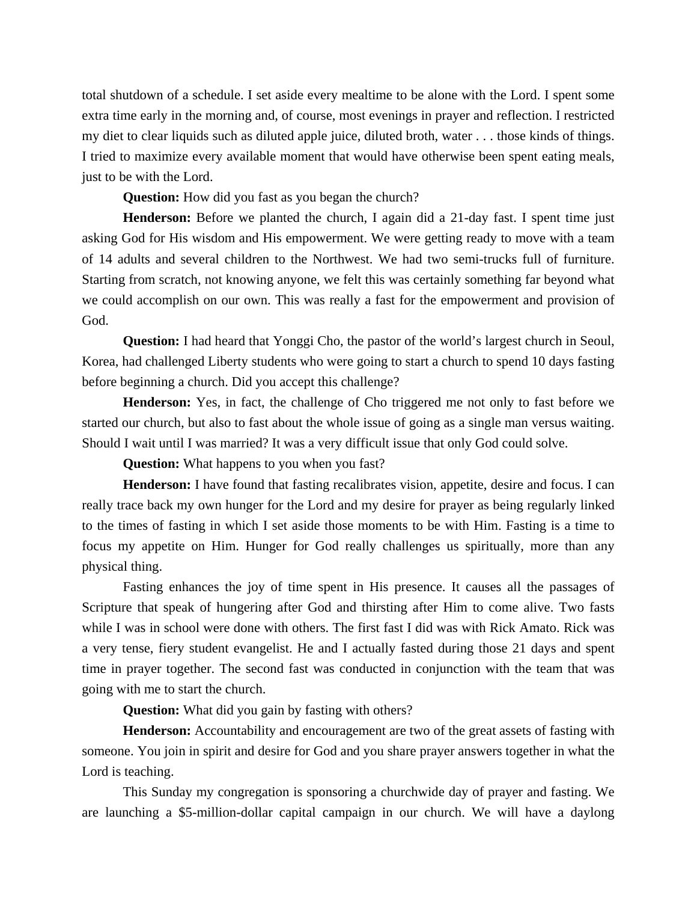total shutdown of a schedule. I set aside every mealtime to be alone with the Lord. I spent some extra time early in the morning and, of course, most evenings in prayer and reflection. I restricted my diet to clear liquids such as diluted apple juice, diluted broth, water . . . those kinds of things. I tried to maximize every available moment that would have otherwise been spent eating meals, just to be with the Lord.

**Question:** How did you fast as you began the church?

**Henderson:** Before we planted the church, I again did a 21-day fast. I spent time just asking God for His wisdom and His empowerment. We were getting ready to move with a team of 14 adults and several children to the Northwest. We had two semi-trucks full of furniture. Starting from scratch, not knowing anyone, we felt this was certainly something far beyond what we could accomplish on our own. This was really a fast for the empowerment and provision of God.

**Question:** I had heard that Yonggi Cho, the pastor of the world's largest church in Seoul, Korea, had challenged Liberty students who were going to start a church to spend 10 days fasting before beginning a church. Did you accept this challenge?

**Henderson:** Yes, in fact, the challenge of Cho triggered me not only to fast before we started our church, but also to fast about the whole issue of going as a single man versus waiting. Should I wait until I was married? It was a very difficult issue that only God could solve.

**Question:** What happens to you when you fast?

**Henderson:** I have found that fasting recalibrates vision, appetite, desire and focus. I can really trace back my own hunger for the Lord and my desire for prayer as being regularly linked to the times of fasting in which I set aside those moments to be with Him. Fasting is a time to focus my appetite on Him. Hunger for God really challenges us spiritually, more than any physical thing.

Fasting enhances the joy of time spent in His presence. It causes all the passages of Scripture that speak of hungering after God and thirsting after Him to come alive. Two fasts while I was in school were done with others. The first fast I did was with Rick Amato. Rick was a very tense, fiery student evangelist. He and I actually fasted during those 21 days and spent time in prayer together. The second fast was conducted in conjunction with the team that was going with me to start the church.

**Question:** What did you gain by fasting with others?

**Henderson:** Accountability and encouragement are two of the great assets of fasting with someone. You join in spirit and desire for God and you share prayer answers together in what the Lord is teaching.

This Sunday my congregation is sponsoring a churchwide day of prayer and fasting. We are launching a $5-million-dollar capital campaign in our church. We will have a daylong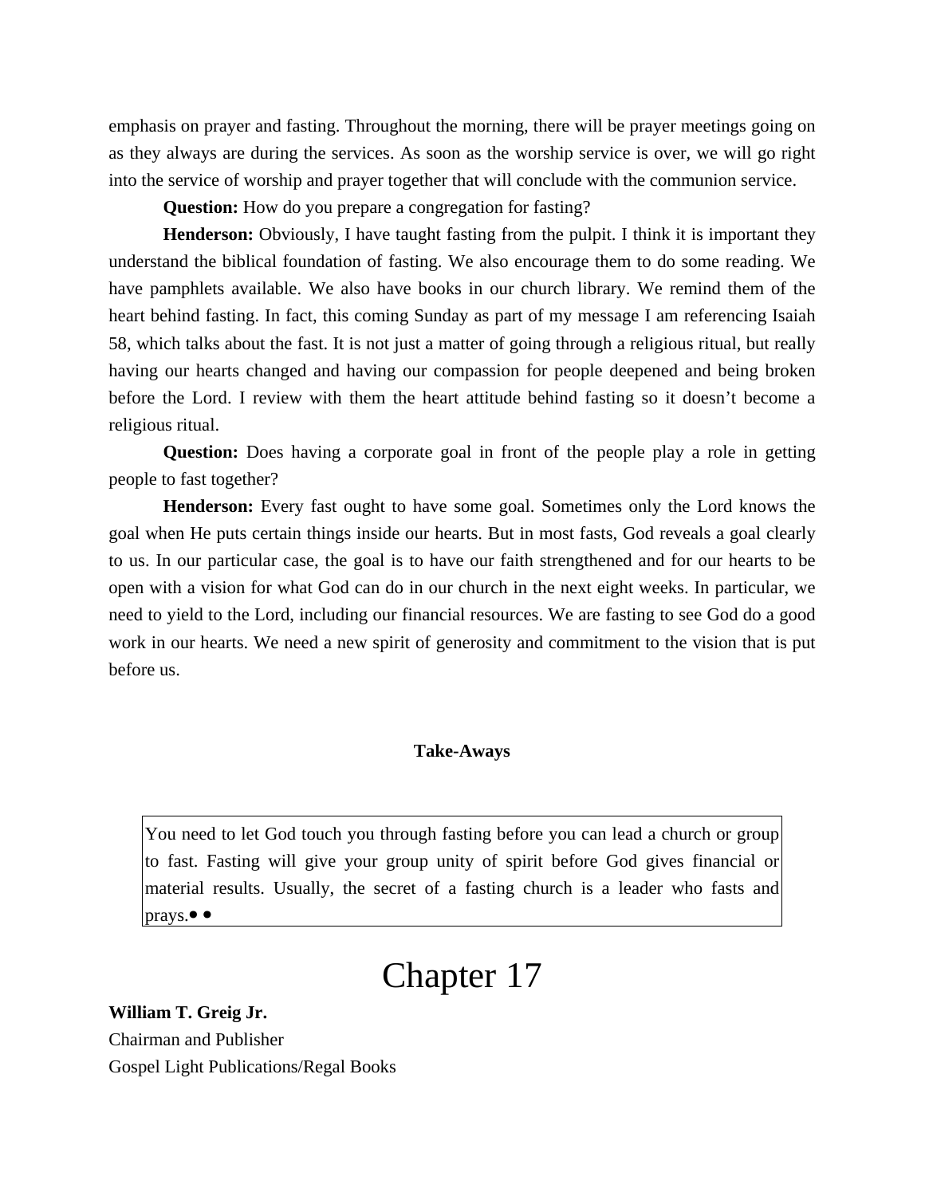emphasis on prayer and fasting. Throughout the morning, there will be prayer meetings going on as they always are during the services. As soon as the worship service is over, we will go right into the service of worship and prayer together that will conclude with the communion service.

**Question:** How do you prepare a congregation for fasting?

**Henderson:** Obviously, I have taught fasting from the pulpit. I think it is important they understand the biblical foundation of fasting. We also encourage them to do some reading. We have pamphlets available. We also have books in our church library. We remind them of the heart behind fasting. In fact, this coming Sunday as part of my message I am referencing Isaiah 58, which talks about the fast. It is not just a matter of going through a religious ritual, but really having our hearts changed and having our compassion for people deepened and being broken before the Lord. I review with them the heart attitude behind fasting so it doesn't become a religious ritual.

**Question:** Does having a corporate goal in front of the people play a role in getting people to fast together?

**Henderson:** Every fast ought to have some goal. Sometimes only the Lord knows the goal when He puts certain things inside our hearts. But in most fasts, God reveals a goal clearly to us. In our particular case, the goal is to have our faith strengthened and for our hearts to be open with a vision for what God can do in our church in the next eight weeks. In particular, we need to yield to the Lord, including our financial resources. We are fasting to see God do a good work in our hearts. We need a new spirit of generosity and commitment to the vision that is put before us.

### Take-Aways

You need to let God touch you through fasting before you can lead a church or group to fast. Fasting will give your group unity of spirit before God gives financial or material results. Usually, the secret of a fasting church is a leader who fasts and prays.• •

# Chapter 17

**William T. Greig Jr.**
Chairman and Publisher
Gospel Light Publications/Regal Books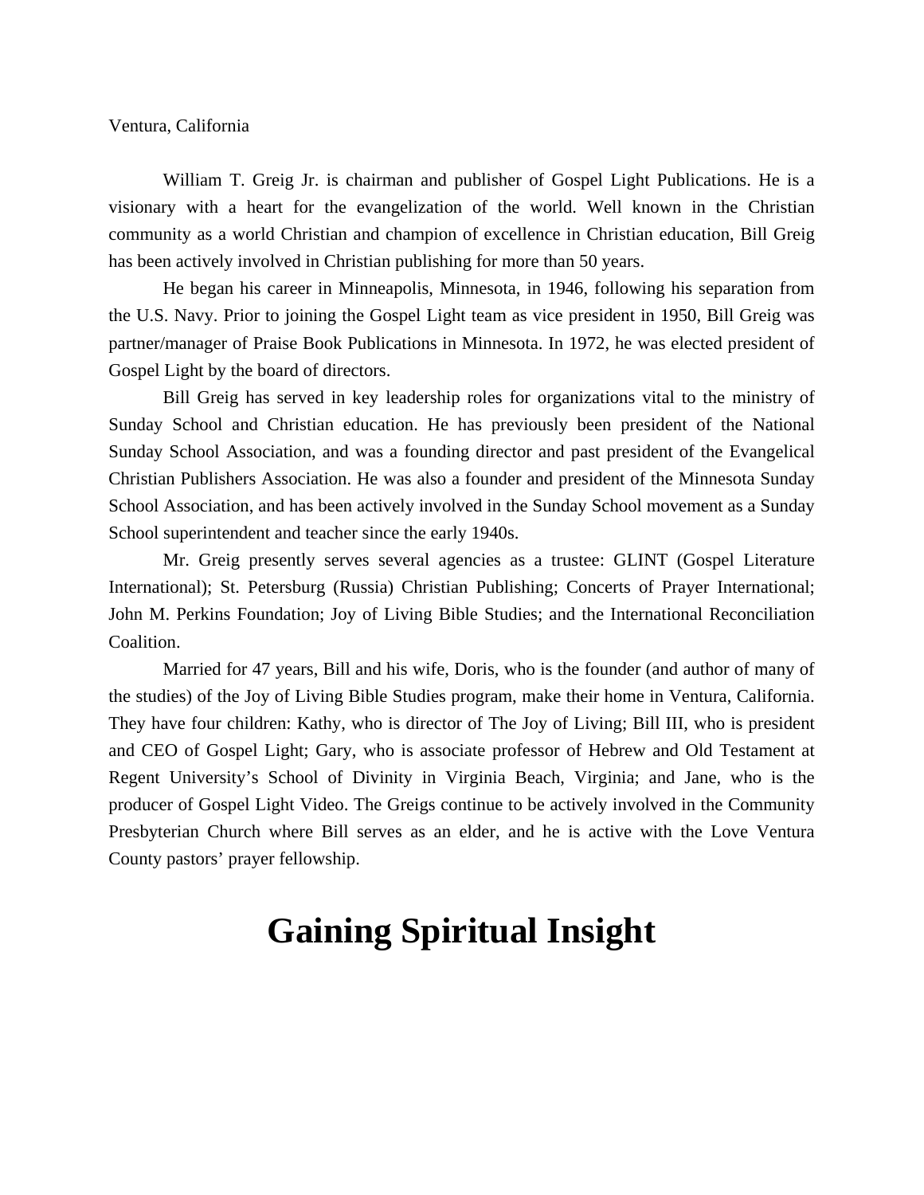Ventura, California

William T. Greig Jr. is chairman and publisher of Gospel Light Publications. He is a visionary with a heart for the evangelization of the world. Well known in the Christian community as a world Christian and champion of excellence in Christian education, Bill Greig has been actively involved in Christian publishing for more than 50 years.

He began his career in Minneapolis, Minnesota, in 1946, following his separation from the U.S. Navy. Prior to joining the Gospel Light team as vice president in 1950, Bill Greig was partner/manager of Praise Book Publications in Minnesota. In 1972, he was elected president of Gospel Light by the board of directors.

Bill Greig has served in key leadership roles for organizations vital to the ministry of Sunday School and Christian education. He has previously been president of the National Sunday School Association, and was a founding director and past president of the Evangelical Christian Publishers Association. He was also a founder and president of the Minnesota Sunday School Association, and has been actively involved in the Sunday School movement as a Sunday School superintendent and teacher since the early 1940s.

Mr. Greig presently serves several agencies as a trustee: GLINT (Gospel Literature International); St. Petersburg (Russia) Christian Publishing; Concerts of Prayer International; John M. Perkins Foundation; Joy of Living Bible Studies; and the International Reconciliation Coalition.

Married for 47 years, Bill and his wife, Doris, who is the founder (and author of many of the studies) of the Joy of Living Bible Studies program, make their home in Ventura, California. They have four children: Kathy, who is director of The Joy of Living; Bill III, who is president and CEO of Gospel Light; Gary, who is associate professor of Hebrew and Old Testament at Regent University's School of Divinity in Virginia Beach, Virginia; and Jane, who is the producer of Gospel Light Video. The Greigs continue to be actively involved in the Community Presbyterian Church where Bill serves as an elder, and he is active with the Love Ventura County pastors' prayer fellowship.

# Gaining Spiritual Insight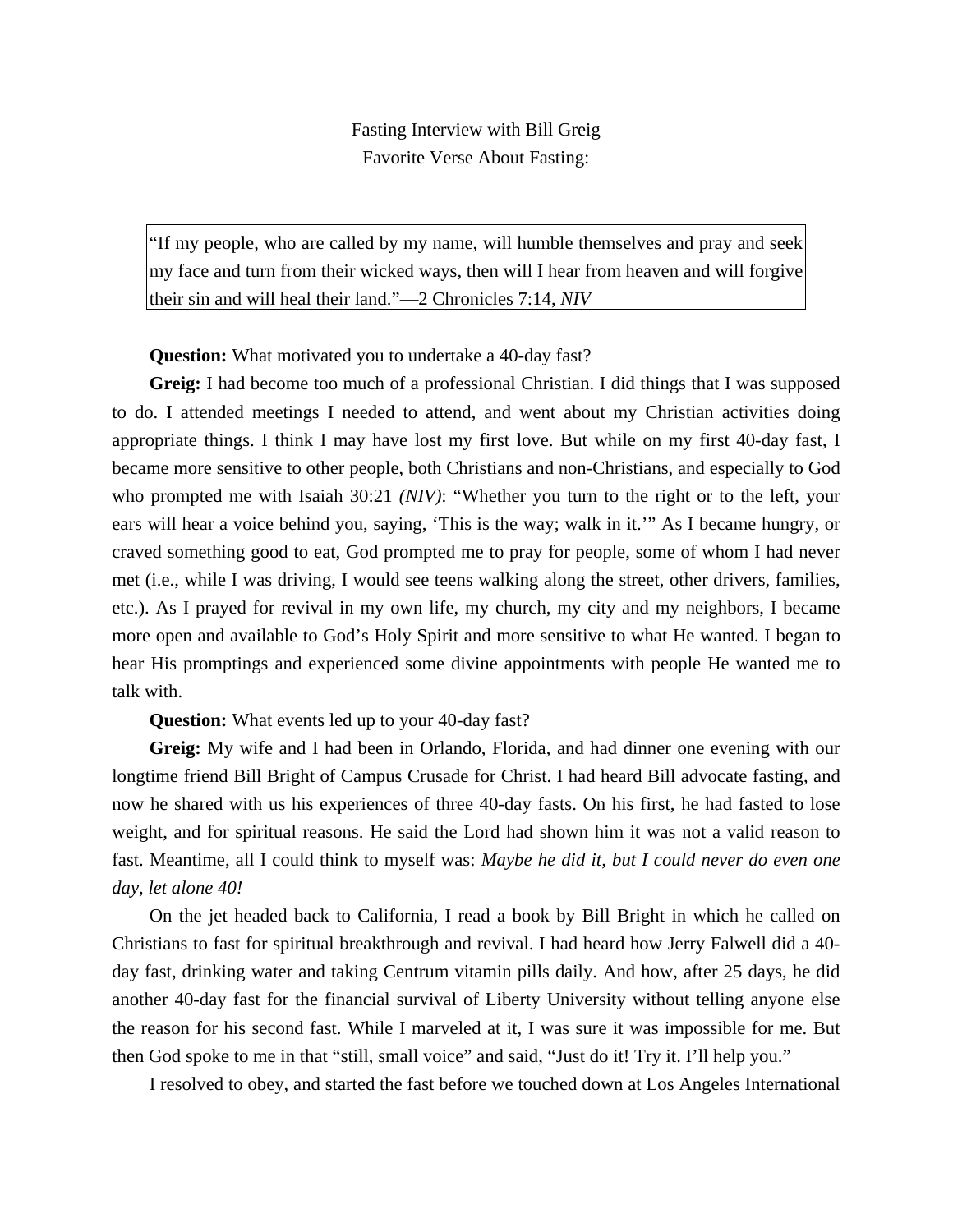Fasting Interview with Bill Greig

Favorite Verse About Fasting:

> "If my people, who are called by my name, will humble themselves and pray and seek my face and turn from their wicked ways, then will I hear from heaven and will forgive their sin and will heal their land."—2 Chronicles 7:14, *NIV*

**Question:** What motivated you to undertake a 40-day fast?

**Greig:** I had become too much of a professional Christian. I did things that I was supposed to do. I attended meetings I needed to attend, and went about my Christian activities doing appropriate things. I think I may have lost my first love. But while on my first 40-day fast, I became more sensitive to other people, both Christians and non-Christians, and especially to God who prompted me with Isaiah 30:21 *(NIV)*: "Whether you turn to the right or to the left, your ears will hear a voice behind you, saying, 'This is the way; walk in it.'" As I became hungry, or craved something good to eat, God prompted me to pray for people, some of whom I had never met (i.e., while I was driving, I would see teens walking along the street, other drivers, families, etc.). As I prayed for revival in my own life, my church, my city and my neighbors, I became more open and available to God's Holy Spirit and more sensitive to what He wanted. I began to hear His promptings and experienced some divine appointments with people He wanted me to talk with.

**Question:** What events led up to your 40-day fast?

**Greig:** My wife and I had been in Orlando, Florida, and had dinner one evening with our longtime friend Bill Bright of Campus Crusade for Christ. I had heard Bill advocate fasting, and now he shared with us his experiences of three 40-day fasts. On his first, he had fasted to lose weight, and for spiritual reasons. He said the Lord had shown him it was not a valid reason to fast. Meantime, all I could think to myself was: *Maybe he did it, but I could never do even one day, let alone 40!*

On the jet headed back to California, I read a book by Bill Bright in which he called on Christians to fast for spiritual breakthrough and revival. I had heard how Jerry Falwell did a 40-day fast, drinking water and taking Centrum vitamin pills daily. And how, after 25 days, he did another 40-day fast for the financial survival of Liberty University without telling anyone else the reason for his second fast. While I marveled at it, I was sure it was impossible for me. But then God spoke to me in that "still, small voice" and said, "Just do it! Try it. I'll help you."

I resolved to obey, and started the fast before we touched down at Los Angeles International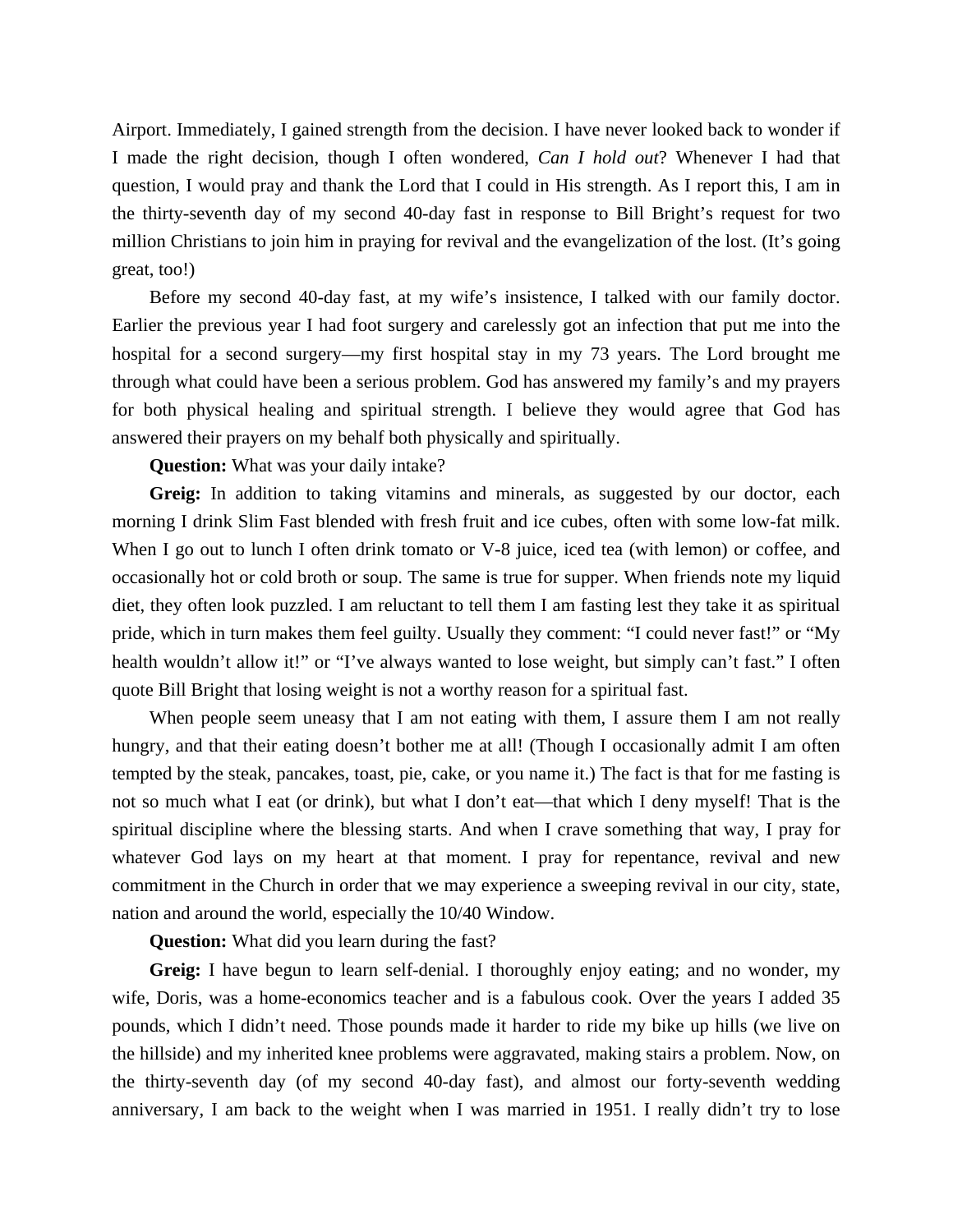Airport. Immediately, I gained strength from the decision. I have never looked back to wonder if I made the right decision, though I often wondered, *Can I hold out*? Whenever I had that question, I would pray and thank the Lord that I could in His strength. As I report this, I am in the thirty-seventh day of my second 40-day fast in response to Bill Bright's request for two million Christians to join him in praying for revival and the evangelization of the lost. (It's going great, too!)

Before my second 40-day fast, at my wife's insistence, I talked with our family doctor. Earlier the previous year I had foot surgery and carelessly got an infection that put me into the hospital for a second surgery—my first hospital stay in my 73 years. The Lord brought me through what could have been a serious problem. God has answered my family's and my prayers for both physical healing and spiritual strength. I believe they would agree that God has answered their prayers on my behalf both physically and spiritually.

**Question:** What was your daily intake?

**Greig:** In addition to taking vitamins and minerals, as suggested by our doctor, each morning I drink Slim Fast blended with fresh fruit and ice cubes, often with some low-fat milk. When I go out to lunch I often drink tomato or V-8 juice, iced tea (with lemon) or coffee, and occasionally hot or cold broth or soup. The same is true for supper. When friends note my liquid diet, they often look puzzled. I am reluctant to tell them I am fasting lest they take it as spiritual pride, which in turn makes them feel guilty. Usually they comment: "I could never fast!" or "My health wouldn't allow it!" or "I've always wanted to lose weight, but simply can't fast." I often quote Bill Bright that losing weight is not a worthy reason for a spiritual fast.

When people seem uneasy that I am not eating with them, I assure them I am not really hungry, and that their eating doesn't bother me at all! (Though I occasionally admit I am often tempted by the steak, pancakes, toast, pie, cake, or you name it.) The fact is that for me fasting is not so much what I eat (or drink), but what I don't eat—that which I deny myself! That is the spiritual discipline where the blessing starts. And when I crave something that way, I pray for whatever God lays on my heart at that moment. I pray for repentance, revival and new commitment in the Church in order that we may experience a sweeping revival in our city, state, nation and around the world, especially the 10/40 Window.

**Question:** What did you learn during the fast?

**Greig:** I have begun to learn self-denial. I thoroughly enjoy eating; and no wonder, my wife, Doris, was a home-economics teacher and is a fabulous cook. Over the years I added 35 pounds, which I didn't need. Those pounds made it harder to ride my bike up hills (we live on the hillside) and my inherited knee problems were aggravated, making stairs a problem. Now, on the thirty-seventh day (of my second 40-day fast), and almost our forty-seventh wedding anniversary, I am back to the weight when I was married in 1951. I really didn't try to lose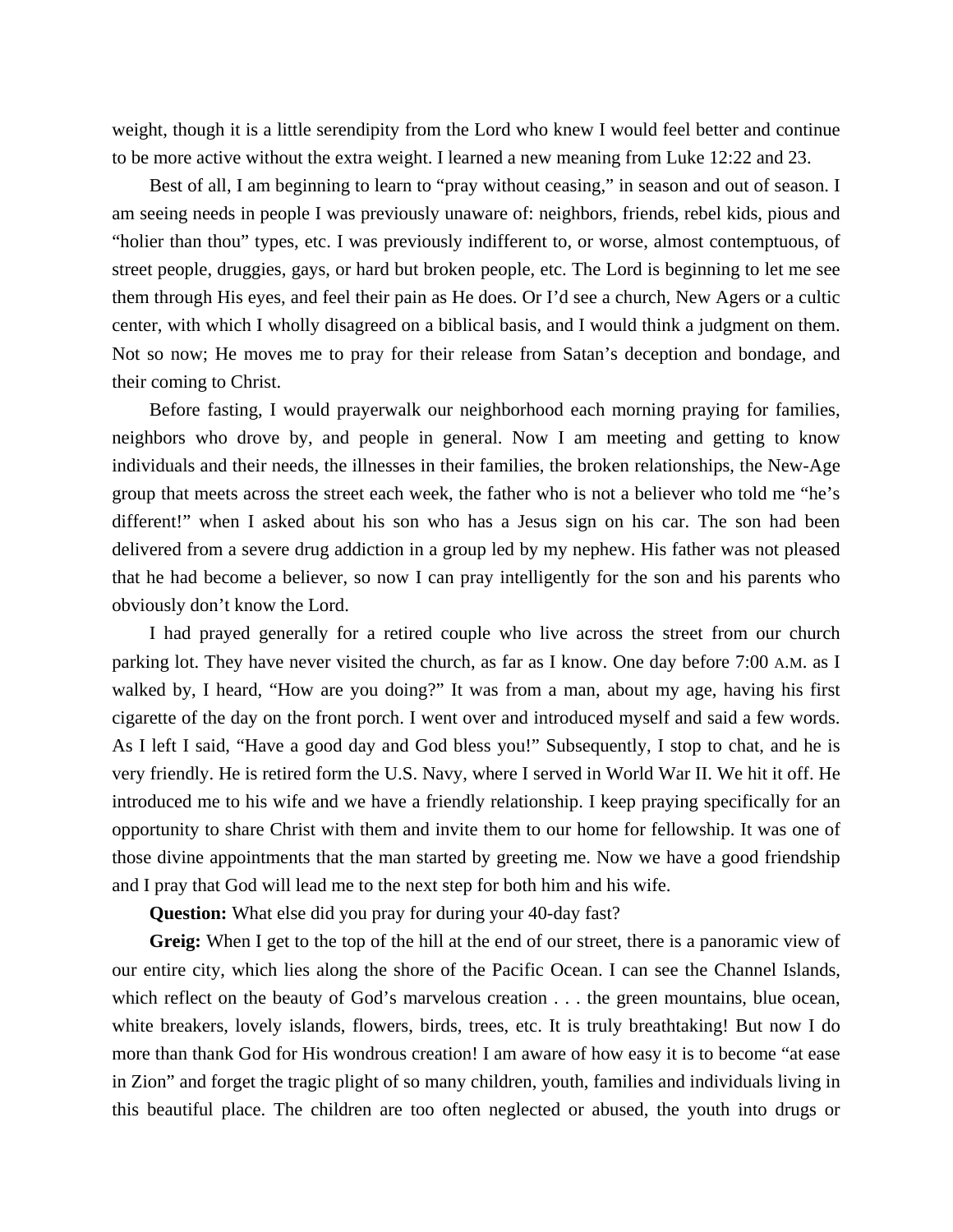weight, though it is a little serendipity from the Lord who knew I would feel better and continue to be more active without the extra weight. I learned a new meaning from Luke 12:22 and 23.

Best of all, I am beginning to learn to "pray without ceasing," in season and out of season. I am seeing needs in people I was previously unaware of: neighbors, friends, rebel kids, pious and "holier than thou" types, etc. I was previously indifferent to, or worse, almost contemptuous, of street people, druggies, gays, or hard but broken people, etc. The Lord is beginning to let me see them through His eyes, and feel their pain as He does. Or I'd see a church, New Agers or a cultic center, with which I wholly disagreed on a biblical basis, and I would think a judgment on them. Not so now; He moves me to pray for their release from Satan's deception and bondage, and their coming to Christ.

Before fasting, I would prayerwalk our neighborhood each morning praying for families, neighbors who drove by, and people in general. Now I am meeting and getting to know individuals and their needs, the illnesses in their families, the broken relationships, the New-Age group that meets across the street each week, the father who is not a believer who told me "he's different!" when I asked about his son who has a Jesus sign on his car. The son had been delivered from a severe drug addiction in a group led by my nephew. His father was not pleased that he had become a believer, so now I can pray intelligently for the son and his parents who obviously don't know the Lord.

I had prayed generally for a retired couple who live across the street from our church parking lot. They have never visited the church, as far as I know. One day before 7:00 A.M. as I walked by, I heard, "How are you doing?" It was from a man, about my age, having his first cigarette of the day on the front porch. I went over and introduced myself and said a few words. As I left I said, "Have a good day and God bless you!" Subsequently, I stop to chat, and he is very friendly. He is retired form the U.S. Navy, where I served in World War II. We hit it off. He introduced me to his wife and we have a friendly relationship. I keep praying specifically for an opportunity to share Christ with them and invite them to our home for fellowship. It was one of those divine appointments that the man started by greeting me. Now we have a good friendship and I pray that God will lead me to the next step for both him and his wife.

**Question:** What else did you pray for during your 40-day fast?

**Greig:** When I get to the top of the hill at the end of our street, there is a panoramic view of our entire city, which lies along the shore of the Pacific Ocean. I can see the Channel Islands, which reflect on the beauty of God's marvelous creation . . . the green mountains, blue ocean, white breakers, lovely islands, flowers, birds, trees, etc. It is truly breathtaking! But now I do more than thank God for His wondrous creation! I am aware of how easy it is to become "at ease in Zion" and forget the tragic plight of so many children, youth, families and individuals living in this beautiful place. The children are too often neglected or abused, the youth into drugs or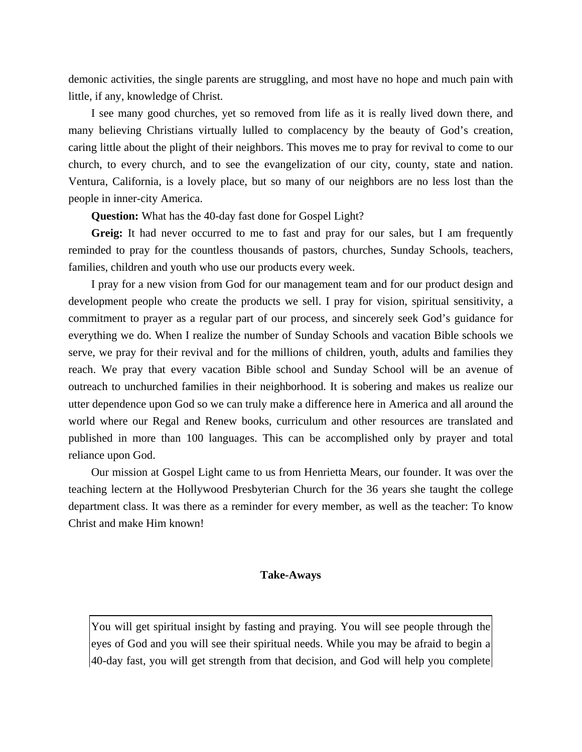demonic activities, the single parents are struggling, and most have no hope and much pain with little, if any, knowledge of Christ.

I see many good churches, yet so removed from life as it is really lived down there, and many believing Christians virtually lulled to complacency by the beauty of God's creation, caring little about the plight of their neighbors. This moves me to pray for revival to come to our church, to every church, and to see the evangelization of our city, county, state and nation. Ventura, California, is a lovely place, but so many of our neighbors are no less lost than the people in inner-city America.

**Question:** What has the 40-day fast done for Gospel Light?

**Greig:** It had never occurred to me to fast and pray for our sales, but I am frequently reminded to pray for the countless thousands of pastors, churches, Sunday Schools, teachers, families, children and youth who use our products every week.

I pray for a new vision from God for our management team and for our product design and development people who create the products we sell. I pray for vision, spiritual sensitivity, a commitment to prayer as a regular part of our process, and sincerely seek God's guidance for everything we do. When I realize the number of Sunday Schools and vacation Bible schools we serve, we pray for their revival and for the millions of children, youth, adults and families they reach. We pray that every vacation Bible school and Sunday School will be an avenue of outreach to unchurched families in their neighborhood. It is sobering and makes us realize our utter dependence upon God so we can truly make a difference here in America and all around the world where our Regal and Renew books, curriculum and other resources are translated and published in more than 100 languages. This can be accomplished only by prayer and total reliance upon God.

Our mission at Gospel Light came to us from Henrietta Mears, our founder. It was over the teaching lectern at the Hollywood Presbyterian Church for the 36 years she taught the college department class. It was there as a reminder for every member, as well as the teacher: To know Christ and make Him known!

## Take-Aways

You will get spiritual insight by fasting and praying. You will see people through the eyes of God and you will see their spiritual needs. While you may be afraid to begin a 40-day fast, you will get strength from that decision, and God will help you complete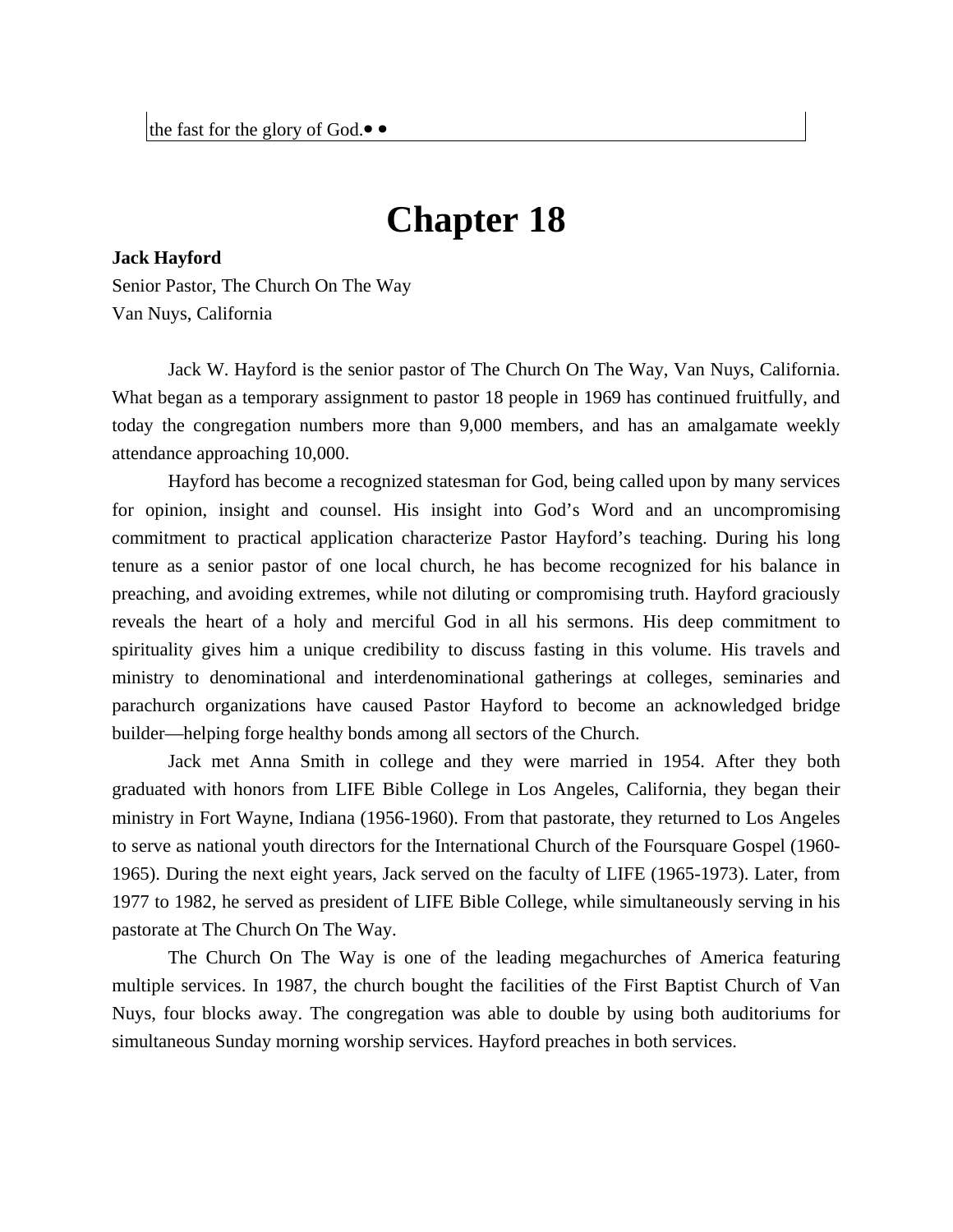the fast for the glory of God.• •

# Chapter 18

**Jack Hayford**
Senior Pastor, The Church On The Way
Van Nuys, California

Jack W. Hayford is the senior pastor of The Church On The Way, Van Nuys, California. What began as a temporary assignment to pastor 18 people in 1969 has continued fruitfully, and today the congregation numbers more than 9,000 members, and has an amalgamate weekly attendance approaching 10,000.

Hayford has become a recognized statesman for God, being called upon by many services for opinion, insight and counsel. His insight into God's Word and an uncompromising commitment to practical application characterize Pastor Hayford's teaching. During his long tenure as a senior pastor of one local church, he has become recognized for his balance in preaching, and avoiding extremes, while not diluting or compromising truth. Hayford graciously reveals the heart of a holy and merciful God in all his sermons. His deep commitment to spirituality gives him a unique credibility to discuss fasting in this volume. His travels and ministry to denominational and interdenominational gatherings at colleges, seminaries and parachurch organizations have caused Pastor Hayford to become an acknowledged bridge builder—helping forge healthy bonds among all sectors of the Church.

Jack met Anna Smith in college and they were married in 1954. After they both graduated with honors from LIFE Bible College in Los Angeles, California, they began their ministry in Fort Wayne, Indiana (1956-1960). From that pastorate, they returned to Los Angeles to serve as national youth directors for the International Church of the Foursquare Gospel (1960-1965). During the next eight years, Jack served on the faculty of LIFE (1965-1973). Later, from 1977 to 1982, he served as president of LIFE Bible College, while simultaneously serving in his pastorate at The Church On The Way.

The Church On The Way is one of the leading megachurches of America featuring multiple services. In 1987, the church bought the facilities of the First Baptist Church of Van Nuys, four blocks away. The congregation was able to double by using both auditoriums for simultaneous Sunday morning worship services. Hayford preaches in both services.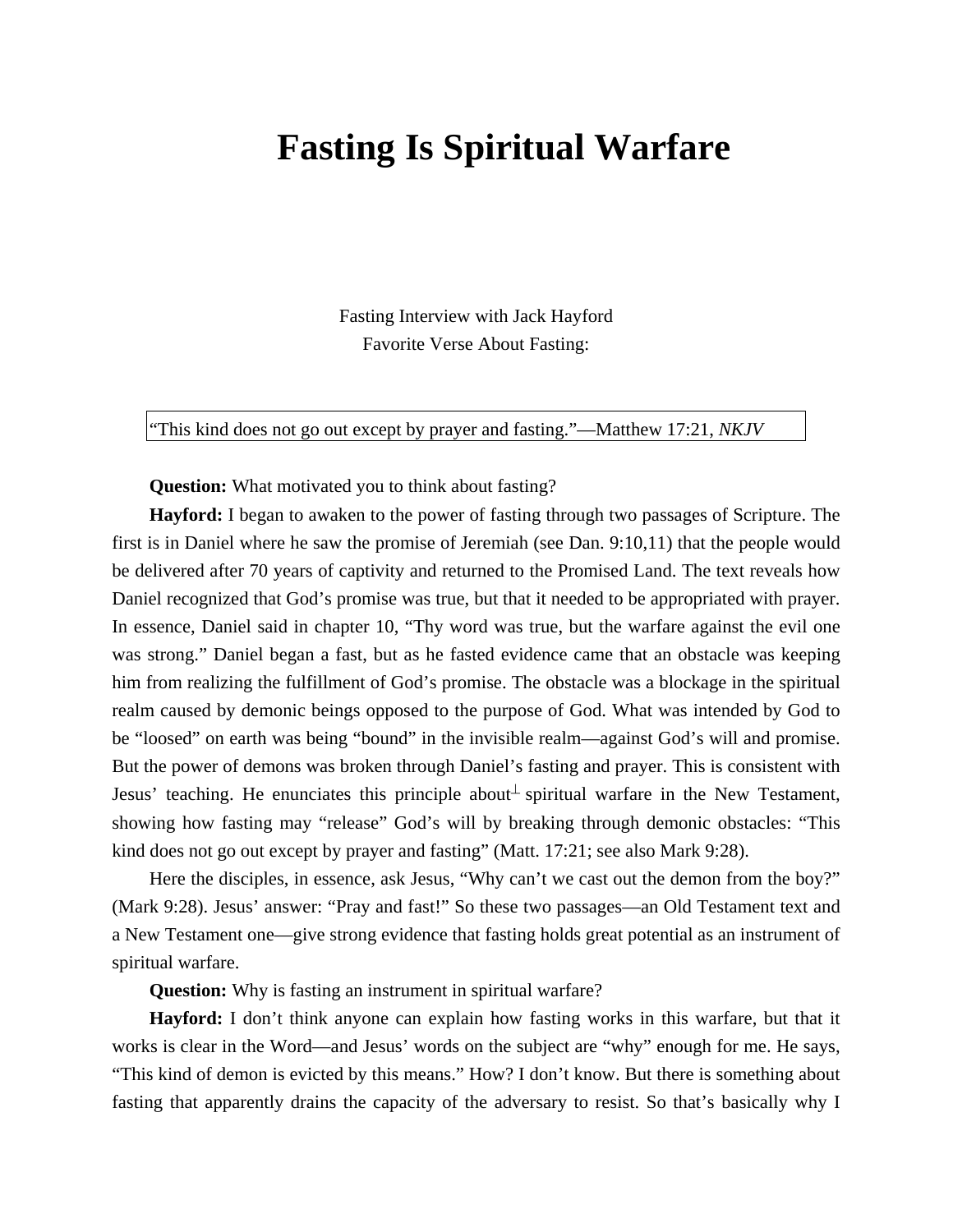# Fasting Is Spiritual Warfare

Fasting Interview with Jack Hayford

Favorite Verse About Fasting:

> "This kind does not go out except by prayer and fasting."—Matthew 17:21, *NKJV*

**Question:** What motivated you to think about fasting?

**Hayford:** I began to awaken to the power of fasting through two passages of Scripture. The first is in Daniel where he saw the promise of Jeremiah (see Dan. 9:10,11) that the people would be delivered after 70 years of captivity and returned to the Promised Land. The text reveals how Daniel recognized that God's promise was true, but that it needed to be appropriated with prayer. In essence, Daniel said in chapter 10, "Thy word was true, but the warfare against the evil one was strong." Daniel began a fast, but as he fasted evidence came that an obstacle was keeping him from realizing the fulfillment of God's promise. The obstacle was a blockage in the spiritual realm caused by demonic beings opposed to the purpose of God. What was intended by God to be "loosed" on earth was being "bound" in the invisible realm—against God's will and promise. But the power of demons was broken through Daniel's fasting and prayer. This is consistent with Jesus' teaching. He enunciates this principle about spiritual warfare in the New Testament, showing how fasting may "release" God's will by breaking through demonic obstacles: "This kind does not go out except by prayer and fasting" (Matt. 17:21; see also Mark 9:28).

Here the disciples, in essence, ask Jesus, "Why can't we cast out the demon from the boy?" (Mark 9:28). Jesus' answer: "Pray and fast!" So these two passages—an Old Testament text and a New Testament one—give strong evidence that fasting holds great potential as an instrument of spiritual warfare.

**Question:** Why is fasting an instrument in spiritual warfare?

**Hayford:** I don't think anyone can explain how fasting works in this warfare, but that it works is clear in the Word—and Jesus' words on the subject are "why" enough for me. He says, "This kind of demon is evicted by this means." How? I don't know. But there is something about fasting that apparently drains the capacity of the adversary to resist. So that's basically why I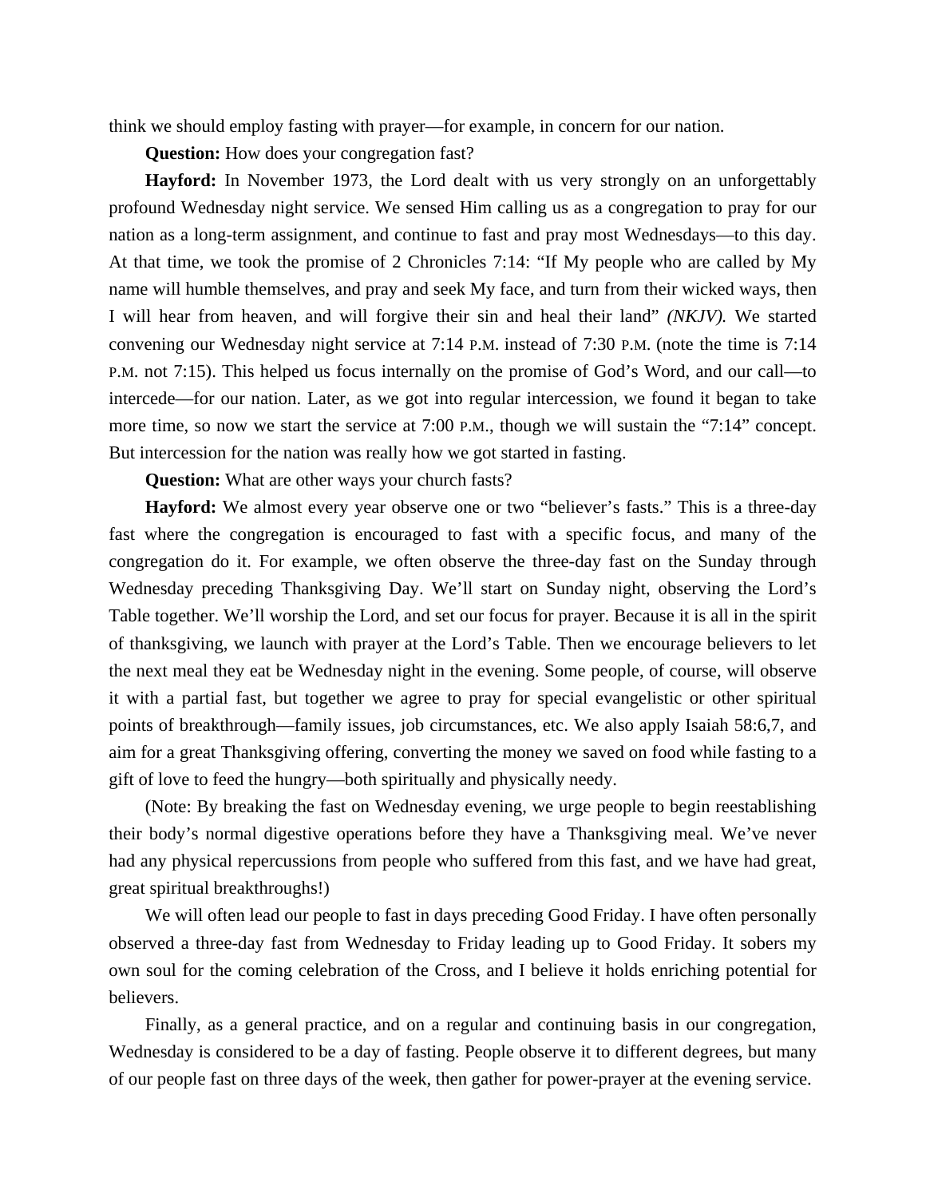think we should employ fasting with prayer—for example, in concern for our nation.

**Question:** How does your congregation fast?

**Hayford:** In November 1973, the Lord dealt with us very strongly on an unforgettably profound Wednesday night service. We sensed Him calling us as a congregation to pray for our nation as a long-term assignment, and continue to fast and pray most Wednesdays—to this day. At that time, we took the promise of 2 Chronicles 7:14: "If My people who are called by My name will humble themselves, and pray and seek My face, and turn from their wicked ways, then I will hear from heaven, and will forgive their sin and heal their land" *(NKJV).* We started convening our Wednesday night service at 7:14 P.M. instead of 7:30 P.M. (note the time is 7:14 P.M. not 7:15). This helped us focus internally on the promise of God's Word, and our call—to intercede—for our nation. Later, as we got into regular intercession, we found it began to take more time, so now we start the service at 7:00 P.M., though we will sustain the "7:14" concept. But intercession for the nation was really how we got started in fasting.

**Question:** What are other ways your church fasts?

**Hayford:** We almost every year observe one or two "believer's fasts." This is a three-day fast where the congregation is encouraged to fast with a specific focus, and many of the congregation do it. For example, we often observe the three-day fast on the Sunday through Wednesday preceding Thanksgiving Day. We'll start on Sunday night, observing the Lord's Table together. We'll worship the Lord, and set our focus for prayer. Because it is all in the spirit of thanksgiving, we launch with prayer at the Lord's Table. Then we encourage believers to let the next meal they eat be Wednesday night in the evening. Some people, of course, will observe it with a partial fast, but together we agree to pray for special evangelistic or other spiritual points of breakthrough—family issues, job circumstances, etc. We also apply Isaiah 58:6,7, and aim for a great Thanksgiving offering, converting the money we saved on food while fasting to a gift of love to feed the hungry—both spiritually and physically needy.

(Note: By breaking the fast on Wednesday evening, we urge people to begin reestablishing their body's normal digestive operations before they have a Thanksgiving meal. We've never had any physical repercussions from people who suffered from this fast, and we have had great, great spiritual breakthroughs!)

We will often lead our people to fast in days preceding Good Friday. I have often personally observed a three-day fast from Wednesday to Friday leading up to Good Friday. It sobers my own soul for the coming celebration of the Cross, and I believe it holds enriching potential for believers.

Finally, as a general practice, and on a regular and continuing basis in our congregation, Wednesday is considered to be a day of fasting. People observe it to different degrees, but many of our people fast on three days of the week, then gather for power-prayer at the evening service.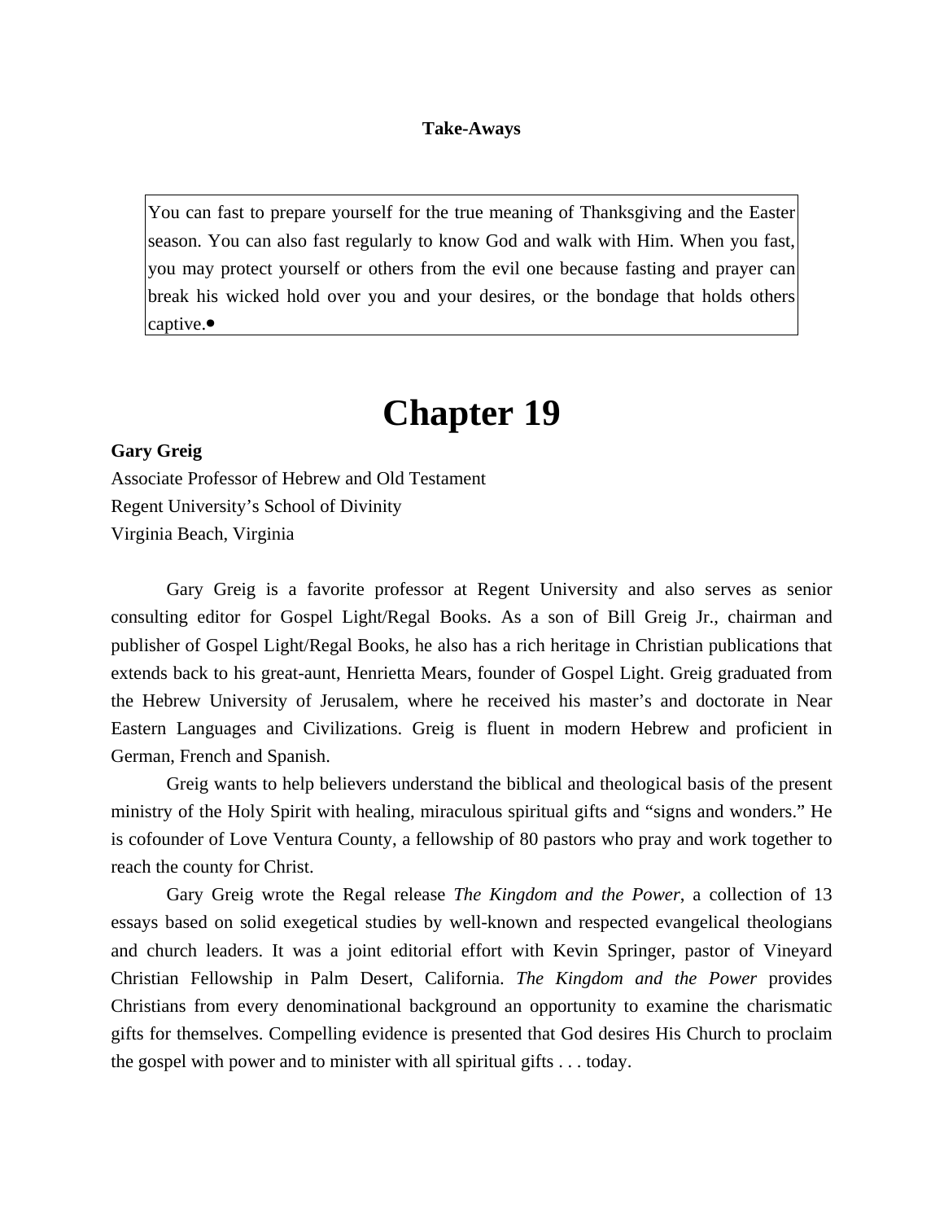**Take-Aways**

You can fast to prepare yourself for the true meaning of Thanksgiving and the Easter season. You can also fast regularly to know God and walk with Him. When you fast, you may protect yourself or others from the evil one because fasting and prayer can break his wicked hold over you and your desires, or the bondage that holds others captive.•

# Chapter 19

**Gary Greig**
Associate Professor of Hebrew and Old Testament
Regent University's School of Divinity
Virginia Beach, Virginia

Gary Greig is a favorite professor at Regent University and also serves as senior consulting editor for Gospel Light/Regal Books. As a son of Bill Greig Jr., chairman and publisher of Gospel Light/Regal Books, he also has a rich heritage in Christian publications that extends back to his great-aunt, Henrietta Mears, founder of Gospel Light. Greig graduated from the Hebrew University of Jerusalem, where he received his master's and doctorate in Near Eastern Languages and Civilizations. Greig is fluent in modern Hebrew and proficient in German, French and Spanish.

Greig wants to help believers understand the biblical and theological basis of the present ministry of the Holy Spirit with healing, miraculous spiritual gifts and "signs and wonders." He is cofounder of Love Ventura County, a fellowship of 80 pastors who pray and work together to reach the county for Christ.

Gary Greig wrote the Regal release *The Kingdom and the Power*, a collection of 13 essays based on solid exegetical studies by well-known and respected evangelical theologians and church leaders. It was a joint editorial effort with Kevin Springer, pastor of Vineyard Christian Fellowship in Palm Desert, California. *The Kingdom and the Power* provides Christians from every denominational background an opportunity to examine the charismatic gifts for themselves. Compelling evidence is presented that God desires His Church to proclaim the gospel with power and to minister with all spiritual gifts . . . today.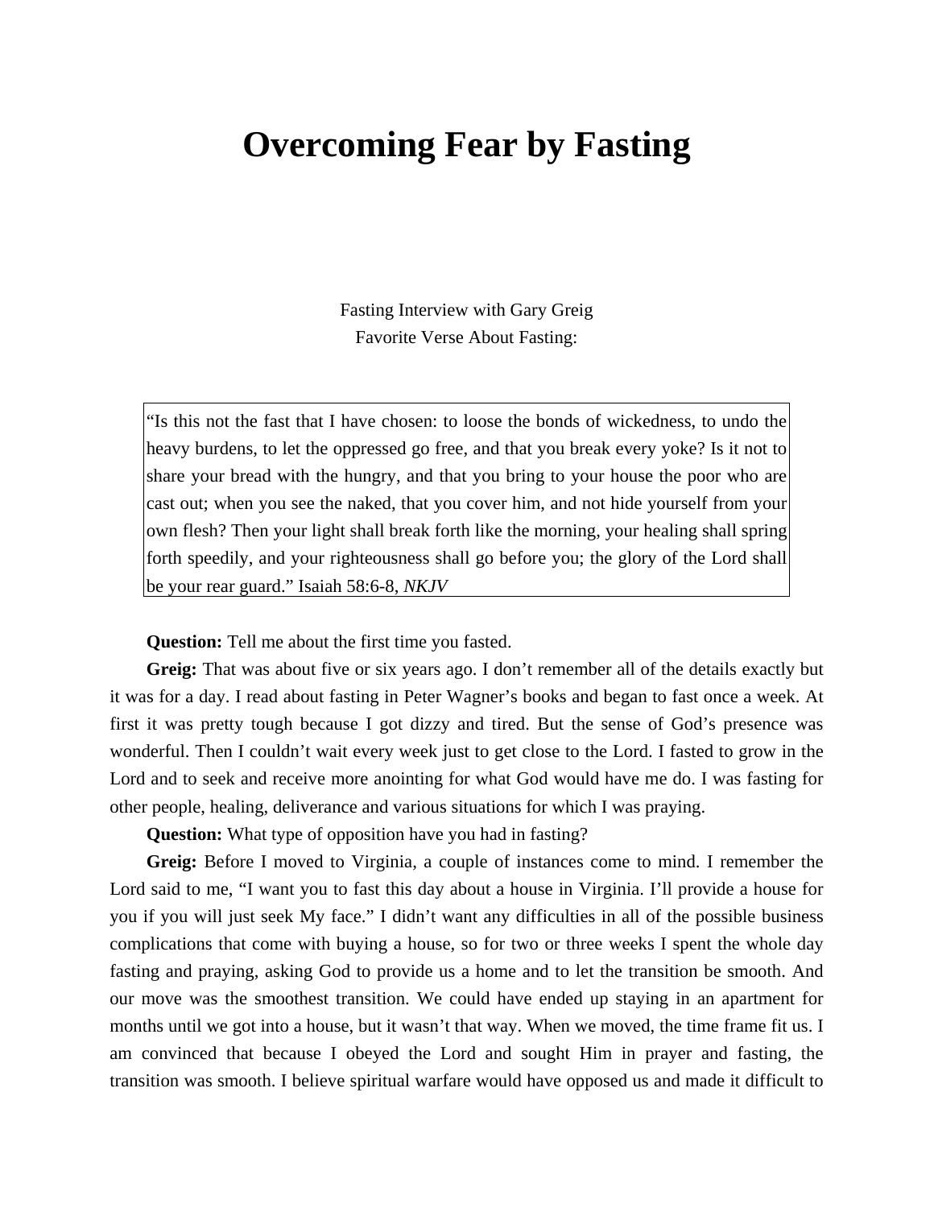# Overcoming Fear by Fasting

Fasting Interview with Gary Greig
Favorite Verse About Fasting:

> "Is this not the fast that I have chosen: to loose the bonds of wickedness, to undo the heavy burdens, to let the oppressed go free, and that you break every yoke? Is it not to share your bread with the hungry, and that you bring to your house the poor who are cast out; when you see the naked, that you cover him, and not hide yourself from your own flesh? Then your light shall break forth like the morning, your healing shall spring forth speedily, and your righteousness shall go before you; the glory of the Lord shall be your rear guard." Isaiah 58:6-8, *NKJV*

**Question:** Tell me about the first time you fasted.

**Greig:** That was about five or six years ago. I don't remember all of the details exactly but it was for a day. I read about fasting in Peter Wagner's books and began to fast once a week. At first it was pretty tough because I got dizzy and tired. But the sense of God's presence was wonderful. Then I couldn't wait every week just to get close to the Lord. I fasted to grow in the Lord and to seek and receive more anointing for what God would have me do. I was fasting for other people, healing, deliverance and various situations for which I was praying.

**Question:** What type of opposition have you had in fasting?

**Greig:** Before I moved to Virginia, a couple of instances come to mind. I remember the Lord said to me, "I want you to fast this day about a house in Virginia. I'll provide a house for you if you will just seek My face." I didn't want any difficulties in all of the possible business complications that come with buying a house, so for two or three weeks I spent the whole day fasting and praying, asking God to provide us a home and to let the transition be smooth. And our move was the smoothest transition. We could have ended up staying in an apartment for months until we got into a house, but it wasn't that way. When we moved, the time frame fit us. I am convinced that because I obeyed the Lord and sought Him in prayer and fasting, the transition was smooth. I believe spiritual warfare would have opposed us and made it difficult to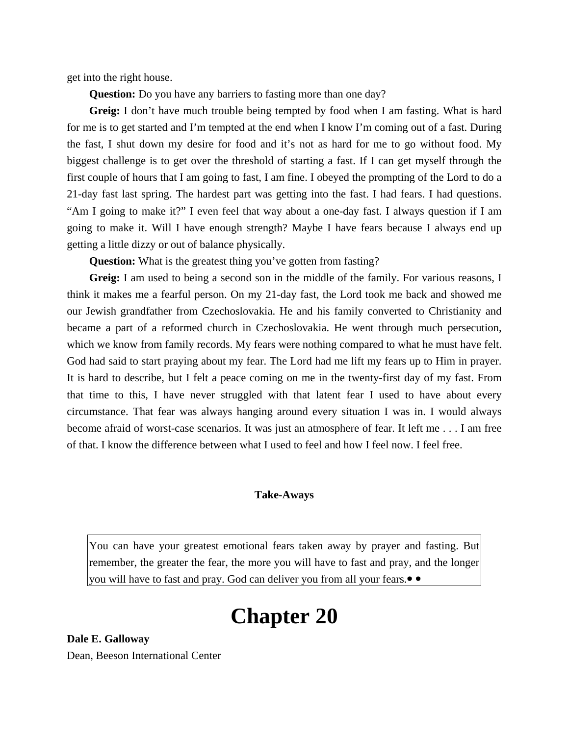get into the right house.

**Question:** Do you have any barriers to fasting more than one day?

**Greig:** I don't have much trouble being tempted by food when I am fasting. What is hard for me is to get started and I'm tempted at the end when I know I'm coming out of a fast. During the fast, I shut down my desire for food and it's not as hard for me to go without food. My biggest challenge is to get over the threshold of starting a fast. If I can get myself through the first couple of hours that I am going to fast, I am fine. I obeyed the prompting of the Lord to do a 21-day fast last spring. The hardest part was getting into the fast. I had fears. I had questions. "Am I going to make it?" I even feel that way about a one-day fast. I always question if I am going to make it. Will I have enough strength? Maybe I have fears because I always end up getting a little dizzy or out of balance physically.

**Question:** What is the greatest thing you've gotten from fasting?

**Greig:** I am used to being a second son in the middle of the family. For various reasons, I think it makes me a fearful person. On my 21-day fast, the Lord took me back and showed me our Jewish grandfather from Czechoslovakia. He and his family converted to Christianity and became a part of a reformed church in Czechoslovakia. He went through much persecution, which we know from family records. My fears were nothing compared to what he must have felt. God had said to start praying about my fear. The Lord had me lift my fears up to Him in prayer. It is hard to describe, but I felt a peace coming on me in the twenty-first day of my fast. From that time to this, I have never struggled with that latent fear I used to have about every circumstance. That fear was always hanging around every situation I was in. I would always become afraid of worst-case scenarios. It was just an atmosphere of fear. It left me . . . I am free of that. I know the difference between what I used to feel and how I feel now. I feel free.

**Take-Aways**

| |
|---|
| You can have your greatest emotional fears taken away by prayer and fasting. But remember, the greater the fear, the more you will have to fast and pray, and the longer you will have to fast and pray. God can deliver you from all your fears.• • |

# Chapter 20

**Dale E. Galloway**
Dean, Beeson International Center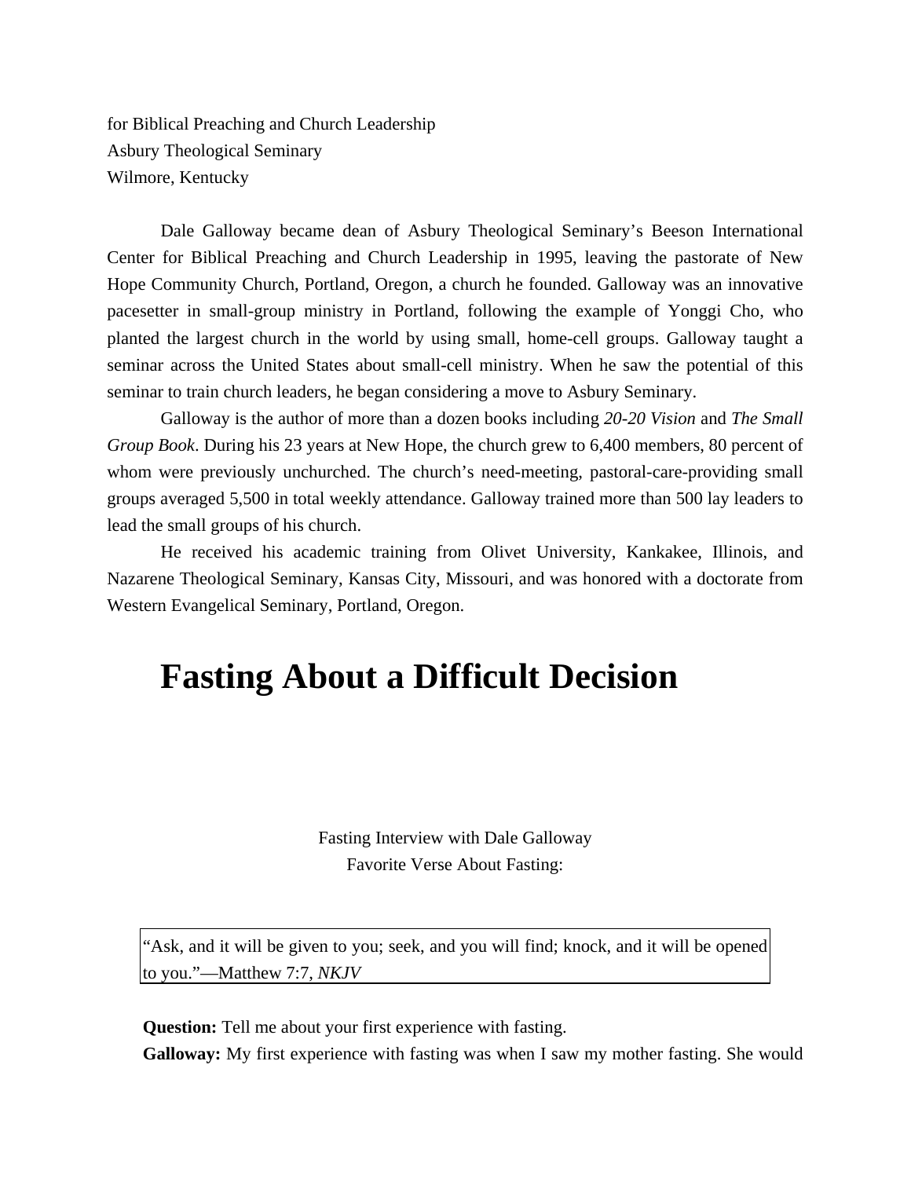for Biblical Preaching and Church Leadership
Asbury Theological Seminary
Wilmore, Kentucky

Dale Galloway became dean of Asbury Theological Seminary's Beeson International Center for Biblical Preaching and Church Leadership in 1995, leaving the pastorate of New Hope Community Church, Portland, Oregon, a church he founded. Galloway was an innovative pacesetter in small-group ministry in Portland, following the example of Yonggi Cho, who planted the largest church in the world by using small, home-cell groups. Galloway taught a seminar across the United States about small-cell ministry. When he saw the potential of this seminar to train church leaders, he began considering a move to Asbury Seminary.

Galloway is the author of more than a dozen books including *20-20 Vision* and *The Small Group Book*. During his 23 years at New Hope, the church grew to 6,400 members, 80 percent of whom were previously unchurched. The church's need-meeting, pastoral-care-providing small groups averaged 5,500 in total weekly attendance. Galloway trained more than 500 lay leaders to lead the small groups of his church.

He received his academic training from Olivet University, Kankakee, Illinois, and Nazarene Theological Seminary, Kansas City, Missouri, and was honored with a doctorate from Western Evangelical Seminary, Portland, Oregon.

# Fasting About a Difficult Decision

Fasting Interview with Dale Galloway
Favorite Verse About Fasting:

> "Ask, and it will be given to you; seek, and you will find; knock, and it will be opened to you."—Matthew 7:7, *NKJV*

**Question:** Tell me about your first experience with fasting.

**Galloway:** My first experience with fasting was when I saw my mother fasting. She would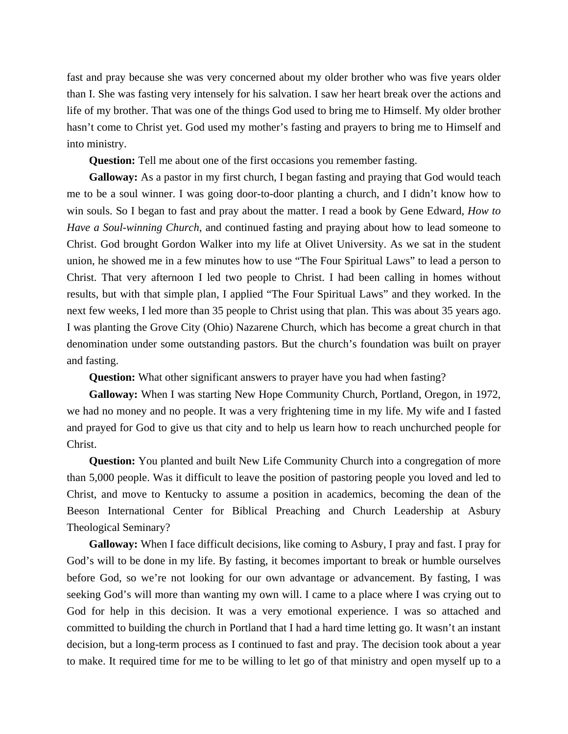fast and pray because she was very concerned about my older brother who was five years older than I. She was fasting very intensely for his salvation. I saw her heart break over the actions and life of my brother. That was one of the things God used to bring me to Himself. My older brother hasn't come to Christ yet. God used my mother's fasting and prayers to bring me to Himself and into ministry.

**Question:** Tell me about one of the first occasions you remember fasting.

**Galloway:** As a pastor in my first church, I began fasting and praying that God would teach me to be a soul winner. I was going door-to-door planting a church, and I didn't know how to win souls. So I began to fast and pray about the matter. I read a book by Gene Edward, *How to Have a Soul-winning Church*, and continued fasting and praying about how to lead someone to Christ. God brought Gordon Walker into my life at Olivet University. As we sat in the student union, he showed me in a few minutes how to use "The Four Spiritual Laws" to lead a person to Christ. That very afternoon I led two people to Christ. I had been calling in homes without results, but with that simple plan, I applied "The Four Spiritual Laws" and they worked. In the next few weeks, I led more than 35 people to Christ using that plan. This was about 35 years ago. I was planting the Grove City (Ohio) Nazarene Church, which has become a great church in that denomination under some outstanding pastors. But the church's foundation was built on prayer and fasting.

**Question:** What other significant answers to prayer have you had when fasting?

**Galloway:** When I was starting New Hope Community Church, Portland, Oregon, in 1972, we had no money and no people. It was a very frightening time in my life. My wife and I fasted and prayed for God to give us that city and to help us learn how to reach unchurched people for Christ.

**Question:** You planted and built New Life Community Church into a congregation of more than 5,000 people. Was it difficult to leave the position of pastoring people you loved and led to Christ, and move to Kentucky to assume a position in academics, becoming the dean of the Beeson International Center for Biblical Preaching and Church Leadership at Asbury Theological Seminary?

**Galloway:** When I face difficult decisions, like coming to Asbury, I pray and fast. I pray for God's will to be done in my life. By fasting, it becomes important to break or humble ourselves before God, so we're not looking for our own advantage or advancement. By fasting, I was seeking God's will more than wanting my own will. I came to a place where I was crying out to God for help in this decision. It was a very emotional experience. I was so attached and committed to building the church in Portland that I had a hard time letting go. It wasn't an instant decision, but a long-term process as I continued to fast and pray. The decision took about a year to make. It required time for me to be willing to let go of that ministry and open myself up to a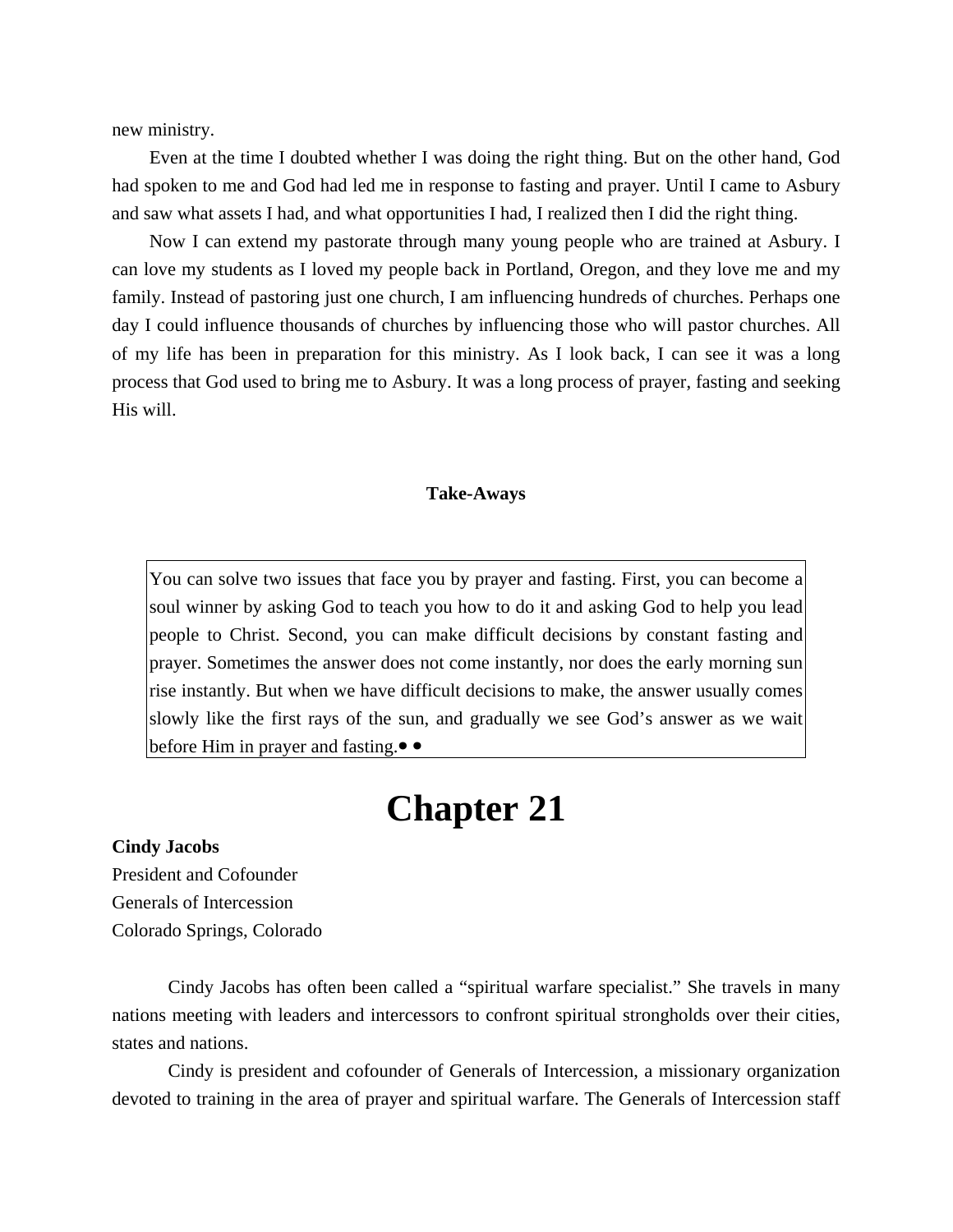new ministry.

Even at the time I doubted whether I was doing the right thing. But on the other hand, God had spoken to me and God had led me in response to fasting and prayer. Until I came to Asbury and saw what assets I had, and what opportunities I had, I realized then I did the right thing.

Now I can extend my pastorate through many young people who are trained at Asbury. I can love my students as I loved my people back in Portland, Oregon, and they love me and my family. Instead of pastoring just one church, I am influencing hundreds of churches. Perhaps one day I could influence thousands of churches by influencing those who will pastor churches. All of my life has been in preparation for this ministry. As I look back, I can see it was a long process that God used to bring me to Asbury. It was a long process of prayer, fasting and seeking His will.

**Take-Aways**

> You can solve two issues that face you by prayer and fasting. First, you can become a soul winner by asking God to teach you how to do it and asking God to help you lead people to Christ. Second, you can make difficult decisions by constant fasting and prayer. Sometimes the answer does not come instantly, nor does the early morning sun rise instantly. But when we have difficult decisions to make, the answer usually comes slowly like the first rays of the sun, and gradually we see God's answer as we wait before Him in prayer and fasting.• •

# Chapter 21

**Cindy Jacobs**
President and Cofounder
Generals of Intercession
Colorado Springs, Colorado

Cindy Jacobs has often been called a "spiritual warfare specialist." She travels in many nations meeting with leaders and intercessors to confront spiritual strongholds over their cities, states and nations.

Cindy is president and cofounder of Generals of Intercession, a missionary organization devoted to training in the area of prayer and spiritual warfare. The Generals of Intercession staff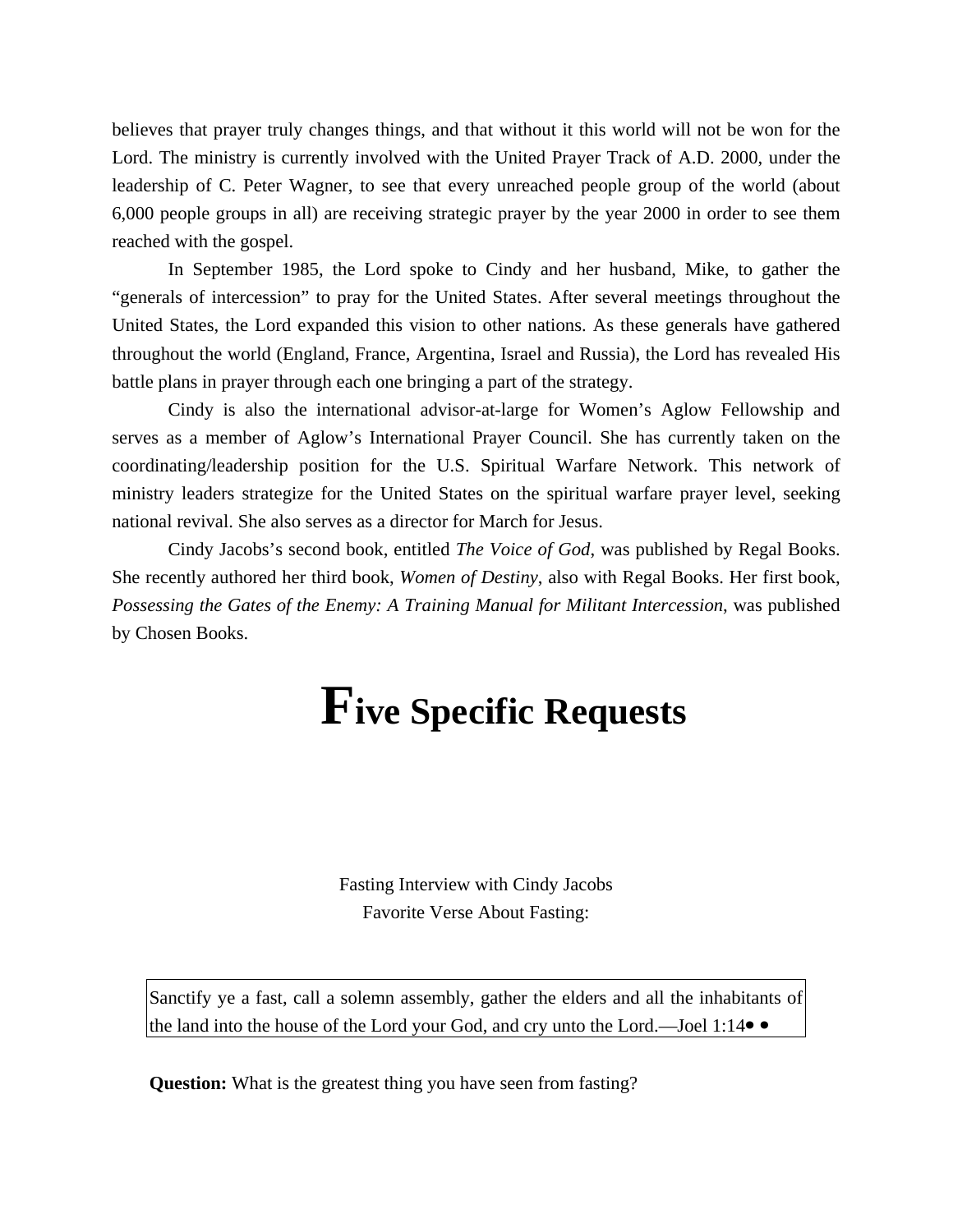believes that prayer truly changes things, and that without it this world will not be won for the Lord. The ministry is currently involved with the United Prayer Track of A.D. 2000, under the leadership of C. Peter Wagner, to see that every unreached people group of the world (about 6,000 people groups in all) are receiving strategic prayer by the year 2000 in order to see them reached with the gospel.

In September 1985, the Lord spoke to Cindy and her husband, Mike, to gather the "generals of intercession" to pray for the United States. After several meetings throughout the United States, the Lord expanded this vision to other nations. As these generals have gathered throughout the world (England, France, Argentina, Israel and Russia), the Lord has revealed His battle plans in prayer through each one bringing a part of the strategy.

Cindy is also the international advisor-at-large for Women's Aglow Fellowship and serves as a member of Aglow's International Prayer Council. She has currently taken on the coordinating/leadership position for the U.S. Spiritual Warfare Network. This network of ministry leaders strategize for the United States on the spiritual warfare prayer level, seeking national revival. She also serves as a director for March for Jesus.

Cindy Jacobs's second book, entitled *The Voice of God*, was published by Regal Books. She recently authored her third book, *Women of Destiny*, also with Regal Books. Her first book, *Possessing the Gates of the Enemy: A Training Manual for Militant Intercession*, was published by Chosen Books.

# Five Specific Requests

Fasting Interview with Cindy Jacobs

Favorite Verse About Fasting:

> Sanctify ye a fast, call a solemn assembly, gather the elders and all the inhabitants of the land into the house of the Lord your God, and cry unto the Lord.—Joel 1:14

**Question:** What is the greatest thing you have seen from fasting?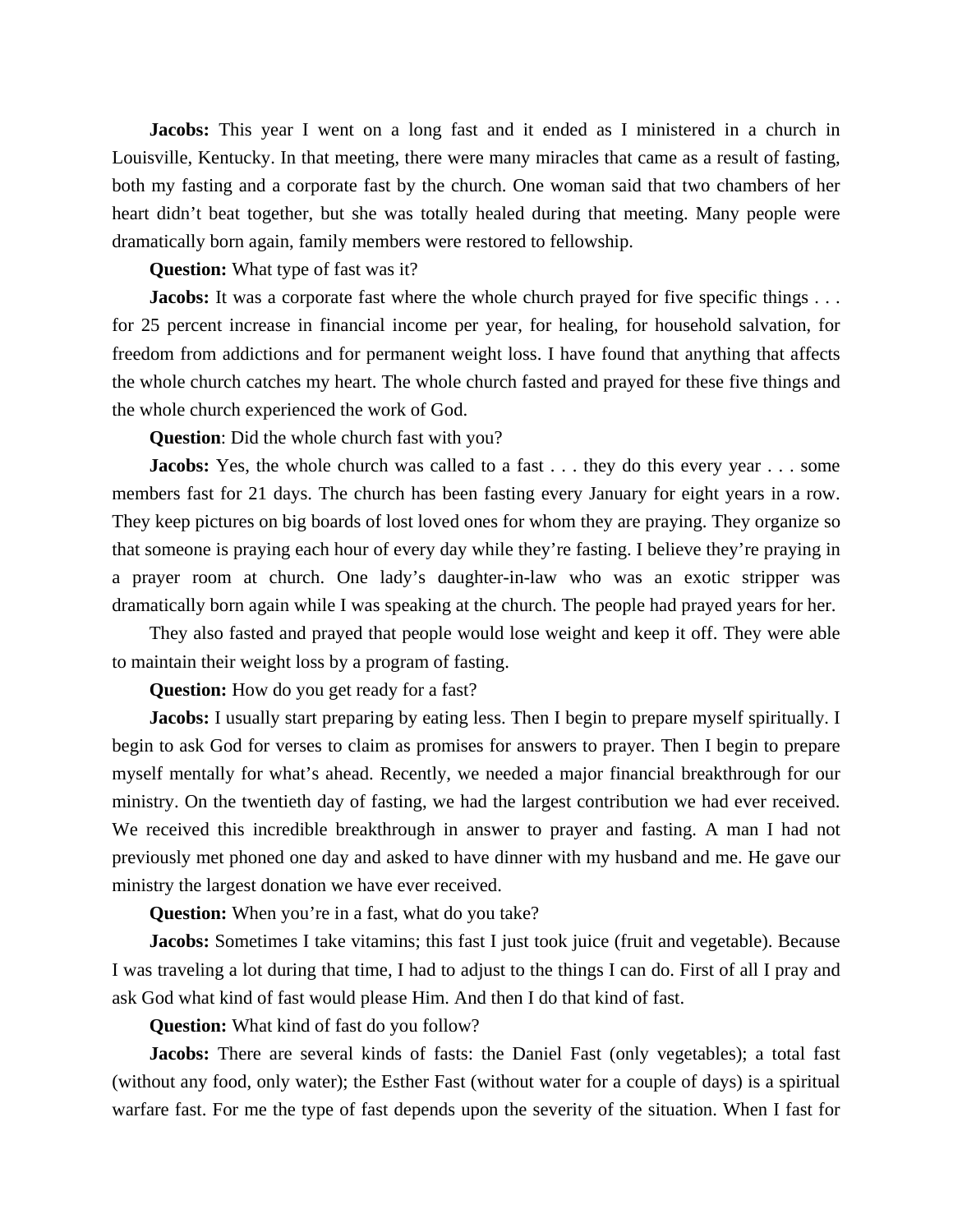**Jacobs:** This year I went on a long fast and it ended as I ministered in a church in Louisville, Kentucky. In that meeting, there were many miracles that came as a result of fasting, both my fasting and a corporate fast by the church. One woman said that two chambers of her heart didn't beat together, but she was totally healed during that meeting. Many people were dramatically born again, family members were restored to fellowship.

**Question:** What type of fast was it?

**Jacobs:** It was a corporate fast where the whole church prayed for five specific things . . . for 25 percent increase in financial income per year, for healing, for household salvation, for freedom from addictions and for permanent weight loss. I have found that anything that affects the whole church catches my heart. The whole church fasted and prayed for these five things and the whole church experienced the work of God.

**Question**: Did the whole church fast with you?

**Jacobs:** Yes, the whole church was called to a fast . . . they do this every year . . . some members fast for 21 days. The church has been fasting every January for eight years in a row. They keep pictures on big boards of lost loved ones for whom they are praying. They organize so that someone is praying each hour of every day while they're fasting. I believe they're praying in a prayer room at church. One lady's daughter-in-law who was an exotic stripper was dramatically born again while I was speaking at the church. The people had prayed years for her.

They also fasted and prayed that people would lose weight and keep it off. They were able to maintain their weight loss by a program of fasting.

**Question:** How do you get ready for a fast?

**Jacobs:** I usually start preparing by eating less. Then I begin to prepare myself spiritually. I begin to ask God for verses to claim as promises for answers to prayer. Then I begin to prepare myself mentally for what's ahead. Recently, we needed a major financial breakthrough for our ministry. On the twentieth day of fasting, we had the largest contribution we had ever received. We received this incredible breakthrough in answer to prayer and fasting. A man I had not previously met phoned one day and asked to have dinner with my husband and me. He gave our ministry the largest donation we have ever received.

**Question:** When you're in a fast, what do you take?

**Jacobs:** Sometimes I take vitamins; this fast I just took juice (fruit and vegetable). Because I was traveling a lot during that time, I had to adjust to the things I can do. First of all I pray and ask God what kind of fast would please Him. And then I do that kind of fast.

**Question:** What kind of fast do you follow?

**Jacobs:** There are several kinds of fasts: the Daniel Fast (only vegetables); a total fast (without any food, only water); the Esther Fast (without water for a couple of days) is a spiritual warfare fast. For me the type of fast depends upon the severity of the situation. When I fast for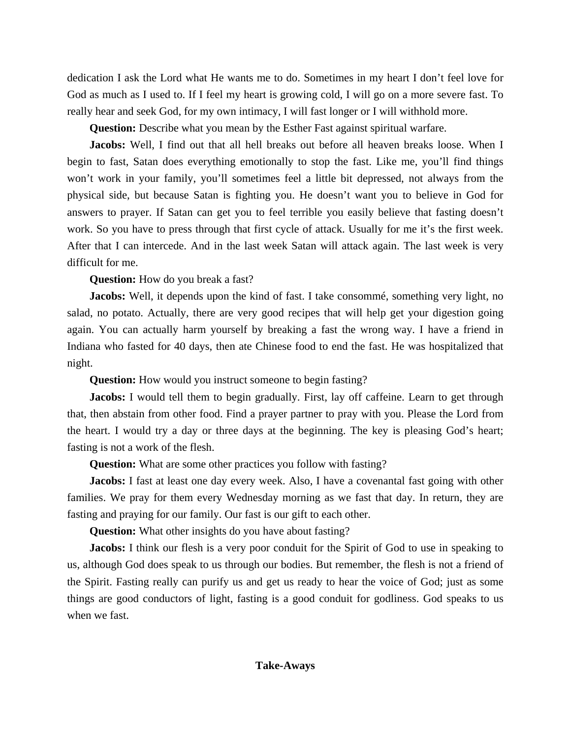dedication I ask the Lord what He wants me to do. Sometimes in my heart I don't feel love for God as much as I used to. If I feel my heart is growing cold, I will go on a more severe fast. To really hear and seek God, for my own intimacy, I will fast longer or I will withhold more.

**Question:** Describe what you mean by the Esther Fast against spiritual warfare.

**Jacobs:** Well, I find out that all hell breaks out before all heaven breaks loose. When I begin to fast, Satan does everything emotionally to stop the fast. Like me, you'll find things won't work in your family, you'll sometimes feel a little bit depressed, not always from the physical side, but because Satan is fighting you. He doesn't want you to believe in God for answers to prayer. If Satan can get you to feel terrible you easily believe that fasting doesn't work. So you have to press through that first cycle of attack. Usually for me it's the first week. After that I can intercede. And in the last week Satan will attack again. The last week is very difficult for me.

**Question:** How do you break a fast?

**Jacobs:** Well, it depends upon the kind of fast. I take consommé, something very light, no salad, no potato. Actually, there are very good recipes that will help get your digestion going again. You can actually harm yourself by breaking a fast the wrong way. I have a friend in Indiana who fasted for 40 days, then ate Chinese food to end the fast. He was hospitalized that night.

**Question:** How would you instruct someone to begin fasting?

**Jacobs:** I would tell them to begin gradually. First, lay off caffeine. Learn to get through that, then abstain from other food. Find a prayer partner to pray with you. Please the Lord from the heart. I would try a day or three days at the beginning. The key is pleasing God's heart; fasting is not a work of the flesh.

**Question:** What are some other practices you follow with fasting?

**Jacobs:** I fast at least one day every week. Also, I have a covenantal fast going with other families. We pray for them every Wednesday morning as we fast that day. In return, they are fasting and praying for our family. Our fast is our gift to each other.

**Question:** What other insights do you have about fasting?

**Jacobs:** I think our flesh is a very poor conduit for the Spirit of God to use in speaking to us, although God does speak to us through our bodies. But remember, the flesh is not a friend of the Spirit. Fasting really can purify us and get us ready to hear the voice of God; just as some things are good conductors of light, fasting is a good conduit for godliness. God speaks to us when we fast.

## Take-Aways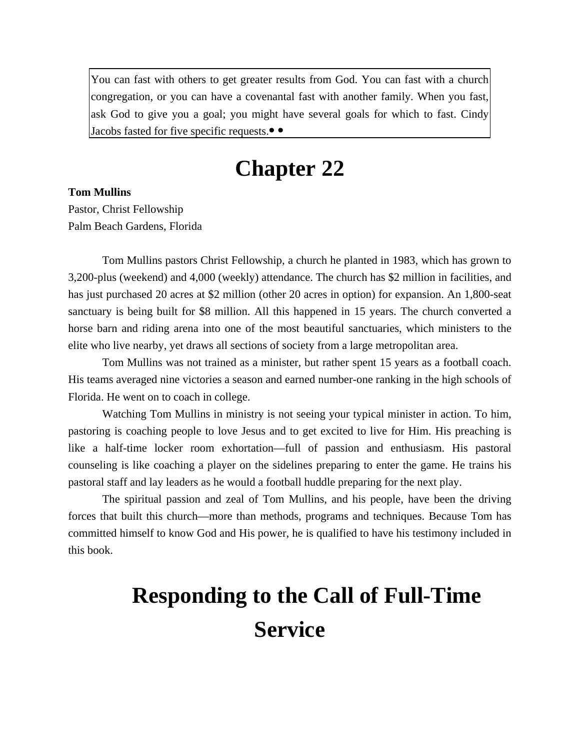> You can fast with others to get greater results from God. You can fast with a church congregation, or you can have a covenantal fast with another family. When you fast, ask God to give you a goal; you might have several goals for which to fast. Cindy Jacobs fasted for five specific requests.• •

# Chapter 22

**Tom Mullins**
Pastor, Christ Fellowship
Palm Beach Gardens, Florida

Tom Mullins pastors Christ Fellowship, a church he planted in 1983, which has grown to 3,200-plus (weekend) and 4,000 (weekly) attendance. The church has $2 million in facilities, and has just purchased 20 acres at $2 million (other 20 acres in option) for expansion. An 1,800-seat sanctuary is being built for $8 million. All this happened in 15 years. The church converted a horse barn and riding arena into one of the most beautiful sanctuaries, which ministers to the elite who live nearby, yet draws all sections of society from a large metropolitan area.

Tom Mullins was not trained as a minister, but rather spent 15 years as a football coach. His teams averaged nine victories a season and earned number-one ranking in the high schools of Florida. He went on to coach in college.

Watching Tom Mullins in ministry is not seeing your typical minister in action. To him, pastoring is coaching people to love Jesus and to get excited to live for Him. His preaching is like a half-time locker room exhortation—full of passion and enthusiasm. His pastoral counseling is like coaching a player on the sidelines preparing to enter the game. He trains his pastoral staff and lay leaders as he would a football huddle preparing for the next play.

The spiritual passion and zeal of Tom Mullins, and his people, have been the driving forces that built this church—more than methods, programs and techniques. Because Tom has committed himself to know God and His power, he is qualified to have his testimony included in this book.

# Responding to the Call of Full-Time Service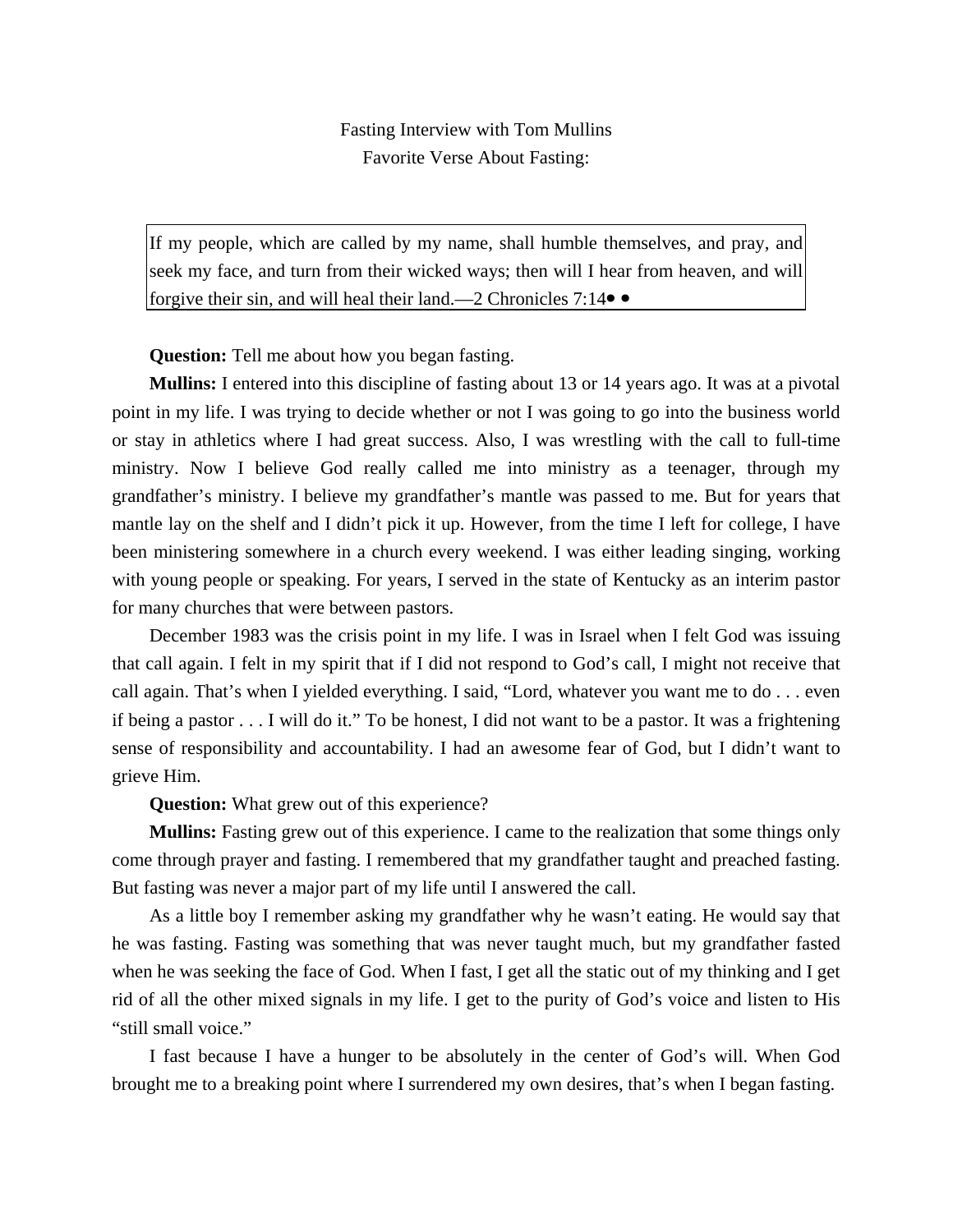Fasting Interview with Tom Mullins

Favorite Verse About Fasting:

> If my people, which are called by my name, shall humble themselves, and pray, and seek my face, and turn from their wicked ways; then will I hear from heaven, and will forgive their sin, and will heal their land.—2 Chronicles 7:14• •

**Question:** Tell me about how you began fasting.

**Mullins:** I entered into this discipline of fasting about 13 or 14 years ago. It was at a pivotal point in my life. I was trying to decide whether or not I was going to go into the business world or stay in athletics where I had great success. Also, I was wrestling with the call to full-time ministry. Now I believe God really called me into ministry as a teenager, through my grandfather's ministry. I believe my grandfather's mantle was passed to me. But for years that mantle lay on the shelf and I didn't pick it up. However, from the time I left for college, I have been ministering somewhere in a church every weekend. I was either leading singing, working with young people or speaking. For years, I served in the state of Kentucky as an interim pastor for many churches that were between pastors.

December 1983 was the crisis point in my life. I was in Israel when I felt God was issuing that call again. I felt in my spirit that if I did not respond to God's call, I might not receive that call again. That's when I yielded everything. I said, "Lord, whatever you want me to do . . . even if being a pastor . . . I will do it." To be honest, I did not want to be a pastor. It was a frightening sense of responsibility and accountability. I had an awesome fear of God, but I didn't want to grieve Him.

**Question:** What grew out of this experience?

**Mullins:** Fasting grew out of this experience. I came to the realization that some things only come through prayer and fasting. I remembered that my grandfather taught and preached fasting. But fasting was never a major part of my life until I answered the call.

As a little boy I remember asking my grandfather why he wasn't eating. He would say that he was fasting. Fasting was something that was never taught much, but my grandfather fasted when he was seeking the face of God. When I fast, I get all the static out of my thinking and I get rid of all the other mixed signals in my life. I get to the purity of God's voice and listen to His "still small voice."

I fast because I have a hunger to be absolutely in the center of God's will. When God brought me to a breaking point where I surrendered my own desires, that's when I began fasting.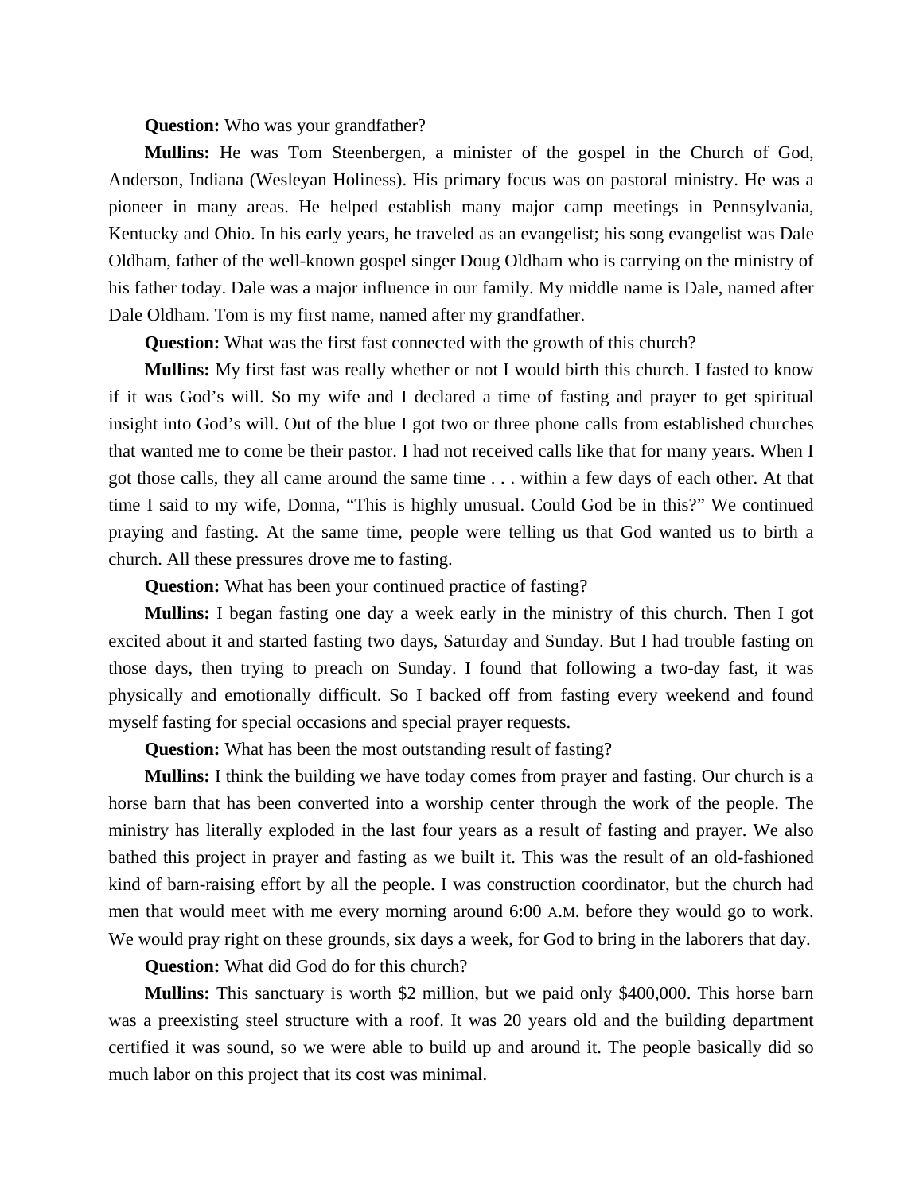**Question:** Who was your grandfather?

**Mullins:** He was Tom Steenbergen, a minister of the gospel in the Church of God, Anderson, Indiana (Wesleyan Holiness). His primary focus was on pastoral ministry. He was a pioneer in many areas. He helped establish many major camp meetings in Pennsylvania, Kentucky and Ohio. In his early years, he traveled as an evangelist; his song evangelist was Dale Oldham, father of the well-known gospel singer Doug Oldham who is carrying on the ministry of his father today. Dale was a major influence in our family. My middle name is Dale, named after Dale Oldham. Tom is my first name, named after my grandfather.

**Question:** What was the first fast connected with the growth of this church?

**Mullins:** My first fast was really whether or not I would birth this church. I fasted to know if it was God's will. So my wife and I declared a time of fasting and prayer to get spiritual insight into God's will. Out of the blue I got two or three phone calls from established churches that wanted me to come be their pastor. I had not received calls like that for many years. When I got those calls, they all came around the same time . . . within a few days of each other. At that time I said to my wife, Donna, "This is highly unusual. Could God be in this?" We continued praying and fasting. At the same time, people were telling us that God wanted us to birth a church. All these pressures drove me to fasting.

**Question:** What has been your continued practice of fasting?

**Mullins:** I began fasting one day a week early in the ministry of this church. Then I got excited about it and started fasting two days, Saturday and Sunday. But I had trouble fasting on those days, then trying to preach on Sunday. I found that following a two-day fast, it was physically and emotionally difficult. So I backed off from fasting every weekend and found myself fasting for special occasions and special prayer requests.

**Question:** What has been the most outstanding result of fasting?

**Mullins:** I think the building we have today comes from prayer and fasting. Our church is a horse barn that has been converted into a worship center through the work of the people. The ministry has literally exploded in the last four years as a result of fasting and prayer. We also bathed this project in prayer and fasting as we built it. This was the result of an old-fashioned kind of barn-raising effort by all the people. I was construction coordinator, but the church had men that would meet with me every morning around 6:00 A.M. before they would go to work. We would pray right on these grounds, six days a week, for God to bring in the laborers that day.

**Question:** What did God do for this church?

**Mullins:** This sanctuary is worth $2 million, but we paid only $400,000. This horse barn was a preexisting steel structure with a roof. It was 20 years old and the building department certified it was sound, so we were able to build up and around it. The people basically did so much labor on this project that its cost was minimal.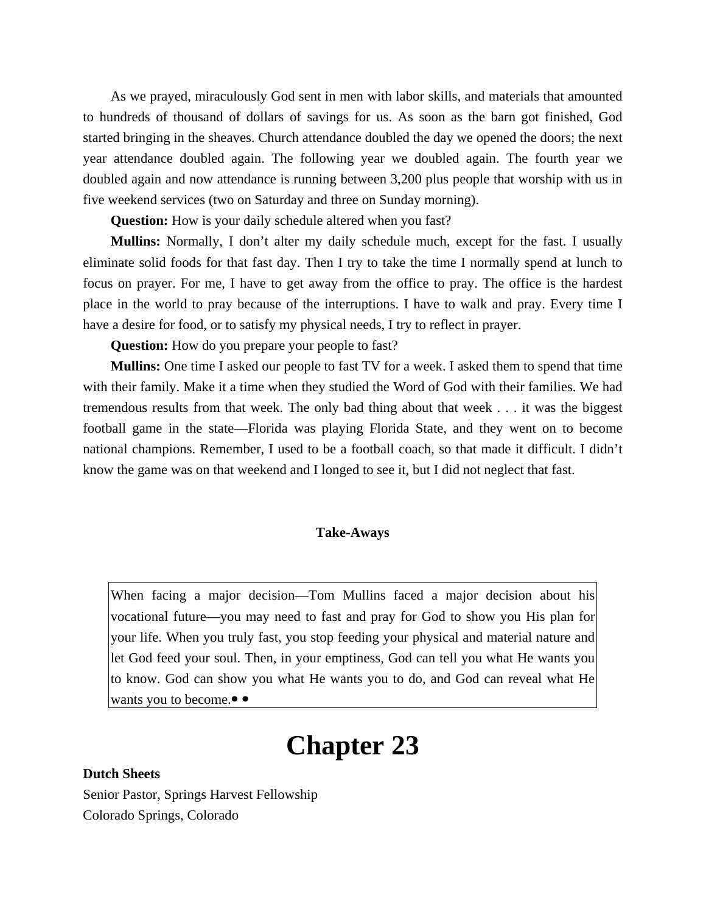As we prayed, miraculously God sent in men with labor skills, and materials that amounted to hundreds of thousand of dollars of savings for us. As soon as the barn got finished, God started bringing in the sheaves. Church attendance doubled the day we opened the doors; the next year attendance doubled again. The following year we doubled again. The fourth year we doubled again and now attendance is running between 3,200 plus people that worship with us in five weekend services (two on Saturday and three on Sunday morning).

**Question:** How is your daily schedule altered when you fast?

**Mullins:** Normally, I don't alter my daily schedule much, except for the fast. I usually eliminate solid foods for that fast day. Then I try to take the time I normally spend at lunch to focus on prayer. For me, I have to get away from the office to pray. The office is the hardest place in the world to pray because of the interruptions. I have to walk and pray. Every time I have a desire for food, or to satisfy my physical needs, I try to reflect in prayer.

**Question:** How do you prepare your people to fast?

**Mullins:** One time I asked our people to fast TV for a week. I asked them to spend that time with their family. Make it a time when they studied the Word of God with their families. We had tremendous results from that week. The only bad thing about that week . . . it was the biggest football game in the state—Florida was playing Florida State, and they went on to become national champions. Remember, I used to be a football coach, so that made it difficult. I didn't know the game was on that weekend and I longed to see it, but I did not neglect that fast.

**Take-Aways**

> When facing a major decision—Tom Mullins faced a major decision about his vocational future—you may need to fast and pray for God to show you His plan for your life. When you truly fast, you stop feeding your physical and material nature and let God feed your soul. Then, in your emptiness, God can tell you what He wants you to know. God can show you what He wants you to do, and God can reveal what He wants you to become.• •

# Chapter 23

**Dutch Sheets**
Senior Pastor, Springs Harvest Fellowship
Colorado Springs, Colorado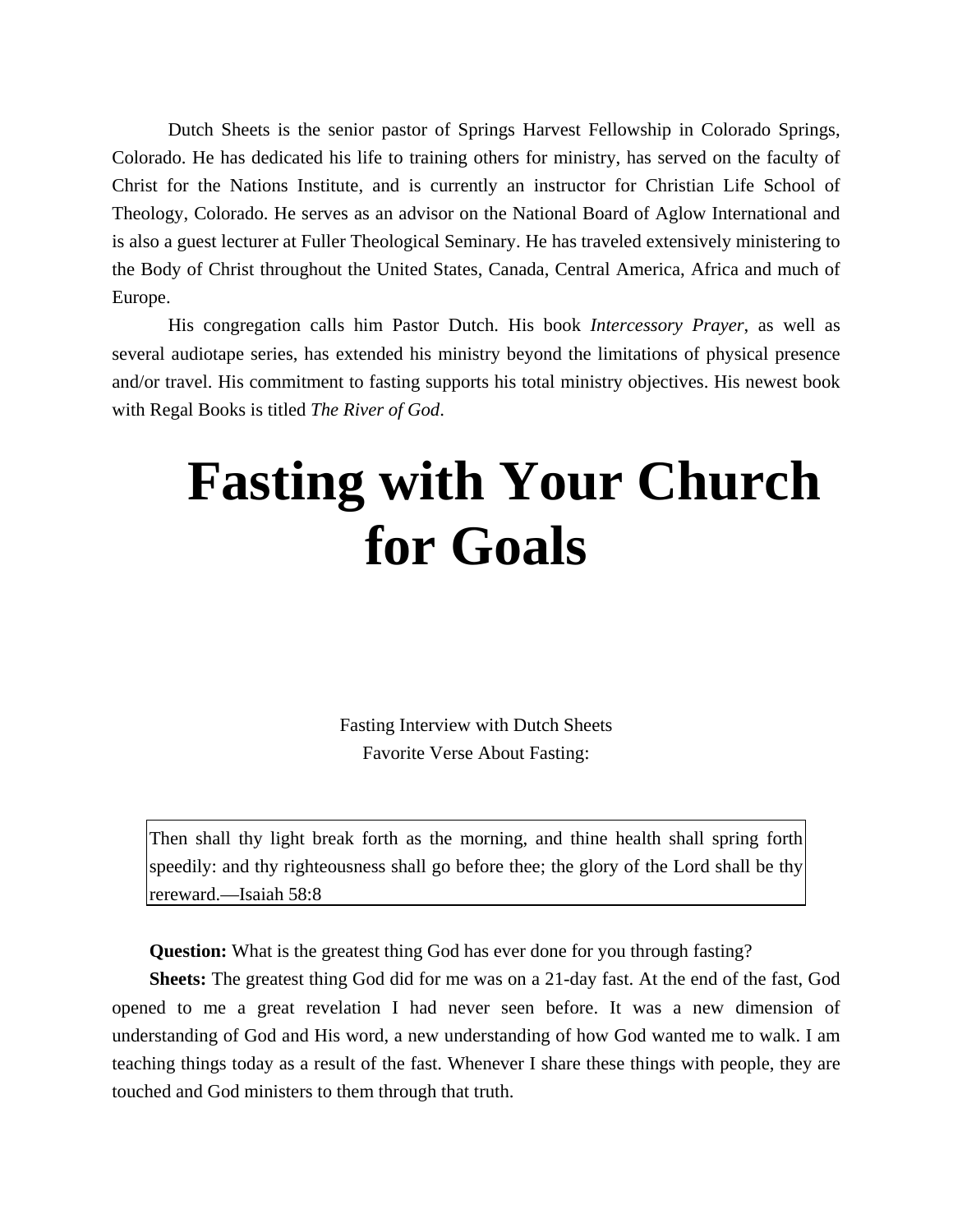Dutch Sheets is the senior pastor of Springs Harvest Fellowship in Colorado Springs, Colorado. He has dedicated his life to training others for ministry, has served on the faculty of Christ for the Nations Institute, and is currently an instructor for Christian Life School of Theology, Colorado. He serves as an advisor on the National Board of Aglow International and is also a guest lecturer at Fuller Theological Seminary. He has traveled extensively ministering to the Body of Christ throughout the United States, Canada, Central America, Africa and much of Europe.

His congregation calls him Pastor Dutch. His book *Intercessory Prayer*, as well as several audiotape series, has extended his ministry beyond the limitations of physical presence and/or travel. His commitment to fasting supports his total ministry objectives. His newest book with Regal Books is titled *The River of God*.

# Fasting with Your Church for Goals

Fasting Interview with Dutch Sheets

Favorite Verse About Fasting:

> Then shall thy light break forth as the morning, and thine health shall spring forth speedily: and thy righteousness shall go before thee; the glory of the Lord shall be thy rereward.—Isaiah 58:8

**Question:** What is the greatest thing God has ever done for you through fasting?

**Sheets:** The greatest thing God did for me was on a 21-day fast. At the end of the fast, God opened to me a great revelation I had never seen before. It was a new dimension of understanding of God and His word, a new understanding of how God wanted me to walk. I am teaching things today as a result of the fast. Whenever I share these things with people, they are touched and God ministers to them through that truth.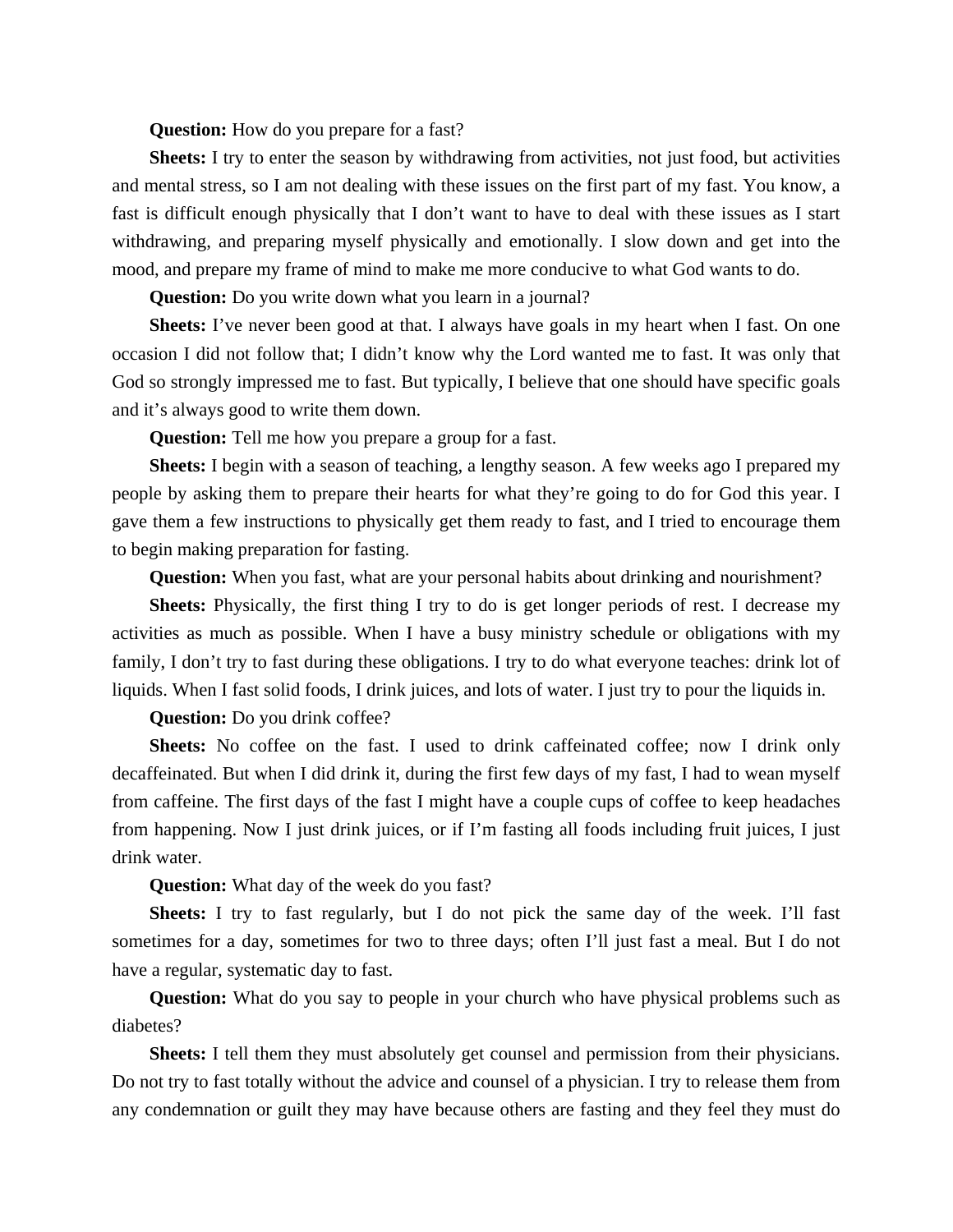**Question:** How do you prepare for a fast?

**Sheets:** I try to enter the season by withdrawing from activities, not just food, but activities and mental stress, so I am not dealing with these issues on the first part of my fast. You know, a fast is difficult enough physically that I don't want to have to deal with these issues as I start withdrawing, and preparing myself physically and emotionally. I slow down and get into the mood, and prepare my frame of mind to make me more conducive to what God wants to do.

**Question:** Do you write down what you learn in a journal?

**Sheets:** I've never been good at that. I always have goals in my heart when I fast. On one occasion I did not follow that; I didn't know why the Lord wanted me to fast. It was only that God so strongly impressed me to fast. But typically, I believe that one should have specific goals and it's always good to write them down.

**Question:** Tell me how you prepare a group for a fast.

**Sheets:** I begin with a season of teaching, a lengthy season. A few weeks ago I prepared my people by asking them to prepare their hearts for what they're going to do for God this year. I gave them a few instructions to physically get them ready to fast, and I tried to encourage them to begin making preparation for fasting.

**Question:** When you fast, what are your personal habits about drinking and nourishment?

**Sheets:** Physically, the first thing I try to do is get longer periods of rest. I decrease my activities as much as possible. When I have a busy ministry schedule or obligations with my family, I don't try to fast during these obligations. I try to do what everyone teaches: drink lot of liquids. When I fast solid foods, I drink juices, and lots of water. I just try to pour the liquids in.

**Question:** Do you drink coffee?

**Sheets:** No coffee on the fast. I used to drink caffeinated coffee; now I drink only decaffeinated. But when I did drink it, during the first few days of my fast, I had to wean myself from caffeine. The first days of the fast I might have a couple cups of coffee to keep headaches from happening. Now I just drink juices, or if I'm fasting all foods including fruit juices, I just drink water.

**Question:** What day of the week do you fast?

**Sheets:** I try to fast regularly, but I do not pick the same day of the week. I'll fast sometimes for a day, sometimes for two to three days; often I'll just fast a meal. But I do not have a regular, systematic day to fast.

**Question:** What do you say to people in your church who have physical problems such as diabetes?

**Sheets:** I tell them they must absolutely get counsel and permission from their physicians. Do not try to fast totally without the advice and counsel of a physician. I try to release them from any condemnation or guilt they may have because others are fasting and they feel they must do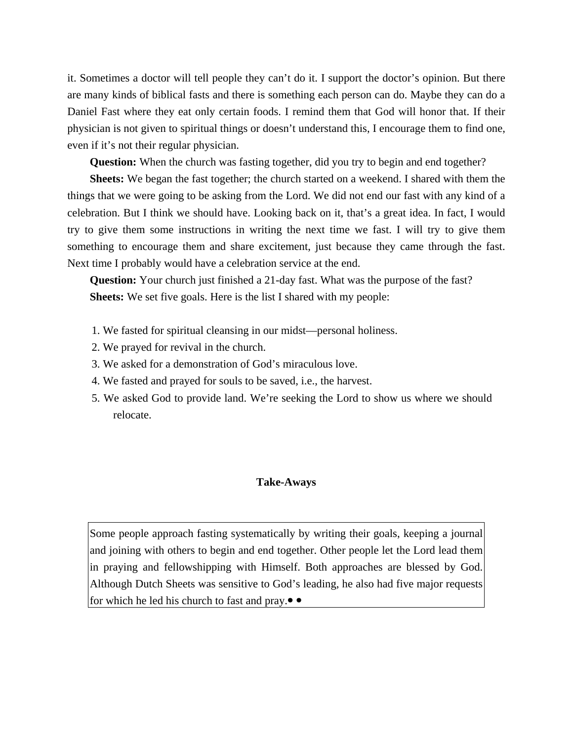it. Sometimes a doctor will tell people they can't do it. I support the doctor's opinion. But there are many kinds of biblical fasts and there is something each person can do. Maybe they can do a Daniel Fast where they eat only certain foods. I remind them that God will honor that. If their physician is not given to spiritual things or doesn't understand this, I encourage them to find one, even if it's not their regular physician.

**Question:** When the church was fasting together, did you try to begin and end together?

**Sheets:** We began the fast together; the church started on a weekend. I shared with them the things that we were going to be asking from the Lord. We did not end our fast with any kind of a celebration. But I think we should have. Looking back on it, that's a great idea. In fact, I would try to give them some instructions in writing the next time we fast. I will try to give them something to encourage them and share excitement, just because they came through the fast. Next time I probably would have a celebration service at the end.

**Question:** Your church just finished a 21-day fast. What was the purpose of the fast?

**Sheets:** We set five goals. Here is the list I shared with my people:

1. We fasted for spiritual cleansing in our midst—personal holiness.
2. We prayed for revival in the church.
3. We asked for a demonstration of God's miraculous love.
4. We fasted and prayed for souls to be saved, i.e., the harvest.
5. We asked God to provide land. We're seeking the Lord to show us where we should relocate.

**Take-Aways**

Some people approach fasting systematically by writing their goals, keeping a journal and joining with others to begin and end together. Other people let the Lord lead them in praying and fellowshipping with Himself. Both approaches are blessed by God. Although Dutch Sheets was sensitive to God's leading, he also had five major requests for which he led his church to fast and pray.• •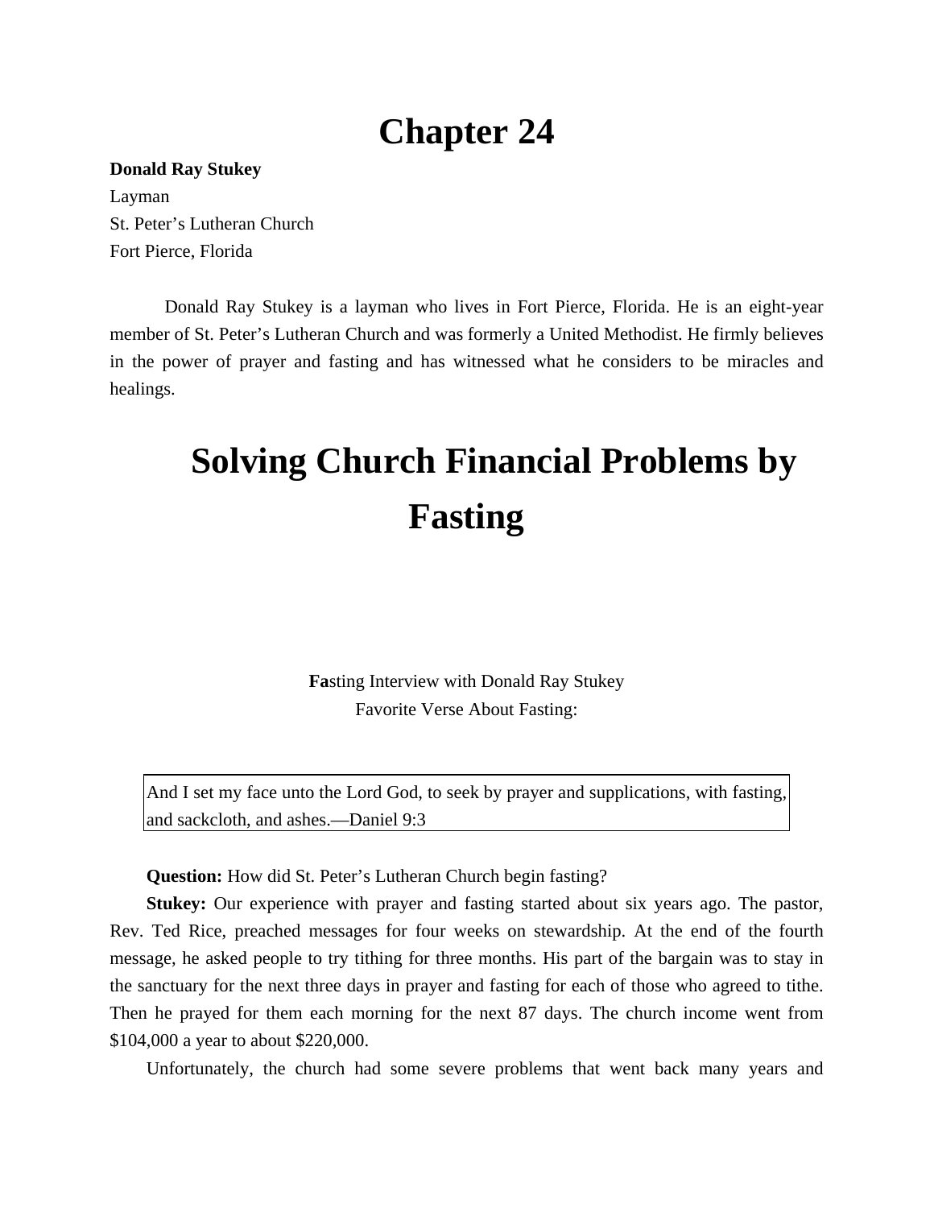# Chapter 24

**Donald Ray Stukey**
Layman
St. Peter's Lutheran Church
Fort Pierce, Florida

Donald Ray Stukey is a layman who lives in Fort Pierce, Florida. He is an eight-year member of St. Peter's Lutheran Church and was formerly a United Methodist. He firmly believes in the power of prayer and fasting and has witnessed what he considers to be miracles and healings.

# Solving Church Financial Problems by Fasting

**Fa**sting Interview with Donald Ray Stukey
Favorite Verse About Fasting:

> And I set my face unto the Lord God, to seek by prayer and supplications, with fasting, and sackcloth, and ashes.—Daniel 9:3

**Question:** How did St. Peter's Lutheran Church begin fasting?

**Stukey:** Our experience with prayer and fasting started about six years ago. The pastor, Rev. Ted Rice, preached messages for four weeks on stewardship. At the end of the fourth message, he asked people to try tithing for three months. His part of the bargain was to stay in the sanctuary for the next three days in prayer and fasting for each of those who agreed to tithe. Then he prayed for them each morning for the next 87 days. The church income went from $104,000 a year to about $220,000.

Unfortunately, the church had some severe problems that went back many years and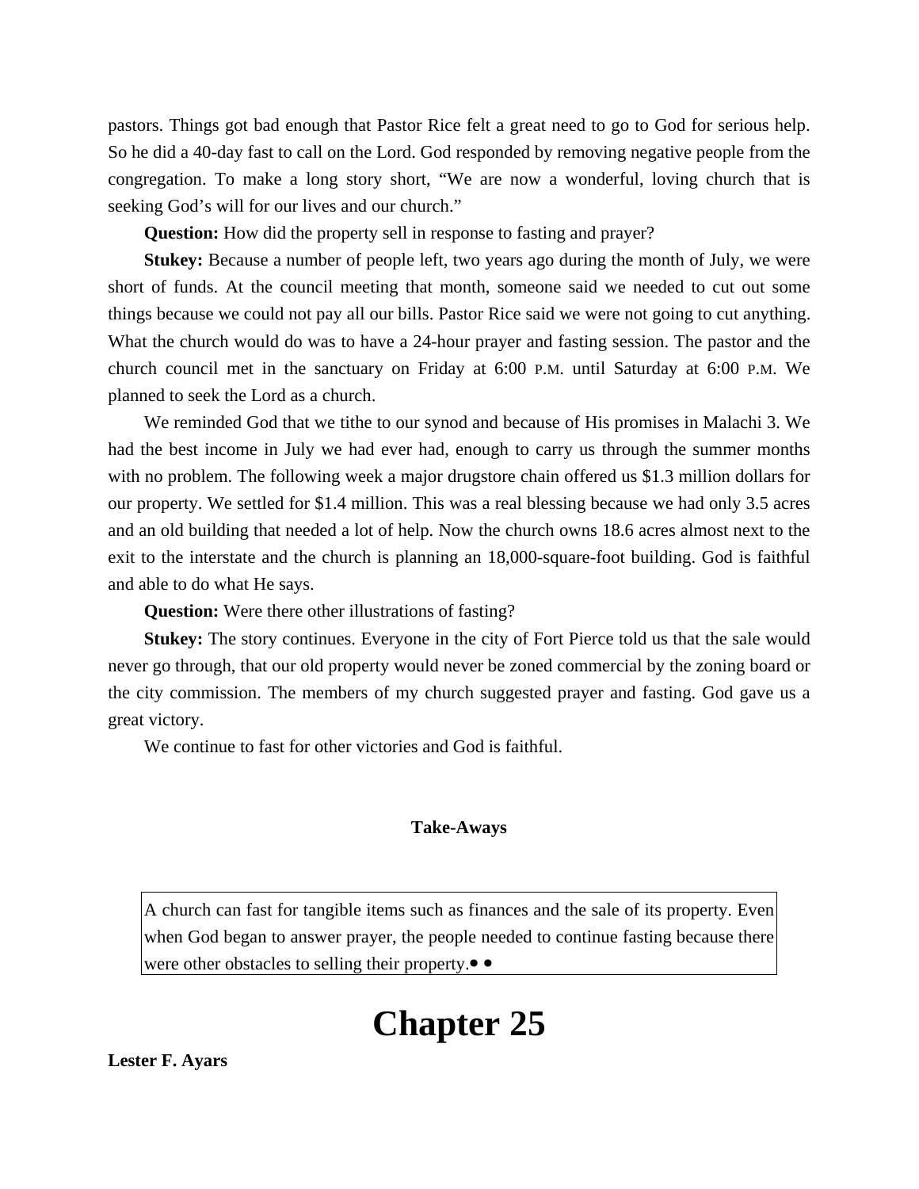pastors. Things got bad enough that Pastor Rice felt a great need to go to God for serious help. So he did a 40-day fast to call on the Lord. God responded by removing negative people from the congregation. To make a long story short, "We are now a wonderful, loving church that is seeking God's will for our lives and our church."

**Question:** How did the property sell in response to fasting and prayer?

**Stukey:** Because a number of people left, two years ago during the month of July, we were short of funds. At the council meeting that month, someone said we needed to cut out some things because we could not pay all our bills. Pastor Rice said we were not going to cut anything. What the church would do was to have a 24-hour prayer and fasting session. The pastor and the church council met in the sanctuary on Friday at 6:00 P.M. until Saturday at 6:00 P.M. We planned to seek the Lord as a church.

We reminded God that we tithe to our synod and because of His promises in Malachi 3. We had the best income in July we had ever had, enough to carry us through the summer months with no problem. The following week a major drugstore chain offered us $1.3 million dollars for our property. We settled for $1.4 million. This was a real blessing because we had only 3.5 acres and an old building that needed a lot of help. Now the church owns 18.6 acres almost next to the exit to the interstate and the church is planning an 18,000-square-foot building. God is faithful and able to do what He says.

**Question:** Were there other illustrations of fasting?

**Stukey:** The story continues. Everyone in the city of Fort Pierce told us that the sale would never go through, that our old property would never be zoned commercial by the zoning board or the city commission. The members of my church suggested prayer and fasting. God gave us a great victory.

We continue to fast for other victories and God is faithful.

**Take-Aways**

> A church can fast for tangible items such as finances and the sale of its property. Even when God began to answer prayer, the people needed to continue fasting because there were other obstacles to selling their property.• •

# Chapter 25

**Lester F. Ayars**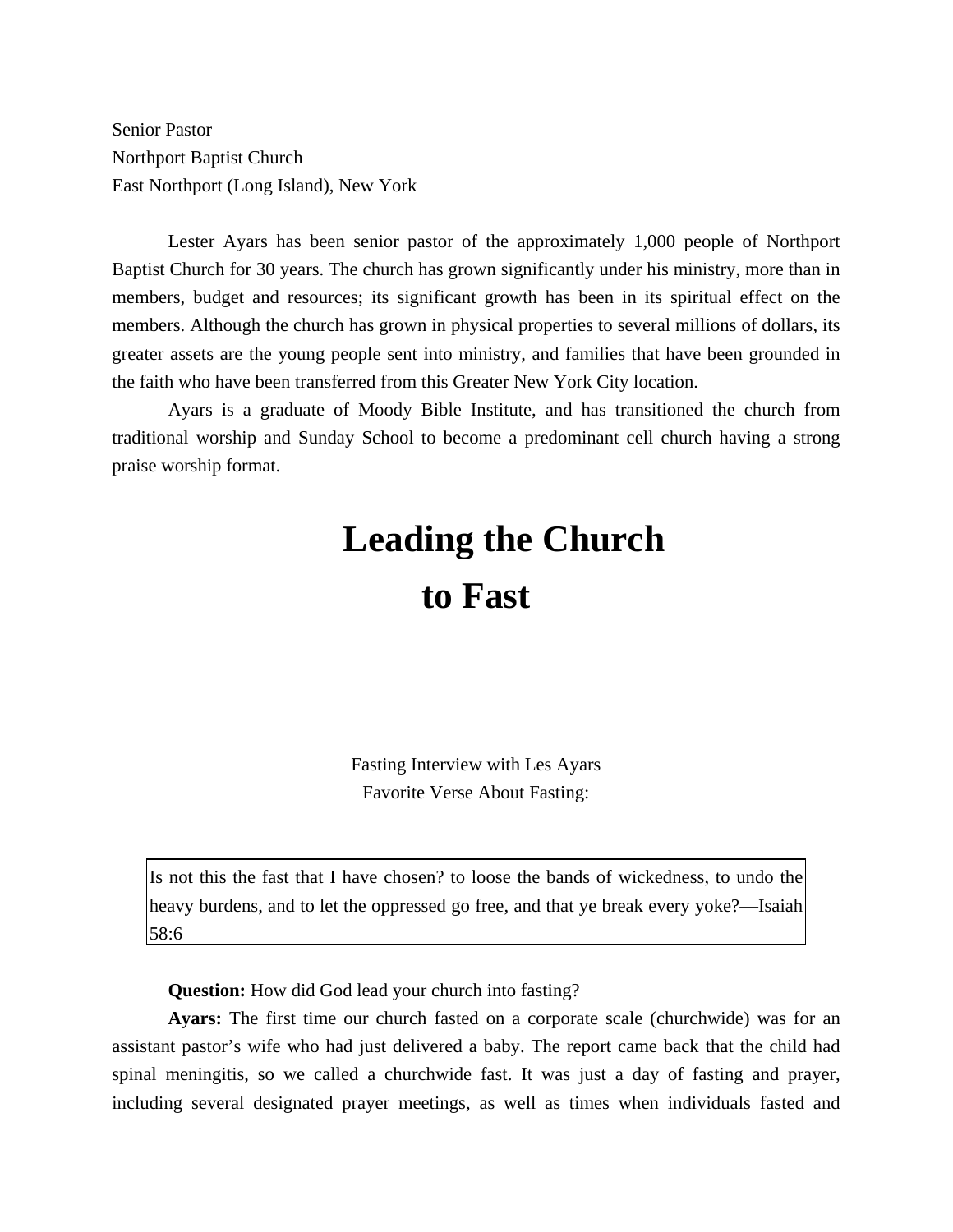Senior Pastor
Northport Baptist Church
East Northport (Long Island), New York

Lester Ayars has been senior pastor of the approximately 1,000 people of Northport Baptist Church for 30 years. The church has grown significantly under his ministry, more than in members, budget and resources; its significant growth has been in its spiritual effect on the members. Although the church has grown in physical properties to several millions of dollars, its greater assets are the young people sent into ministry, and families that have been grounded in the faith who have been transferred from this Greater New York City location.

Ayars is a graduate of Moody Bible Institute, and has transitioned the church from traditional worship and Sunday School to become a predominant cell church having a strong praise worship format.

# Leading the Church to Fast

Fasting Interview with Les Ayars
Favorite Verse About Fasting:

> Is not this the fast that I have chosen? to loose the bands of wickedness, to undo the heavy burdens, and to let the oppressed go free, and that ye break every yoke?—Isaiah 58:6

**Question:** How did God lead your church into fasting?

**Ayars:** The first time our church fasted on a corporate scale (churchwide) was for an assistant pastor's wife who had just delivered a baby. The report came back that the child had spinal meningitis, so we called a churchwide fast. It was just a day of fasting and prayer, including several designated prayer meetings, as well as times when individuals fasted and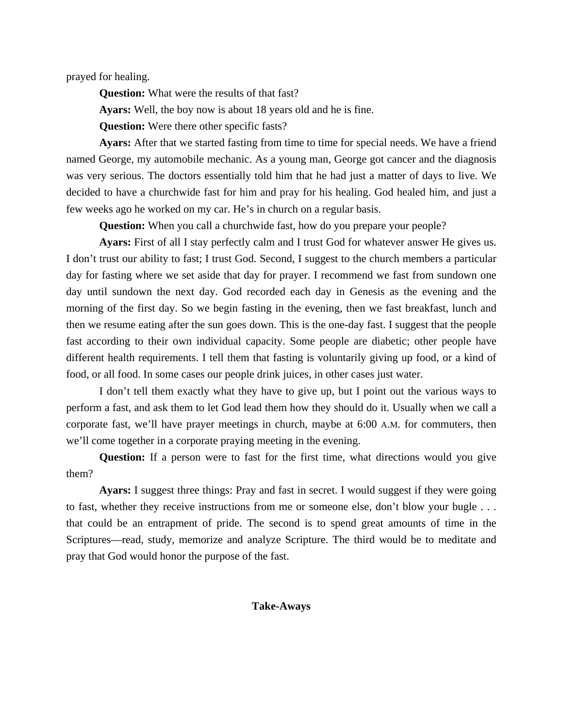prayed for healing.

**Question:** What were the results of that fast?

**Ayars:** Well, the boy now is about 18 years old and he is fine.

**Question:** Were there other specific fasts?

**Ayars:** After that we started fasting from time to time for special needs. We have a friend named George, my automobile mechanic. As a young man, George got cancer and the diagnosis was very serious. The doctors essentially told him that he had just a matter of days to live. We decided to have a churchwide fast for him and pray for his healing. God healed him, and just a few weeks ago he worked on my car. He's in church on a regular basis.

**Question:** When you call a churchwide fast, how do you prepare your people?

**Ayars:** First of all I stay perfectly calm and I trust God for whatever answer He gives us. I don't trust our ability to fast; I trust God. Second, I suggest to the church members a particular day for fasting where we set aside that day for prayer. I recommend we fast from sundown one day until sundown the next day. God recorded each day in Genesis as the evening and the morning of the first day. So we begin fasting in the evening, then we fast breakfast, lunch and then we resume eating after the sun goes down. This is the one-day fast. I suggest that the people fast according to their own individual capacity. Some people are diabetic; other people have different health requirements. I tell them that fasting is voluntarily giving up food, or a kind of food, or all food. In some cases our people drink juices, in other cases just water.

I don't tell them exactly what they have to give up, but I point out the various ways to perform a fast, and ask them to let God lead them how they should do it. Usually when we call a corporate fast, we'll have prayer meetings in church, maybe at 6:00 A.M. for commuters, then we'll come together in a corporate praying meeting in the evening.

**Question:** If a person were to fast for the first time, what directions would you give them?

**Ayars:** I suggest three things: Pray and fast in secret. I would suggest if they were going to fast, whether they receive instructions from me or someone else, don't blow your bugle . . . that could be an entrapment of pride. The second is to spend great amounts of time in the Scriptures—read, study, memorize and analyze Scripture. The third would be to meditate and pray that God would honor the purpose of the fast.

## Take-Aways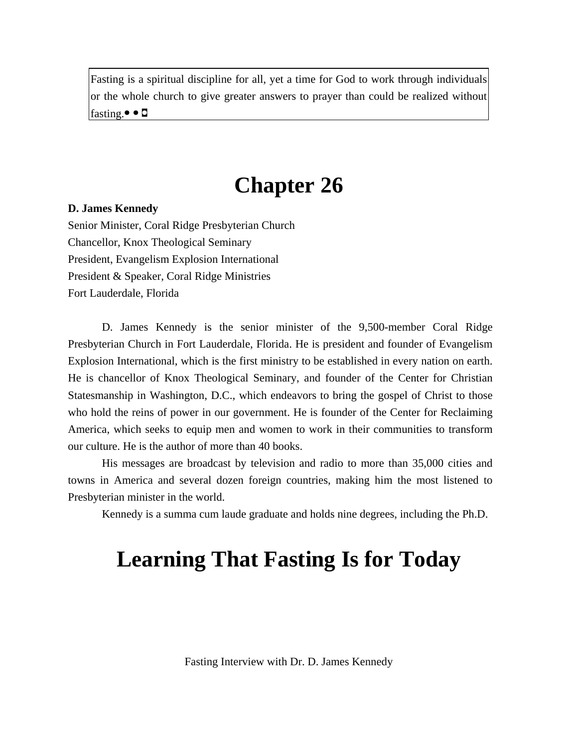Fasting is a spiritual discipline for all, yet a time for God to work through individuals or the whole church to give greater answers to prayer than could be realized without fasting.

# Chapter 26

**D. James Kennedy**
Senior Minister, Coral Ridge Presbyterian Church
Chancellor, Knox Theological Seminary
President, Evangelism Explosion International
President & Speaker, Coral Ridge Ministries
Fort Lauderdale, Florida

D. James Kennedy is the senior minister of the 9,500-member Coral Ridge Presbyterian Church in Fort Lauderdale, Florida. He is president and founder of Evangelism Explosion International, which is the first ministry to be established in every nation on earth. He is chancellor of Knox Theological Seminary, and founder of the Center for Christian Statesmanship in Washington, D.C., which endeavors to bring the gospel of Christ to those who hold the reins of power in our government. He is founder of the Center for Reclaiming America, which seeks to equip men and women to work in their communities to transform our culture. He is the author of more than 40 books.

His messages are broadcast by television and radio to more than 35,000 cities and towns in America and several dozen foreign countries, making him the most listened to Presbyterian minister in the world.

Kennedy is a summa cum laude graduate and holds nine degrees, including the Ph.D.

# Learning That Fasting Is for Today

Fasting Interview with Dr. D. James Kennedy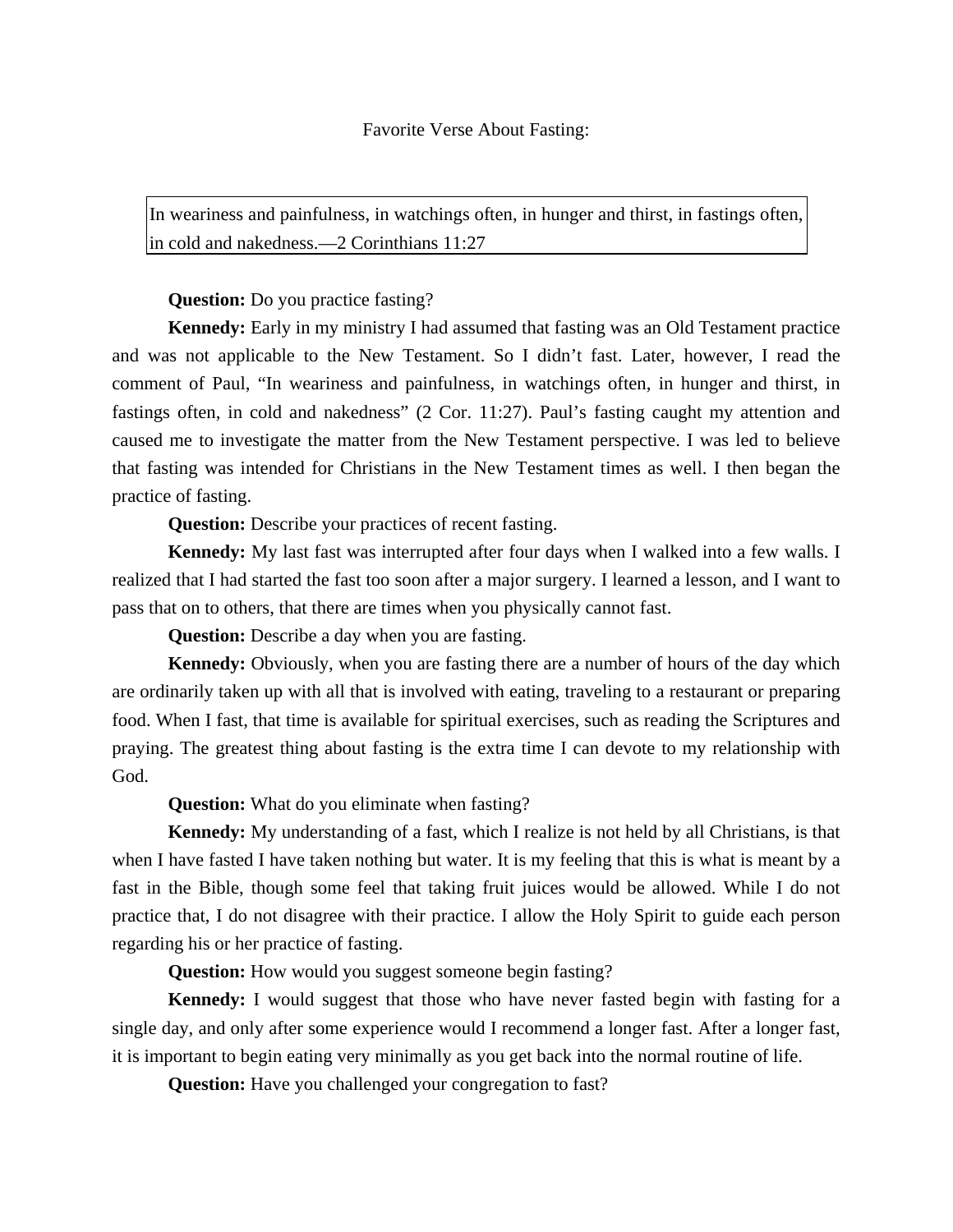Favorite Verse About Fasting:

> In weariness and painfulness, in watchings often, in hunger and thirst, in fastings often, in cold and nakedness.—2 Corinthians 11:27

**Question:** Do you practice fasting?

**Kennedy:** Early in my ministry I had assumed that fasting was an Old Testament practice and was not applicable to the New Testament. So I didn't fast. Later, however, I read the comment of Paul, "In weariness and painfulness, in watchings often, in hunger and thirst, in fastings often, in cold and nakedness" (2 Cor. 11:27). Paul's fasting caught my attention and caused me to investigate the matter from the New Testament perspective. I was led to believe that fasting was intended for Christians in the New Testament times as well. I then began the practice of fasting.

**Question:** Describe your practices of recent fasting.

**Kennedy:** My last fast was interrupted after four days when I walked into a few walls. I realized that I had started the fast too soon after a major surgery. I learned a lesson, and I want to pass that on to others, that there are times when you physically cannot fast.

**Question:** Describe a day when you are fasting.

**Kennedy:** Obviously, when you are fasting there are a number of hours of the day which are ordinarily taken up with all that is involved with eating, traveling to a restaurant or preparing food. When I fast, that time is available for spiritual exercises, such as reading the Scriptures and praying. The greatest thing about fasting is the extra time I can devote to my relationship with God.

**Question:** What do you eliminate when fasting?

**Kennedy:** My understanding of a fast, which I realize is not held by all Christians, is that when I have fasted I have taken nothing but water. It is my feeling that this is what is meant by a fast in the Bible, though some feel that taking fruit juices would be allowed. While I do not practice that, I do not disagree with their practice. I allow the Holy Spirit to guide each person regarding his or her practice of fasting.

**Question:** How would you suggest someone begin fasting?

**Kennedy:** I would suggest that those who have never fasted begin with fasting for a single day, and only after some experience would I recommend a longer fast. After a longer fast, it is important to begin eating very minimally as you get back into the normal routine of life.

**Question:** Have you challenged your congregation to fast?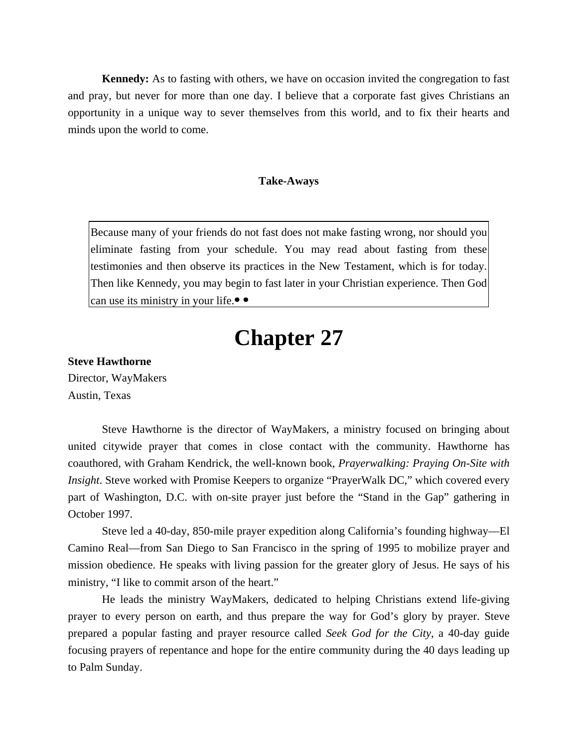**Kennedy:** As to fasting with others, we have on occasion invited the congregation to fast and pray, but never for more than one day. I believe that a corporate fast gives Christians an opportunity in a unique way to sever themselves from this world, and to fix their hearts and minds upon the world to come.

### Take-Aways

> Because many of your friends do not fast does not make fasting wrong, nor should you eliminate fasting from your schedule. You may read about fasting from these testimonies and then observe its practices in the New Testament, which is for today. Then like Kennedy, you may begin to fast later in your Christian experience. Then God can use its ministry in your life.• •

# Chapter 27

**Steve Hawthorne**
Director, WayMakers
Austin, Texas

Steve Hawthorne is the director of WayMakers, a ministry focused on bringing about united citywide prayer that comes in close contact with the community. Hawthorne has coauthored, with Graham Kendrick, the well-known book, *Prayerwalking: Praying On-Site with Insight*. Steve worked with Promise Keepers to organize "PrayerWalk DC," which covered every part of Washington, D.C. with on-site prayer just before the "Stand in the Gap" gathering in October 1997.

Steve led a 40-day, 850-mile prayer expedition along California's founding highway—El Camino Real—from San Diego to San Francisco in the spring of 1995 to mobilize prayer and mission obedience. He speaks with living passion for the greater glory of Jesus. He says of his ministry, "I like to commit arson of the heart."

He leads the ministry WayMakers, dedicated to helping Christians extend life-giving prayer to every person on earth, and thus prepare the way for God's glory by prayer. Steve prepared a popular fasting and prayer resource called *Seek God for the City*, a 40-day guide focusing prayers of repentance and hope for the entire community during the 40 days leading up to Palm Sunday.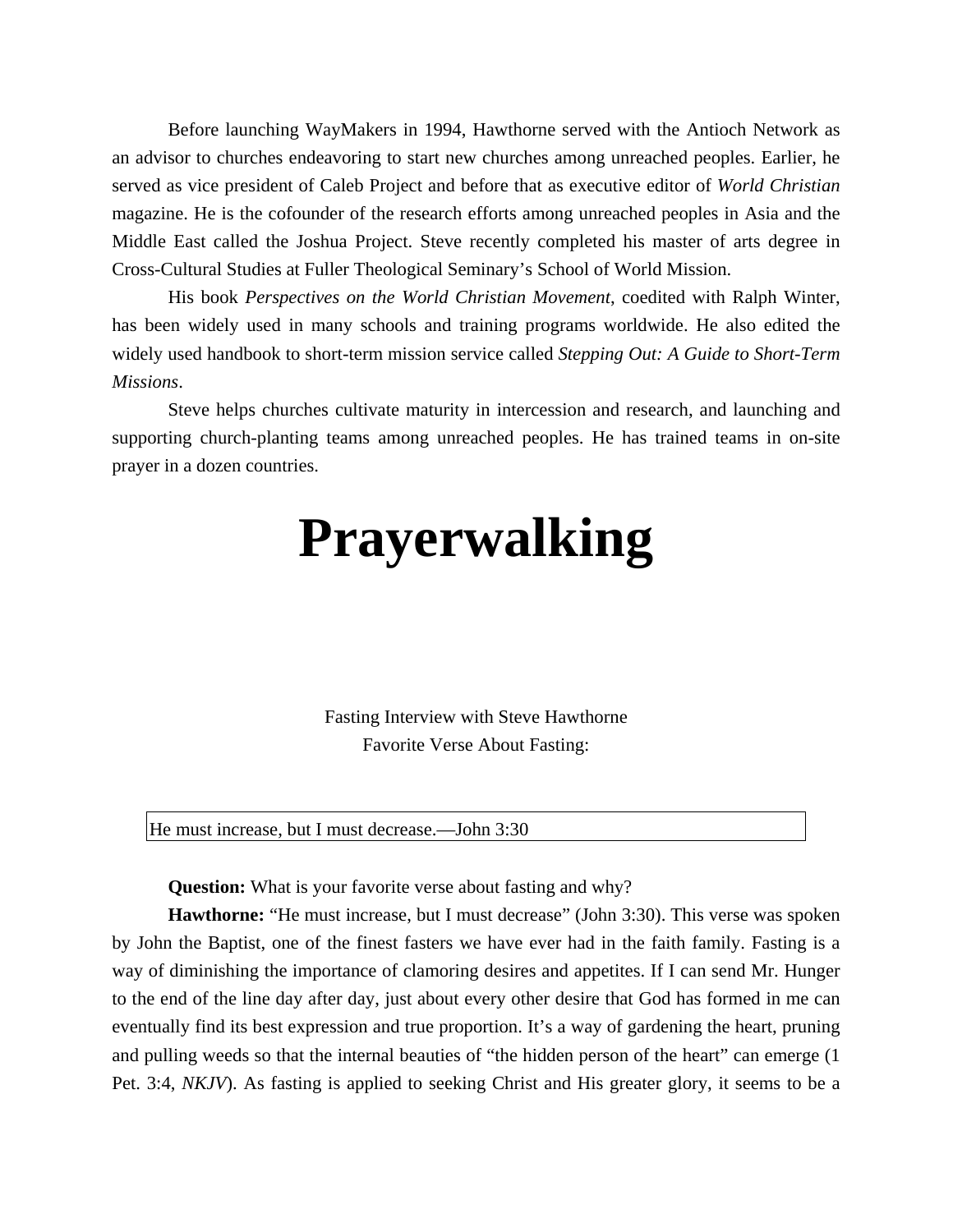Before launching WayMakers in 1994, Hawthorne served with the Antioch Network as an advisor to churches endeavoring to start new churches among unreached peoples. Earlier, he served as vice president of Caleb Project and before that as executive editor of *World Christian* magazine. He is the cofounder of the research efforts among unreached peoples in Asia and the Middle East called the Joshua Project. Steve recently completed his master of arts degree in Cross-Cultural Studies at Fuller Theological Seminary's School of World Mission.

His book *Perspectives on the World Christian Movement*, coedited with Ralph Winter, has been widely used in many schools and training programs worldwide. He also edited the widely used handbook to short-term mission service called *Stepping Out: A Guide to Short-Term Missions*.

Steve helps churches cultivate maturity in intercession and research, and launching and supporting church-planting teams among unreached peoples. He has trained teams in on-site prayer in a dozen countries.

# Prayerwalking

Fasting Interview with Steve Hawthorne

Favorite Verse About Fasting:

He must increase, but I must decrease.—John 3:30

**Question:** What is your favorite verse about fasting and why?

**Hawthorne:** "He must increase, but I must decrease" (John 3:30). This verse was spoken by John the Baptist, one of the finest fasters we have ever had in the faith family. Fasting is a way of diminishing the importance of clamoring desires and appetites. If I can send Mr. Hunger to the end of the line day after day, just about every other desire that God has formed in me can eventually find its best expression and true proportion. It's a way of gardening the heart, pruning and pulling weeds so that the internal beauties of "the hidden person of the heart" can emerge (1 Pet. 3:4, *NKJV*). As fasting is applied to seeking Christ and His greater glory, it seems to be a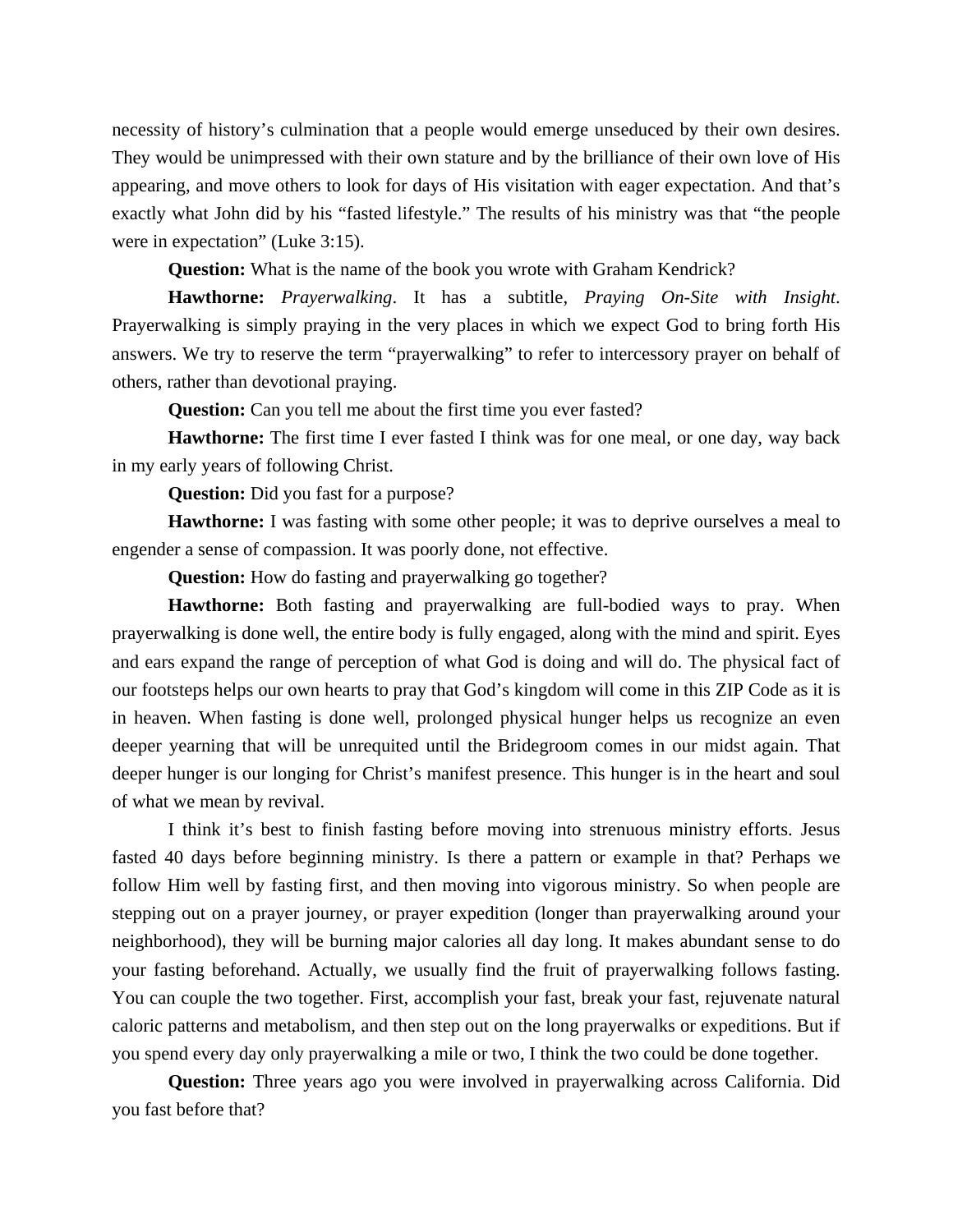necessity of history's culmination that a people would emerge unseduced by their own desires. They would be unimpressed with their own stature and by the brilliance of their own love of His appearing, and move others to look for days of His visitation with eager expectation. And that's exactly what John did by his "fasted lifestyle." The results of his ministry was that "the people were in expectation" (Luke 3:15).

**Question:** What is the name of the book you wrote with Graham Kendrick?

**Hawthorne:** *Prayerwalking*. It has a subtitle, *Praying On-Site with Insight*. Prayerwalking is simply praying in the very places in which we expect God to bring forth His answers. We try to reserve the term "prayerwalking" to refer to intercessory prayer on behalf of others, rather than devotional praying.

**Question:** Can you tell me about the first time you ever fasted?

**Hawthorne:** The first time I ever fasted I think was for one meal, or one day, way back in my early years of following Christ.

**Question:** Did you fast for a purpose?

**Hawthorne:** I was fasting with some other people; it was to deprive ourselves a meal to engender a sense of compassion. It was poorly done, not effective.

**Question:** How do fasting and prayerwalking go together?

**Hawthorne:** Both fasting and prayerwalking are full-bodied ways to pray. When prayerwalking is done well, the entire body is fully engaged, along with the mind and spirit. Eyes and ears expand the range of perception of what God is doing and will do. The physical fact of our footsteps helps our own hearts to pray that God's kingdom will come in this ZIP Code as it is in heaven. When fasting is done well, prolonged physical hunger helps us recognize an even deeper yearning that will be unrequited until the Bridegroom comes in our midst again. That deeper hunger is our longing for Christ's manifest presence. This hunger is in the heart and soul of what we mean by revival.

I think it's best to finish fasting before moving into strenuous ministry efforts. Jesus fasted 40 days before beginning ministry. Is there a pattern or example in that? Perhaps we follow Him well by fasting first, and then moving into vigorous ministry. So when people are stepping out on a prayer journey, or prayer expedition (longer than prayerwalking around your neighborhood), they will be burning major calories all day long. It makes abundant sense to do your fasting beforehand. Actually, we usually find the fruit of prayerwalking follows fasting. You can couple the two together. First, accomplish your fast, break your fast, rejuvenate natural caloric patterns and metabolism, and then step out on the long prayerwalks or expeditions. But if you spend every day only prayerwalking a mile or two, I think the two could be done together.

**Question:** Three years ago you were involved in prayerwalking across California. Did you fast before that?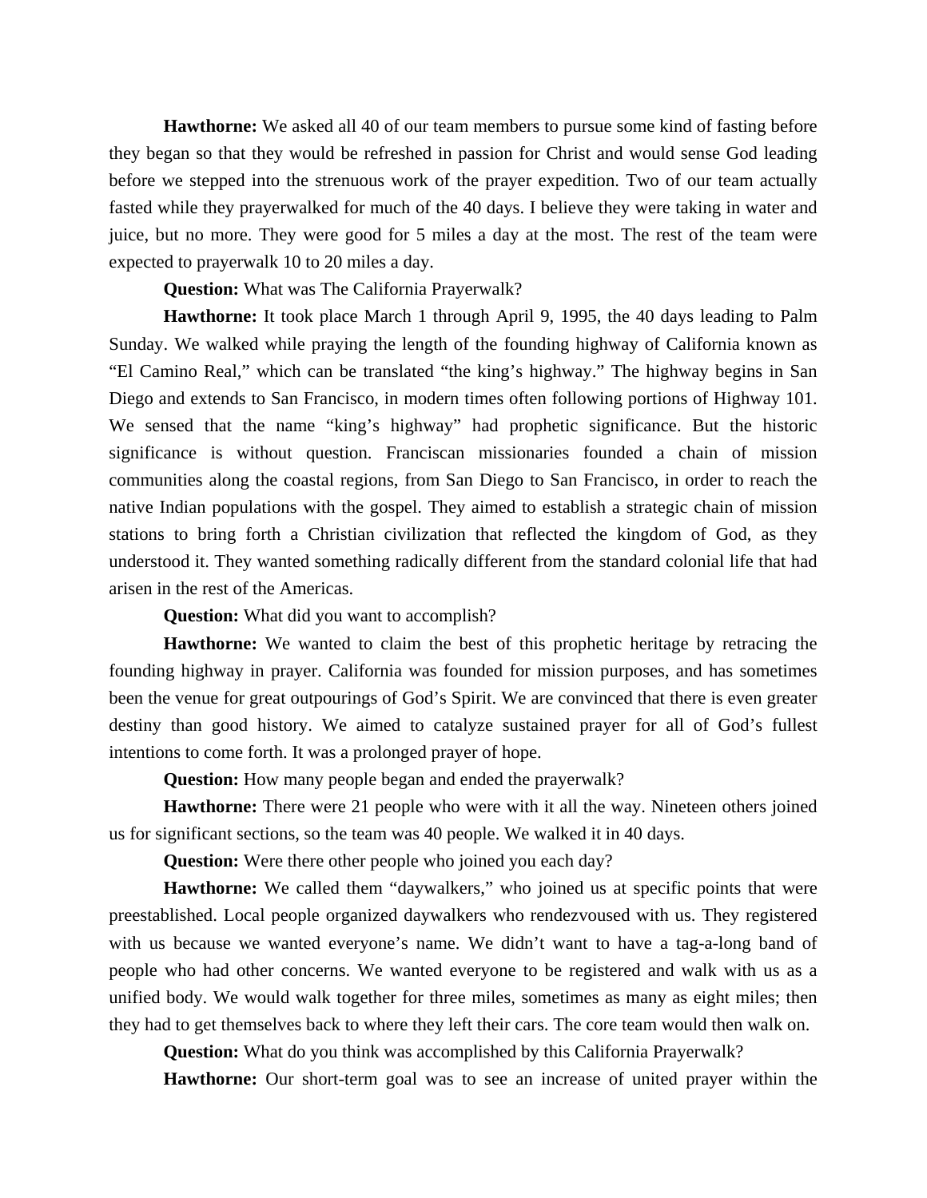**Hawthorne:** We asked all 40 of our team members to pursue some kind of fasting before they began so that they would be refreshed in passion for Christ and would sense God leading before we stepped into the strenuous work of the prayer expedition. Two of our team actually fasted while they prayerwalked for much of the 40 days. I believe they were taking in water and juice, but no more. They were good for 5 miles a day at the most. The rest of the team were expected to prayerwalk 10 to 20 miles a day.

**Question:** What was The California Prayerwalk?

**Hawthorne:** It took place March 1 through April 9, 1995, the 40 days leading to Palm Sunday. We walked while praying the length of the founding highway of California known as "El Camino Real," which can be translated "the king's highway." The highway begins in San Diego and extends to San Francisco, in modern times often following portions of Highway 101. We sensed that the name "king's highway" had prophetic significance. But the historic significance is without question. Franciscan missionaries founded a chain of mission communities along the coastal regions, from San Diego to San Francisco, in order to reach the native Indian populations with the gospel. They aimed to establish a strategic chain of mission stations to bring forth a Christian civilization that reflected the kingdom of God, as they understood it. They wanted something radically different from the standard colonial life that had arisen in the rest of the Americas.

**Question:** What did you want to accomplish?

**Hawthorne:** We wanted to claim the best of this prophetic heritage by retracing the founding highway in prayer. California was founded for mission purposes, and has sometimes been the venue for great outpourings of God's Spirit. We are convinced that there is even greater destiny than good history. We aimed to catalyze sustained prayer for all of God's fullest intentions to come forth. It was a prolonged prayer of hope.

**Question:** How many people began and ended the prayerwalk?

**Hawthorne:** There were 21 people who were with it all the way. Nineteen others joined us for significant sections, so the team was 40 people. We walked it in 40 days.

**Question:** Were there other people who joined you each day?

**Hawthorne:** We called them "daywalkers," who joined us at specific points that were preestablished. Local people organized daywalkers who rendezvoused with us. They registered with us because we wanted everyone's name. We didn't want to have a tag-a-long band of people who had other concerns. We wanted everyone to be registered and walk with us as a unified body. We would walk together for three miles, sometimes as many as eight miles; then they had to get themselves back to where they left their cars. The core team would then walk on.

**Question:** What do you think was accomplished by this California Prayerwalk?

**Hawthorne:** Our short-term goal was to see an increase of united prayer within the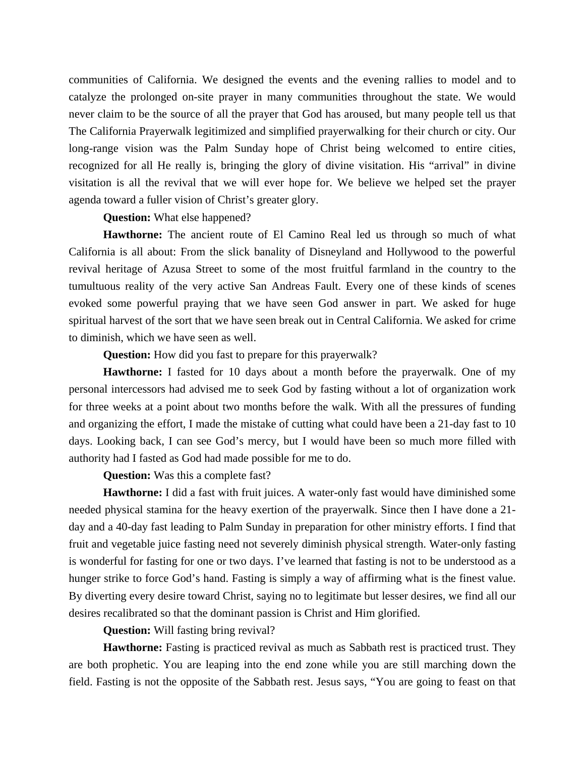communities of California. We designed the events and the evening rallies to model and to catalyze the prolonged on-site prayer in many communities throughout the state. We would never claim to be the source of all the prayer that God has aroused, but many people tell us that The California Prayerwalk legitimized and simplified prayerwalking for their church or city. Our long-range vision was the Palm Sunday hope of Christ being welcomed to entire cities, recognized for all He really is, bringing the glory of divine visitation. His "arrival" in divine visitation is all the revival that we will ever hope for. We believe we helped set the prayer agenda toward a fuller vision of Christ's greater glory.

**Question:** What else happened?

**Hawthorne:** The ancient route of El Camino Real led us through so much of what California is all about: From the slick banality of Disneyland and Hollywood to the powerful revival heritage of Azusa Street to some of the most fruitful farmland in the country to the tumultuous reality of the very active San Andreas Fault. Every one of these kinds of scenes evoked some powerful praying that we have seen God answer in part. We asked for huge spiritual harvest of the sort that we have seen break out in Central California. We asked for crime to diminish, which we have seen as well.

**Question:** How did you fast to prepare for this prayerwalk?

**Hawthorne:** I fasted for 10 days about a month before the prayerwalk. One of my personal intercessors had advised me to seek God by fasting without a lot of organization work for three weeks at a point about two months before the walk. With all the pressures of funding and organizing the effort, I made the mistake of cutting what could have been a 21-day fast to 10 days. Looking back, I can see God's mercy, but I would have been so much more filled with authority had I fasted as God had made possible for me to do.

**Question:** Was this a complete fast?

**Hawthorne:** I did a fast with fruit juices. A water-only fast would have diminished some needed physical stamina for the heavy exertion of the prayerwalk. Since then I have done a 21-day and a 40-day fast leading to Palm Sunday in preparation for other ministry efforts. I find that fruit and vegetable juice fasting need not severely diminish physical strength. Water-only fasting is wonderful for fasting for one or two days. I've learned that fasting is not to be understood as a hunger strike to force God's hand. Fasting is simply a way of affirming what is the finest value. By diverting every desire toward Christ, saying no to legitimate but lesser desires, we find all our desires recalibrated so that the dominant passion is Christ and Him glorified.

**Question:** Will fasting bring revival?

**Hawthorne:** Fasting is practiced revival as much as Sabbath rest is practiced trust. They are both prophetic. You are leaping into the end zone while you are still marching down the field. Fasting is not the opposite of the Sabbath rest. Jesus says, "You are going to feast on that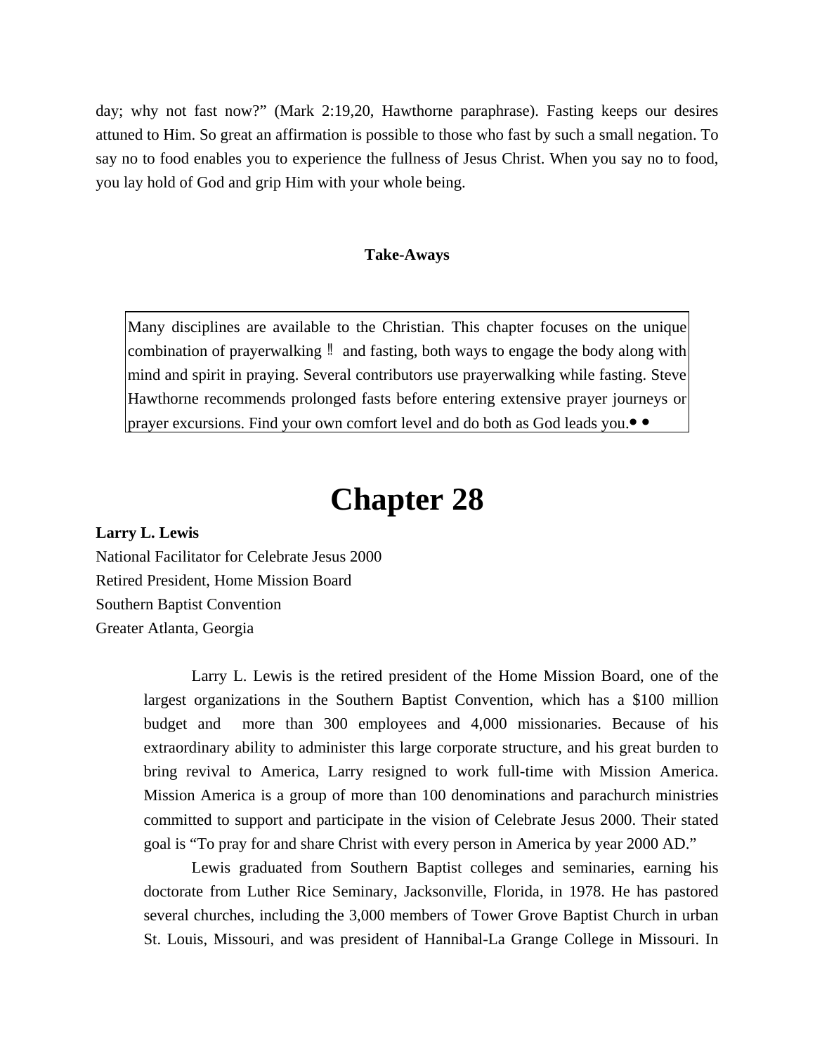day; why not fast now?" (Mark 2:19,20, Hawthorne paraphrase). Fasting keeps our desires attuned to Him. So great an affirmation is possible to those who fast by such a small negation. To say no to food enables you to experience the fullness of Jesus Christ. When you say no to food, you lay hold of God and grip Him with your whole being.

**Take-Aways**

> Many disciplines are available to the Christian. This chapter focuses on the unique combination of prayerwalking ‼ and fasting, both ways to engage the body along with mind and spirit in praying. Several contributors use prayerwalking while fasting. Steve Hawthorne recommends prolonged fasts before entering extensive prayer journeys or prayer excursions. Find your own comfort level and do both as God leads you.• •

# Chapter 28

**Larry L. Lewis**
National Facilitator for Celebrate Jesus 2000
Retired President, Home Mission Board
Southern Baptist Convention
Greater Atlanta, Georgia

Larry L. Lewis is the retired president of the Home Mission Board, one of the largest organizations in the Southern Baptist Convention, which has a $100 million budget and more than 300 employees and 4,000 missionaries. Because of his extraordinary ability to administer this large corporate structure, and his great burden to bring revival to America, Larry resigned to work full-time with Mission America. Mission America is a group of more than 100 denominations and parachurch ministries committed to support and participate in the vision of Celebrate Jesus 2000. Their stated goal is "To pray for and share Christ with every person in America by year 2000 AD."

Lewis graduated from Southern Baptist colleges and seminaries, earning his doctorate from Luther Rice Seminary, Jacksonville, Florida, in 1978. He has pastored several churches, including the 3,000 members of Tower Grove Baptist Church in urban St. Louis, Missouri, and was president of Hannibal-La Grange College in Missouri. In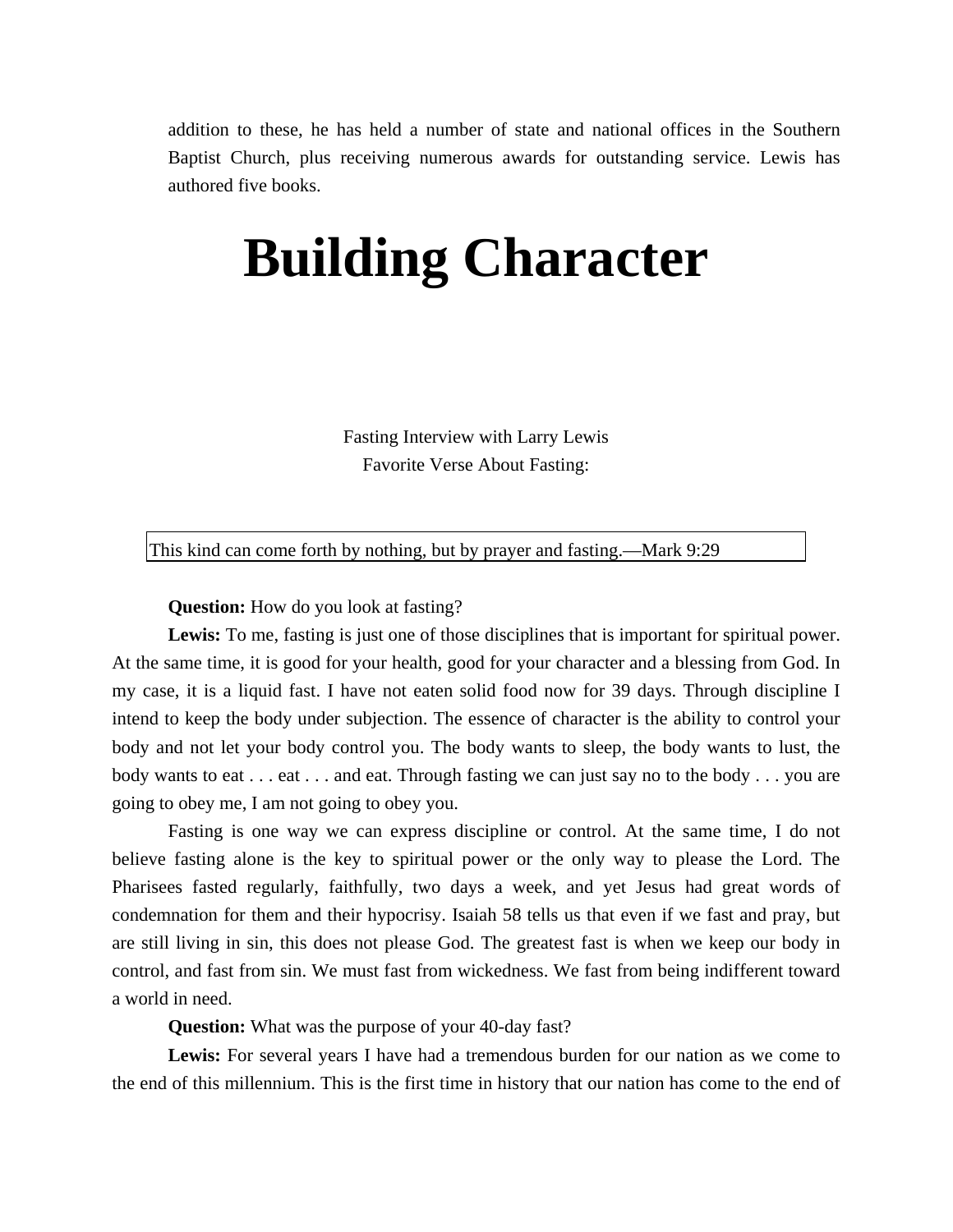addition to these, he has held a number of state and national offices in the Southern Baptist Church, plus receiving numerous awards for outstanding service. Lewis has authored five books.

# Building Character

Fasting Interview with Larry Lewis
Favorite Verse About Fasting:

> This kind can come forth by nothing, but by prayer and fasting.—Mark 9:29

**Question:** How do you look at fasting?

**Lewis:** To me, fasting is just one of those disciplines that is important for spiritual power. At the same time, it is good for your health, good for your character and a blessing from God. In my case, it is a liquid fast. I have not eaten solid food now for 39 days. Through discipline I intend to keep the body under subjection. The essence of character is the ability to control your body and not let your body control you. The body wants to sleep, the body wants to lust, the body wants to eat . . . eat . . . and eat. Through fasting we can just say no to the body . . . you are going to obey me, I am not going to obey you.

Fasting is one way we can express discipline or control. At the same time, I do not believe fasting alone is the key to spiritual power or the only way to please the Lord. The Pharisees fasted regularly, faithfully, two days a week, and yet Jesus had great words of condemnation for them and their hypocrisy. Isaiah 58 tells us that even if we fast and pray, but are still living in sin, this does not please God. The greatest fast is when we keep our body in control, and fast from sin. We must fast from wickedness. We fast from being indifferent toward a world in need.

**Question:** What was the purpose of your 40-day fast?

**Lewis:** For several years I have had a tremendous burden for our nation as we come to the end of this millennium. This is the first time in history that our nation has come to the end of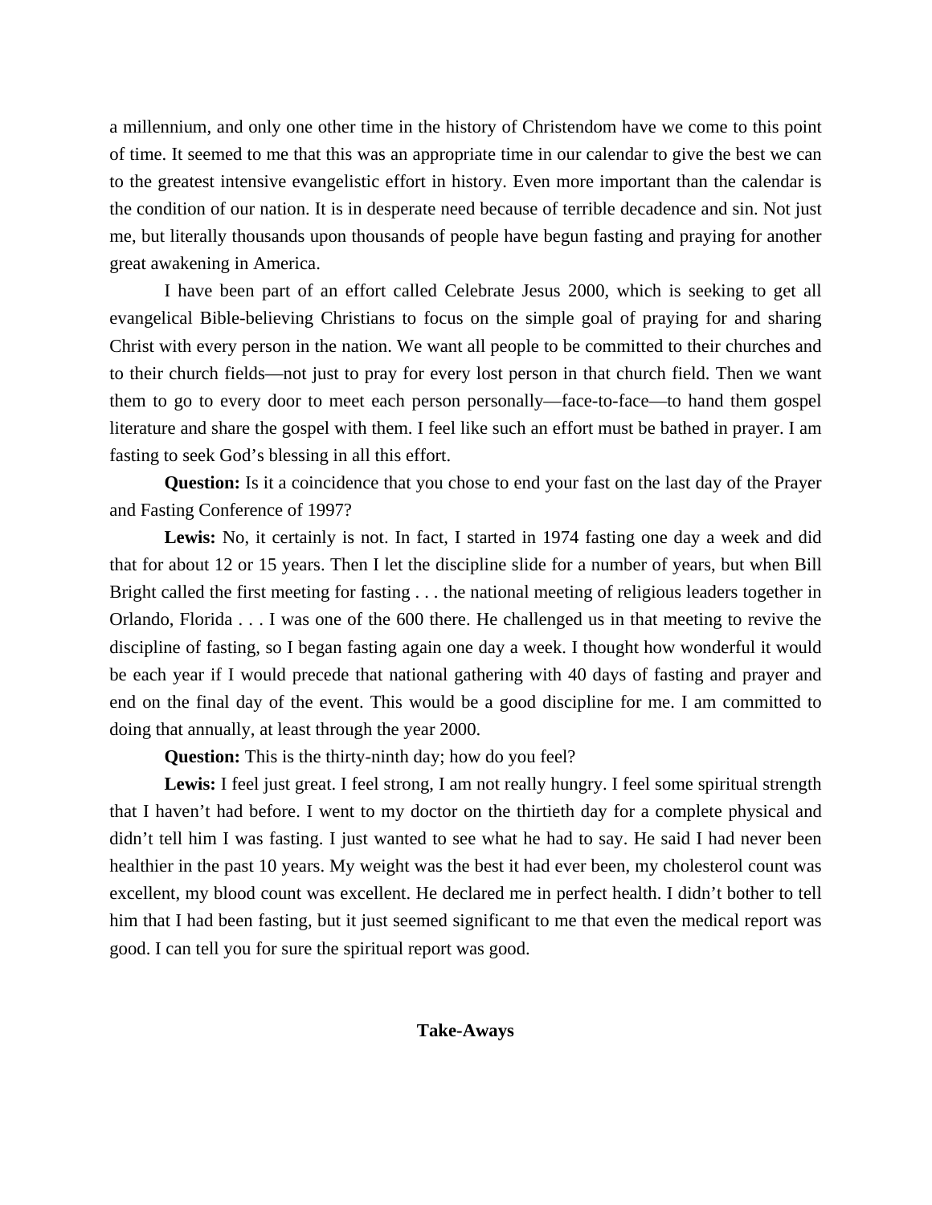a millennium, and only one other time in the history of Christendom have we come to this point of time. It seemed to me that this was an appropriate time in our calendar to give the best we can to the greatest intensive evangelistic effort in history. Even more important than the calendar is the condition of our nation. It is in desperate need because of terrible decadence and sin. Not just me, but literally thousands upon thousands of people have begun fasting and praying for another great awakening in America.

I have been part of an effort called Celebrate Jesus 2000, which is seeking to get all evangelical Bible-believing Christians to focus on the simple goal of praying for and sharing Christ with every person in the nation. We want all people to be committed to their churches and to their church fields—not just to pray for every lost person in that church field. Then we want them to go to every door to meet each person personally—face-to-face—to hand them gospel literature and share the gospel with them. I feel like such an effort must be bathed in prayer. I am fasting to seek God's blessing in all this effort.

**Question:** Is it a coincidence that you chose to end your fast on the last day of the Prayer and Fasting Conference of 1997?

**Lewis:** No, it certainly is not. In fact, I started in 1974 fasting one day a week and did that for about 12 or 15 years. Then I let the discipline slide for a number of years, but when Bill Bright called the first meeting for fasting . . . the national meeting of religious leaders together in Orlando, Florida . . . I was one of the 600 there. He challenged us in that meeting to revive the discipline of fasting, so I began fasting again one day a week. I thought how wonderful it would be each year if I would precede that national gathering with 40 days of fasting and prayer and end on the final day of the event. This would be a good discipline for me. I am committed to doing that annually, at least through the year 2000.

**Question:** This is the thirty-ninth day; how do you feel?

**Lewis:** I feel just great. I feel strong, I am not really hungry. I feel some spiritual strength that I haven't had before. I went to my doctor on the thirtieth day for a complete physical and didn't tell him I was fasting. I just wanted to see what he had to say. He said I had never been healthier in the past 10 years. My weight was the best it had ever been, my cholesterol count was excellent, my blood count was excellent. He declared me in perfect health. I didn't bother to tell him that I had been fasting, but it just seemed significant to me that even the medical report was good. I can tell you for sure the spiritual report was good.

## Take-Aways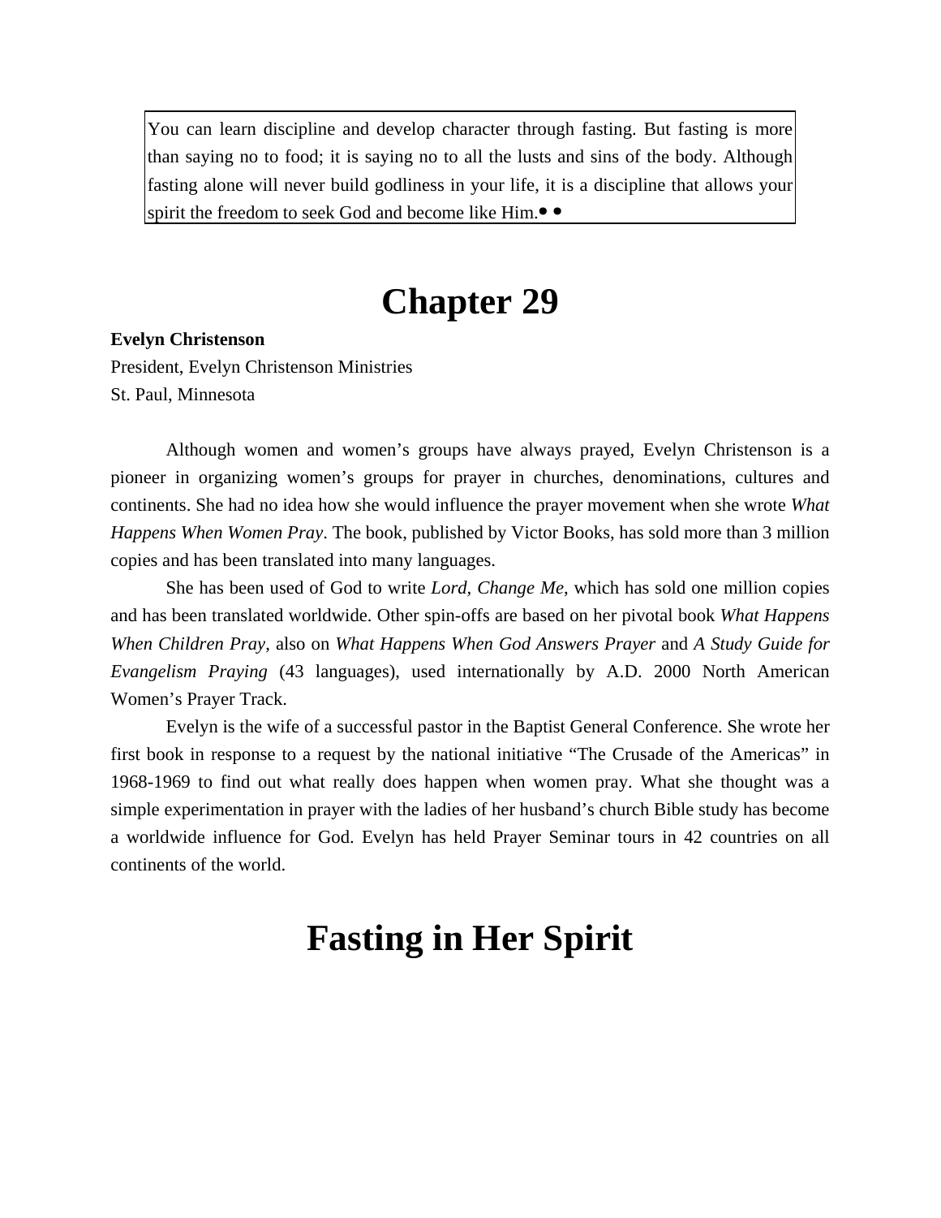> You can learn discipline and develop character through fasting. But fasting is more than saying no to food; it is saying no to all the lusts and sins of the body. Although fasting alone will never build godliness in your life, it is a discipline that allows your spirit the freedom to seek God and become like Him.• •

# Chapter 29

**Evelyn Christenson**
President, Evelyn Christenson Ministries
St. Paul, Minnesota

Although women and women's groups have always prayed, Evelyn Christenson is a pioneer in organizing women's groups for prayer in churches, denominations, cultures and continents. She had no idea how she would influence the prayer movement when she wrote *What Happens When Women Pray*. The book, published by Victor Books, has sold more than 3 million copies and has been translated into many languages.

She has been used of God to write *Lord, Change Me*, which has sold one million copies and has been translated worldwide. Other spin-offs are based on her pivotal book *What Happens When Children Pray*, also on *What Happens When God Answers Prayer* and *A Study Guide for Evangelism Praying* (43 languages), used internationally by A.D. 2000 North American Women's Prayer Track.

Evelyn is the wife of a successful pastor in the Baptist General Conference. She wrote her first book in response to a request by the national initiative "The Crusade of the Americas" in 1968-1969 to find out what really does happen when women pray. What she thought was a simple experimentation in prayer with the ladies of her husband's church Bible study has become a worldwide influence for God. Evelyn has held Prayer Seminar tours in 42 countries on all continents of the world.

# Fasting in Her Spirit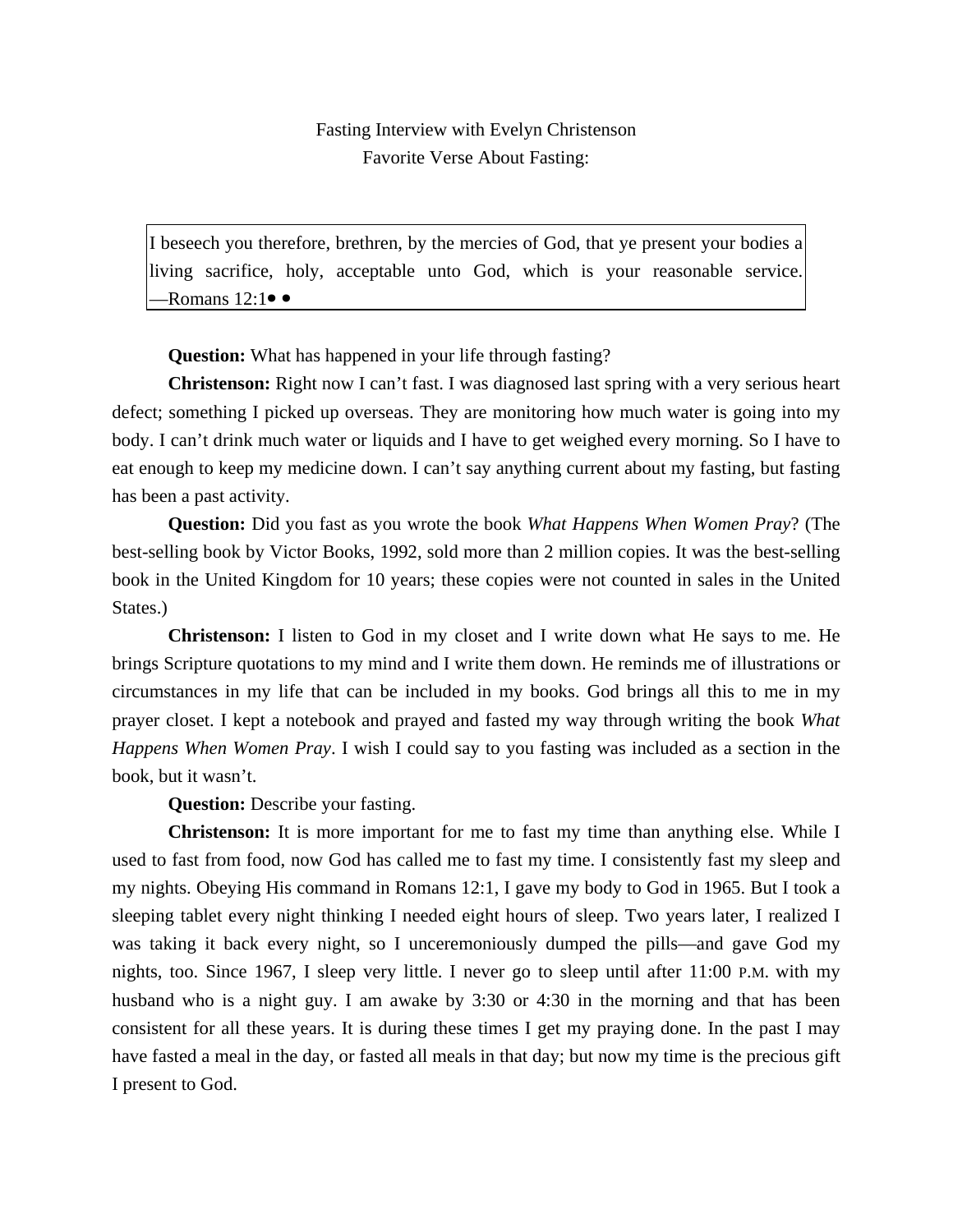Fasting Interview with Evelyn Christenson

Favorite Verse About Fasting:

> I beseech you therefore, brethren, by the mercies of God, that ye present your bodies a living sacrifice, holy, acceptable unto God, which is your reasonable service. —Romans 12:1• •

**Question:** What has happened in your life through fasting?

**Christenson:** Right now I can't fast. I was diagnosed last spring with a very serious heart defect; something I picked up overseas. They are monitoring how much water is going into my body. I can't drink much water or liquids and I have to get weighed every morning. So I have to eat enough to keep my medicine down. I can't say anything current about my fasting, but fasting has been a past activity.

**Question:** Did you fast as you wrote the book *What Happens When Women Pray*? (The best-selling book by Victor Books, 1992, sold more than 2 million copies. It was the best-selling book in the United Kingdom for 10 years; these copies were not counted in sales in the United States.)

**Christenson:** I listen to God in my closet and I write down what He says to me. He brings Scripture quotations to my mind and I write them down. He reminds me of illustrations or circumstances in my life that can be included in my books. God brings all this to me in my prayer closet. I kept a notebook and prayed and fasted my way through writing the book *What Happens When Women Pray*. I wish I could say to you fasting was included as a section in the book, but it wasn't.

**Question:** Describe your fasting.

**Christenson:** It is more important for me to fast my time than anything else. While I used to fast from food, now God has called me to fast my time. I consistently fast my sleep and my nights. Obeying His command in Romans 12:1, I gave my body to God in 1965. But I took a sleeping tablet every night thinking I needed eight hours of sleep. Two years later, I realized I was taking it back every night, so I unceremoniously dumped the pills—and gave God my nights, too. Since 1967, I sleep very little. I never go to sleep until after 11:00 P.M. with my husband who is a night guy. I am awake by 3:30 or 4:30 in the morning and that has been consistent for all these years. It is during these times I get my praying done. In the past I may have fasted a meal in the day, or fasted all meals in that day; but now my time is the precious gift I present to God.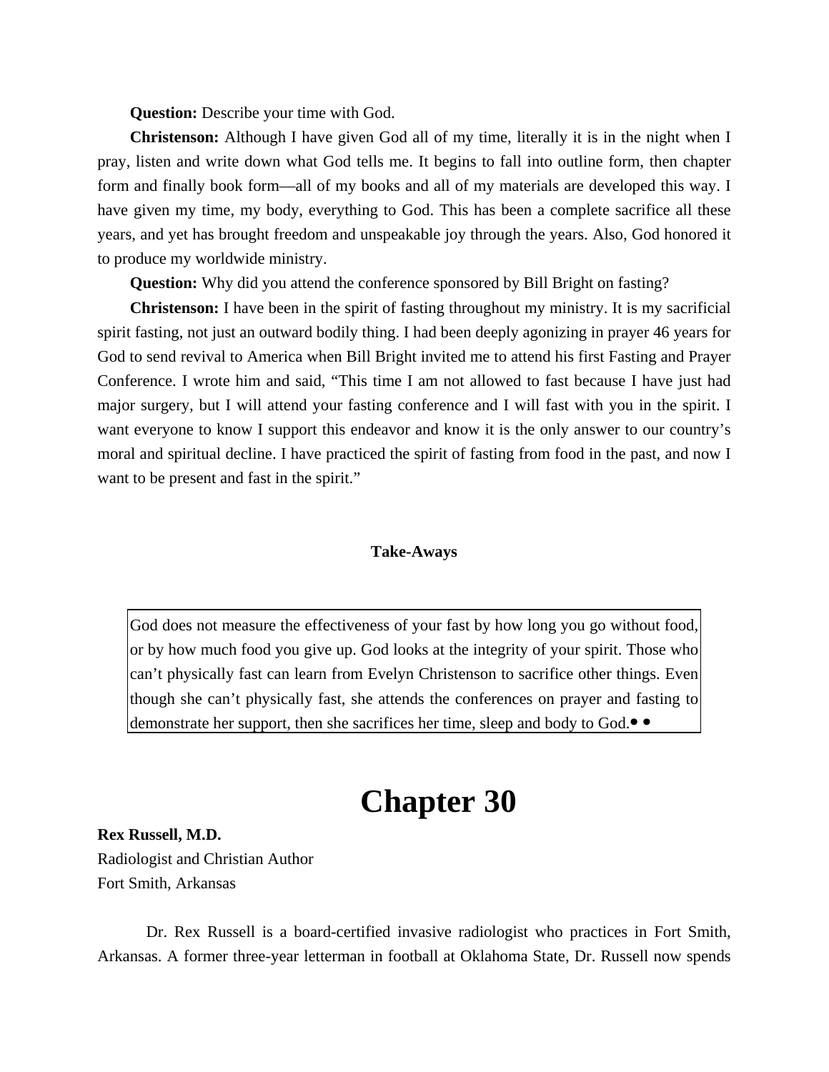**Question:** Describe your time with God.

**Christenson:** Although I have given God all of my time, literally it is in the night when I pray, listen and write down what God tells me. It begins to fall into outline form, then chapter form and finally book form—all of my books and all of my materials are developed this way. I have given my time, my body, everything to God. This has been a complete sacrifice all these years, and yet has brought freedom and unspeakable joy through the years. Also, God honored it to produce my worldwide ministry.

**Question:** Why did you attend the conference sponsored by Bill Bright on fasting?

**Christenson:** I have been in the spirit of fasting throughout my ministry. It is my sacrificial spirit fasting, not just an outward bodily thing. I had been deeply agonizing in prayer 46 years for God to send revival to America when Bill Bright invited me to attend his first Fasting and Prayer Conference. I wrote him and said, "This time I am not allowed to fast because I have just had major surgery, but I will attend your fasting conference and I will fast with you in the spirit. I want everyone to know I support this endeavor and know it is the only answer to our country's moral and spiritual decline. I have practiced the spirit of fasting from food in the past, and now I want to be present and fast in the spirit."

**Take-Aways**

God does not measure the effectiveness of your fast by how long you go without food, or by how much food you give up. God looks at the integrity of your spirit. Those who can't physically fast can learn from Evelyn Christenson to sacrifice other things. Even though she can't physically fast, she attends the conferences on prayer and fasting to demonstrate her support, then she sacrifices her time, sleep and body to God.• •

# Chapter 30

**Rex Russell, M.D.**
Radiologist and Christian Author
Fort Smith, Arkansas

Dr. Rex Russell is a board-certified invasive radiologist who practices in Fort Smith, Arkansas. A former three-year letterman in football at Oklahoma State, Dr. Russell now spends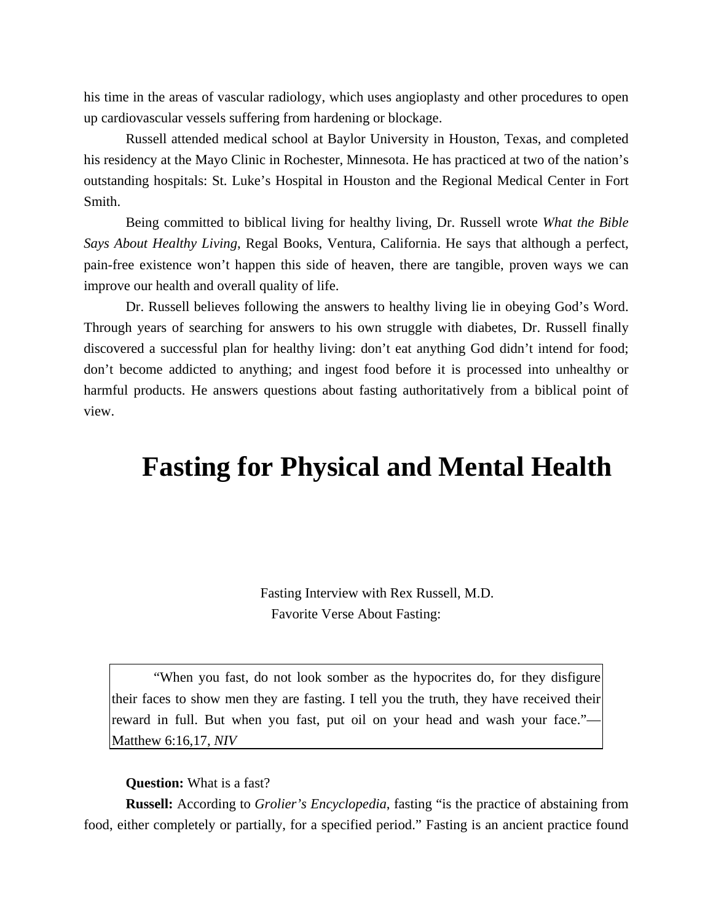his time in the areas of vascular radiology, which uses angioplasty and other procedures to open up cardiovascular vessels suffering from hardening or blockage.

Russell attended medical school at Baylor University in Houston, Texas, and completed his residency at the Mayo Clinic in Rochester, Minnesota. He has practiced at two of the nation's outstanding hospitals: St. Luke's Hospital in Houston and the Regional Medical Center in Fort Smith.

Being committed to biblical living for healthy living, Dr. Russell wrote *What the Bible Says About Healthy Living*, Regal Books, Ventura, California. He says that although a perfect, pain-free existence won't happen this side of heaven, there are tangible, proven ways we can improve our health and overall quality of life.

Dr. Russell believes following the answers to healthy living lie in obeying God's Word. Through years of searching for answers to his own struggle with diabetes, Dr. Russell finally discovered a successful plan for healthy living: don't eat anything God didn't intend for food; don't become addicted to anything; and ingest food before it is processed into unhealthy or harmful products. He answers questions about fasting authoritatively from a biblical point of view.

# Fasting for Physical and Mental Health

Fasting Interview with Rex Russell, M.D.

Favorite Verse About Fasting:

> "When you fast, do not look somber as the hypocrites do, for they disfigure their faces to show men they are fasting. I tell you the truth, they have received their reward in full. But when you fast, put oil on your head and wash your face."—Matthew 6:16,17, *NIV*

**Question:** What is a fast?

**Russell:** According to *Grolier's Encyclopedia*, fasting "is the practice of abstaining from food, either completely or partially, for a specified period." Fasting is an ancient practice found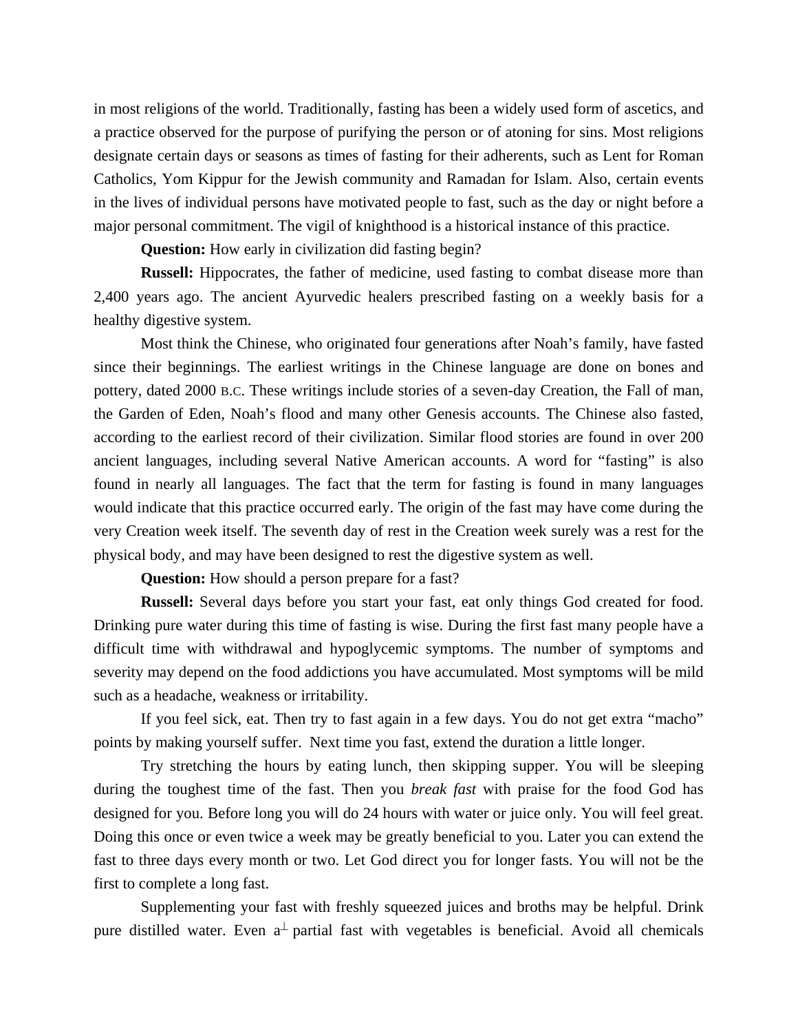in most religions of the world. Traditionally, fasting has been a widely used form of ascetics, and a practice observed for the purpose of purifying the person or of atoning for sins. Most religions designate certain days or seasons as times of fasting for their adherents, such as Lent for Roman Catholics, Yom Kippur for the Jewish community and Ramadan for Islam. Also, certain events in the lives of individual persons have motivated people to fast, such as the day or night before a major personal commitment. The vigil of knighthood is a historical instance of this practice.

**Question:** How early in civilization did fasting begin?

**Russell:** Hippocrates, the father of medicine, used fasting to combat disease more than 2,400 years ago. The ancient Ayurvedic healers prescribed fasting on a weekly basis for a healthy digestive system.

Most think the Chinese, who originated four generations after Noah's family, have fasted since their beginnings. The earliest writings in the Chinese language are done on bones and pottery, dated 2000 B.C. These writings include stories of a seven-day Creation, the Fall of man, the Garden of Eden, Noah's flood and many other Genesis accounts. The Chinese also fasted, according to the earliest record of their civilization. Similar flood stories are found in over 200 ancient languages, including several Native American accounts. A word for "fasting" is also found in nearly all languages. The fact that the term for fasting is found in many languages would indicate that this practice occurred early. The origin of the fast may have come during the very Creation week itself. The seventh day of rest in the Creation week surely was a rest for the physical body, and may have been designed to rest the digestive system as well.

**Question:** How should a person prepare for a fast?

**Russell:** Several days before you start your fast, eat only things God created for food. Drinking pure water during this time of fasting is wise. During the first fast many people have a difficult time with withdrawal and hypoglycemic symptoms. The number of symptoms and severity may depend on the food addictions you have accumulated. Most symptoms will be mild such as a headache, weakness or irritability.

If you feel sick, eat. Then try to fast again in a few days. You do not get extra "macho" points by making yourself suffer. Next time you fast, extend the duration a little longer.

Try stretching the hours by eating lunch, then skipping supper. You will be sleeping during the toughest time of the fast. Then you *break fast* with praise for the food God has designed for you. Before long you will do 24 hours with water or juice only. You will feel great. Doing this once or even twice a week may be greatly beneficial to you. Later you can extend the fast to three days every month or two. Let God direct you for longer fasts. You will not be the first to complete a long fast.

Supplementing your fast with freshly squeezed juices and broths may be helpful. Drink pure distilled water. Even a partial fast with vegetables is beneficial. Avoid all chemicals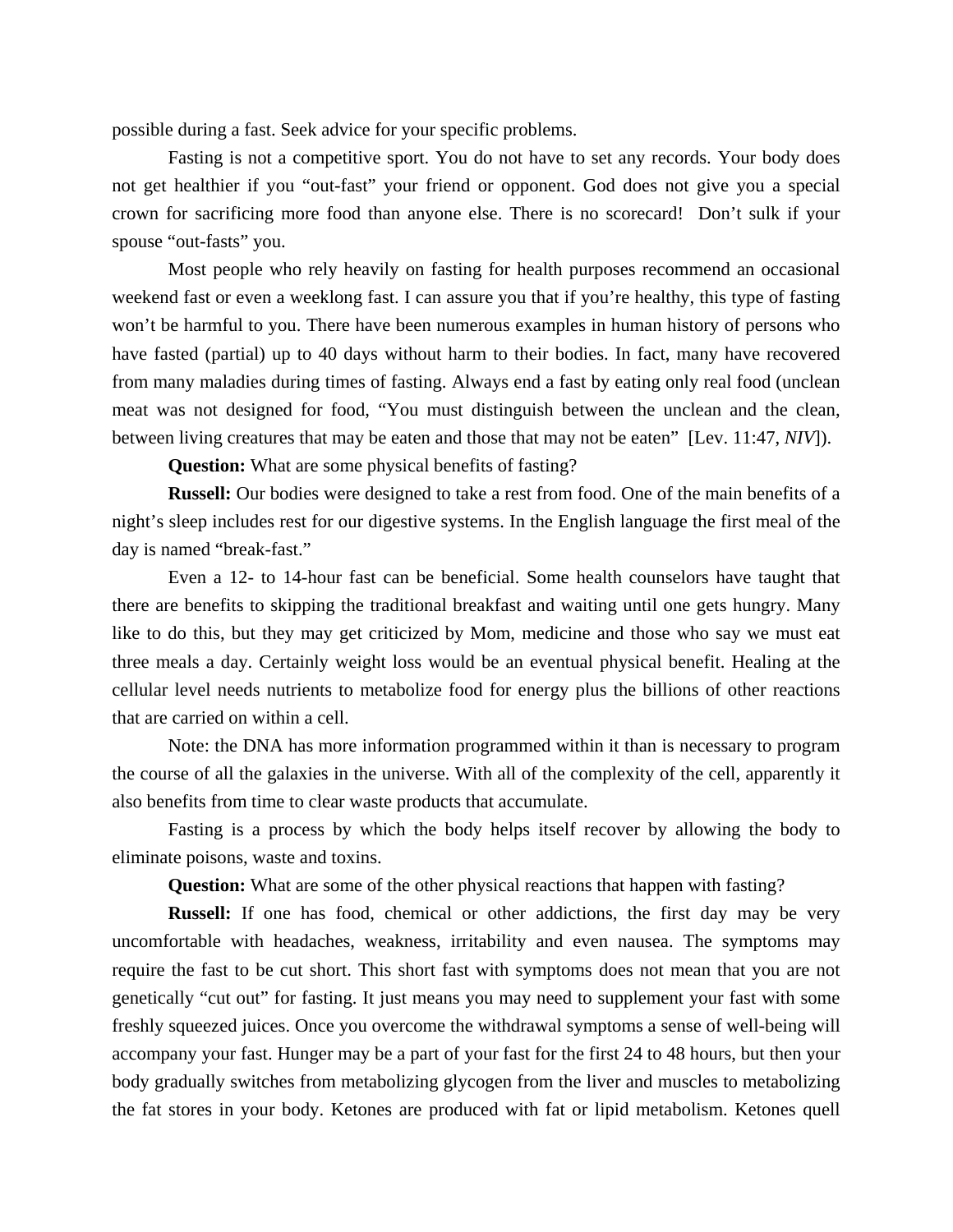possible during a fast. Seek advice for your specific problems.

Fasting is not a competitive sport. You do not have to set any records. Your body does not get healthier if you "out-fast" your friend or opponent. God does not give you a special crown for sacrificing more food than anyone else. There is no scorecard!  Don't sulk if your spouse "out-fasts" you.

Most people who rely heavily on fasting for health purposes recommend an occasional weekend fast or even a weeklong fast. I can assure you that if you're healthy, this type of fasting won't be harmful to you. There have been numerous examples in human history of persons who have fasted (partial) up to 40 days without harm to their bodies. In fact, many have recovered from many maladies during times of fasting. Always end a fast by eating only real food (unclean meat was not designed for food, "You must distinguish between the unclean and the clean, between living creatures that may be eaten and those that may not be eaten"  [Lev. 11:47, *NIV*]).

**Question:** What are some physical benefits of fasting?

**Russell:** Our bodies were designed to take a rest from food. One of the main benefits of a night's sleep includes rest for our digestive systems. In the English language the first meal of the day is named "break-fast."

Even a 12- to 14-hour fast can be beneficial. Some health counselors have taught that there are benefits to skipping the traditional breakfast and waiting until one gets hungry. Many like to do this, but they may get criticized by Mom, medicine and those who say we must eat three meals a day. Certainly weight loss would be an eventual physical benefit. Healing at the cellular level needs nutrients to metabolize food for energy plus the billions of other reactions that are carried on within a cell.

Note: the DNA has more information programmed within it than is necessary to program the course of all the galaxies in the universe. With all of the complexity of the cell, apparently it also benefits from time to clear waste products that accumulate.

Fasting is a process by which the body helps itself recover by allowing the body to eliminate poisons, waste and toxins.

**Question:** What are some of the other physical reactions that happen with fasting?

**Russell:** If one has food, chemical or other addictions, the first day may be very uncomfortable with headaches, weakness, irritability and even nausea. The symptoms may require the fast to be cut short. This short fast with symptoms does not mean that you are not genetically "cut out" for fasting. It just means you may need to supplement your fast with some freshly squeezed juices. Once you overcome the withdrawal symptoms a sense of well-being will accompany your fast. Hunger may be a part of your fast for the first 24 to 48 hours, but then your body gradually switches from metabolizing glycogen from the liver and muscles to metabolizing the fat stores in your body. Ketones are produced with fat or lipid metabolism. Ketones quell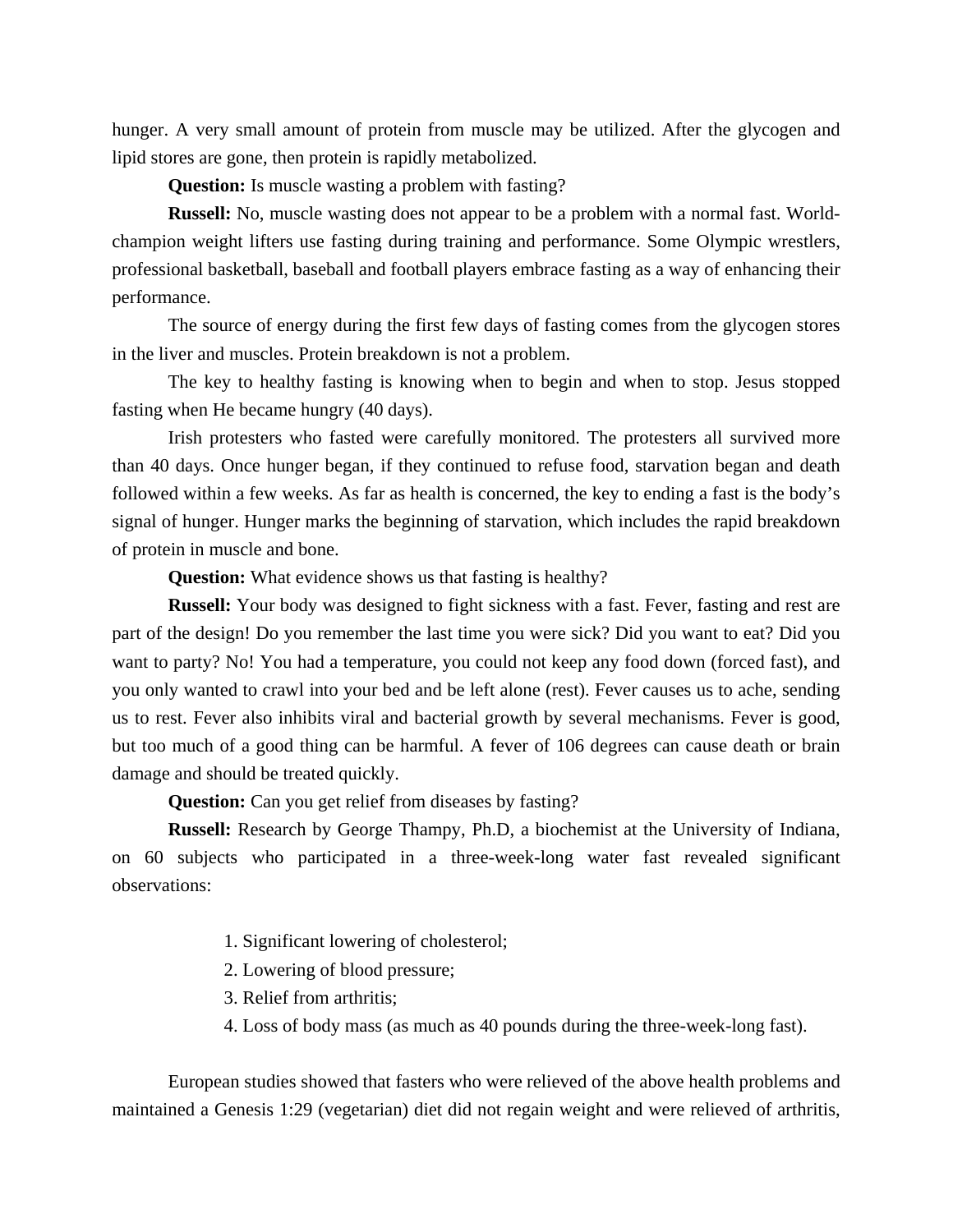hunger. A very small amount of protein from muscle may be utilized. After the glycogen and lipid stores are gone, then protein is rapidly metabolized.

**Question:** Is muscle wasting a problem with fasting?

**Russell:** No, muscle wasting does not appear to be a problem with a normal fast. World-champion weight lifters use fasting during training and performance. Some Olympic wrestlers, professional basketball, baseball and football players embrace fasting as a way of enhancing their performance.

The source of energy during the first few days of fasting comes from the glycogen stores in the liver and muscles. Protein breakdown is not a problem.

The key to healthy fasting is knowing when to begin and when to stop. Jesus stopped fasting when He became hungry (40 days).

Irish protesters who fasted were carefully monitored. The protesters all survived more than 40 days. Once hunger began, if they continued to refuse food, starvation began and death followed within a few weeks. As far as health is concerned, the key to ending a fast is the body's signal of hunger. Hunger marks the beginning of starvation, which includes the rapid breakdown of protein in muscle and bone.

**Question:** What evidence shows us that fasting is healthy?

**Russell:** Your body was designed to fight sickness with a fast. Fever, fasting and rest are part of the design! Do you remember the last time you were sick? Did you want to eat? Did you want to party? No! You had a temperature, you could not keep any food down (forced fast), and you only wanted to crawl into your bed and be left alone (rest). Fever causes us to ache, sending us to rest. Fever also inhibits viral and bacterial growth by several mechanisms. Fever is good, but too much of a good thing can be harmful. A fever of 106 degrees can cause death or brain damage and should be treated quickly.

**Question:** Can you get relief from diseases by fasting?

**Russell:** Research by George Thampy, Ph.D, a biochemist at the University of Indiana, on 60 subjects who participated in a three-week-long water fast revealed significant observations:

1. Significant lowering of cholesterol;
2. Lowering of blood pressure;
3. Relief from arthritis;
4. Loss of body mass (as much as 40 pounds during the three-week-long fast).

European studies showed that fasters who were relieved of the above health problems and maintained a Genesis 1:29 (vegetarian) diet did not regain weight and were relieved of arthritis,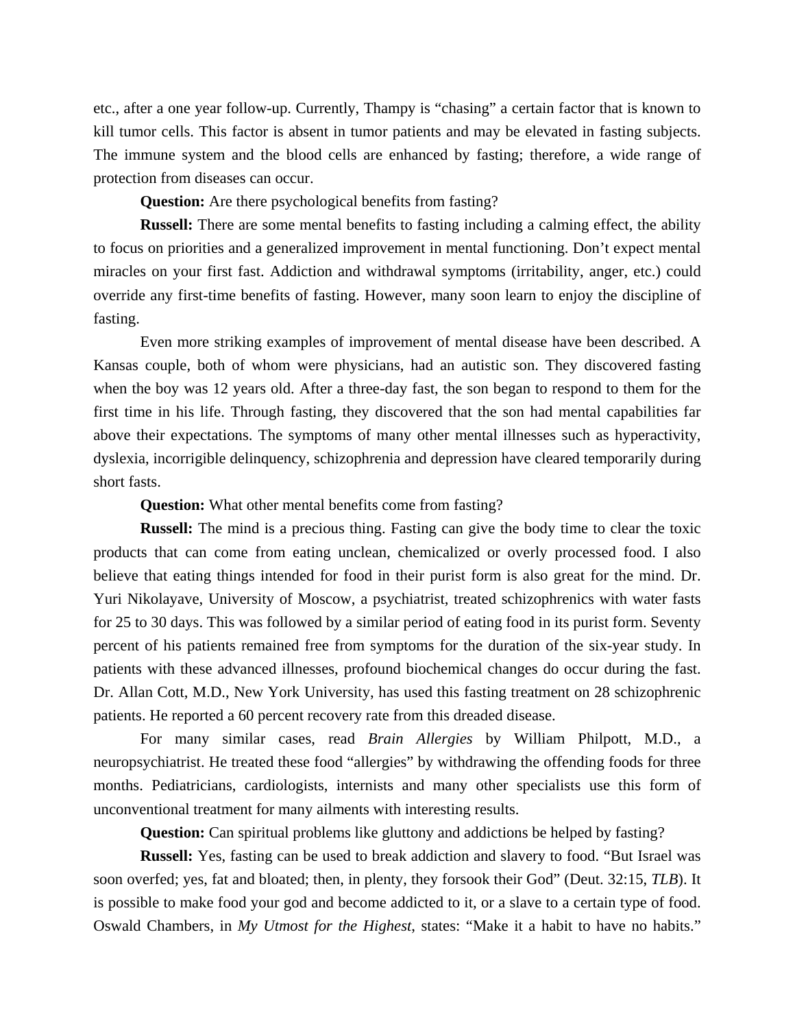etc., after a one year follow-up. Currently, Thampy is "chasing" a certain factor that is known to kill tumor cells. This factor is absent in tumor patients and may be elevated in fasting subjects. The immune system and the blood cells are enhanced by fasting; therefore, a wide range of protection from diseases can occur.

**Question:** Are there psychological benefits from fasting?

**Russell:** There are some mental benefits to fasting including a calming effect, the ability to focus on priorities and a generalized improvement in mental functioning. Don't expect mental miracles on your first fast. Addiction and withdrawal symptoms (irritability, anger, etc.) could override any first-time benefits of fasting. However, many soon learn to enjoy the discipline of fasting.

Even more striking examples of improvement of mental disease have been described. A Kansas couple, both of whom were physicians, had an autistic son. They discovered fasting when the boy was 12 years old. After a three-day fast, the son began to respond to them for the first time in his life. Through fasting, they discovered that the son had mental capabilities far above their expectations. The symptoms of many other mental illnesses such as hyperactivity, dyslexia, incorrigible delinquency, schizophrenia and depression have cleared temporarily during short fasts.

**Question:** What other mental benefits come from fasting?

**Russell:** The mind is a precious thing. Fasting can give the body time to clear the toxic products that can come from eating unclean, chemicalized or overly processed food. I also believe that eating things intended for food in their purist form is also great for the mind. Dr. Yuri Nikolayave, University of Moscow, a psychiatrist, treated schizophrenics with water fasts for 25 to 30 days. This was followed by a similar period of eating food in its purist form. Seventy percent of his patients remained free from symptoms for the duration of the six-year study. In patients with these advanced illnesses, profound biochemical changes do occur during the fast. Dr. Allan Cott, M.D., New York University, has used this fasting treatment on 28 schizophrenic patients. He reported a 60 percent recovery rate from this dreaded disease.

For many similar cases, read *Brain Allergies* by William Philpott, M.D., a neuropsychiatrist. He treated these food "allergies" by withdrawing the offending foods for three months. Pediatricians, cardiologists, internists and many other specialists use this form of unconventional treatment for many ailments with interesting results.

**Question:** Can spiritual problems like gluttony and addictions be helped by fasting?

**Russell:** Yes, fasting can be used to break addiction and slavery to food. "But Israel was soon overfed; yes, fat and bloated; then, in plenty, they forsook their God" (Deut. 32:15, *TLB*). It is possible to make food your god and become addicted to it, or a slave to a certain type of food. Oswald Chambers, in *My Utmost for the Highest*, states: "Make it a habit to have no habits."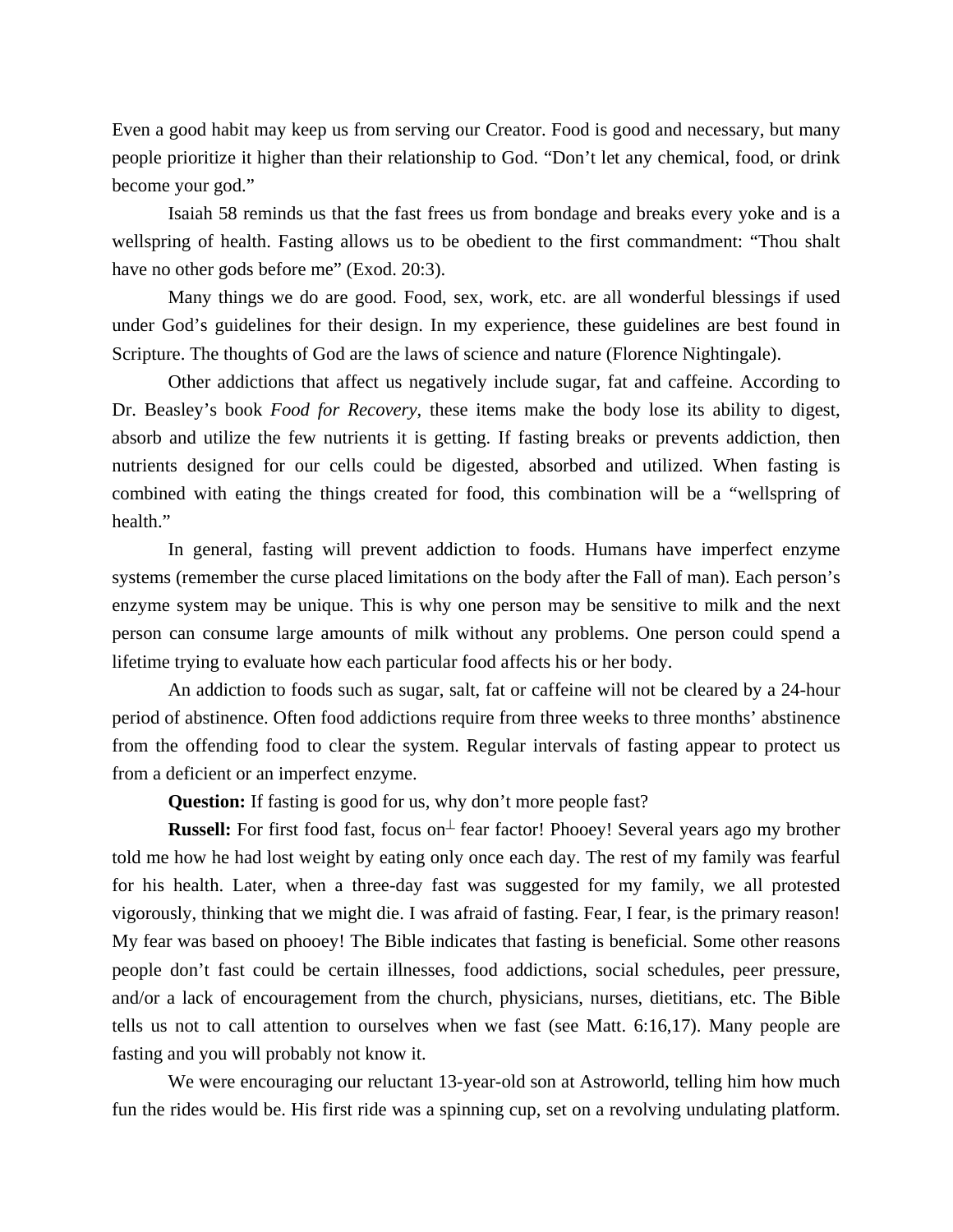Even a good habit may keep us from serving our Creator. Food is good and necessary, but many people prioritize it higher than their relationship to God. "Don't let any chemical, food, or drink become your god."

Isaiah 58 reminds us that the fast frees us from bondage and breaks every yoke and is a wellspring of health. Fasting allows us to be obedient to the first commandment: "Thou shalt have no other gods before me" (Exod. 20:3).

Many things we do are good. Food, sex, work, etc. are all wonderful blessings if used under God's guidelines for their design. In my experience, these guidelines are best found in Scripture. The thoughts of God are the laws of science and nature (Florence Nightingale).

Other addictions that affect us negatively include sugar, fat and caffeine. According to Dr. Beasley's book *Food for Recovery*, these items make the body lose its ability to digest, absorb and utilize the few nutrients it is getting. If fasting breaks or prevents addiction, then nutrients designed for our cells could be digested, absorbed and utilized. When fasting is combined with eating the things created for food, this combination will be a "wellspring of health."

In general, fasting will prevent addiction to foods. Humans have imperfect enzyme systems (remember the curse placed limitations on the body after the Fall of man). Each person's enzyme system may be unique. This is why one person may be sensitive to milk and the next person can consume large amounts of milk without any problems. One person could spend a lifetime trying to evaluate how each particular food affects his or her body.

An addiction to foods such as sugar, salt, fat or caffeine will not be cleared by a 24-hour period of abstinence. Often food addictions require from three weeks to three months' abstinence from the offending food to clear the system. Regular intervals of fasting appear to protect us from a deficient or an imperfect enzyme.

**Question:** If fasting is good for us, why don't more people fast?

**Russell:** For first food fast, focus on⊥ fear factor! Phooey! Several years ago my brother told me how he had lost weight by eating only once each day. The rest of my family was fearful for his health. Later, when a three-day fast was suggested for my family, we all protested vigorously, thinking that we might die. I was afraid of fasting. Fear, I fear, is the primary reason! My fear was based on phooey! The Bible indicates that fasting is beneficial. Some other reasons people don't fast could be certain illnesses, food addictions, social schedules, peer pressure, and/or a lack of encouragement from the church, physicians, nurses, dietitians, etc. The Bible tells us not to call attention to ourselves when we fast (see Matt. 6:16,17). Many people are fasting and you will probably not know it.

We were encouraging our reluctant 13-year-old son at Astroworld, telling him how much fun the rides would be. His first ride was a spinning cup, set on a revolving undulating platform.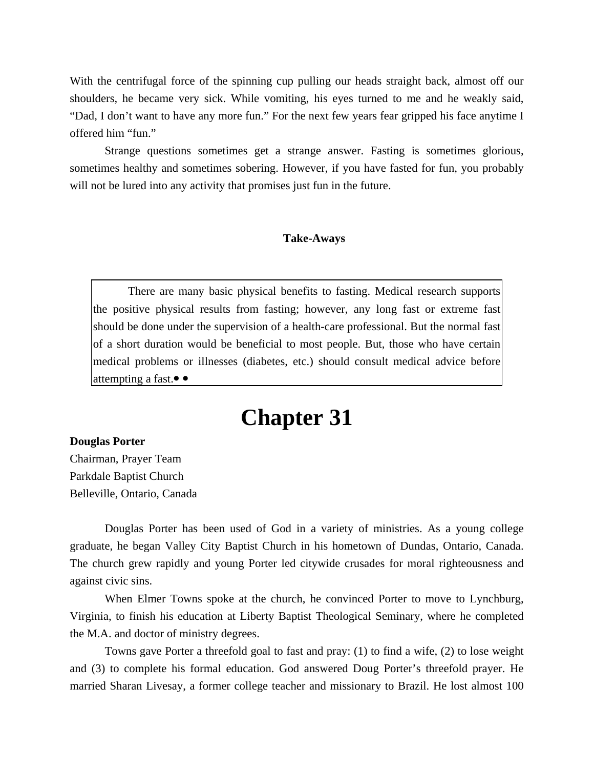With the centrifugal force of the spinning cup pulling our heads straight back, almost off our shoulders, he became very sick. While vomiting, his eyes turned to me and he weakly said, “Dad, I don’t want to have any more fun.” For the next few years fear gripped his face anytime I offered him “fun.”

Strange questions sometimes get a strange answer. Fasting is sometimes glorious, sometimes healthy and sometimes sobering. However, if you have fasted for fun, you probably will not be lured into any activity that promises just fun in the future.

**Take-Aways**

> There are many basic physical benefits to fasting. Medical research supports the positive physical results from fasting; however, any long fast or extreme fast should be done under the supervision of a health-care professional. But the normal fast of a short duration would be beneficial to most people. But, those who have certain medical problems or illnesses (diabetes, etc.) should consult medical advice before attempting a fast.• •

# Chapter 31

**Douglas Porter**
Chairman, Prayer Team
Parkdale Baptist Church
Belleville, Ontario, Canada

Douglas Porter has been used of God in a variety of ministries. As a young college graduate, he began Valley City Baptist Church in his hometown of Dundas, Ontario, Canada. The church grew rapidly and young Porter led citywide crusades for moral righteousness and against civic sins.

When Elmer Towns spoke at the church, he convinced Porter to move to Lynchburg, Virginia, to finish his education at Liberty Baptist Theological Seminary, where he completed the M.A. and doctor of ministry degrees.

Towns gave Porter a threefold goal to fast and pray: (1) to find a wife, (2) to lose weight and (3) to complete his formal education. God answered Doug Porter’s threefold prayer. He married Sharan Livesay, a former college teacher and missionary to Brazil. He lost almost 100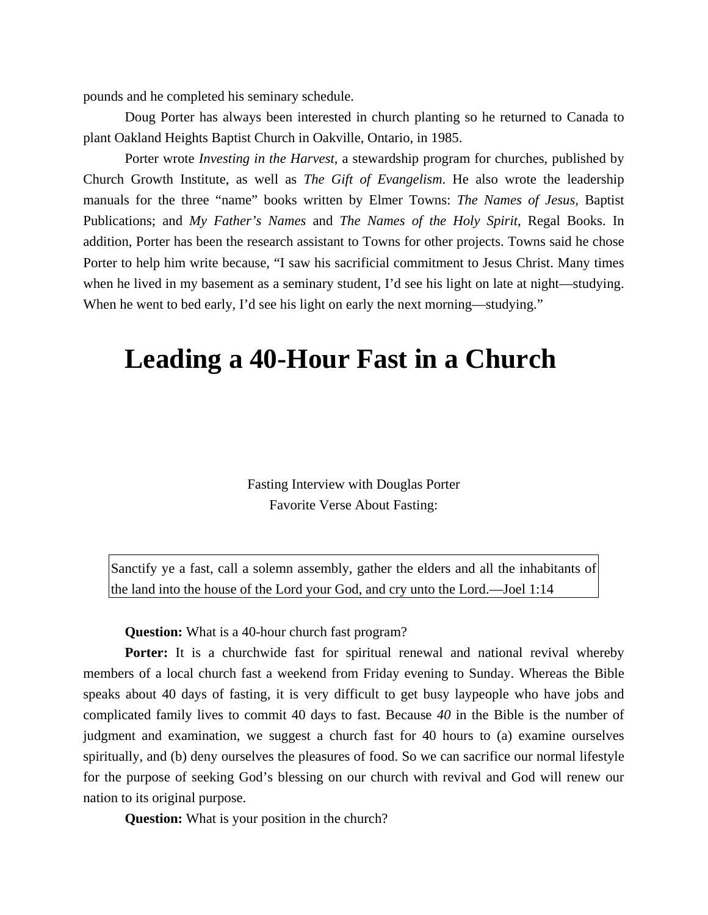pounds and he completed his seminary schedule.

Doug Porter has always been interested in church planting so he returned to Canada to plant Oakland Heights Baptist Church in Oakville, Ontario, in 1985.

Porter wrote *Investing in the Harvest*, a stewardship program for churches, published by Church Growth Institute, as well as *The Gift of Evangelism*. He also wrote the leadership manuals for the three "name" books written by Elmer Towns: *The Names of Jesus*, Baptist Publications; and *My Father's Names* and *The Names of the Holy Spirit*, Regal Books. In addition, Porter has been the research assistant to Towns for other projects. Towns said he chose Porter to help him write because, "I saw his sacrificial commitment to Jesus Christ. Many times when he lived in my basement as a seminary student, I'd see his light on late at night—studying. When he went to bed early, I'd see his light on early the next morning—studying."

# Leading a 40-Hour Fast in a Church

Fasting Interview with Douglas Porter

Favorite Verse About Fasting:

> Sanctify ye a fast, call a solemn assembly, gather the elders and all the inhabitants of the land into the house of the Lord your God, and cry unto the Lord.—Joel 1:14

**Question:** What is a 40-hour church fast program?

**Porter:** It is a churchwide fast for spiritual renewal and national revival whereby members of a local church fast a weekend from Friday evening to Sunday. Whereas the Bible speaks about 40 days of fasting, it is very difficult to get busy laypeople who have jobs and complicated family lives to commit 40 days to fast. Because *40* in the Bible is the number of judgment and examination, we suggest a church fast for 40 hours to (a) examine ourselves spiritually, and (b) deny ourselves the pleasures of food. So we can sacrifice our normal lifestyle for the purpose of seeking God's blessing on our church with revival and God will renew our nation to its original purpose.

**Question:** What is your position in the church?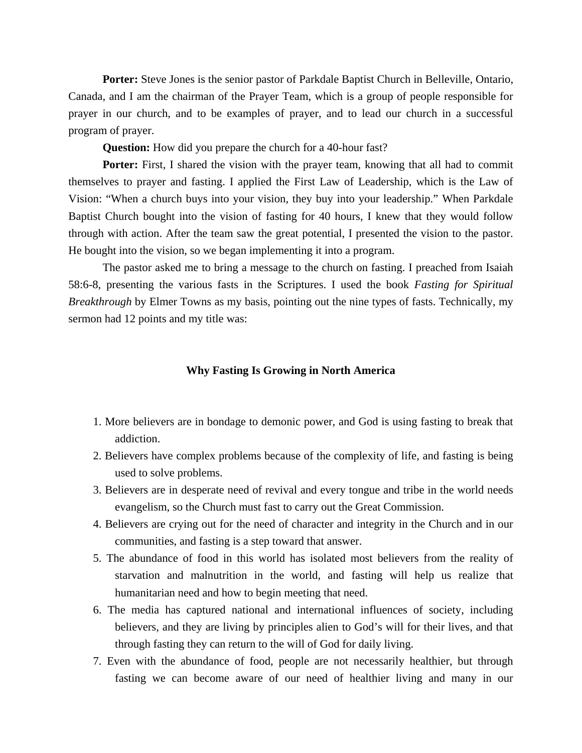**Porter:** Steve Jones is the senior pastor of Parkdale Baptist Church in Belleville, Ontario, Canada, and I am the chairman of the Prayer Team, which is a group of people responsible for prayer in our church, and to be examples of prayer, and to lead our church in a successful program of prayer.

**Question:** How did you prepare the church for a 40-hour fast?

**Porter:** First, I shared the vision with the prayer team, knowing that all had to commit themselves to prayer and fasting. I applied the First Law of Leadership, which is the Law of Vision: "When a church buys into your vision, they buy into your leadership." When Parkdale Baptist Church bought into the vision of fasting for 40 hours, I knew that they would follow through with action. After the team saw the great potential, I presented the vision to the pastor. He bought into the vision, so we began implementing it into a program.

The pastor asked me to bring a message to the church on fasting. I preached from Isaiah 58:6-8, presenting the various fasts in the Scriptures. I used the book *Fasting for Spiritual Breakthrough* by Elmer Towns as my basis, pointing out the nine types of fasts. Technically, my sermon had 12 points and my title was:

**Why Fasting Is Growing in North America**

1. More believers are in bondage to demonic power, and God is using fasting to break that addiction.
2. Believers have complex problems because of the complexity of life, and fasting is being used to solve problems.
3. Believers are in desperate need of revival and every tongue and tribe in the world needs evangelism, so the Church must fast to carry out the Great Commission.
4. Believers are crying out for the need of character and integrity in the Church and in our communities, and fasting is a step toward that answer.
5. The abundance of food in this world has isolated most believers from the reality of starvation and malnutrition in the world, and fasting will help us realize that humanitarian need and how to begin meeting that need.
6. The media has captured national and international influences of society, including believers, and they are living by principles alien to God's will for their lives, and that through fasting they can return to the will of God for daily living.
7. Even with the abundance of food, people are not necessarily healthier, but through fasting we can become aware of our need of healthier living and many in our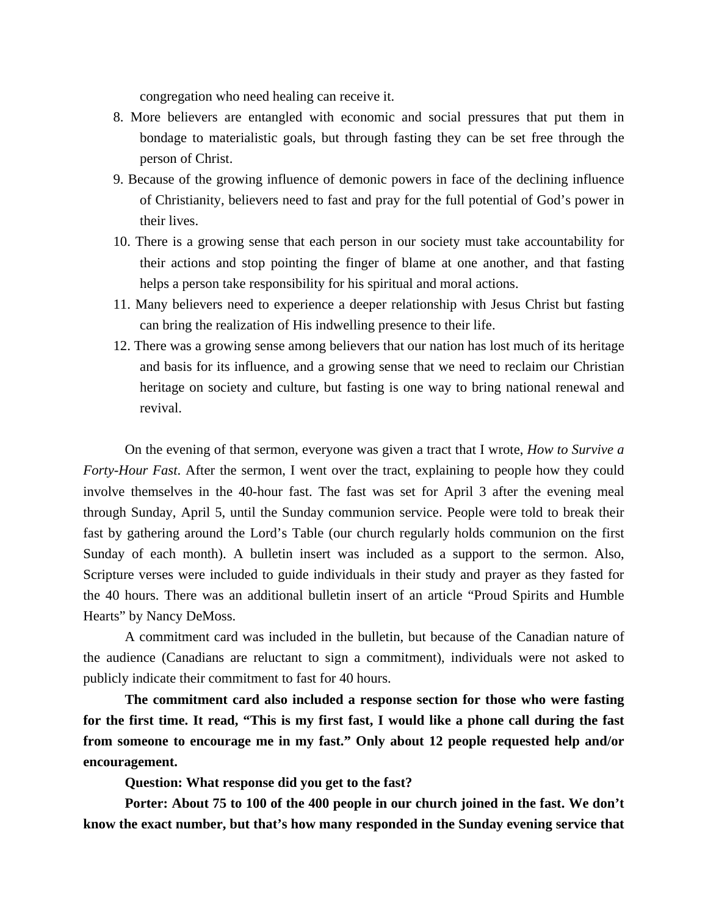congregation who need healing can receive it.

8. More believers are entangled with economic and social pressures that put them in bondage to materialistic goals, but through fasting they can be set free through the person of Christ.
9. Because of the growing influence of demonic powers in face of the declining influence of Christianity, believers need to fast and pray for the full potential of God's power in their lives.
10. There is a growing sense that each person in our society must take accountability for their actions and stop pointing the finger of blame at one another, and that fasting helps a person take responsibility for his spiritual and moral actions.
11. Many believers need to experience a deeper relationship with Jesus Christ but fasting can bring the realization of His indwelling presence to their life.
12. There was a growing sense among believers that our nation has lost much of its heritage and basis for its influence, and a growing sense that we need to reclaim our Christian heritage on society and culture, but fasting is one way to bring national renewal and revival.

On the evening of that sermon, everyone was given a tract that I wrote, *How to Survive a Forty-Hour Fast*. After the sermon, I went over the tract, explaining to people how they could involve themselves in the 40-hour fast. The fast was set for April 3 after the evening meal through Sunday, April 5, until the Sunday communion service. People were told to break their fast by gathering around the Lord's Table (our church regularly holds communion on the first Sunday of each month). A bulletin insert was included as a support to the sermon. Also, Scripture verses were included to guide individuals in their study and prayer as they fasted for the 40 hours. There was an additional bulletin insert of an article "Proud Spirits and Humble Hearts" by Nancy DeMoss.

A commitment card was included in the bulletin, but because of the Canadian nature of the audience (Canadians are reluctant to sign a commitment), individuals were not asked to publicly indicate their commitment to fast for 40 hours.

**The commitment card also included a response section for those who were fasting for the first time. It read, "This is my first fast, I would like a phone call during the fast from someone to encourage me in my fast." Only about 12 people requested help and/or encouragement.**

**Question: What response did you get to the fast?**

**Porter: About 75 to 100 of the 400 people in our church joined in the fast. We don't know the exact number, but that's how many responded in the Sunday evening service that**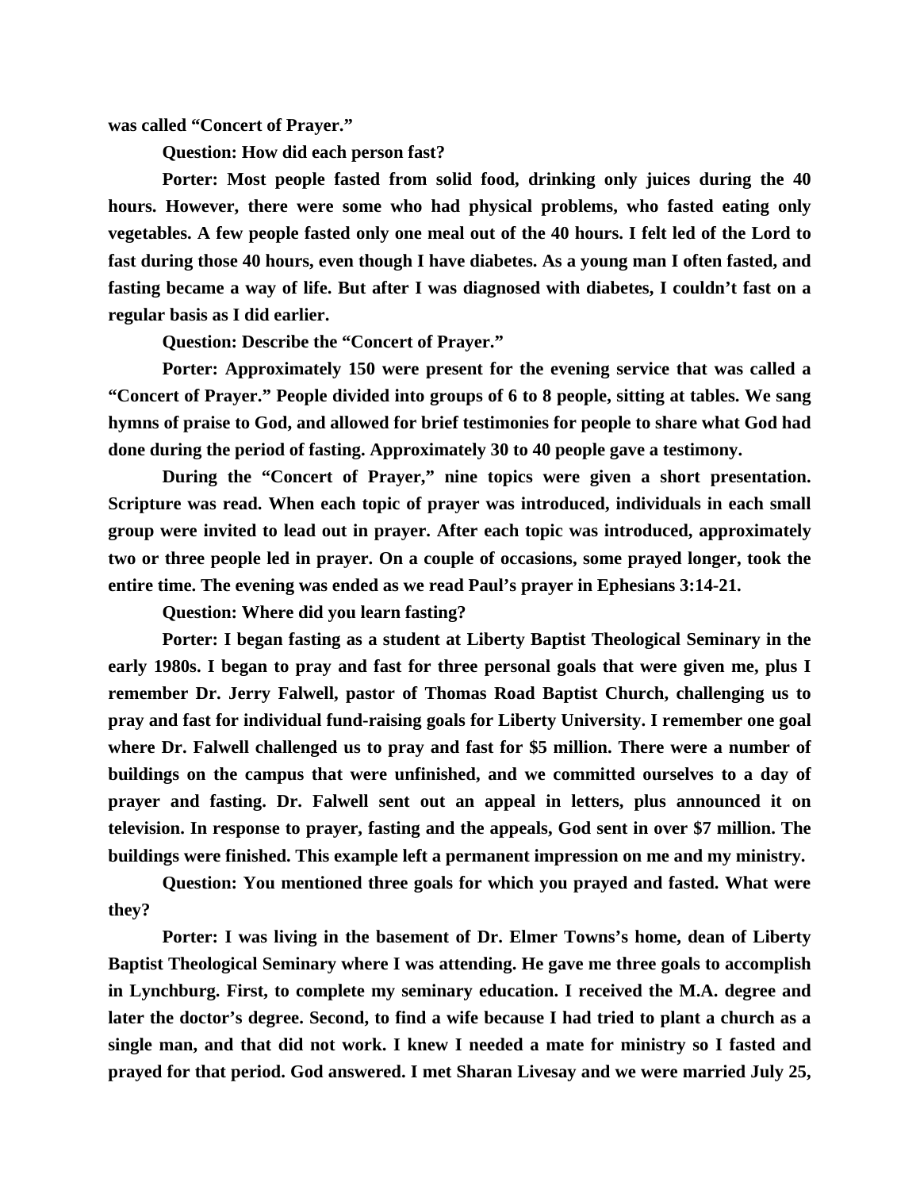**was called "Concert of Prayer."**

**Question: How did each person fast?**

**Porter: Most people fasted from solid food, drinking only juices during the 40 hours. However, there were some who had physical problems, who fasted eating only vegetables. A few people fasted only one meal out of the 40 hours. I felt led of the Lord to fast during those 40 hours, even though I have diabetes. As a young man I often fasted, and fasting became a way of life. But after I was diagnosed with diabetes, I couldn't fast on a regular basis as I did earlier.**

**Question: Describe the "Concert of Prayer."**

**Porter: Approximately 150 were present for the evening service that was called a "Concert of Prayer." People divided into groups of 6 to 8 people, sitting at tables. We sang hymns of praise to God, and allowed for brief testimonies for people to share what God had done during the period of fasting. Approximately 30 to 40 people gave a testimony.**

**During the "Concert of Prayer," nine topics were given a short presentation. Scripture was read. When each topic of prayer was introduced, individuals in each small group were invited to lead out in prayer. After each topic was introduced, approximately two or three people led in prayer. On a couple of occasions, some prayed longer, took the entire time. The evening was ended as we read Paul's prayer in Ephesians 3:14-21.**

**Question: Where did you learn fasting?**

**Porter: I began fasting as a student at Liberty Baptist Theological Seminary in the early 1980s. I began to pray and fast for three personal goals that were given me, plus I remember Dr. Jerry Falwell, pastor of Thomas Road Baptist Church, challenging us to pray and fast for individual fund-raising goals for Liberty University. I remember one goal where Dr. Falwell challenged us to pray and fast for $5 million. There were a number of buildings on the campus that were unfinished, and we committed ourselves to a day of prayer and fasting. Dr. Falwell sent out an appeal in letters, plus announced it on television. In response to prayer, fasting and the appeals, God sent in over $7 million. The buildings were finished. This example left a permanent impression on me and my ministry.**

**Question: You mentioned three goals for which you prayed and fasted. What were they?**

**Porter: I was living in the basement of Dr. Elmer Towns's home, dean of Liberty Baptist Theological Seminary where I was attending. He gave me three goals to accomplish in Lynchburg. First, to complete my seminary education. I received the M.A. degree and later the doctor's degree. Second, to find a wife because I had tried to plant a church as a single man, and that did not work. I knew I needed a mate for ministry so I fasted and prayed for that period. God answered. I met Sharan Livesay and we were married July 25,**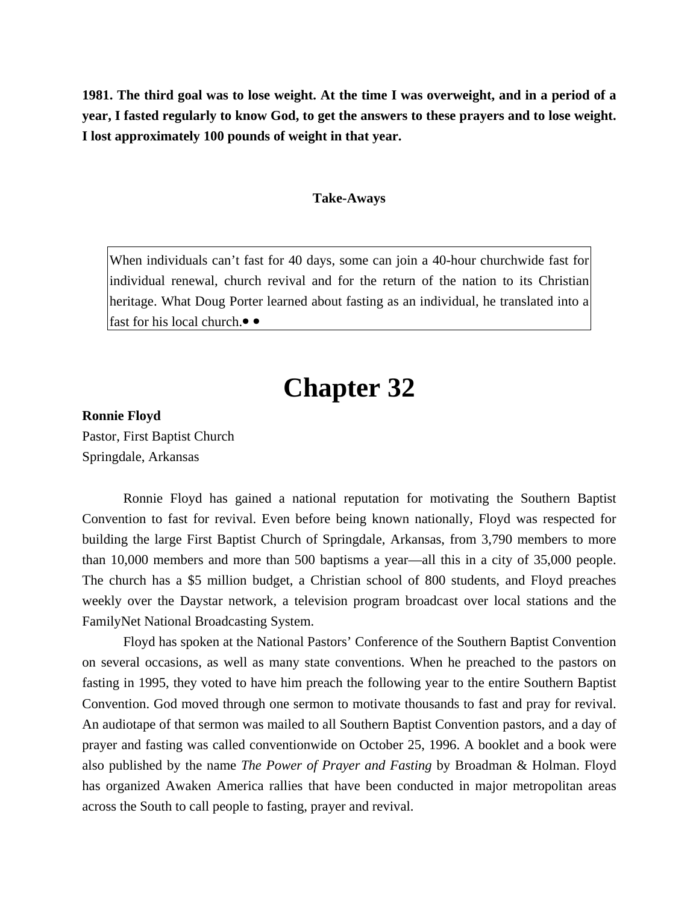**1981. The third goal was to lose weight. At the time I was overweight, and in a period of a year, I fasted regularly to know God, to get the answers to these prayers and to lose weight. I lost approximately 100 pounds of weight in that year.**

**Take-Aways**

> When individuals can't fast for 40 days, some can join a 40-hour churchwide fast for individual renewal, church revival and for the return of the nation to its Christian heritage. What Doug Porter learned about fasting as an individual, he translated into a fast for his local church.• •

# Chapter 32

**Ronnie Floyd**
Pastor, First Baptist Church
Springdale, Arkansas

Ronnie Floyd has gained a national reputation for motivating the Southern Baptist Convention to fast for revival. Even before being known nationally, Floyd was respected for building the large First Baptist Church of Springdale, Arkansas, from 3,790 members to more than 10,000 members and more than 500 baptisms a year—all this in a city of 35,000 people. The church has a $5 million budget, a Christian school of 800 students, and Floyd preaches weekly over the Daystar network, a television program broadcast over local stations and the FamilyNet National Broadcasting System.

Floyd has spoken at the National Pastors' Conference of the Southern Baptist Convention on several occasions, as well as many state conventions. When he preached to the pastors on fasting in 1995, they voted to have him preach the following year to the entire Southern Baptist Convention. God moved through one sermon to motivate thousands to fast and pray for revival. An audiotape of that sermon was mailed to all Southern Baptist Convention pastors, and a day of prayer and fasting was called conventionwide on October 25, 1996. A booklet and a book were also published by the name *The Power of Prayer and Fasting* by Broadman & Holman. Floyd has organized Awaken America rallies that have been conducted in major metropolitan areas across the South to call people to fasting, prayer and revival.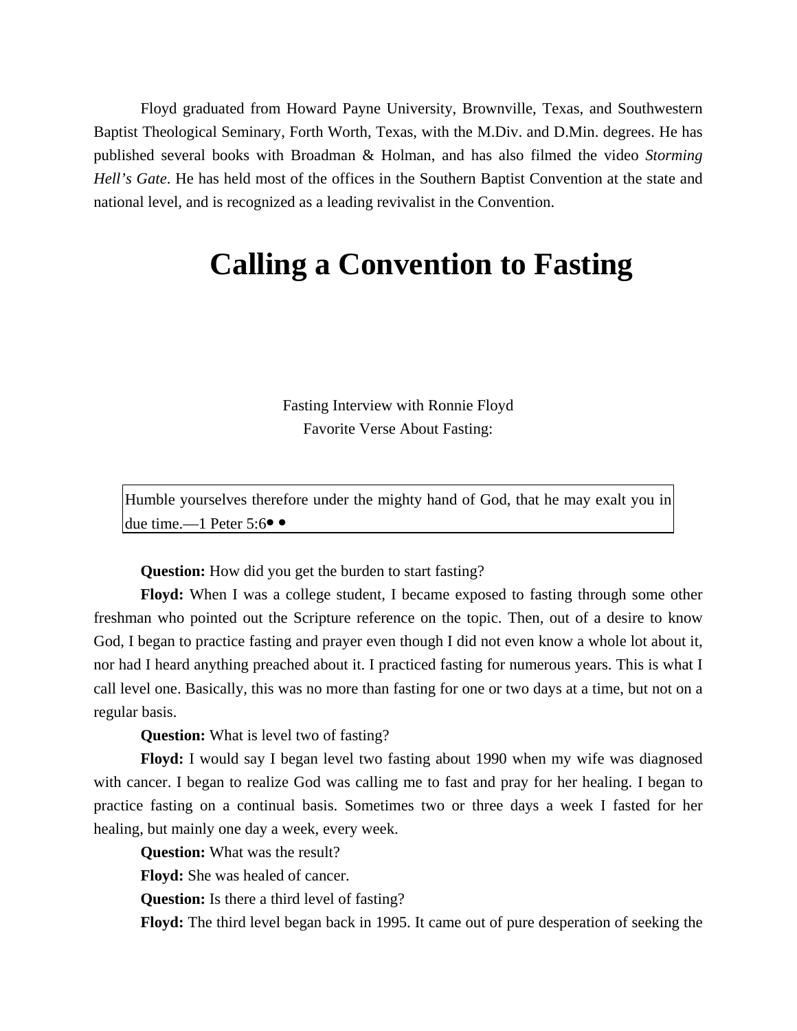Floyd graduated from Howard Payne University, Brownville, Texas, and Southwestern Baptist Theological Seminary, Forth Worth, Texas, with the M.Div. and D.Min. degrees. He has published several books with Broadman & Holman, and has also filmed the video *Storming Hell's Gate*. He has held most of the offices in the Southern Baptist Convention at the state and national level, and is recognized as a leading revivalist in the Convention.

# Calling a Convention to Fasting

Fasting Interview with Ronnie Floyd
Favorite Verse About Fasting:

> Humble yourselves therefore under the mighty hand of God, that he may exalt you in due time.—1 Peter 5:6• •

**Question:** How did you get the burden to start fasting?

**Floyd:** When I was a college student, I became exposed to fasting through some other freshman who pointed out the Scripture reference on the topic. Then, out of a desire to know God, I began to practice fasting and prayer even though I did not even know a whole lot about it, nor had I heard anything preached about it. I practiced fasting for numerous years. This is what I call level one. Basically, this was no more than fasting for one or two days at a time, but not on a regular basis.

**Question:** What is level two of fasting?

**Floyd:** I would say I began level two fasting about 1990 when my wife was diagnosed with cancer. I began to realize God was calling me to fast and pray for her healing. I began to practice fasting on a continual basis. Sometimes two or three days a week I fasted for her healing, but mainly one day a week, every week.

**Question:** What was the result?

**Floyd:** She was healed of cancer.

**Question:** Is there a third level of fasting?

**Floyd:** The third level began back in 1995. It came out of pure desperation of seeking the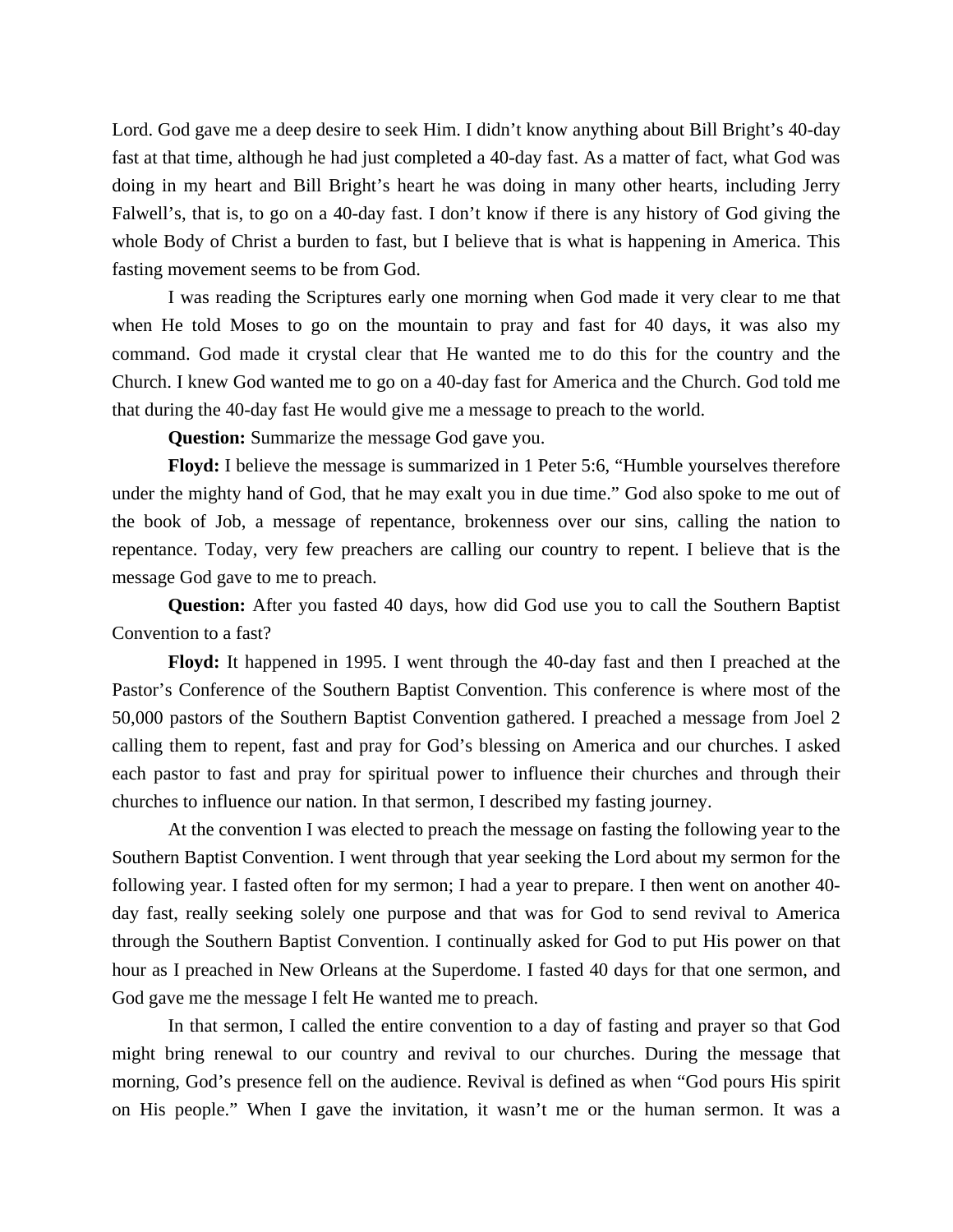Lord. God gave me a deep desire to seek Him. I didn't know anything about Bill Bright's 40-day fast at that time, although he had just completed a 40-day fast. As a matter of fact, what God was doing in my heart and Bill Bright's heart he was doing in many other hearts, including Jerry Falwell's, that is, to go on a 40-day fast. I don't know if there is any history of God giving the whole Body of Christ a burden to fast, but I believe that is what is happening in America. This fasting movement seems to be from God.

I was reading the Scriptures early one morning when God made it very clear to me that when He told Moses to go on the mountain to pray and fast for 40 days, it was also my command. God made it crystal clear that He wanted me to do this for the country and the Church. I knew God wanted me to go on a 40-day fast for America and the Church. God told me that during the 40-day fast He would give me a message to preach to the world.

**Question:** Summarize the message God gave you.

**Floyd:** I believe the message is summarized in 1 Peter 5:6, "Humble yourselves therefore under the mighty hand of God, that he may exalt you in due time." God also spoke to me out of the book of Job, a message of repentance, brokenness over our sins, calling the nation to repentance. Today, very few preachers are calling our country to repent. I believe that is the message God gave to me to preach.

**Question:** After you fasted 40 days, how did God use you to call the Southern Baptist Convention to a fast?

**Floyd:** It happened in 1995. I went through the 40-day fast and then I preached at the Pastor's Conference of the Southern Baptist Convention. This conference is where most of the 50,000 pastors of the Southern Baptist Convention gathered. I preached a message from Joel 2 calling them to repent, fast and pray for God's blessing on America and our churches. I asked each pastor to fast and pray for spiritual power to influence their churches and through their churches to influence our nation. In that sermon, I described my fasting journey.

At the convention I was elected to preach the message on fasting the following year to the Southern Baptist Convention. I went through that year seeking the Lord about my sermon for the following year. I fasted often for my sermon; I had a year to prepare. I then went on another 40-day fast, really seeking solely one purpose and that was for God to send revival to America through the Southern Baptist Convention. I continually asked for God to put His power on that hour as I preached in New Orleans at the Superdome. I fasted 40 days for that one sermon, and God gave me the message I felt He wanted me to preach.

In that sermon, I called the entire convention to a day of fasting and prayer so that God might bring renewal to our country and revival to our churches. During the message that morning, God's presence fell on the audience. Revival is defined as when "God pours His spirit on His people." When I gave the invitation, it wasn't me or the human sermon. It was a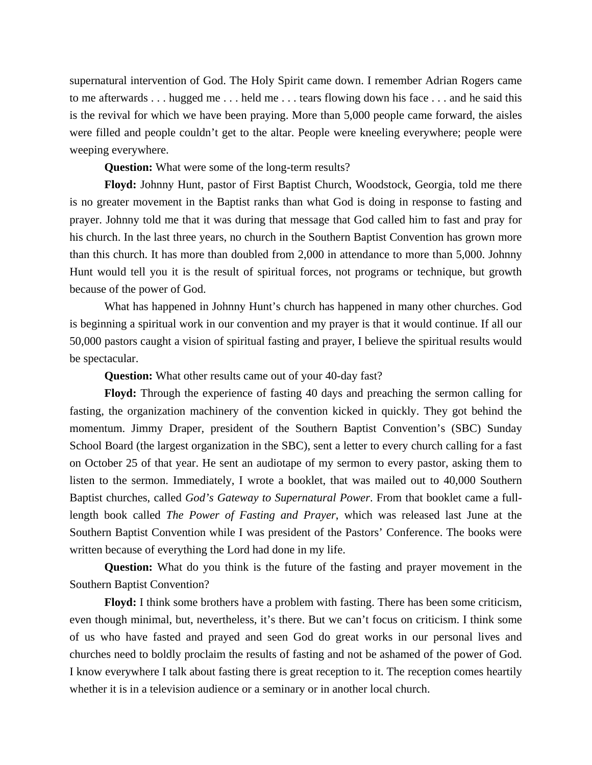supernatural intervention of God. The Holy Spirit came down. I remember Adrian Rogers came to me afterwards . . . hugged me . . . held me . . . tears flowing down his face . . . and he said this is the revival for which we have been praying. More than 5,000 people came forward, the aisles were filled and people couldn't get to the altar. People were kneeling everywhere; people were weeping everywhere.

**Question:** What were some of the long-term results?

**Floyd:** Johnny Hunt, pastor of First Baptist Church, Woodstock, Georgia, told me there is no greater movement in the Baptist ranks than what God is doing in response to fasting and prayer. Johnny told me that it was during that message that God called him to fast and pray for his church. In the last three years, no church in the Southern Baptist Convention has grown more than this church. It has more than doubled from 2,000 in attendance to more than 5,000. Johnny Hunt would tell you it is the result of spiritual forces, not programs or technique, but growth because of the power of God.

What has happened in Johnny Hunt's church has happened in many other churches. God is beginning a spiritual work in our convention and my prayer is that it would continue. If all our 50,000 pastors caught a vision of spiritual fasting and prayer, I believe the spiritual results would be spectacular.

**Question:** What other results came out of your 40-day fast?

**Floyd:** Through the experience of fasting 40 days and preaching the sermon calling for fasting, the organization machinery of the convention kicked in quickly. They got behind the momentum. Jimmy Draper, president of the Southern Baptist Convention's (SBC) Sunday School Board (the largest organization in the SBC), sent a letter to every church calling for a fast on October 25 of that year. He sent an audiotape of my sermon to every pastor, asking them to listen to the sermon. Immediately, I wrote a booklet, that was mailed out to 40,000 Southern Baptist churches, called *God's Gateway to Supernatural Power*. From that booklet came a full-length book called *The Power of Fasting and Prayer*, which was released last June at the Southern Baptist Convention while I was president of the Pastors' Conference. The books were written because of everything the Lord had done in my life.

**Question:** What do you think is the future of the fasting and prayer movement in the Southern Baptist Convention?

**Floyd:** I think some brothers have a problem with fasting. There has been some criticism, even though minimal, but, nevertheless, it's there. But we can't focus on criticism. I think some of us who have fasted and prayed and seen God do great works in our personal lives and churches need to boldly proclaim the results of fasting and not be ashamed of the power of God. I know everywhere I talk about fasting there is great reception to it. The reception comes heartily whether it is in a television audience or a seminary or in another local church.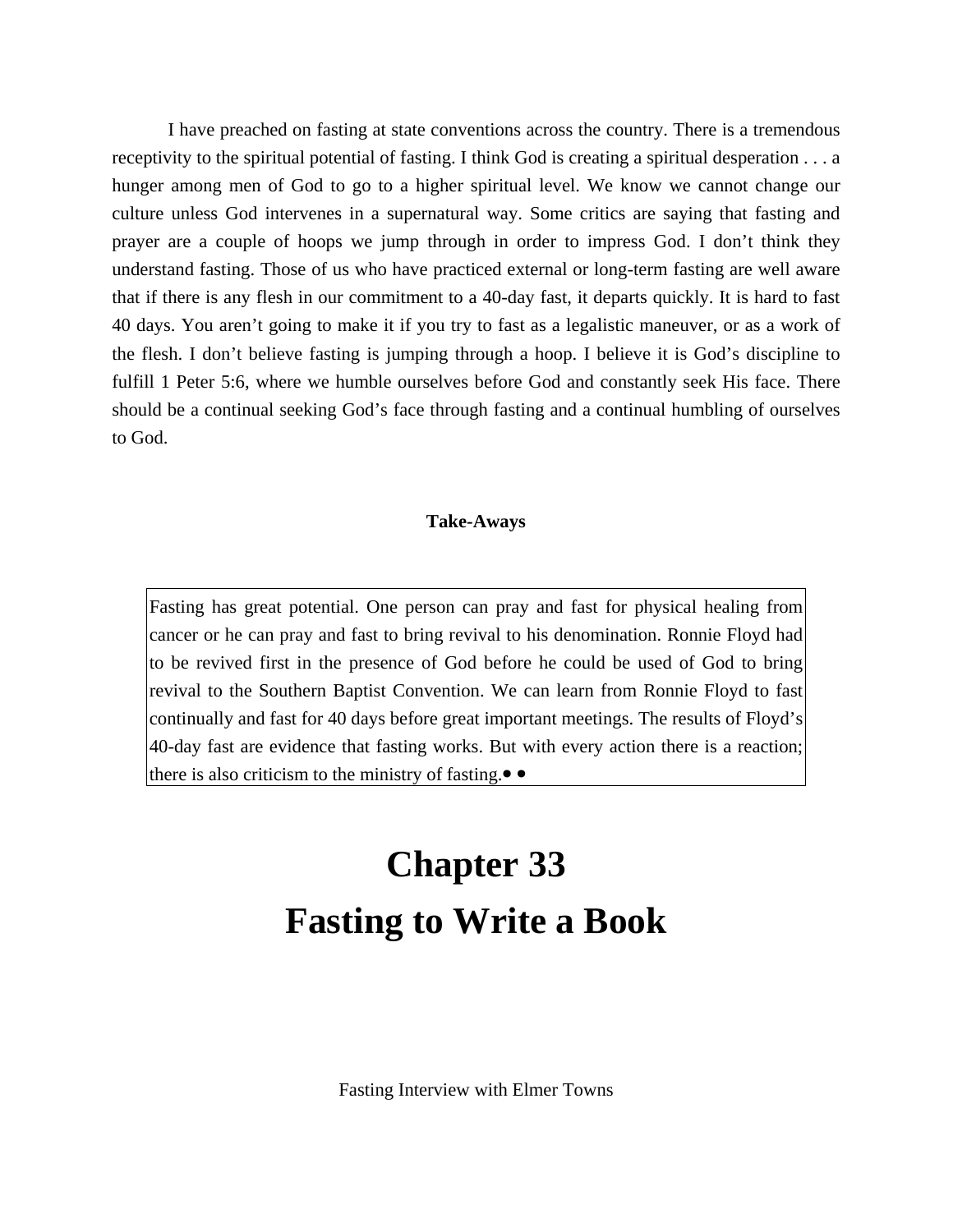I have preached on fasting at state conventions across the country. There is a tremendous receptivity to the spiritual potential of fasting. I think God is creating a spiritual desperation . . . a hunger among men of God to go to a higher spiritual level. We know we cannot change our culture unless God intervenes in a supernatural way. Some critics are saying that fasting and prayer are a couple of hoops we jump through in order to impress God. I don't think they understand fasting. Those of us who have practiced external or long-term fasting are well aware that if there is any flesh in our commitment to a 40-day fast, it departs quickly. It is hard to fast 40 days. You aren't going to make it if you try to fast as a legalistic maneuver, or as a work of the flesh. I don't believe fasting is jumping through a hoop. I believe it is God's discipline to fulfill 1 Peter 5:6, where we humble ourselves before God and constantly seek His face. There should be a continual seeking God's face through fasting and a continual humbling of ourselves to God.

**Take-Aways**

Fasting has great potential. One person can pray and fast for physical healing from cancer or he can pray and fast to bring revival to his denomination. Ronnie Floyd had to be revived first in the presence of God before he could be used of God to bring revival to the Southern Baptist Convention. We can learn from Ronnie Floyd to fast continually and fast for 40 days before great important meetings. The results of Floyd's 40-day fast are evidence that fasting works. But with every action there is a reaction; there is also criticism to the ministry of fasting.• •

# Chapter 33
# Fasting to Write a Book

Fasting Interview with Elmer Towns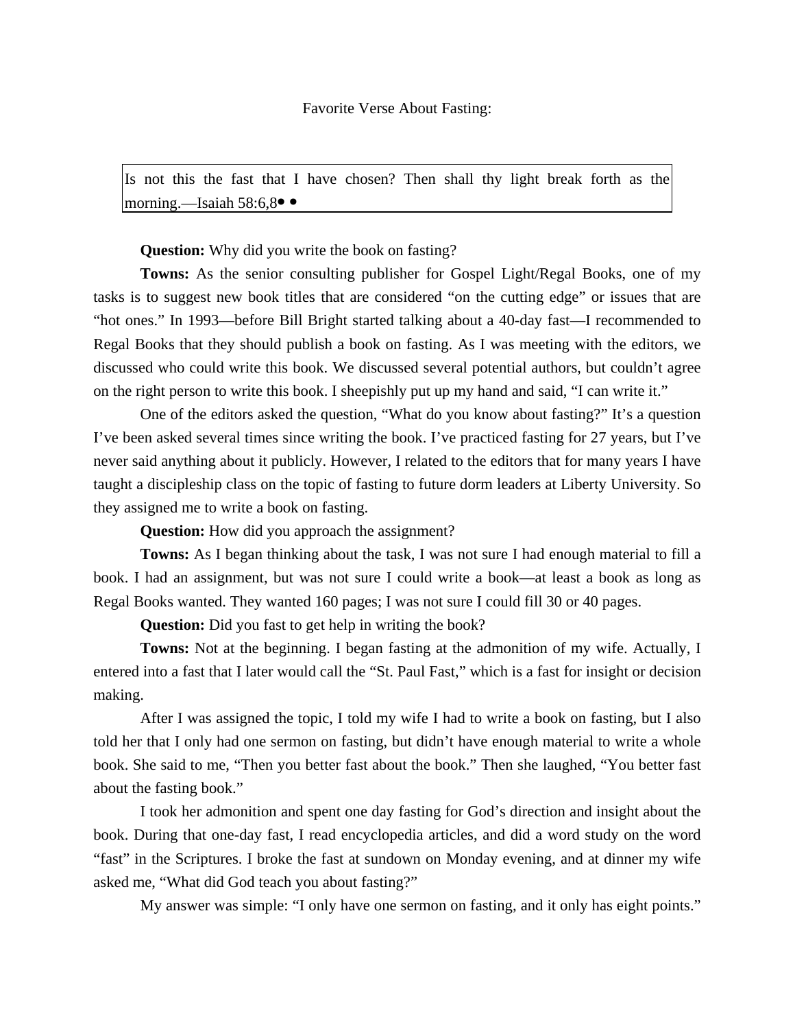Favorite Verse About Fasting:

> Is not this the fast that I have chosen? Then shall thy light break forth as the morning.—Isaiah 58:6,8• •

**Question:** Why did you write the book on fasting?

**Towns:** As the senior consulting publisher for Gospel Light/Regal Books, one of my tasks is to suggest new book titles that are considered “on the cutting edge” or issues that are “hot ones.” In 1993—before Bill Bright started talking about a 40-day fast—I recommended to Regal Books that they should publish a book on fasting. As I was meeting with the editors, we discussed who could write this book. We discussed several potential authors, but couldn’t agree on the right person to write this book. I sheepishly put up my hand and said, “I can write it.”

One of the editors asked the question, “What do you know about fasting?” It’s a question I’ve been asked several times since writing the book. I’ve practiced fasting for 27 years, but I’ve never said anything about it publicly. However, I related to the editors that for many years I have taught a discipleship class on the topic of fasting to future dorm leaders at Liberty University. So they assigned me to write a book on fasting.

**Question:** How did you approach the assignment?

**Towns:** As I began thinking about the task, I was not sure I had enough material to fill a book. I had an assignment, but was not sure I could write a book—at least a book as long as Regal Books wanted. They wanted 160 pages; I was not sure I could fill 30 or 40 pages.

**Question:** Did you fast to get help in writing the book?

**Towns:** Not at the beginning. I began fasting at the admonition of my wife. Actually, I entered into a fast that I later would call the “St. Paul Fast,” which is a fast for insight or decision making.

After I was assigned the topic, I told my wife I had to write a book on fasting, but I also told her that I only had one sermon on fasting, but didn’t have enough material to write a whole book. She said to me, “Then you better fast about the book.” Then she laughed, “You better fast about the fasting book.”

I took her admonition and spent one day fasting for God’s direction and insight about the book. During that one-day fast, I read encyclopedia articles, and did a word study on the word “fast” in the Scriptures. I broke the fast at sundown on Monday evening, and at dinner my wife asked me, “What did God teach you about fasting?”

My answer was simple: “I only have one sermon on fasting, and it only has eight points.”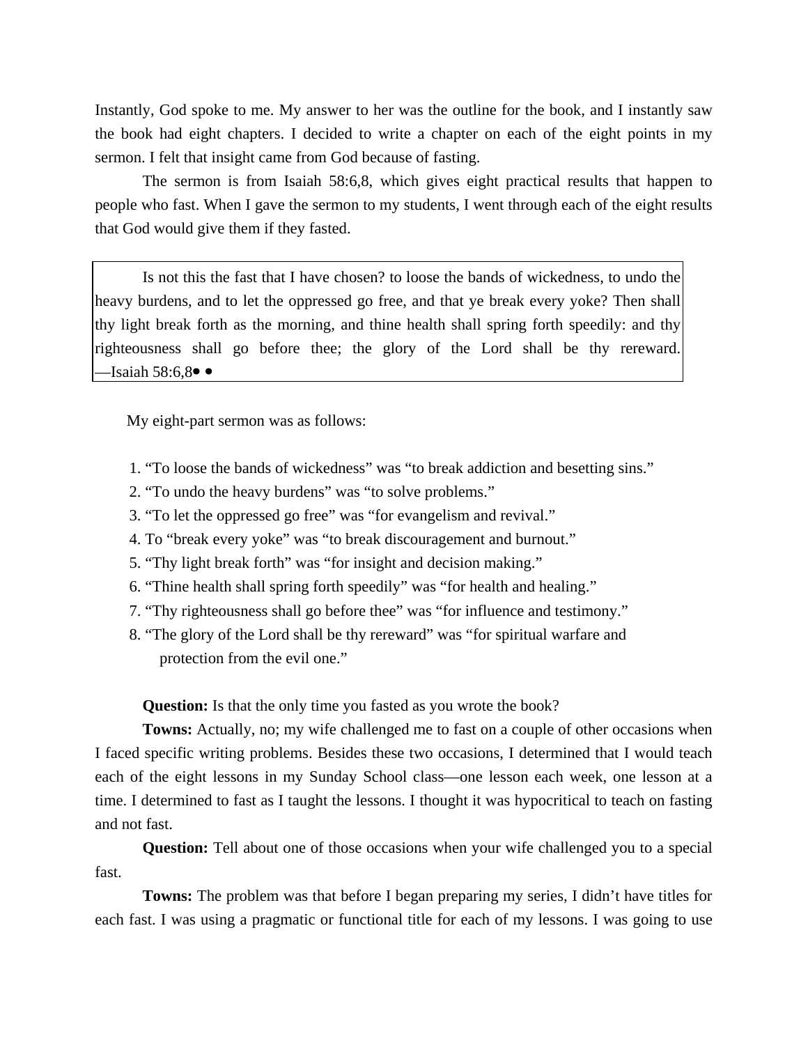Instantly, God spoke to me. My answer to her was the outline for the book, and I instantly saw the book had eight chapters. I decided to write a chapter on each of the eight points in my sermon. I felt that insight came from God because of fasting.

The sermon is from Isaiah 58:6,8, which gives eight practical results that happen to people who fast. When I gave the sermon to my students, I went through each of the eight results that God would give them if they fasted.

> Is not this the fast that I have chosen? to loose the bands of wickedness, to undo the heavy burdens, and to let the oppressed go free, and that ye break every yoke? Then shall thy light break forth as the morning, and thine health shall spring forth speedily: and thy righteousness shall go before thee; the glory of the Lord shall be thy rereward. —Isaiah 58:6,8• •

My eight-part sermon was as follows:

1. "To loose the bands of wickedness" was "to break addiction and besetting sins."
2. "To undo the heavy burdens" was "to solve problems."
3. "To let the oppressed go free" was "for evangelism and revival."
4. To "break every yoke" was "to break discouragement and burnout."
5. "Thy light break forth" was "for insight and decision making."
6. "Thine health shall spring forth speedily" was "for health and healing."
7. "Thy righteousness shall go before thee" was "for influence and testimony."
8. "The glory of the Lord shall be thy rereward" was "for spiritual warfare and protection from the evil one."

**Question:** Is that the only time you fasted as you wrote the book?

**Towns:** Actually, no; my wife challenged me to fast on a couple of other occasions when I faced specific writing problems. Besides these two occasions, I determined that I would teach each of the eight lessons in my Sunday School class—one lesson each week, one lesson at a time. I determined to fast as I taught the lessons. I thought it was hypocritical to teach on fasting and not fast.

**Question:** Tell about one of those occasions when your wife challenged you to a special fast.

**Towns:** The problem was that before I began preparing my series, I didn't have titles for each fast. I was using a pragmatic or functional title for each of my lessons. I was going to use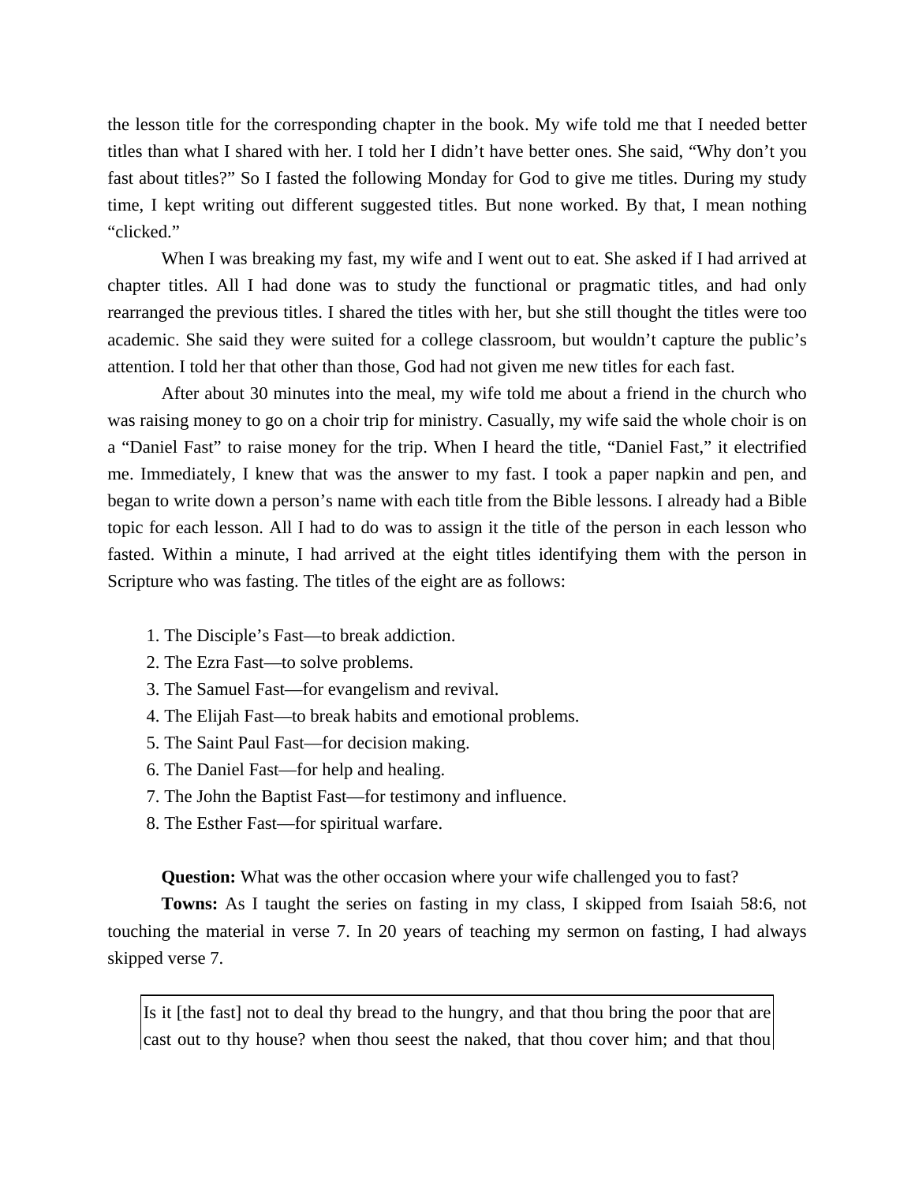the lesson title for the corresponding chapter in the book. My wife told me that I needed better titles than what I shared with her. I told her I didn't have better ones. She said, "Why don't you fast about titles?" So I fasted the following Monday for God to give me titles. During my study time, I kept writing out different suggested titles. But none worked. By that, I mean nothing "clicked."

When I was breaking my fast, my wife and I went out to eat. She asked if I had arrived at chapter titles. All I had done was to study the functional or pragmatic titles, and had only rearranged the previous titles. I shared the titles with her, but she still thought the titles were too academic. She said they were suited for a college classroom, but wouldn't capture the public's attention. I told her that other than those, God had not given me new titles for each fast.

After about 30 minutes into the meal, my wife told me about a friend in the church who was raising money to go on a choir trip for ministry. Casually, my wife said the whole choir is on a "Daniel Fast" to raise money for the trip. When I heard the title, "Daniel Fast," it electrified me. Immediately, I knew that was the answer to my fast. I took a paper napkin and pen, and began to write down a person's name with each title from the Bible lessons. I already had a Bible topic for each lesson. All I had to do was to assign it the title of the person in each lesson who fasted. Within a minute, I had arrived at the eight titles identifying them with the person in Scripture who was fasting. The titles of the eight are as follows:

1. The Disciple's Fast—to break addiction.
2. The Ezra Fast—to solve problems.
3. The Samuel Fast—for evangelism and revival.
4. The Elijah Fast—to break habits and emotional problems.
5. The Saint Paul Fast—for decision making.
6. The Daniel Fast—for help and healing.
7. The John the Baptist Fast—for testimony and influence.
8. The Esther Fast—for spiritual warfare.

**Question:** What was the other occasion where your wife challenged you to fast?

**Towns:** As I taught the series on fasting in my class, I skipped from Isaiah 58:6, not touching the material in verse 7. In 20 years of teaching my sermon on fasting, I had always skipped verse 7.

> Is it [the fast] not to deal thy bread to the hungry, and that thou bring the poor that are cast out to thy house? when thou seest the naked, that thou cover him; and that thou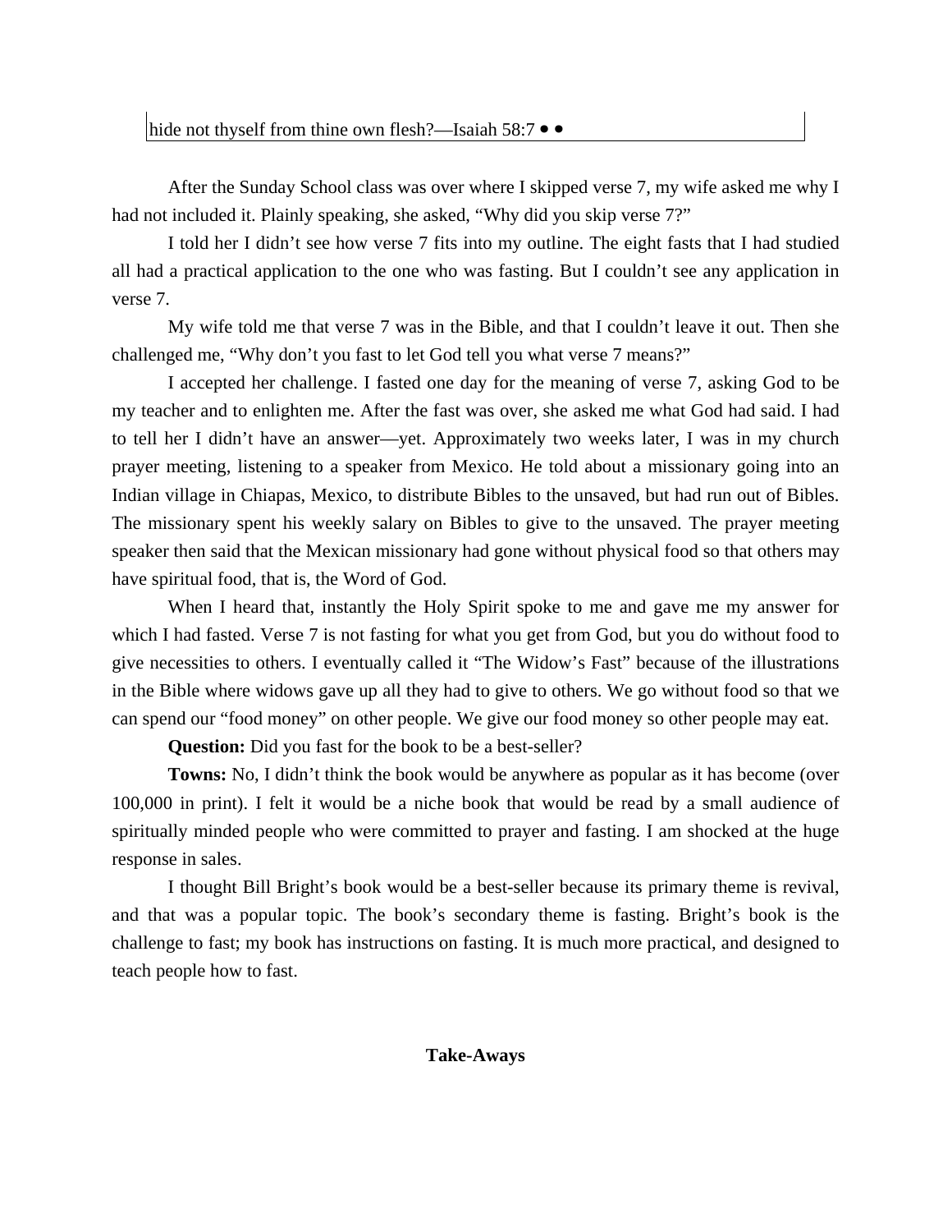hide not thyself from thine own flesh?—Isaiah 58:7 • •

After the Sunday School class was over where I skipped verse 7, my wife asked me why I had not included it. Plainly speaking, she asked, "Why did you skip verse 7?"

I told her I didn't see how verse 7 fits into my outline. The eight fasts that I had studied all had a practical application to the one who was fasting. But I couldn't see any application in verse 7.

My wife told me that verse 7 was in the Bible, and that I couldn't leave it out. Then she challenged me, "Why don't you fast to let God tell you what verse 7 means?"

I accepted her challenge. I fasted one day for the meaning of verse 7, asking God to be my teacher and to enlighten me. After the fast was over, she asked me what God had said. I had to tell her I didn't have an answer—yet. Approximately two weeks later, I was in my church prayer meeting, listening to a speaker from Mexico. He told about a missionary going into an Indian village in Chiapas, Mexico, to distribute Bibles to the unsaved, but had run out of Bibles. The missionary spent his weekly salary on Bibles to give to the unsaved. The prayer meeting speaker then said that the Mexican missionary had gone without physical food so that others may have spiritual food, that is, the Word of God.

When I heard that, instantly the Holy Spirit spoke to me and gave me my answer for which I had fasted. Verse 7 is not fasting for what you get from God, but you do without food to give necessities to others. I eventually called it "The Widow's Fast" because of the illustrations in the Bible where widows gave up all they had to give to others. We go without food so that we can spend our "food money" on other people. We give our food money so other people may eat.

**Question:** Did you fast for the book to be a best-seller?

**Towns:** No, I didn't think the book would be anywhere as popular as it has become (over 100,000 in print). I felt it would be a niche book that would be read by a small audience of spiritually minded people who were committed to prayer and fasting. I am shocked at the huge response in sales.

I thought Bill Bright's book would be a best-seller because its primary theme is revival, and that was a popular topic. The book's secondary theme is fasting. Bright's book is the challenge to fast; my book has instructions on fasting. It is much more practical, and designed to teach people how to fast.

**Take-Aways**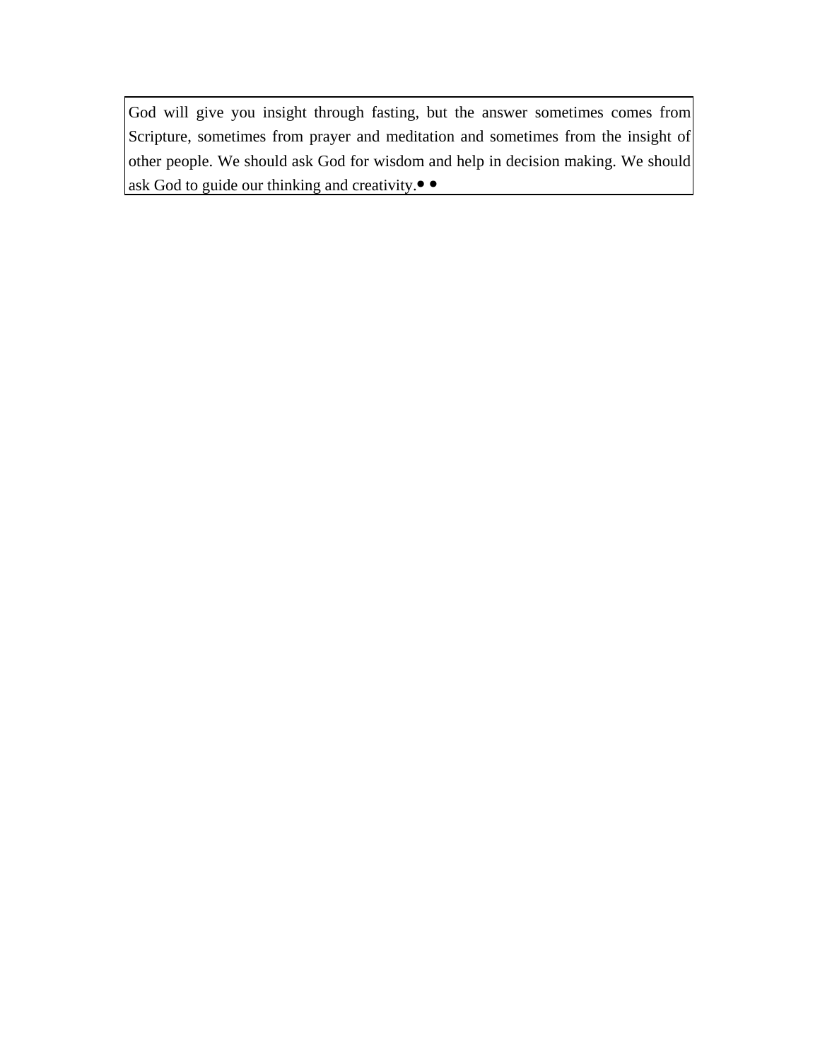God will give you insight through fasting, but the answer sometimes comes from Scripture, sometimes from prayer and meditation and sometimes from the insight of other people. We should ask God for wisdom and help in decision making. We should ask God to guide our thinking and creativity.• •